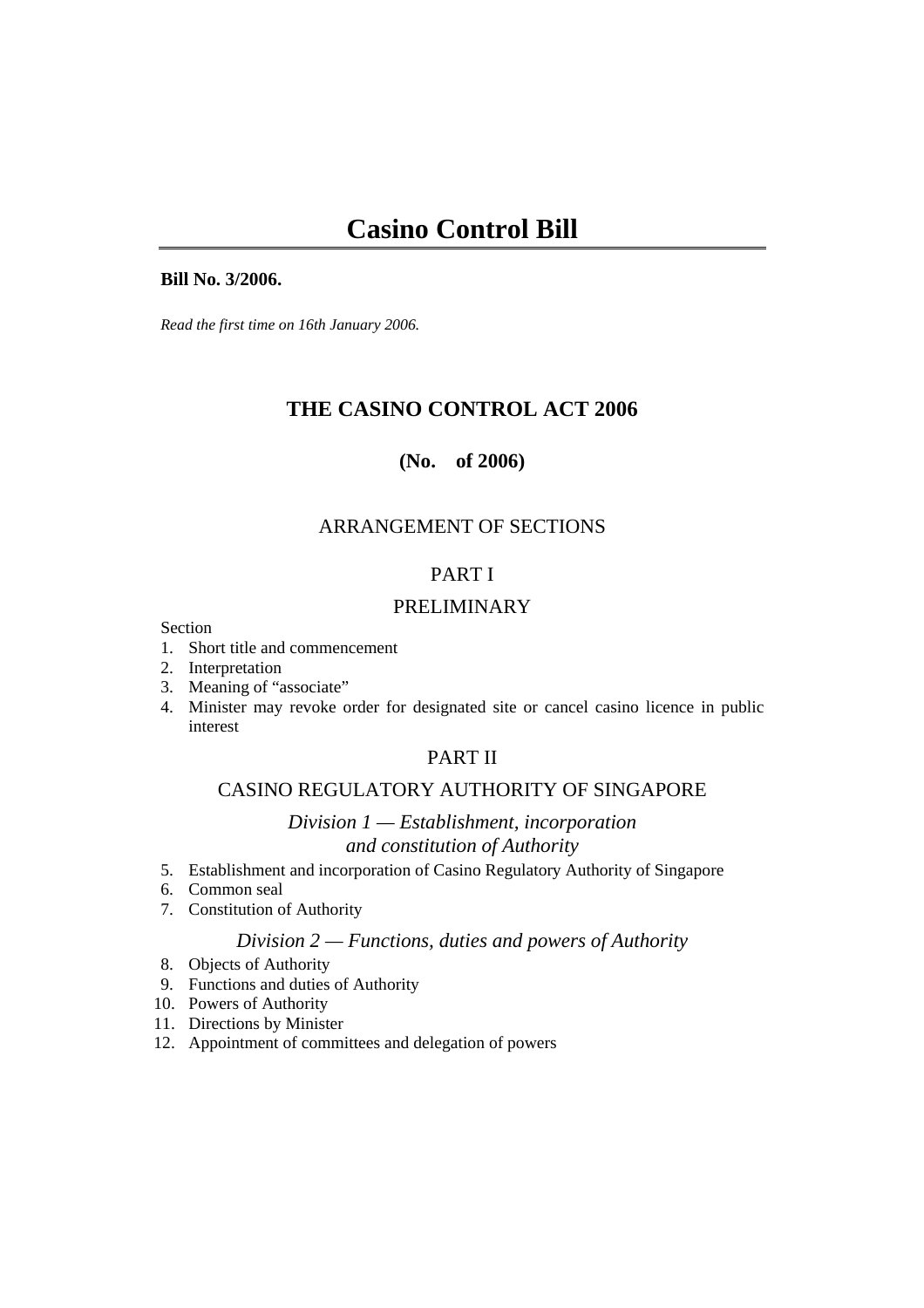# Casino Control Bill

**Bill No. 3/2006.**

*Read the first time on 16th January 2006.*

## THE CASINO CONTROL ACT 2006

**(No. of 2006)**

ARRANGEMENT OF SECTIONS

PART I

PRELIMINARY

Section

1. Short title and commencement
2. Interpretation
3. Meaning of "associate"
4. Minister may revoke order for designated site or cancel casino licence in public interest

PART II

CASINO REGULATORY AUTHORITY OF SINGAPORE

*Division 1 — Establishment, incorporation and constitution of Authority*

5. Establishment and incorporation of Casino Regulatory Authority of Singapore
6. Common seal
7. Constitution of Authority

*Division 2 — Functions, duties and powers of Authority*

8. Objects of Authority
9. Functions and duties of Authority
10. Powers of Authority
11. Directions by Minister
12. Appointment of committees and delegation of powers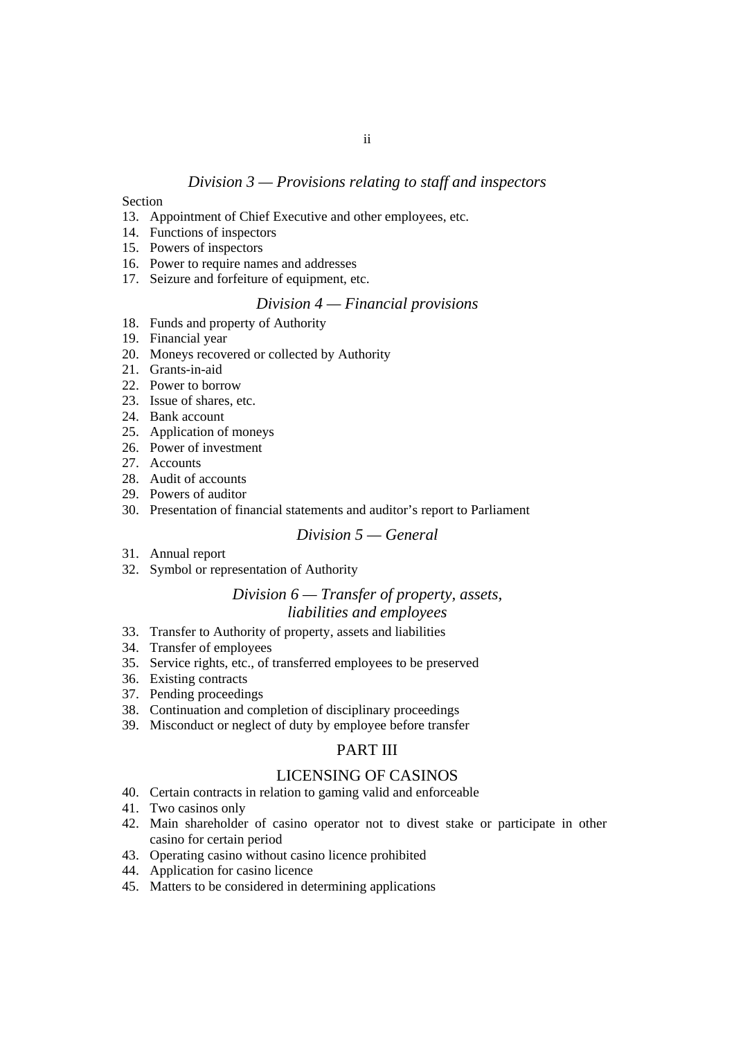### *Division 3 — Provisions relating to staff and inspectors*

Section

13. Appointment of Chief Executive and other employees, etc.
14. Functions of inspectors
15. Powers of inspectors
16. Power to require names and addresses
17. Seizure and forfeiture of equipment, etc.

### *Division 4 — Financial provisions*

18. Funds and property of Authority
19. Financial year
20. Moneys recovered or collected by Authority
21. Grants-in-aid
22. Power to borrow
23. Issue of shares, etc.
24. Bank account
25. Application of moneys
26. Power of investment
27. Accounts
28. Audit of accounts
29. Powers of auditor
30. Presentation of financial statements and auditor's report to Parliament

### *Division 5 — General*

31. Annual report
32. Symbol or representation of Authority

### *Division 6 — Transfer of property, assets, liabilities and employees*

33. Transfer to Authority of property, assets and liabilities
34. Transfer of employees
35. Service rights, etc., of transferred employees to be preserved
36. Existing contracts
37. Pending proceedings
38. Continuation and completion of disciplinary proceedings
39. Misconduct or neglect of duty by employee before transfer

## PART III

## LICENSING OF CASINOS

40. Certain contracts in relation to gaming valid and enforceable
41. Two casinos only
42. Main shareholder of casino operator not to divest stake or participate in other casino for certain period
43. Operating casino without casino licence prohibited
44. Application for casino licence
45. Matters to be considered in determining applications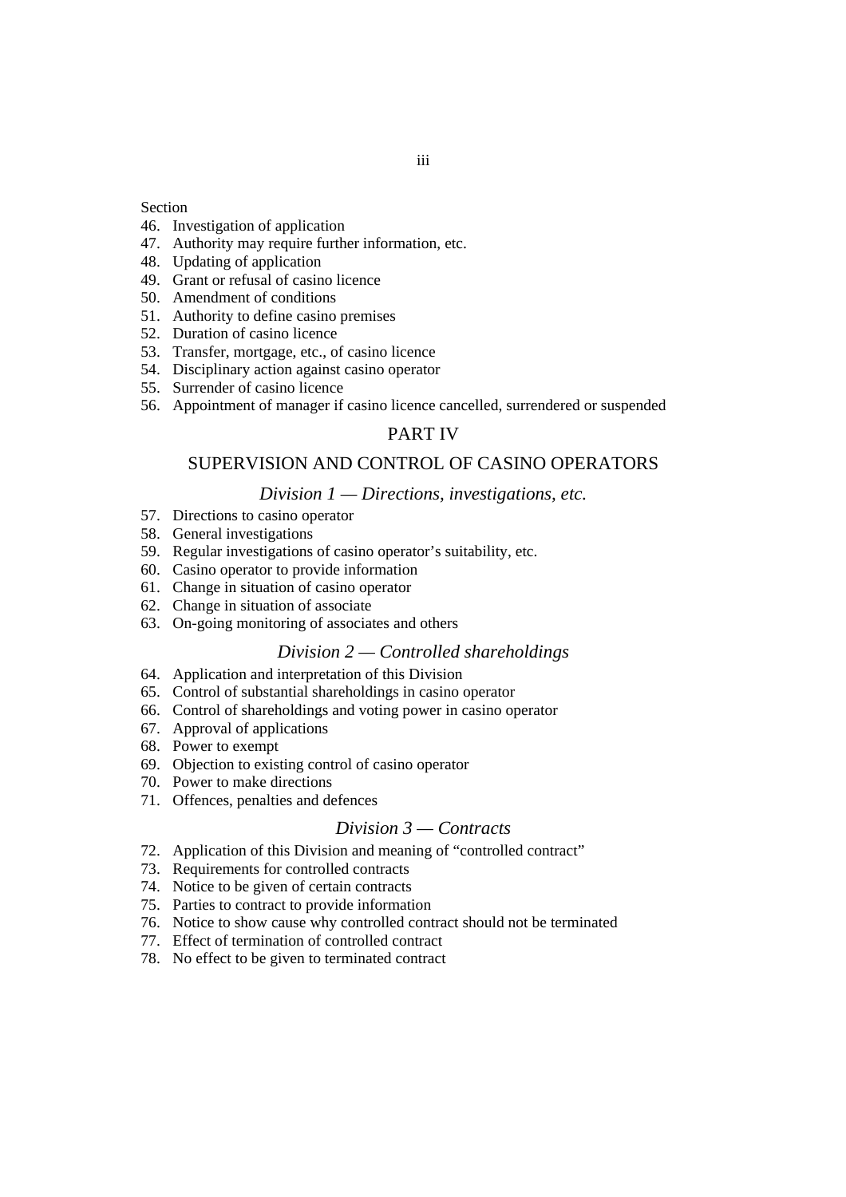Section

46. Investigation of application
47. Authority may require further information, etc.
48. Updating of application
49. Grant or refusal of casino licence
50. Amendment of conditions
51. Authority to define casino premises
52. Duration of casino licence
53. Transfer, mortgage, etc., of casino licence
54. Disciplinary action against casino operator
55. Surrender of casino licence
56. Appointment of manager if casino licence cancelled, surrendered or suspended

## PART IV

## SUPERVISION AND CONTROL OF CASINO OPERATORS

### *Division 1 — Directions, investigations, etc.*

57. Directions to casino operator
58. General investigations
59. Regular investigations of casino operator's suitability, etc.
60. Casino operator to provide information
61. Change in situation of casino operator
62. Change in situation of associate
63. On-going monitoring of associates and others

### *Division 2 — Controlled shareholdings*

64. Application and interpretation of this Division
65. Control of substantial shareholdings in casino operator
66. Control of shareholdings and voting power in casino operator
67. Approval of applications
68. Power to exempt
69. Objection to existing control of casino operator
70. Power to make directions
71. Offences, penalties and defences

### *Division 3 — Contracts*

72. Application of this Division and meaning of "controlled contract"
73. Requirements for controlled contracts
74. Notice to be given of certain contracts
75. Parties to contract to provide information
76. Notice to show cause why controlled contract should not be terminated
77. Effect of termination of controlled contract
78. No effect to be given to terminated contract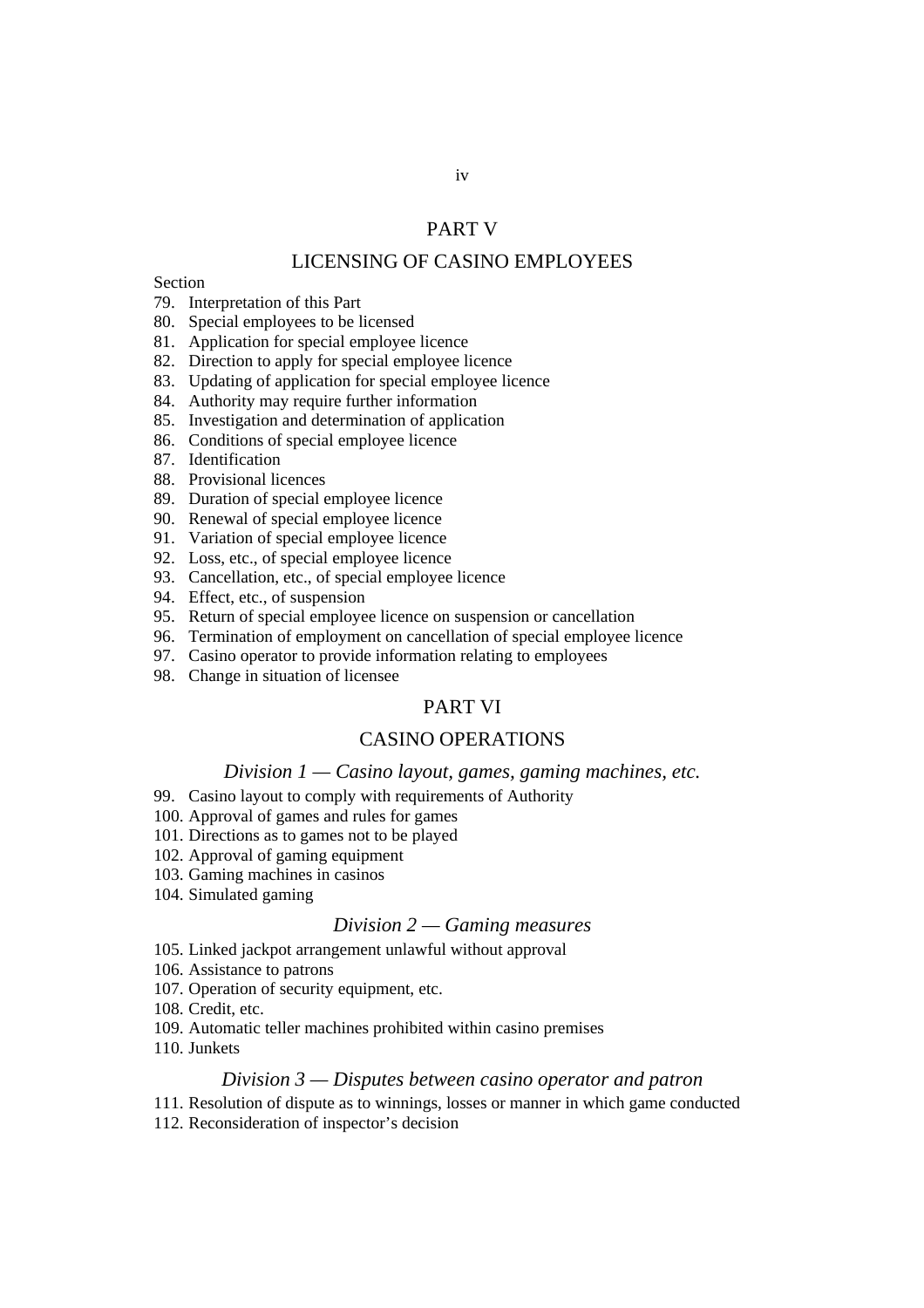## PART V

## LICENSING OF CASINO EMPLOYEES

Section

79. Interpretation of this Part
80. Special employees to be licensed
81. Application for special employee licence
82. Direction to apply for special employee licence
83. Updating of application for special employee licence
84. Authority may require further information
85. Investigation and determination of application
86. Conditions of special employee licence
87. Identification
88. Provisional licences
89. Duration of special employee licence
90. Renewal of special employee licence
91. Variation of special employee licence
92. Loss, etc., of special employee licence
93. Cancellation, etc., of special employee licence
94. Effect, etc., of suspension
95. Return of special employee licence on suspension or cancellation
96. Termination of employment on cancellation of special employee licence
97. Casino operator to provide information relating to employees
98. Change in situation of licensee

## PART VI

## CASINO OPERATIONS

### *Division 1 — Casino layout, games, gaming machines, etc.*

99. Casino layout to comply with requirements of Authority
100. Approval of games and rules for games
101. Directions as to games not to be played
102. Approval of gaming equipment
103. Gaming machines in casinos
104. Simulated gaming

### *Division 2 — Gaming measures*

105. Linked jackpot arrangement unlawful without approval
106. Assistance to patrons
107. Operation of security equipment, etc.
108. Credit, etc.
109. Automatic teller machines prohibited within casino premises
110. Junkets

### *Division 3 — Disputes between casino operator and patron*

111. Resolution of dispute as to winnings, losses or manner in which game conducted
112. Reconsideration of inspector's decision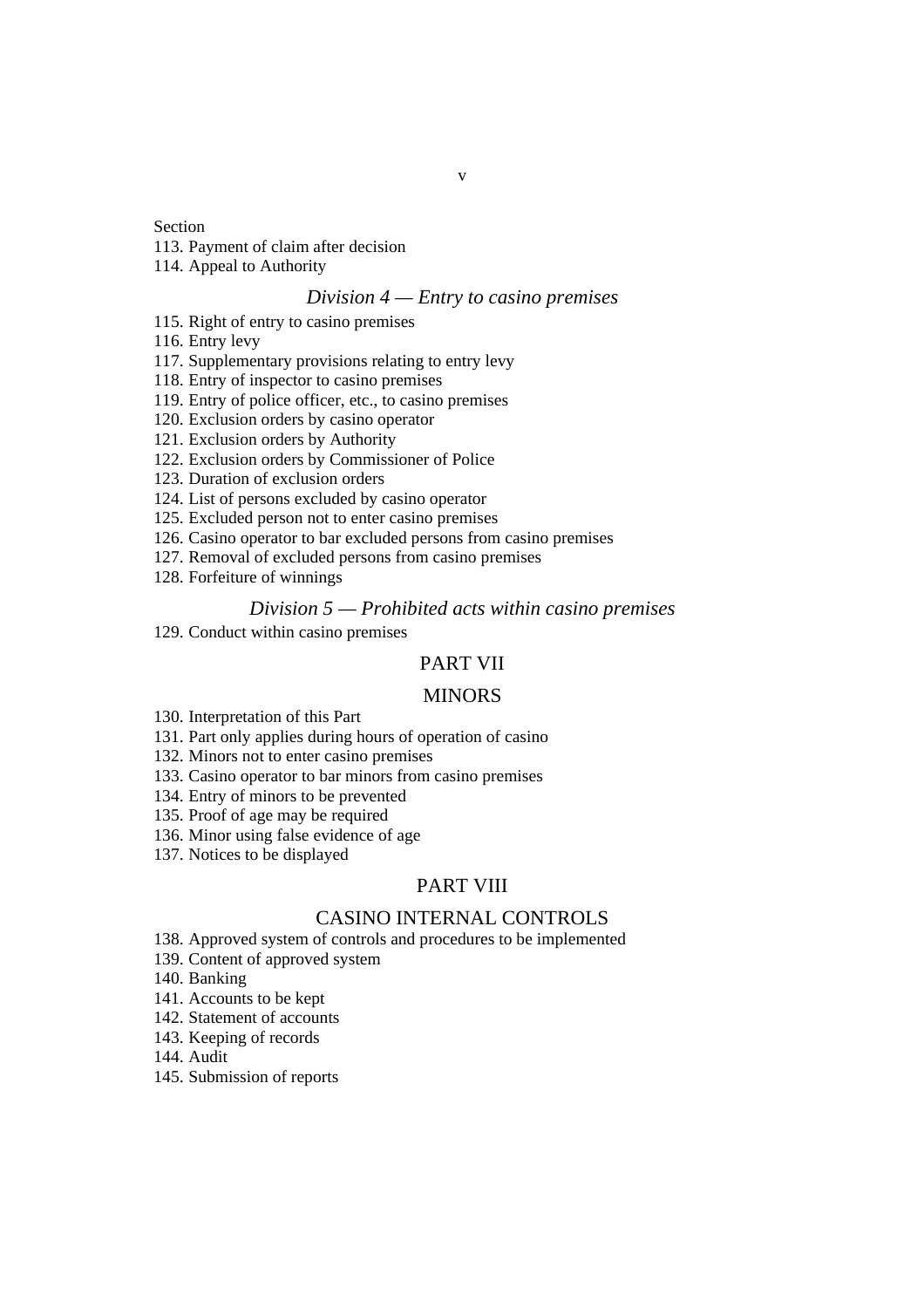Section

113. Payment of claim after decision
114. Appeal to Authority

*Division 4 — Entry to casino premises*

115. Right of entry to casino premises
116. Entry levy
117. Supplementary provisions relating to entry levy
118. Entry of inspector to casino premises
119. Entry of police officer, etc., to casino premises
120. Exclusion orders by casino operator
121. Exclusion orders by Authority
122. Exclusion orders by Commissioner of Police
123. Duration of exclusion orders
124. List of persons excluded by casino operator
125. Excluded person not to enter casino premises
126. Casino operator to bar excluded persons from casino premises
127. Removal of excluded persons from casino premises
128. Forfeiture of winnings

*Division 5 — Prohibited acts within casino premises*

129. Conduct within casino premises

## PART VII

## MINORS

130. Interpretation of this Part
131. Part only applies during hours of operation of casino
132. Minors not to enter casino premises
133. Casino operator to bar minors from casino premises
134. Entry of minors to be prevented
135. Proof of age may be required
136. Minor using false evidence of age
137. Notices to be displayed

## PART VIII

## CASINO INTERNAL CONTROLS

138. Approved system of controls and procedures to be implemented
139. Content of approved system
140. Banking
141. Accounts to be kept
142. Statement of accounts
143. Keeping of records
144. Audit
145. Submission of reports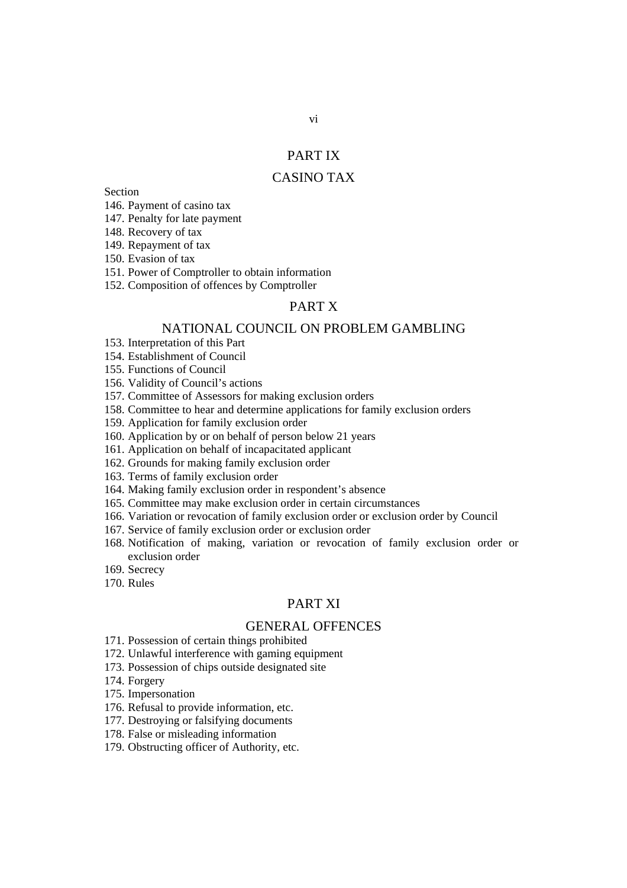## PART IX

## CASINO TAX

Section

146. Payment of casino tax
147. Penalty for late payment
148. Recovery of tax
149. Repayment of tax
150. Evasion of tax
151. Power of Comptroller to obtain information
152. Composition of offences by Comptroller

## PART X

## NATIONAL COUNCIL ON PROBLEM GAMBLING

153. Interpretation of this Part
154. Establishment of Council
155. Functions of Council
156. Validity of Council's actions
157. Committee of Assessors for making exclusion orders
158. Committee to hear and determine applications for family exclusion orders
159. Application for family exclusion order
160. Application by or on behalf of person below 21 years
161. Application on behalf of incapacitated applicant
162. Grounds for making family exclusion order
163. Terms of family exclusion order
164. Making family exclusion order in respondent's absence
165. Committee may make exclusion order in certain circumstances
166. Variation or revocation of family exclusion order or exclusion order by Council
167. Service of family exclusion order or exclusion order
168. Notification of making, variation or revocation of family exclusion order or exclusion order
169. Secrecy
170. Rules

## PART XI

## GENERAL OFFENCES

171. Possession of certain things prohibited
172. Unlawful interference with gaming equipment
173. Possession of chips outside designated site
174. Forgery
175. Impersonation
176. Refusal to provide information, etc.
177. Destroying or falsifying documents
178. False or misleading information
179. Obstructing officer of Authority, etc.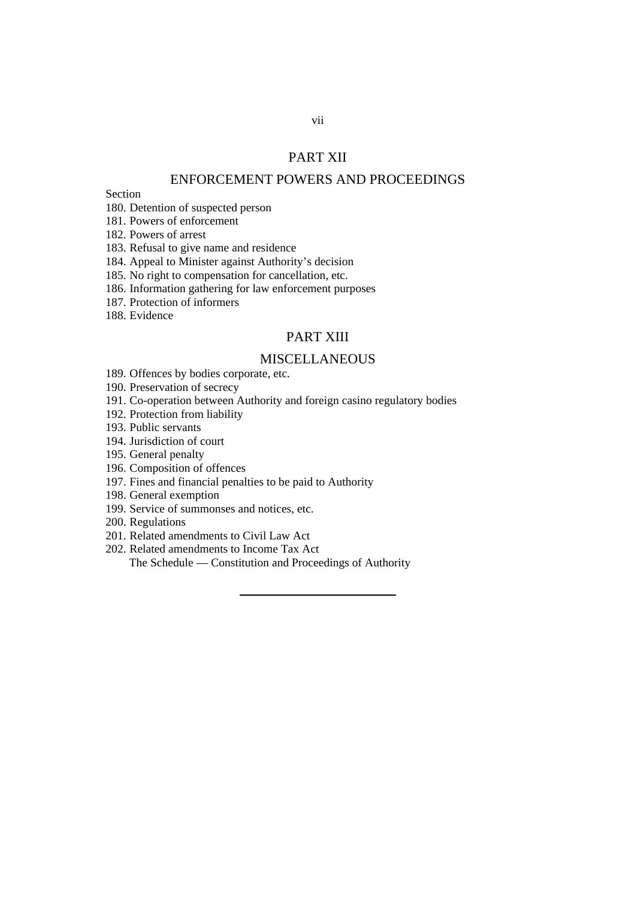## PART XII

## ENFORCEMENT POWERS AND PROCEEDINGS

Section

180. Detention of suspected person
181. Powers of enforcement
182. Powers of arrest
183. Refusal to give name and residence
184. Appeal to Minister against Authority's decision
185. No right to compensation for cancellation, etc.
186. Information gathering for law enforcement purposes
187. Protection of informers
188. Evidence

## PART XIII

## MISCELLANEOUS

189. Offences by bodies corporate, etc.
190. Preservation of secrecy
191. Co-operation between Authority and foreign casino regulatory bodies
192. Protection from liability
193. Public servants
194. Jurisdiction of court
195. General penalty
196. Composition of offences
197. Fines and financial penalties to be paid to Authority
198. General exemption
199. Service of summonses and notices, etc.
200. Regulations
201. Related amendments to Civil Law Act
202. Related amendments to Income Tax Act

The Schedule — Constitution and Proceedings of Authority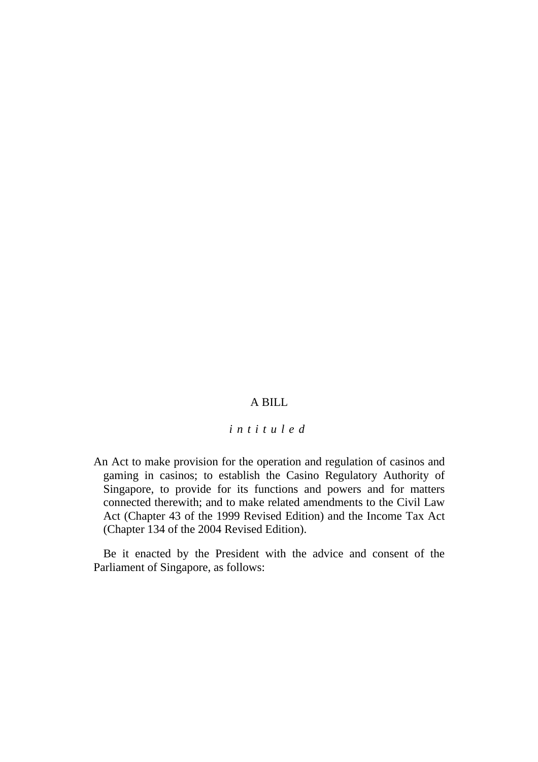A BILL

*intituled*

An Act to make provision for the operation and regulation of casinos and gaming in casinos; to establish the Casino Regulatory Authority of Singapore, to provide for its functions and powers and for matters connected therewith; and to make related amendments to the Civil Law Act (Chapter 43 of the 1999 Revised Edition) and the Income Tax Act (Chapter 134 of the 2004 Revised Edition).

Be it enacted by the President with the advice and consent of the Parliament of Singapore, as follows: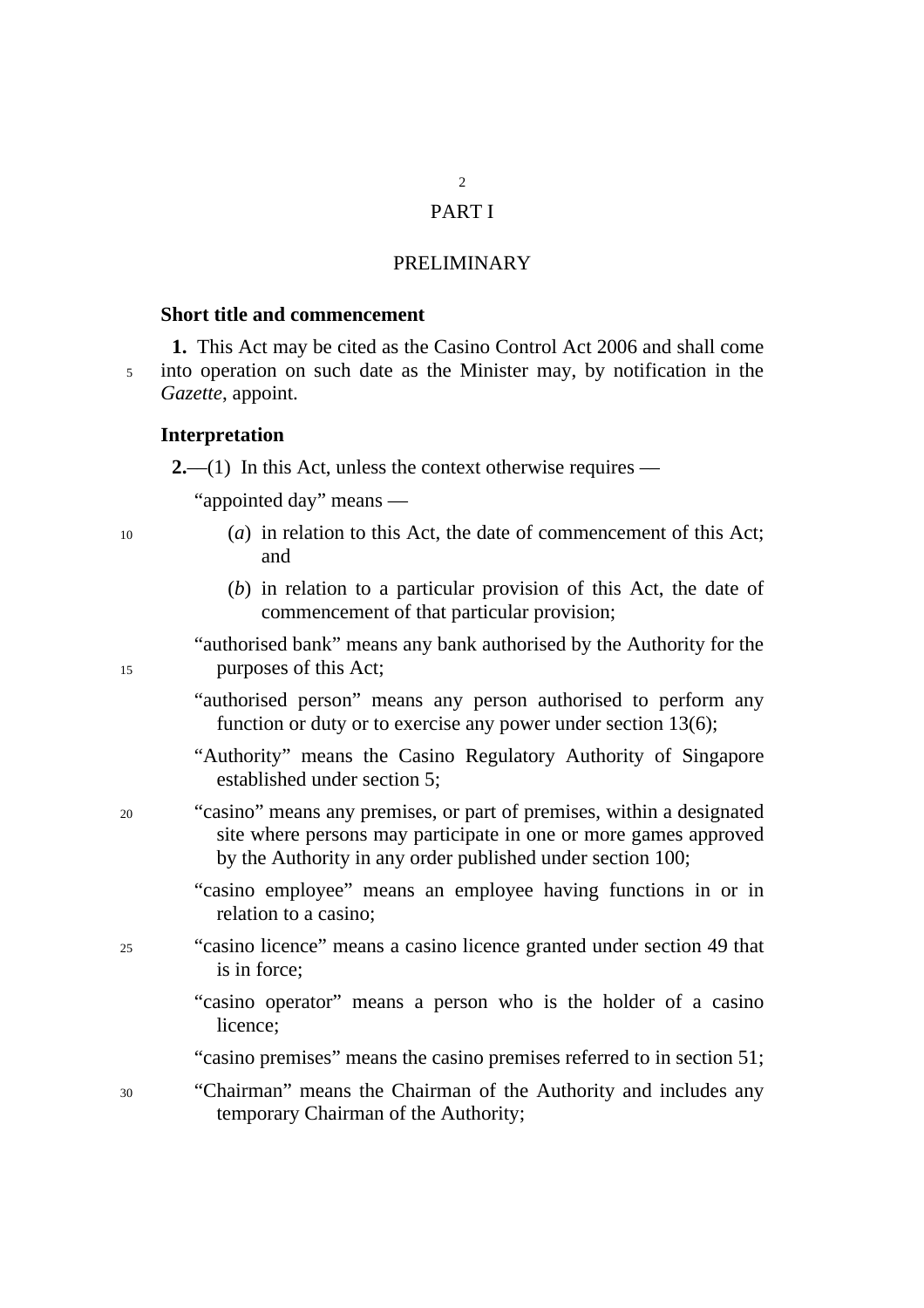## PART I

## PRELIMINARY

### Short title and commencement

**1.** This Act may be cited as the Casino Control Act 2006 and shall come into operation on such date as the Minister may, by notification in the *Gazette*, appoint.

### Interpretation

**2.**—(1) In this Act, unless the context otherwise requires —

"appointed day" means —

(*a*) in relation to this Act, the date of commencement of this Act; and

(*b*) in relation to a particular provision of this Act, the date of commencement of that particular provision;

"authorised bank" means any bank authorised by the Authority for the purposes of this Act;

"authorised person" means any person authorised to perform any function or duty or to exercise any power under section 13(6);

"Authority" means the Casino Regulatory Authority of Singapore established under section 5;

"casino" means any premises, or part of premises, within a designated site where persons may participate in one or more games approved by the Authority in any order published under section 100;

"casino employee" means an employee having functions in or in relation to a casino;

"casino licence" means a casino licence granted under section 49 that is in force;

"casino operator" means a person who is the holder of a casino licence;

"casino premises" means the casino premises referred to in section 51;

"Chairman" means the Chairman of the Authority and includes any temporary Chairman of the Authority;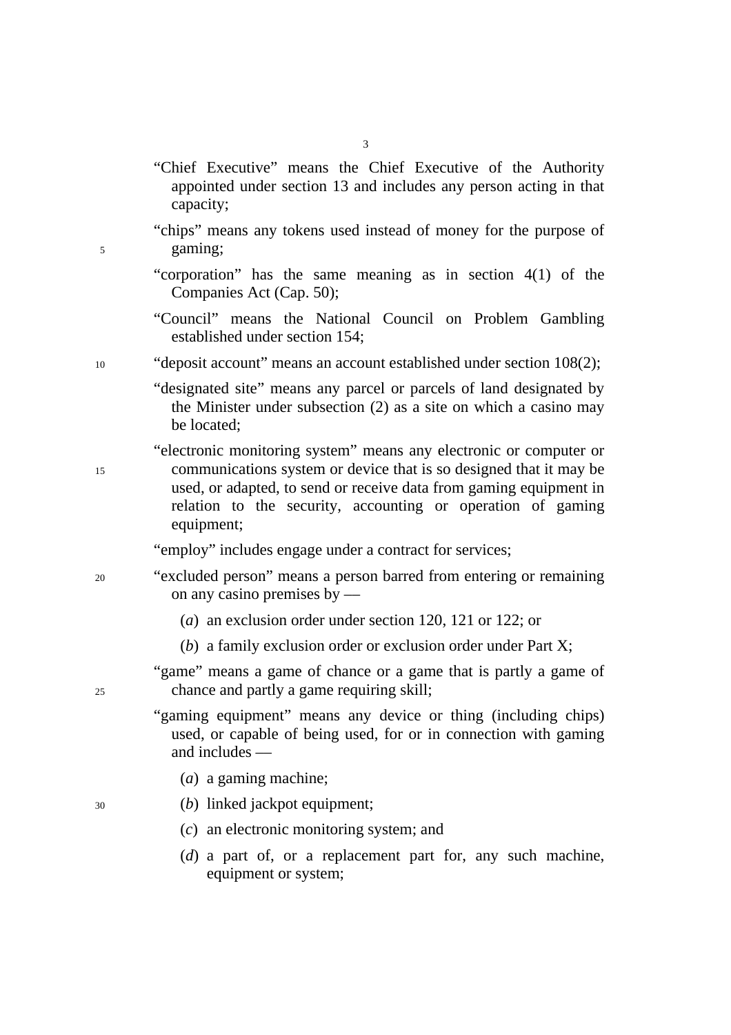"Chief Executive" means the Chief Executive of the Authority appointed under section 13 and includes any person acting in that capacity;

"chips" means any tokens used instead of money for the purpose of gaming;

"corporation" has the same meaning as in section 4(1) of the Companies Act (Cap. 50);

"Council" means the National Council on Problem Gambling established under section 154;

"deposit account" means an account established under section 108(2);

"designated site" means any parcel or parcels of land designated by the Minister under subsection (2) as a site on which a casino may be located;

"electronic monitoring system" means any electronic or computer or communications system or device that is so designed that it may be used, or adapted, to send or receive data from gaming equipment in relation to the security, accounting or operation of gaming equipment;

"employ" includes engage under a contract for services;

"excluded person" means a person barred from entering or remaining on any casino premises by —

(*a*) an exclusion order under section 120, 121 or 122; or

(*b*) a family exclusion order or exclusion order under Part X;

"game" means a game of chance or a game that is partly a game of chance and partly a game requiring skill;

"gaming equipment" means any device or thing (including chips) used, or capable of being used, for or in connection with gaming and includes —

(*a*) a gaming machine;

(*b*) linked jackpot equipment;

(*c*) an electronic monitoring system; and

(*d*) a part of, or a replacement part for, any such machine, equipment or system;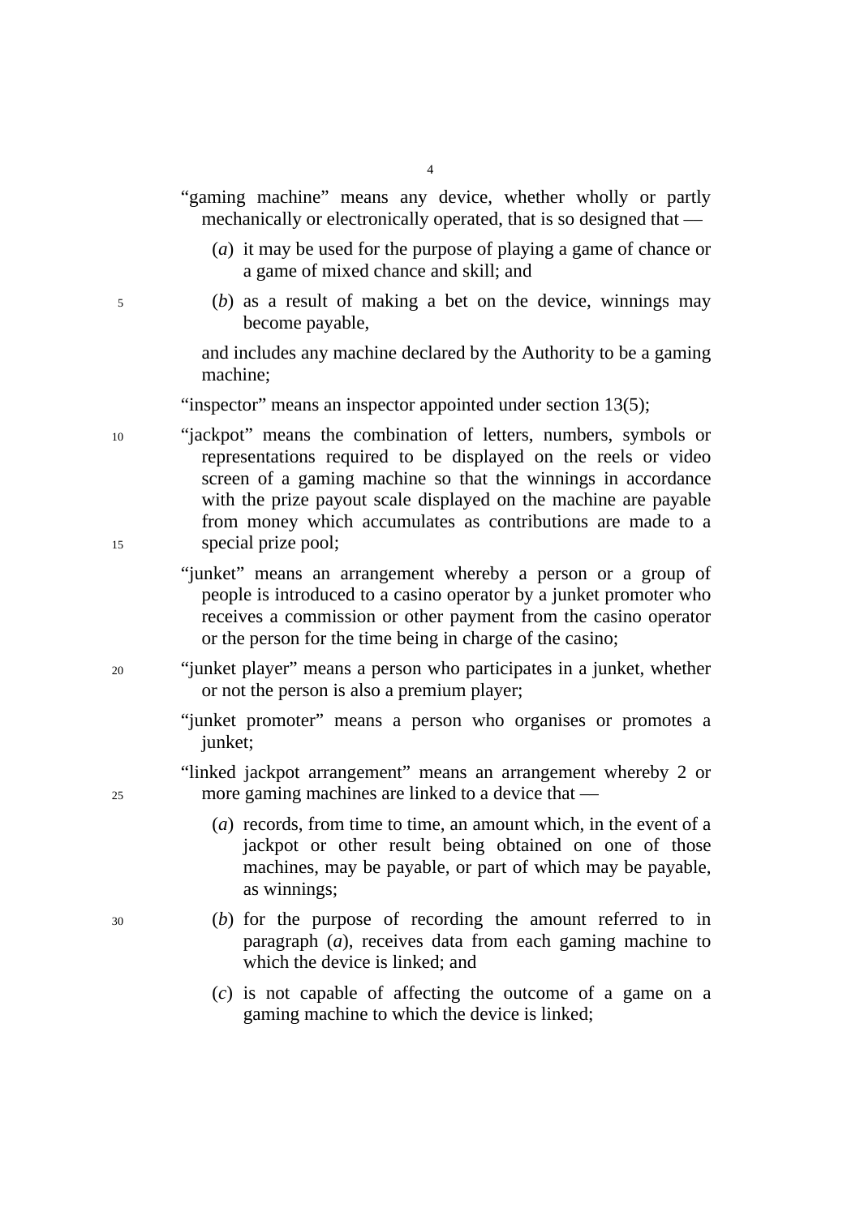"gaming machine" means any device, whether wholly or partly mechanically or electronically operated, that is so designed that —

(*a*) it may be used for the purpose of playing a game of chance or a game of mixed chance and skill; and

(*b*) as a result of making a bet on the device, winnings may become payable,

and includes any machine declared by the Authority to be a gaming machine;

"inspector" means an inspector appointed under section 13(5);

"jackpot" means the combination of letters, numbers, symbols or representations required to be displayed on the reels or video screen of a gaming machine so that the winnings in accordance with the prize payout scale displayed on the machine are payable from money which accumulates as contributions are made to a special prize pool;

"junket" means an arrangement whereby a person or a group of people is introduced to a casino operator by a junket promoter who receives a commission or other payment from the casino operator or the person for the time being in charge of the casino;

"junket player" means a person who participates in a junket, whether or not the person is also a premium player;

"junket promoter" means a person who organises or promotes a junket;

"linked jackpot arrangement" means an arrangement whereby 2 or more gaming machines are linked to a device that —

(*a*) records, from time to time, an amount which, in the event of a jackpot or other result being obtained on one of those machines, may be payable, or part of which may be payable, as winnings;

(*b*) for the purpose of recording the amount referred to in paragraph (*a*), receives data from each gaming machine to which the device is linked; and

(*c*) is not capable of affecting the outcome of a game on a gaming machine to which the device is linked;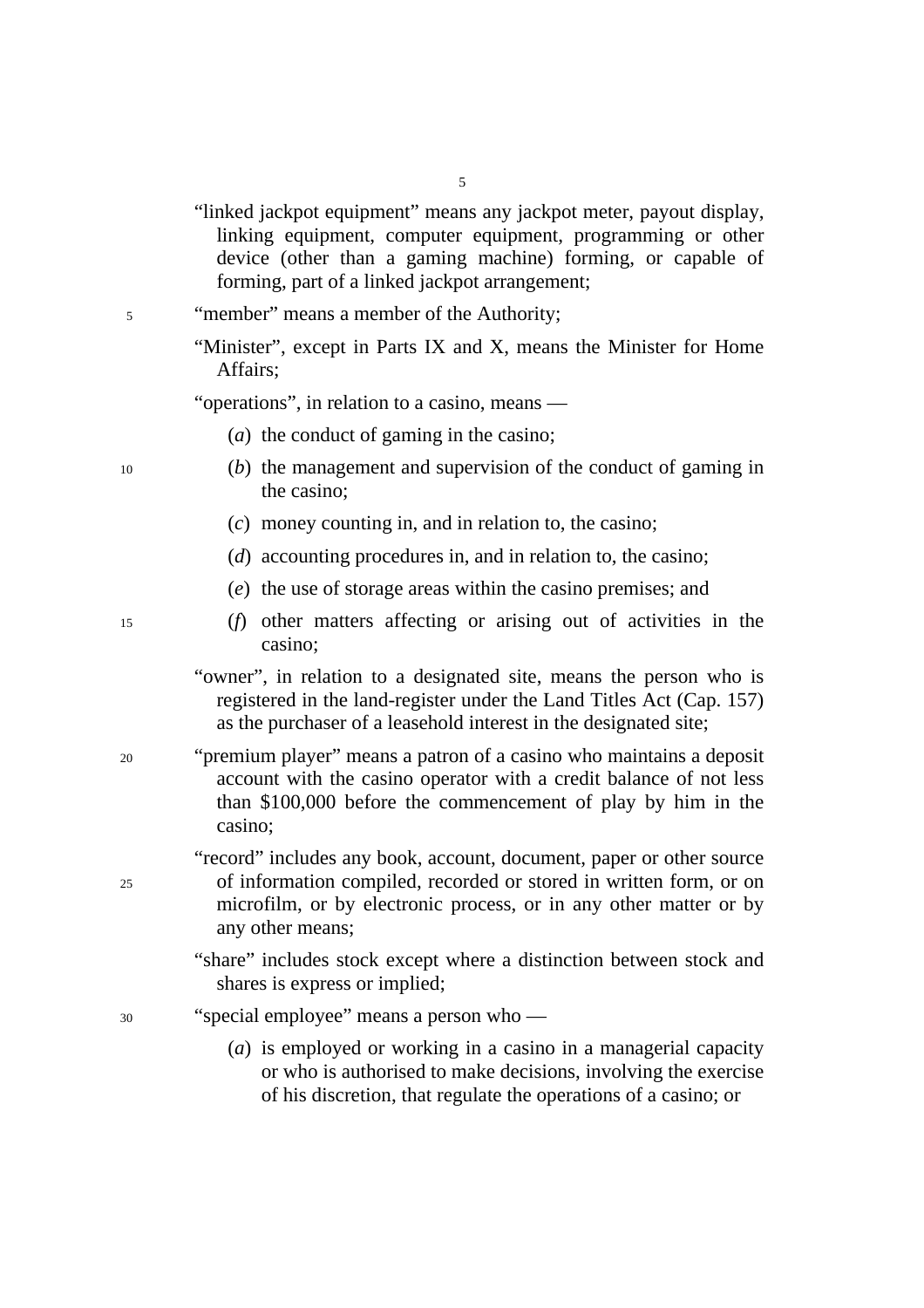"linked jackpot equipment" means any jackpot meter, payout display, linking equipment, computer equipment, programming or other device (other than a gaming machine) forming, or capable of forming, part of a linked jackpot arrangement;

"member" means a member of the Authority;

"Minister", except in Parts IX and X, means the Minister for Home Affairs;

"operations", in relation to a casino, means —

(*a*) the conduct of gaming in the casino;

(*b*) the management and supervision of the conduct of gaming in the casino;

(*c*) money counting in, and in relation to, the casino;

(*d*) accounting procedures in, and in relation to, the casino;

(*e*) the use of storage areas within the casino premises; and

(*f*) other matters affecting or arising out of activities in the casino;

"owner", in relation to a designated site, means the person who is registered in the land-register under the Land Titles Act (Cap. 157) as the purchaser of a leasehold interest in the designated site;

"premium player" means a patron of a casino who maintains a deposit account with the casino operator with a credit balance of not less than $100,000 before the commencement of play by him in the casino;

"record" includes any book, account, document, paper or other source of information compiled, recorded or stored in written form, or on microfilm, or by electronic process, or in any other matter or by any other means;

"share" includes stock except where a distinction between stock and shares is express or implied;

"special employee" means a person who —

(*a*) is employed or working in a casino in a managerial capacity or who is authorised to make decisions, involving the exercise of his discretion, that regulate the operations of a casino; or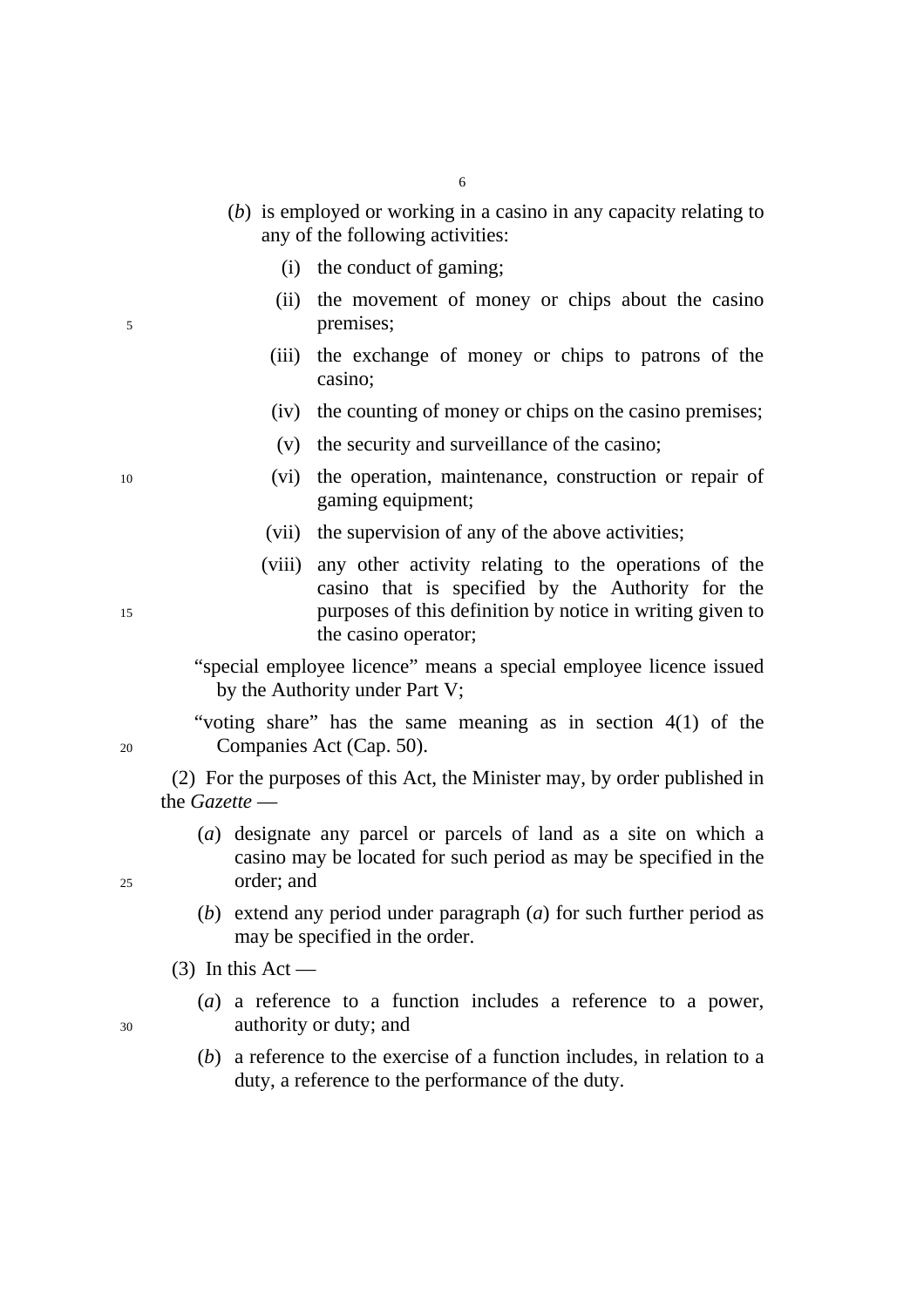(*b*) is employed or working in a casino in any capacity relating to any of the following activities:

(i) the conduct of gaming;

(ii) the movement of money or chips about the casino premises;

(iii) the exchange of money or chips to patrons of the casino;

(iv) the counting of money or chips on the casino premises;

(v) the security and surveillance of the casino;

(vi) the operation, maintenance, construction or repair of gaming equipment;

(vii) the supervision of any of the above activities;

(viii) any other activity relating to the operations of the casino that is specified by the Authority for the purposes of this definition by notice in writing given to the casino operator;

"special employee licence" means a special employee licence issued by the Authority under Part V;

"voting share" has the same meaning as in section 4(1) of the Companies Act (Cap. 50).

(2) For the purposes of this Act, the Minister may, by order published in the *Gazette* —

(*a*) designate any parcel or parcels of land as a site on which a casino may be located for such period as may be specified in the order; and

(*b*) extend any period under paragraph (*a*) for such further period as may be specified in the order.

(3) In this Act —

(*a*) a reference to a function includes a reference to a power, authority or duty; and

(*b*) a reference to the exercise of a function includes, in relation to a duty, a reference to the performance of the duty.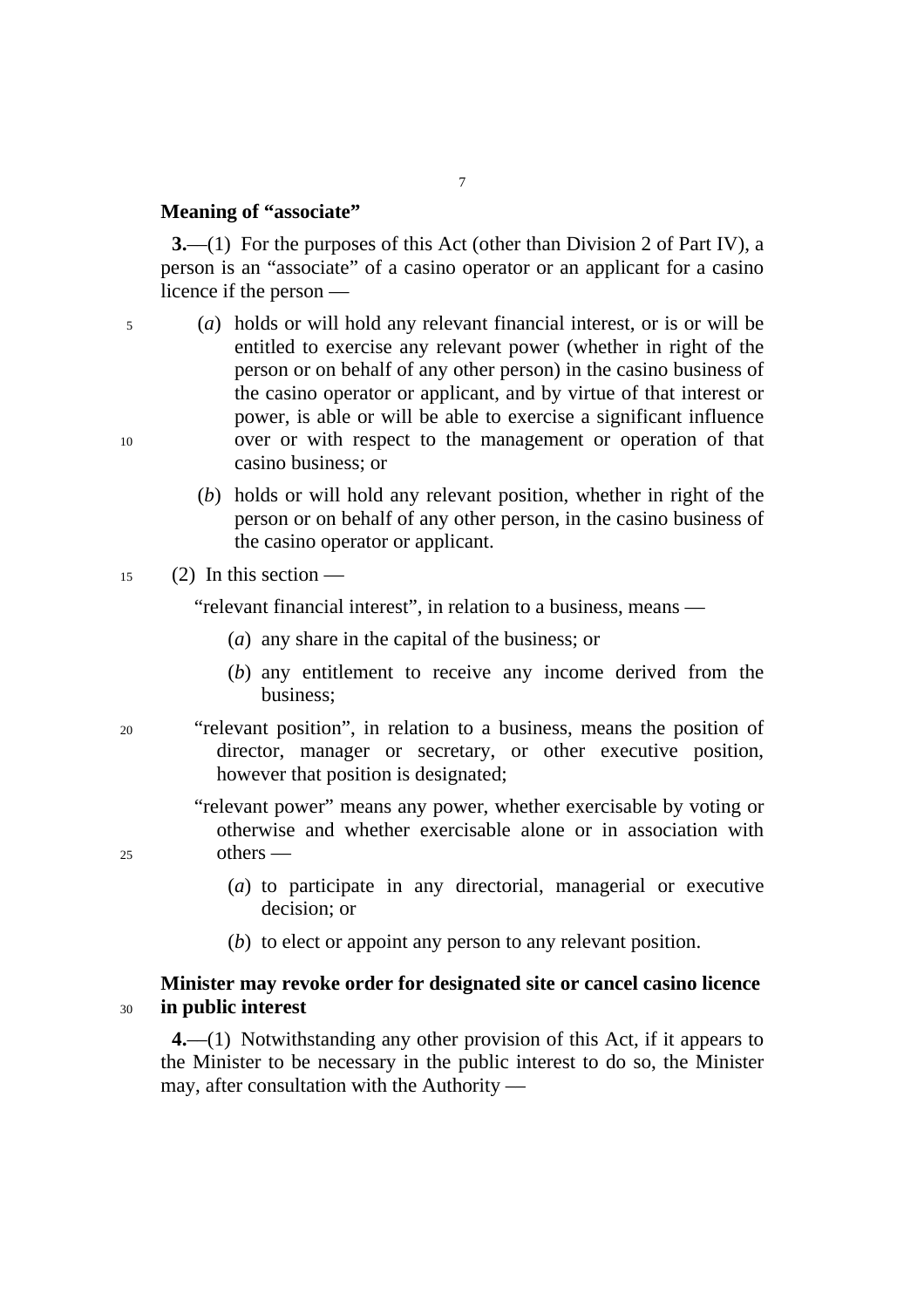**Meaning of "associate"**

**3.**—(1) For the purposes of this Act (other than Division 2 of Part IV), a person is an "associate" of a casino operator or an applicant for a casino licence if the person —

(*a*) holds or will hold any relevant financial interest, or is or will be entitled to exercise any relevant power (whether in right of the person or on behalf of any other person) in the casino business of the casino operator or applicant, and by virtue of that interest or power, is able or will be able to exercise a significant influence over or with respect to the management or operation of that casino business; or

(*b*) holds or will hold any relevant position, whether in right of the person or on behalf of any other person, in the casino business of the casino operator or applicant.

(2) In this section —

"relevant financial interest", in relation to a business, means —

(*a*) any share in the capital of the business; or

(*b*) any entitlement to receive any income derived from the business;

"relevant position", in relation to a business, means the position of director, manager or secretary, or other executive position, however that position is designated;

"relevant power" means any power, whether exercisable by voting or otherwise and whether exercisable alone or in association with others —

(*a*) to participate in any directorial, managerial or executive decision; or

(*b*) to elect or appoint any person to any relevant position.

**Minister may revoke order for designated site or cancel casino licence in public interest**

**4.**—(1) Notwithstanding any other provision of this Act, if it appears to the Minister to be necessary in the public interest to do so, the Minister may, after consultation with the Authority —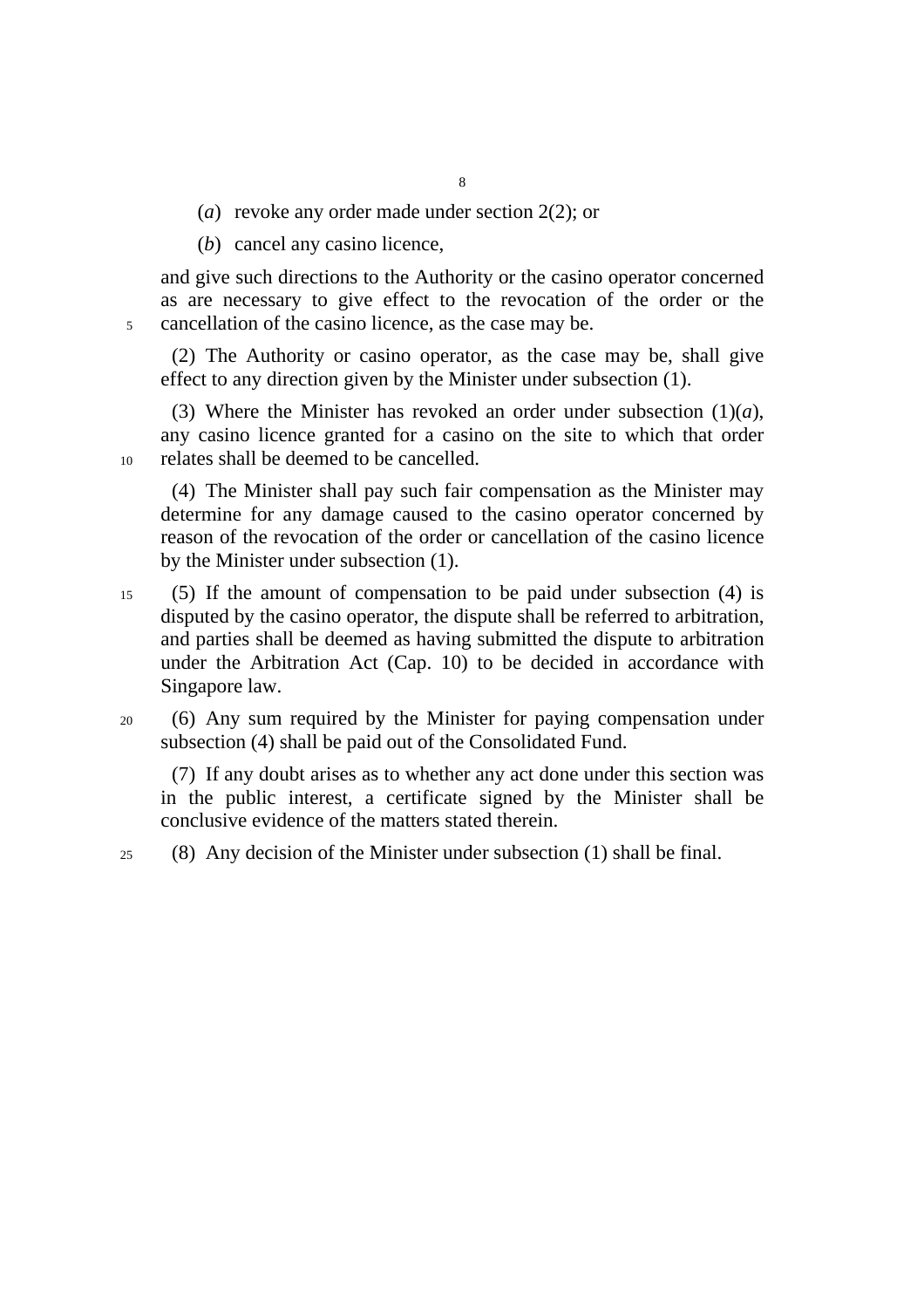(*a*) revoke any order made under section 2(2); or

(*b*) cancel any casino licence,

and give such directions to the Authority or the casino operator concerned as are necessary to give effect to the revocation of the order or the cancellation of the casino licence, as the case may be.

(2) The Authority or casino operator, as the case may be, shall give effect to any direction given by the Minister under subsection (1).

(3) Where the Minister has revoked an order under subsection (1)(*a*), any casino licence granted for a casino on the site to which that order relates shall be deemed to be cancelled.

(4) The Minister shall pay such fair compensation as the Minister may determine for any damage caused to the casino operator concerned by reason of the revocation of the order or cancellation of the casino licence by the Minister under subsection (1).

(5) If the amount of compensation to be paid under subsection (4) is disputed by the casino operator, the dispute shall be referred to arbitration, and parties shall be deemed as having submitted the dispute to arbitration under the Arbitration Act (Cap. 10) to be decided in accordance with Singapore law.

(6) Any sum required by the Minister for paying compensation under subsection (4) shall be paid out of the Consolidated Fund.

(7) If any doubt arises as to whether any act done under this section was in the public interest, a certificate signed by the Minister shall be conclusive evidence of the matters stated therein.

(8) Any decision of the Minister under subsection (1) shall be final.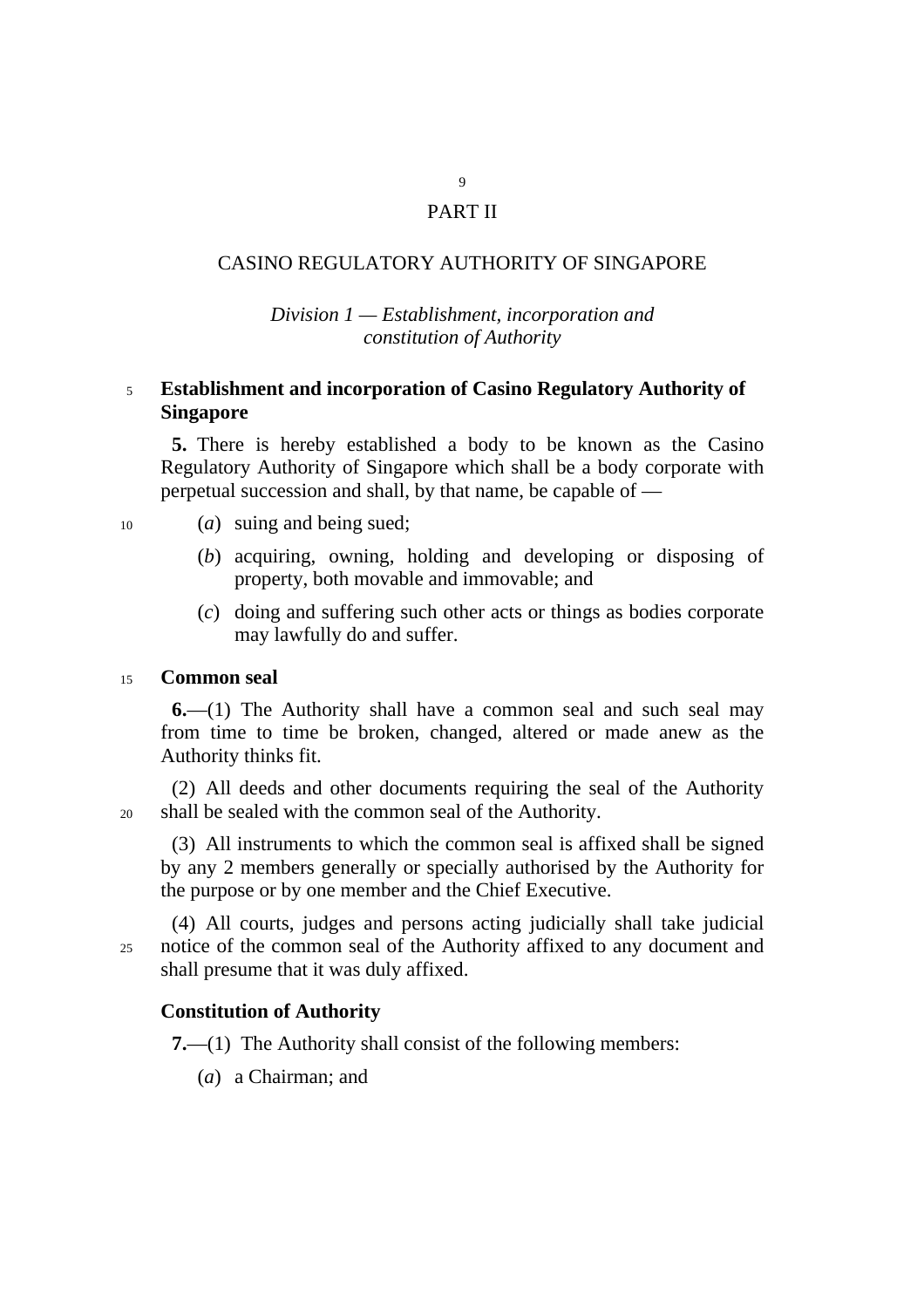# PART II

## CASINO REGULATORY AUTHORITY OF SINGAPORE

### *Division 1 — Establishment, incorporation and constitution of Authority*

**Establishment and incorporation of Casino Regulatory Authority of Singapore**

**5.** There is hereby established a body to be known as the Casino Regulatory Authority of Singapore which shall be a body corporate with perpetual succession and shall, by that name, be capable of —

(*a*) suing and being sued;

(*b*) acquiring, owning, holding and developing or disposing of property, both movable and immovable; and

(*c*) doing and suffering such other acts or things as bodies corporate may lawfully do and suffer.

**Common seal**

**6.**—(1) The Authority shall have a common seal and such seal may from time to time be broken, changed, altered or made anew as the Authority thinks fit.

(2) All deeds and other documents requiring the seal of the Authority shall be sealed with the common seal of the Authority.

(3) All instruments to which the common seal is affixed shall be signed by any 2 members generally or specially authorised by the Authority for the purpose or by one member and the Chief Executive.

(4) All courts, judges and persons acting judicially shall take judicial notice of the common seal of the Authority affixed to any document and shall presume that it was duly affixed.

**Constitution of Authority**

**7.**—(1) The Authority shall consist of the following members:

(*a*) a Chairman; and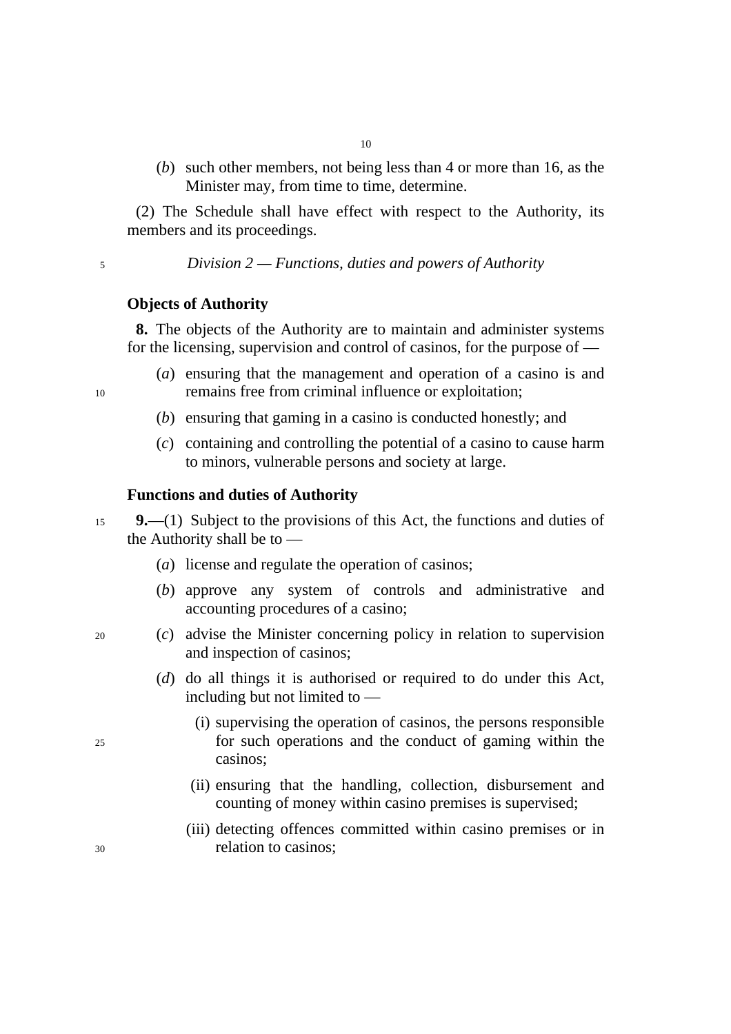(*b*) such other members, not being less than 4 or more than 16, as the Minister may, from time to time, determine.

(2) The Schedule shall have effect with respect to the Authority, its members and its proceedings.

*Division 2 — Functions, duties and powers of Authority*

**Objects of Authority**

**8.** The objects of the Authority are to maintain and administer systems for the licensing, supervision and control of casinos, for the purpose of —

(*a*) ensuring that the management and operation of a casino is and remains free from criminal influence or exploitation;

(*b*) ensuring that gaming in a casino is conducted honestly; and

(*c*) containing and controlling the potential of a casino to cause harm to minors, vulnerable persons and society at large.

**Functions and duties of Authority**

**9.**—(1) Subject to the provisions of this Act, the functions and duties of the Authority shall be to —

(*a*) license and regulate the operation of casinos;

(*b*) approve any system of controls and administrative and accounting procedures of a casino;

(*c*) advise the Minister concerning policy in relation to supervision and inspection of casinos;

(*d*) do all things it is authorised or required to do under this Act, including but not limited to —

(i) supervising the operation of casinos, the persons responsible for such operations and the conduct of gaming within the casinos;

(ii) ensuring that the handling, collection, disbursement and counting of money within casino premises is supervised;

(iii) detecting offences committed within casino premises or in relation to casinos;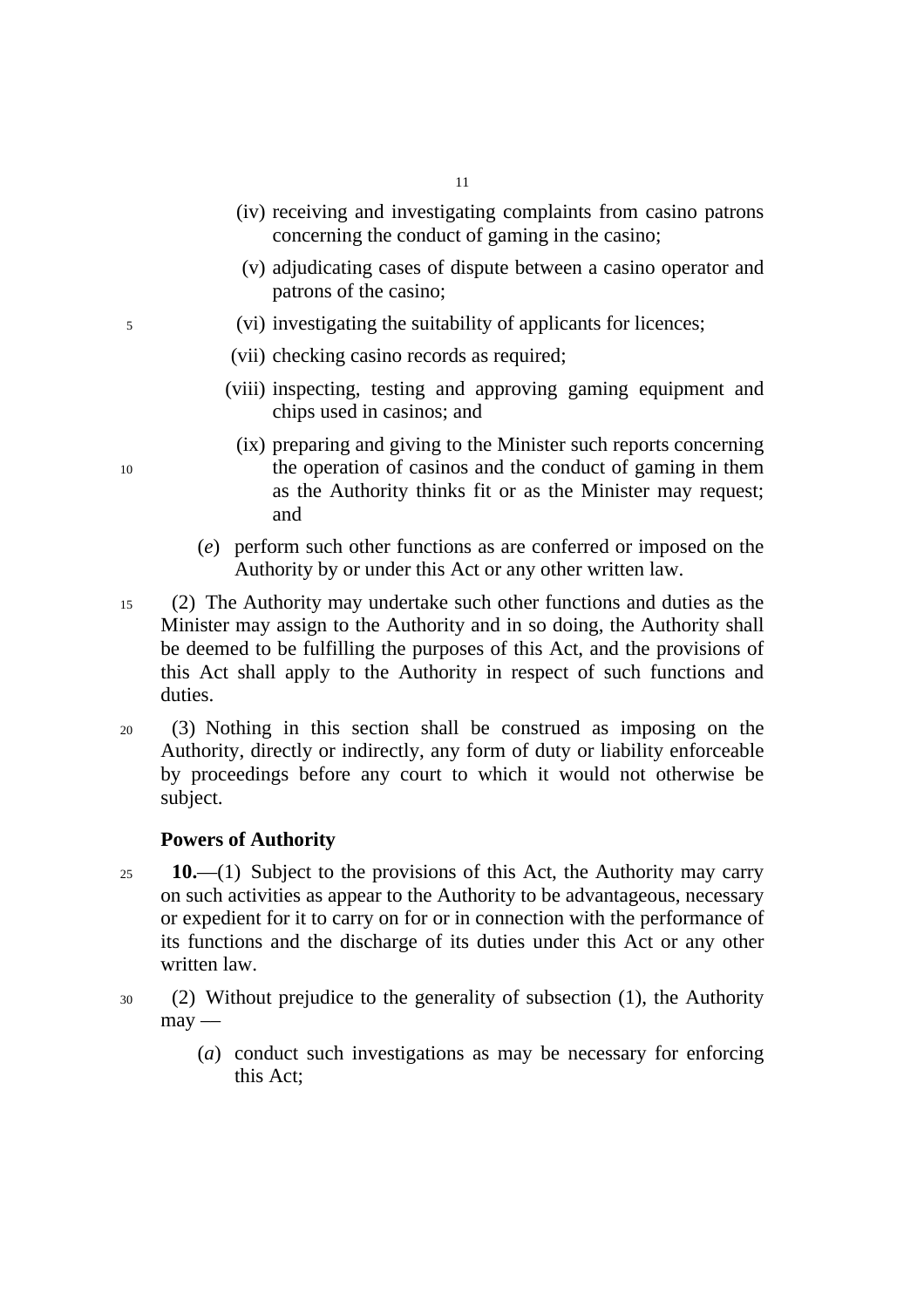(iv) receiving and investigating complaints from casino patrons concerning the conduct of gaming in the casino;

(v) adjudicating cases of dispute between a casino operator and patrons of the casino;

(vi) investigating the suitability of applicants for licences;

(vii) checking casino records as required;

(viii) inspecting, testing and approving gaming equipment and chips used in casinos; and

(ix) preparing and giving to the Minister such reports concerning the operation of casinos and the conduct of gaming in them as the Authority thinks fit or as the Minister may request; and

(*e*) perform such other functions as are conferred or imposed on the Authority by or under this Act or any other written law.

(2) The Authority may undertake such other functions and duties as the Minister may assign to the Authority and in so doing, the Authority shall be deemed to be fulfilling the purposes of this Act, and the provisions of this Act shall apply to the Authority in respect of such functions and duties.

(3) Nothing in this section shall be construed as imposing on the Authority, directly or indirectly, any form of duty or liability enforceable by proceedings before any court to which it would not otherwise be subject.

**Powers of Authority**

**10.**—(1) Subject to the provisions of this Act, the Authority may carry on such activities as appear to the Authority to be advantageous, necessary or expedient for it to carry on for or in connection with the performance of its functions and the discharge of its duties under this Act or any other written law.

(2) Without prejudice to the generality of subsection (1), the Authority may —

(*a*) conduct such investigations as may be necessary for enforcing this Act;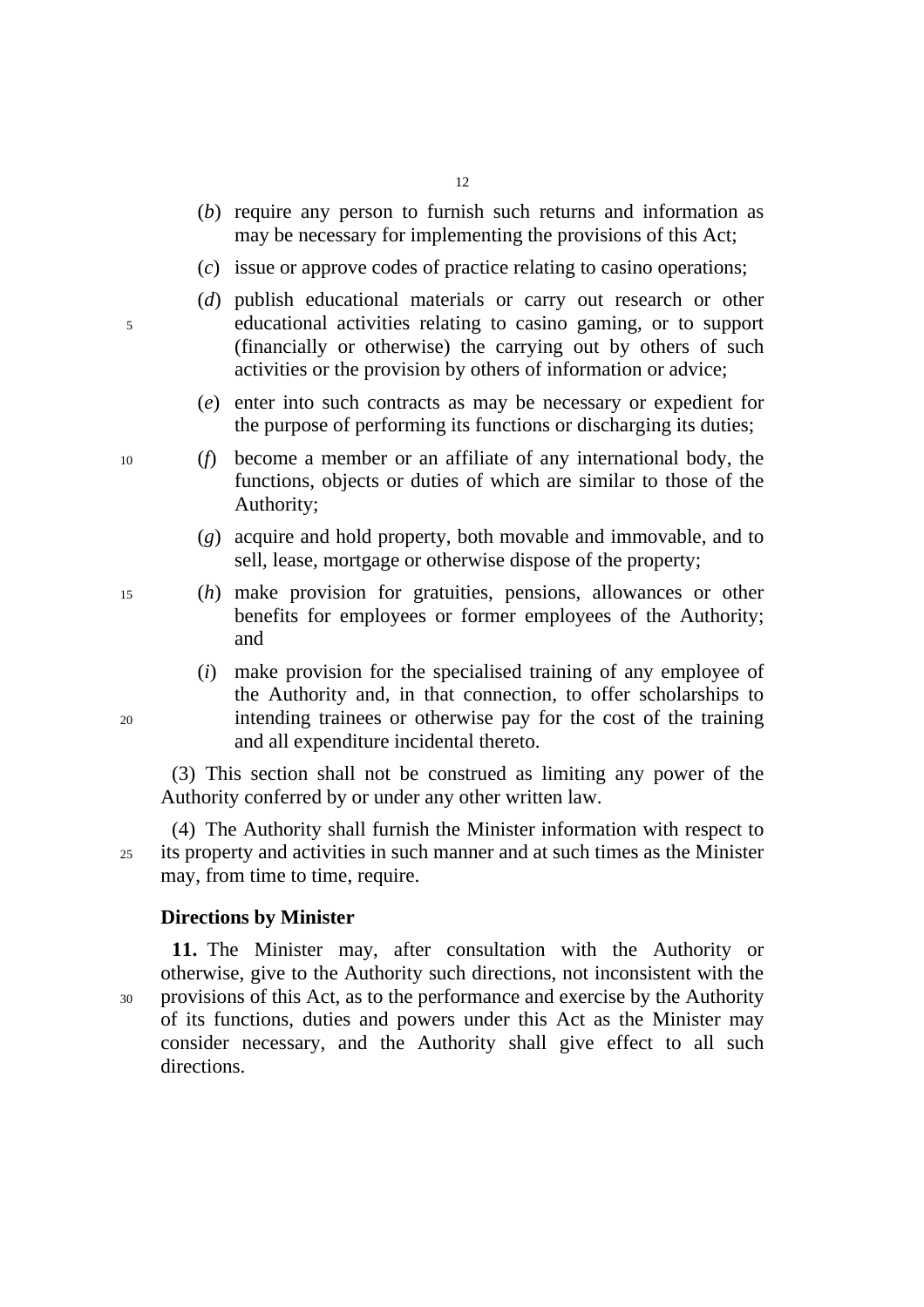(*b*) require any person to furnish such returns and information as may be necessary for implementing the provisions of this Act;

(*c*) issue or approve codes of practice relating to casino operations;

(*d*) publish educational materials or carry out research or other educational activities relating to casino gaming, or to support (financially or otherwise) the carrying out by others of such activities or the provision by others of information or advice;

(*e*) enter into such contracts as may be necessary or expedient for the purpose of performing its functions or discharging its duties;

(*f*) become a member or an affiliate of any international body, the functions, objects or duties of which are similar to those of the Authority;

(*g*) acquire and hold property, both movable and immovable, and to sell, lease, mortgage or otherwise dispose of the property;

(*h*) make provision for gratuities, pensions, allowances or other benefits for employees or former employees of the Authority; and

(*i*) make provision for the specialised training of any employee of the Authority and, in that connection, to offer scholarships to intending trainees or otherwise pay for the cost of the training and all expenditure incidental thereto.

(3) This section shall not be construed as limiting any power of the Authority conferred by or under any other written law.

(4) The Authority shall furnish the Minister information with respect to its property and activities in such manner and at such times as the Minister may, from time to time, require.

**Directions by Minister**

**11.** The Minister may, after consultation with the Authority or otherwise, give to the Authority such directions, not inconsistent with the provisions of this Act, as to the performance and exercise by the Authority of its functions, duties and powers under this Act as the Minister may consider necessary, and the Authority shall give effect to all such directions.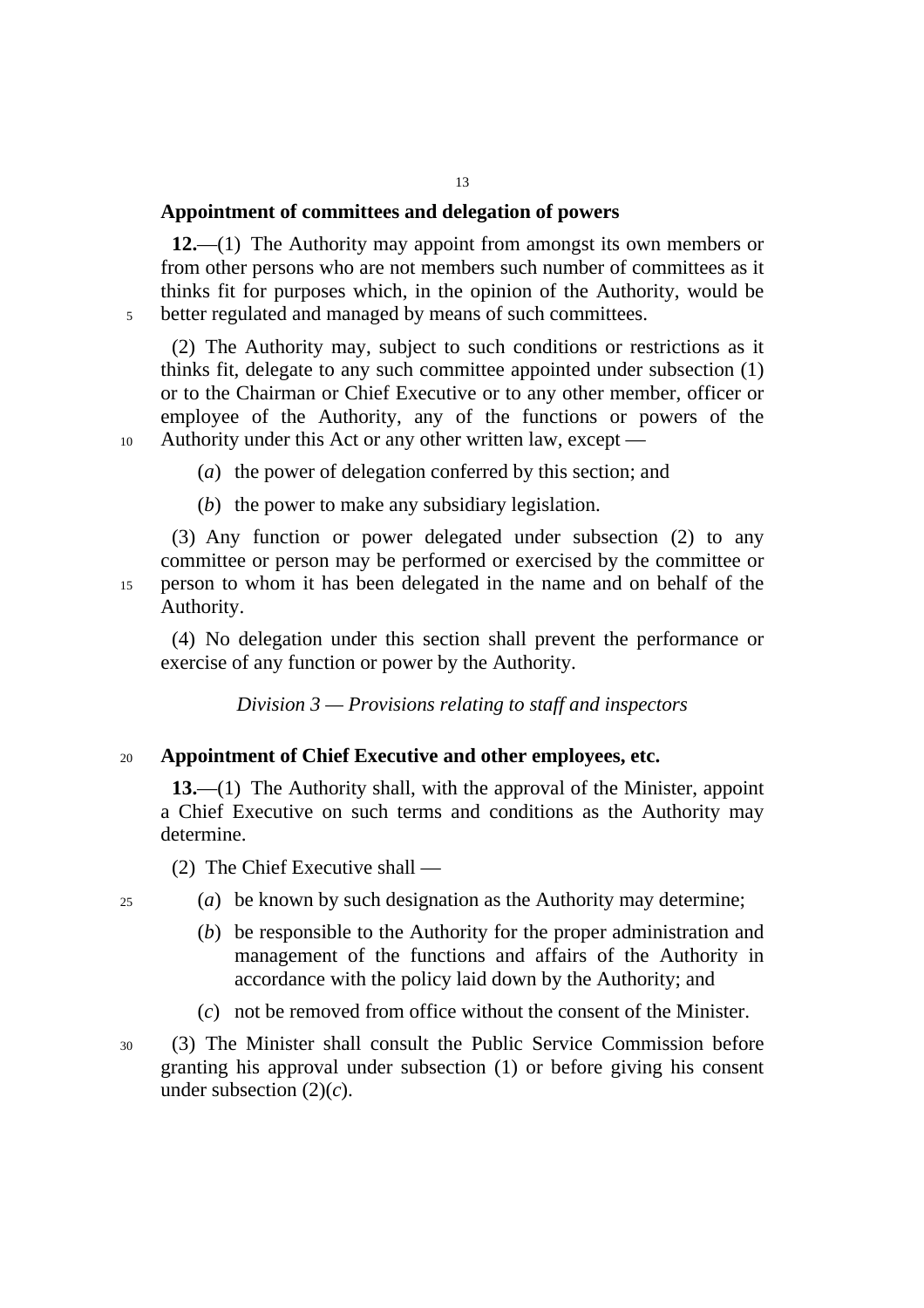**Appointment of committees and delegation of powers**

**12.**—(1) The Authority may appoint from amongst its own members or from other persons who are not members such number of committees as it thinks fit for purposes which, in the opinion of the Authority, would be better regulated and managed by means of such committees.

(2) The Authority may, subject to such conditions or restrictions as it thinks fit, delegate to any such committee appointed under subsection (1) or to the Chairman or Chief Executive or to any other member, officer or employee of the Authority, any of the functions or powers of the Authority under this Act or any other written law, except —

(*a*) the power of delegation conferred by this section; and

(*b*) the power to make any subsidiary legislation.

(3) Any function or power delegated under subsection (2) to any committee or person may be performed or exercised by the committee or person to whom it has been delegated in the name and on behalf of the Authority.

(4) No delegation under this section shall prevent the performance or exercise of any function or power by the Authority.

*Division 3 — Provisions relating to staff and inspectors*

**Appointment of Chief Executive and other employees, etc.**

**13.**—(1) The Authority shall, with the approval of the Minister, appoint a Chief Executive on such terms and conditions as the Authority may determine.

(2) The Chief Executive shall —

(*a*) be known by such designation as the Authority may determine;

(*b*) be responsible to the Authority for the proper administration and management of the functions and affairs of the Authority in accordance with the policy laid down by the Authority; and

(*c*) not be removed from office without the consent of the Minister.

(3) The Minister shall consult the Public Service Commission before granting his approval under subsection (1) or before giving his consent under subsection (2)(*c*).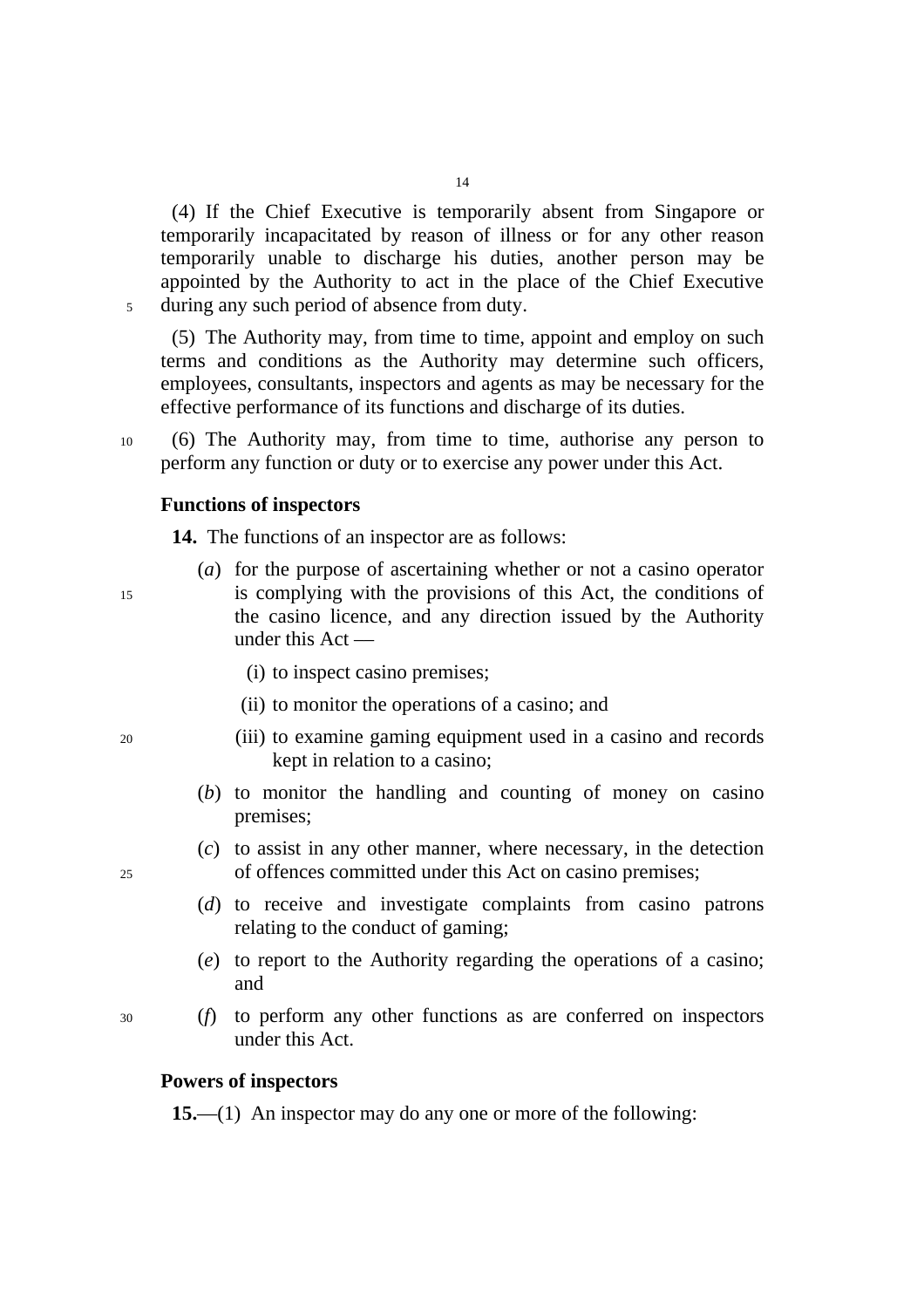(4) If the Chief Executive is temporarily absent from Singapore or temporarily incapacitated by reason of illness or for any other reason temporarily unable to discharge his duties, another person may be appointed by the Authority to act in the place of the Chief Executive during any such period of absence from duty.

(5) The Authority may, from time to time, appoint and employ on such terms and conditions as the Authority may determine such officers, employees, consultants, inspectors and agents as may be necessary for the effective performance of its functions and discharge of its duties.

(6) The Authority may, from time to time, authorise any person to perform any function or duty or to exercise any power under this Act.

**Functions of inspectors**

**14.** The functions of an inspector are as follows:

(*a*) for the purpose of ascertaining whether or not a casino operator is complying with the provisions of this Act, the conditions of the casino licence, and any direction issued by the Authority under this Act —

(i) to inspect casino premises;

(ii) to monitor the operations of a casino; and

(iii) to examine gaming equipment used in a casino and records kept in relation to a casino;

(*b*) to monitor the handling and counting of money on casino premises;

(*c*) to assist in any other manner, where necessary, in the detection of offences committed under this Act on casino premises;

(*d*) to receive and investigate complaints from casino patrons relating to the conduct of gaming;

(*e*) to report to the Authority regarding the operations of a casino; and

(*f*) to perform any other functions as are conferred on inspectors under this Act.

**Powers of inspectors**

**15.**—(1) An inspector may do any one or more of the following: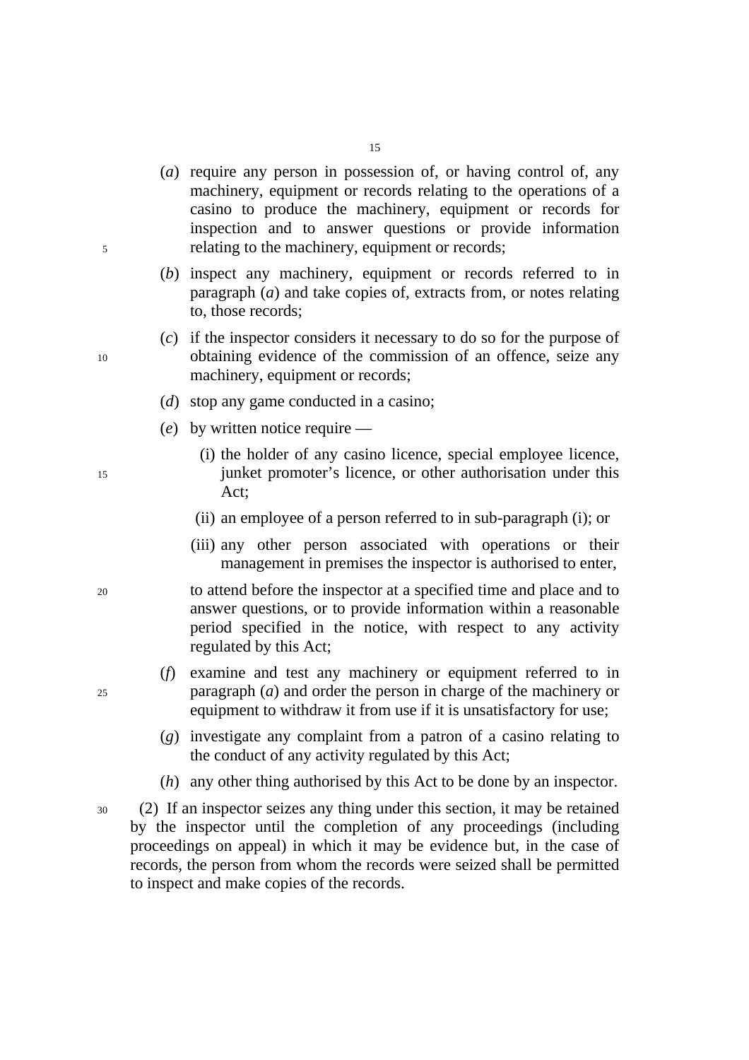(*a*) require any person in possession of, or having control of, any machinery, equipment or records relating to the operations of a casino to produce the machinery, equipment or records for inspection and to answer questions or provide information relating to the machinery, equipment or records;

(*b*) inspect any machinery, equipment or records referred to in paragraph (*a*) and take copies of, extracts from, or notes relating to, those records;

(*c*) if the inspector considers it necessary to do so for the purpose of obtaining evidence of the commission of an offence, seize any machinery, equipment or records;

(*d*) stop any game conducted in a casino;

(*e*) by written notice require —

- (i) the holder of any casino licence, special employee licence, junket promoter's licence, or other authorisation under this Act;
- (ii) an employee of a person referred to in sub-paragraph (i); or
- (iii) any other person associated with operations or their management in premises the inspector is authorised to enter,

to attend before the inspector at a specified time and place and to answer questions, or to provide information within a reasonable period specified in the notice, with respect to any activity regulated by this Act;

(*f*) examine and test any machinery or equipment referred to in paragraph (*a*) and order the person in charge of the machinery or equipment to withdraw it from use if it is unsatisfactory for use;

(*g*) investigate any complaint from a patron of a casino relating to the conduct of any activity regulated by this Act;

(*h*) any other thing authorised by this Act to be done by an inspector.

(2) If an inspector seizes any thing under this section, it may be retained by the inspector until the completion of any proceedings (including proceedings on appeal) in which it may be evidence but, in the case of records, the person from whom the records were seized shall be permitted to inspect and make copies of the records.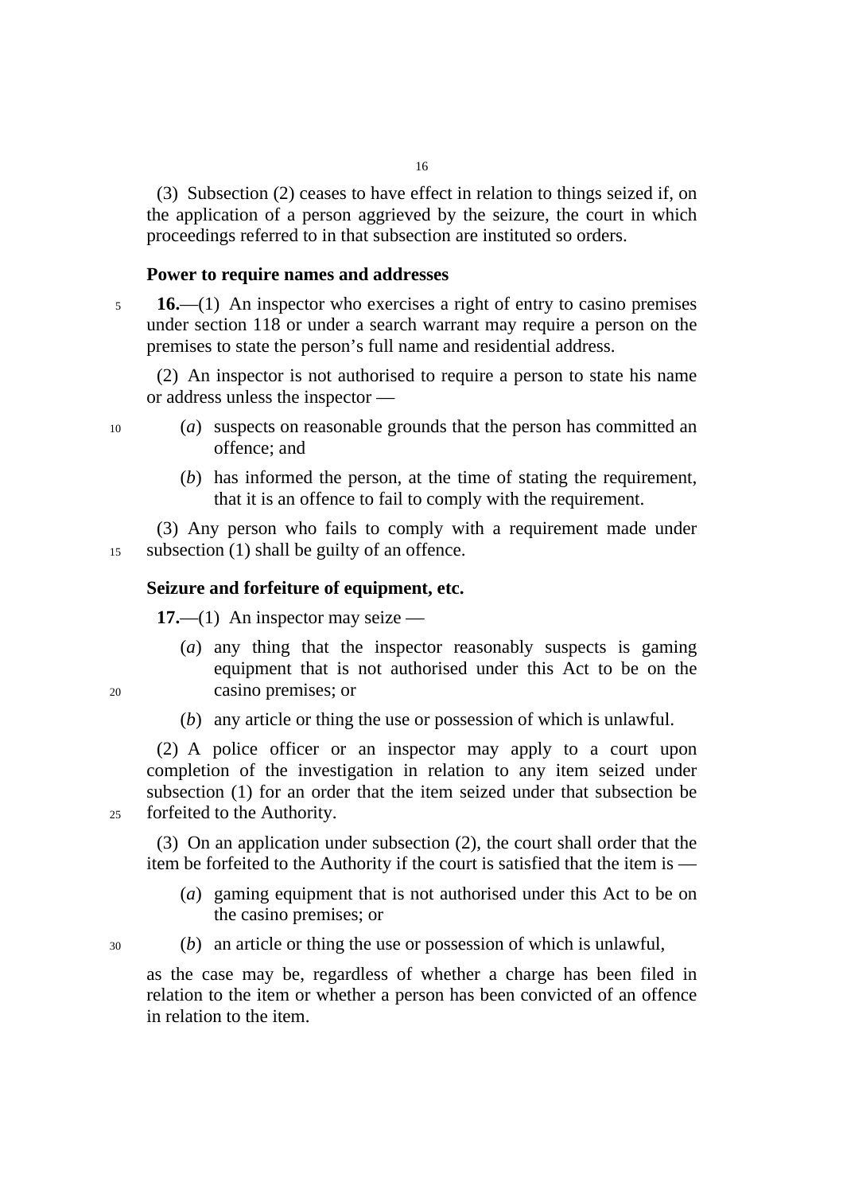(3) Subsection (2) ceases to have effect in relation to things seized if, on the application of a person aggrieved by the seizure, the court in which proceedings referred to in that subsection are instituted so orders.

**Power to require names and addresses**

**16.**—(1) An inspector who exercises a right of entry to casino premises under section 118 or under a search warrant may require a person on the premises to state the person's full name and residential address.

(2) An inspector is not authorised to require a person to state his name or address unless the inspector —

(*a*) suspects on reasonable grounds that the person has committed an offence; and

(*b*) has informed the person, at the time of stating the requirement, that it is an offence to fail to comply with the requirement.

(3) Any person who fails to comply with a requirement made under subsection (1) shall be guilty of an offence.

**Seizure and forfeiture of equipment, etc.**

**17.**—(1) An inspector may seize —

(*a*) any thing that the inspector reasonably suspects is gaming equipment that is not authorised under this Act to be on the casino premises; or

(*b*) any article or thing the use or possession of which is unlawful.

(2) A police officer or an inspector may apply to a court upon completion of the investigation in relation to any item seized under subsection (1) for an order that the item seized under that subsection be forfeited to the Authority.

(3) On an application under subsection (2), the court shall order that the item be forfeited to the Authority if the court is satisfied that the item is —

(*a*) gaming equipment that is not authorised under this Act to be on the casino premises; or

(*b*) an article or thing the use or possession of which is unlawful,

as the case may be, regardless of whether a charge has been filed in relation to the item or whether a person has been convicted of an offence in relation to the item.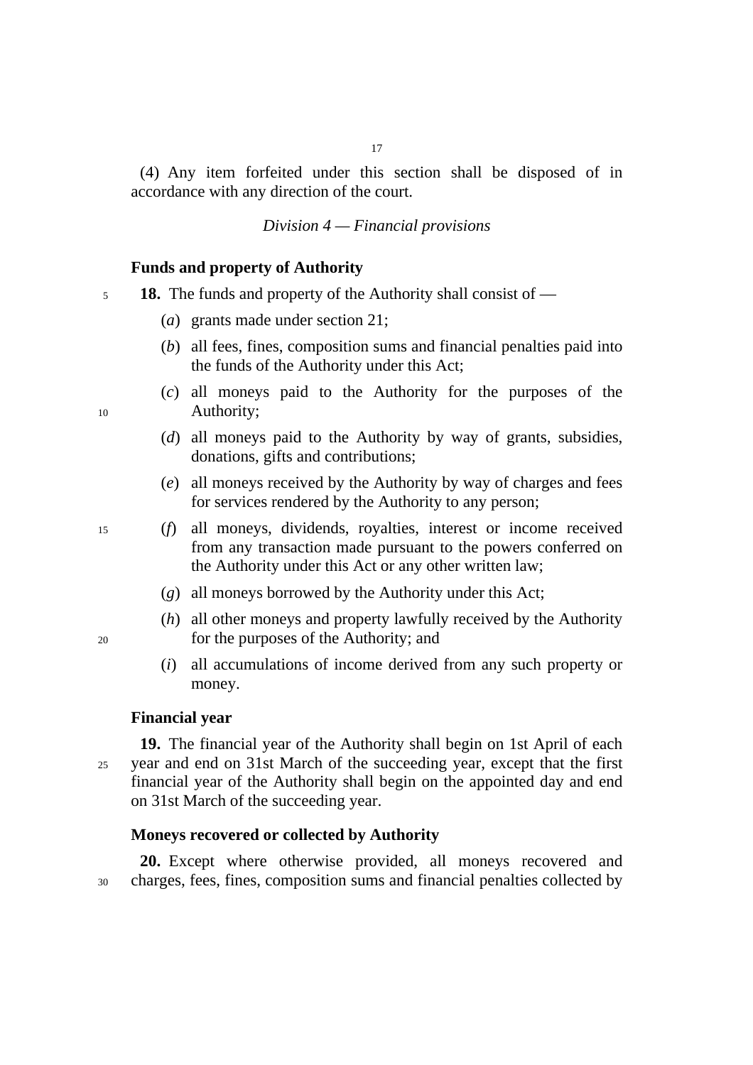(4) Any item forfeited under this section shall be disposed of in accordance with any direction of the court.

*Division 4 — Financial provisions*

**Funds and property of Authority**

**18.** The funds and property of the Authority shall consist of —

(*a*) grants made under section 21;

(*b*) all fees, fines, composition sums and financial penalties paid into the funds of the Authority under this Act;

(*c*) all moneys paid to the Authority for the purposes of the Authority;

(*d*) all moneys paid to the Authority by way of grants, subsidies, donations, gifts and contributions;

(*e*) all moneys received by the Authority by way of charges and fees for services rendered by the Authority to any person;

(*f*) all moneys, dividends, royalties, interest or income received from any transaction made pursuant to the powers conferred on the Authority under this Act or any other written law;

(*g*) all moneys borrowed by the Authority under this Act;

(*h*) all other moneys and property lawfully received by the Authority for the purposes of the Authority; and

(*i*) all accumulations of income derived from any such property or money.

**Financial year**

**19.** The financial year of the Authority shall begin on 1st April of each year and end on 31st March of the succeeding year, except that the first financial year of the Authority shall begin on the appointed day and end on 31st March of the succeeding year.

**Moneys recovered or collected by Authority**

**20.** Except where otherwise provided, all moneys recovered and charges, fees, fines, composition sums and financial penalties collected by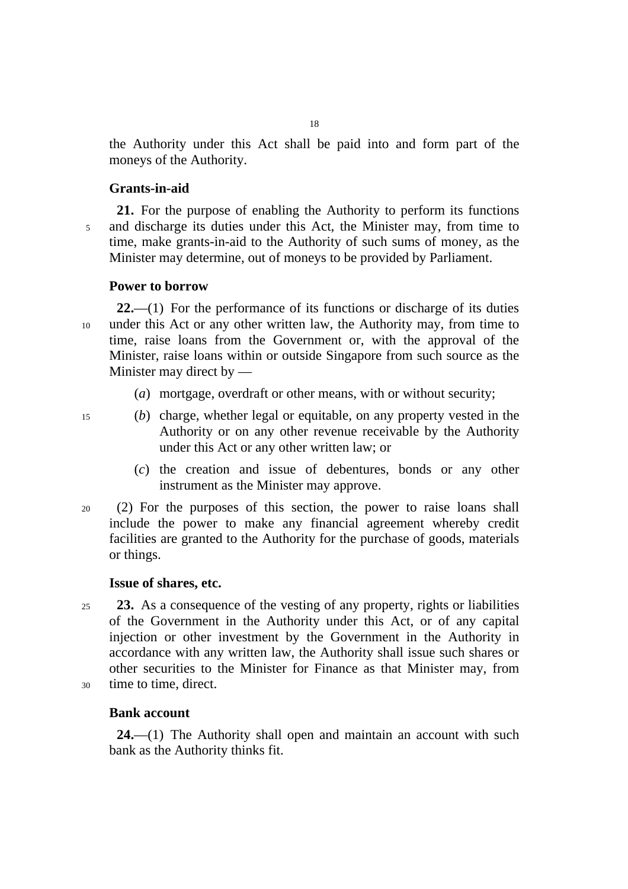the Authority under this Act shall be paid into and form part of the moneys of the Authority.

**Grants-in-aid**

**21.** For the purpose of enabling the Authority to perform its functions and discharge its duties under this Act, the Minister may, from time to time, make grants-in-aid to the Authority of such sums of money, as the Minister may determine, out of moneys to be provided by Parliament.

**Power to borrow**

**22.**—(1) For the performance of its functions or discharge of its duties under this Act or any other written law, the Authority may, from time to time, raise loans from the Government or, with the approval of the Minister, raise loans within or outside Singapore from such source as the Minister may direct by —

(*a*) mortgage, overdraft or other means, with or without security;

(*b*) charge, whether legal or equitable, on any property vested in the Authority or on any other revenue receivable by the Authority under this Act or any other written law; or

(*c*) the creation and issue of debentures, bonds or any other instrument as the Minister may approve.

(2) For the purposes of this section, the power to raise loans shall include the power to make any financial agreement whereby credit facilities are granted to the Authority for the purchase of goods, materials or things.

**Issue of shares, etc.**

**23.** As a consequence of the vesting of any property, rights or liabilities of the Government in the Authority under this Act, or of any capital injection or other investment by the Government in the Authority in accordance with any written law, the Authority shall issue such shares or other securities to the Minister for Finance as that Minister may, from time to time, direct.

**Bank account**

**24.**—(1) The Authority shall open and maintain an account with such bank as the Authority thinks fit.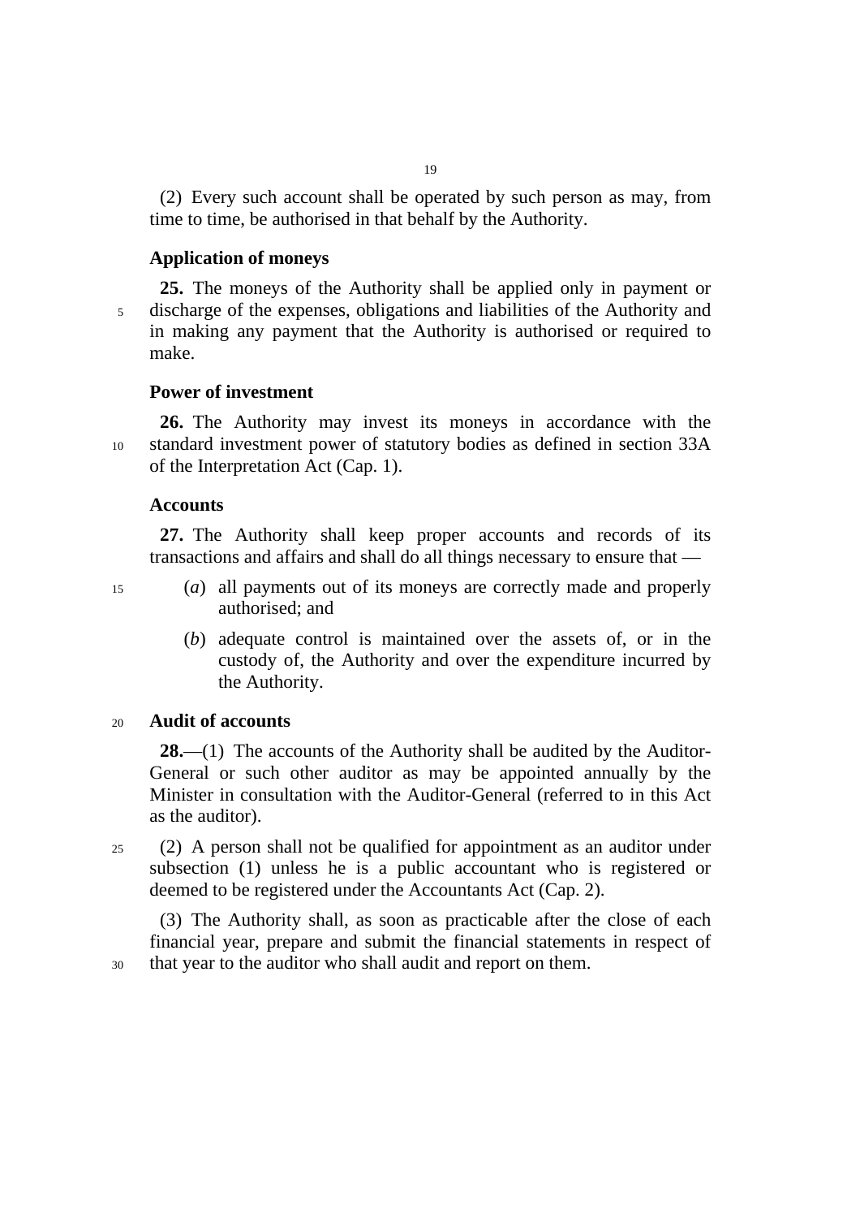(2) Every such account shall be operated by such person as may, from time to time, be authorised in that behalf by the Authority.

**Application of moneys**

**25.** The moneys of the Authority shall be applied only in payment or discharge of the expenses, obligations and liabilities of the Authority and in making any payment that the Authority is authorised or required to make.

**Power of investment**

**26.** The Authority may invest its moneys in accordance with the standard investment power of statutory bodies as defined in section 33A of the Interpretation Act (Cap. 1).

**Accounts**

**27.** The Authority shall keep proper accounts and records of its transactions and affairs and shall do all things necessary to ensure that —

(*a*) all payments out of its moneys are correctly made and properly authorised; and

(*b*) adequate control is maintained over the assets of, or in the custody of, the Authority and over the expenditure incurred by the Authority.

**Audit of accounts**

**28.**—(1) The accounts of the Authority shall be audited by the Auditor-General or such other auditor as may be appointed annually by the Minister in consultation with the Auditor-General (referred to in this Act as the auditor).

(2) A person shall not be qualified for appointment as an auditor under subsection (1) unless he is a public accountant who is registered or deemed to be registered under the Accountants Act (Cap. 2).

(3) The Authority shall, as soon as practicable after the close of each financial year, prepare and submit the financial statements in respect of that year to the auditor who shall audit and report on them.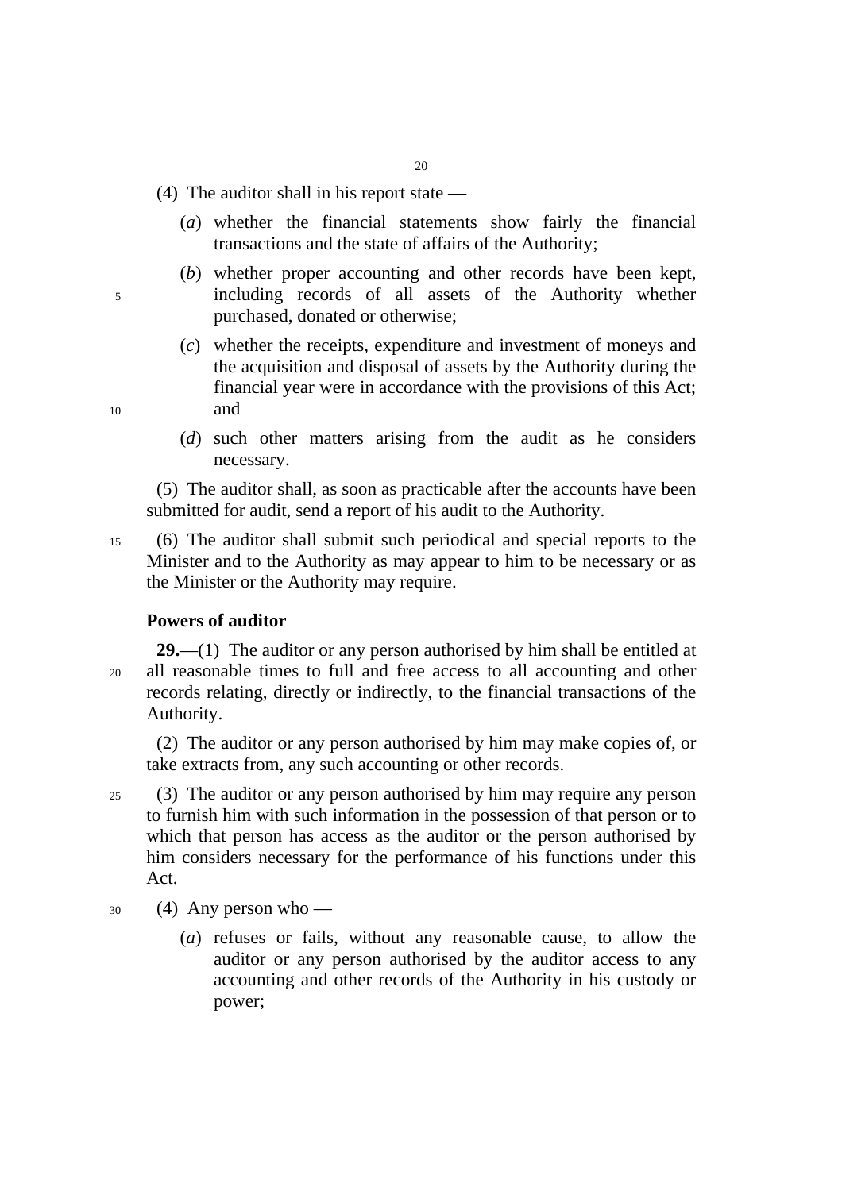(4) The auditor shall in his report state —

(*a*) whether the financial statements show fairly the financial transactions and the state of affairs of the Authority;

(*b*) whether proper accounting and other records have been kept, including records of all assets of the Authority whether purchased, donated or otherwise;

(*c*) whether the receipts, expenditure and investment of moneys and the acquisition and disposal of assets by the Authority during the financial year were in accordance with the provisions of this Act; and

(*d*) such other matters arising from the audit as he considers necessary.

(5) The auditor shall, as soon as practicable after the accounts have been submitted for audit, send a report of his audit to the Authority.

(6) The auditor shall submit such periodical and special reports to the Minister and to the Authority as may appear to him to be necessary or as the Minister or the Authority may require.

**Powers of auditor**

**29.**—(1) The auditor or any person authorised by him shall be entitled at all reasonable times to full and free access to all accounting and other records relating, directly or indirectly, to the financial transactions of the Authority.

(2) The auditor or any person authorised by him may make copies of, or take extracts from, any such accounting or other records.

(3) The auditor or any person authorised by him may require any person to furnish him with such information in the possession of that person or to which that person has access as the auditor or the person authorised by him considers necessary for the performance of his functions under this Act.

(4) Any person who —

(*a*) refuses or fails, without any reasonable cause, to allow the auditor or any person authorised by the auditor access to any accounting and other records of the Authority in his custody or power;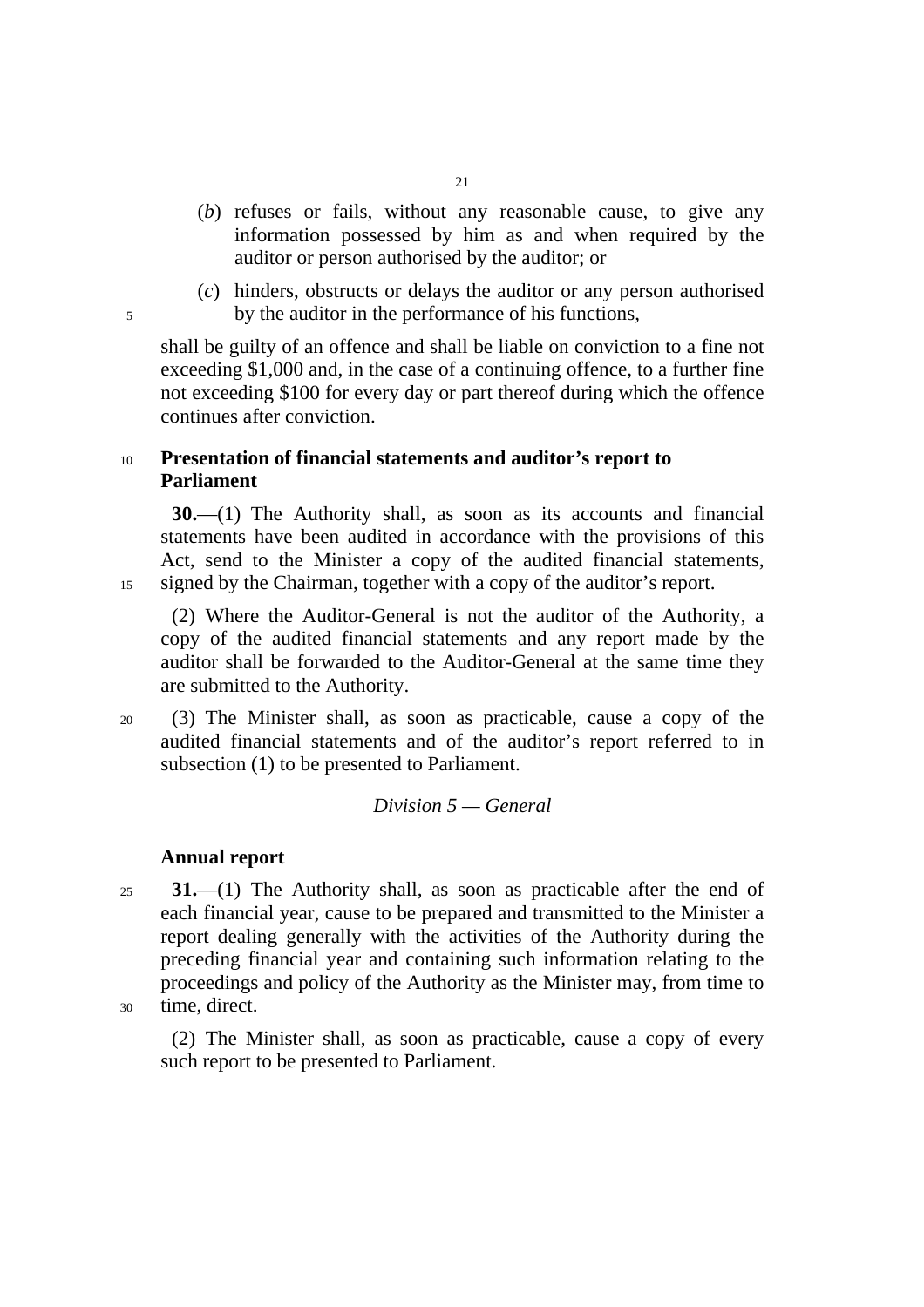(*b*) refuses or fails, without any reasonable cause, to give any information possessed by him as and when required by the auditor or person authorised by the auditor; or

(*c*) hinders, obstructs or delays the auditor or any person authorised by the auditor in the performance of his functions,

shall be guilty of an offence and shall be liable on conviction to a fine not exceeding $1,000 and, in the case of a continuing offence, to a further fine not exceeding $100 for every day or part thereof during which the offence continues after conviction.

**Presentation of financial statements and auditor's report to Parliament**

**30.**—(1) The Authority shall, as soon as its accounts and financial statements have been audited in accordance with the provisions of this Act, send to the Minister a copy of the audited financial statements, signed by the Chairman, together with a copy of the auditor's report.

(2) Where the Auditor-General is not the auditor of the Authority, a copy of the audited financial statements and any report made by the auditor shall be forwarded to the Auditor-General at the same time they are submitted to the Authority.

(3) The Minister shall, as soon as practicable, cause a copy of the audited financial statements and of the auditor's report referred to in subsection (1) to be presented to Parliament.

*Division 5 — General*

**Annual report**

**31.**—(1) The Authority shall, as soon as practicable after the end of each financial year, cause to be prepared and transmitted to the Minister a report dealing generally with the activities of the Authority during the preceding financial year and containing such information relating to the proceedings and policy of the Authority as the Minister may, from time to time, direct.

(2) The Minister shall, as soon as practicable, cause a copy of every such report to be presented to Parliament.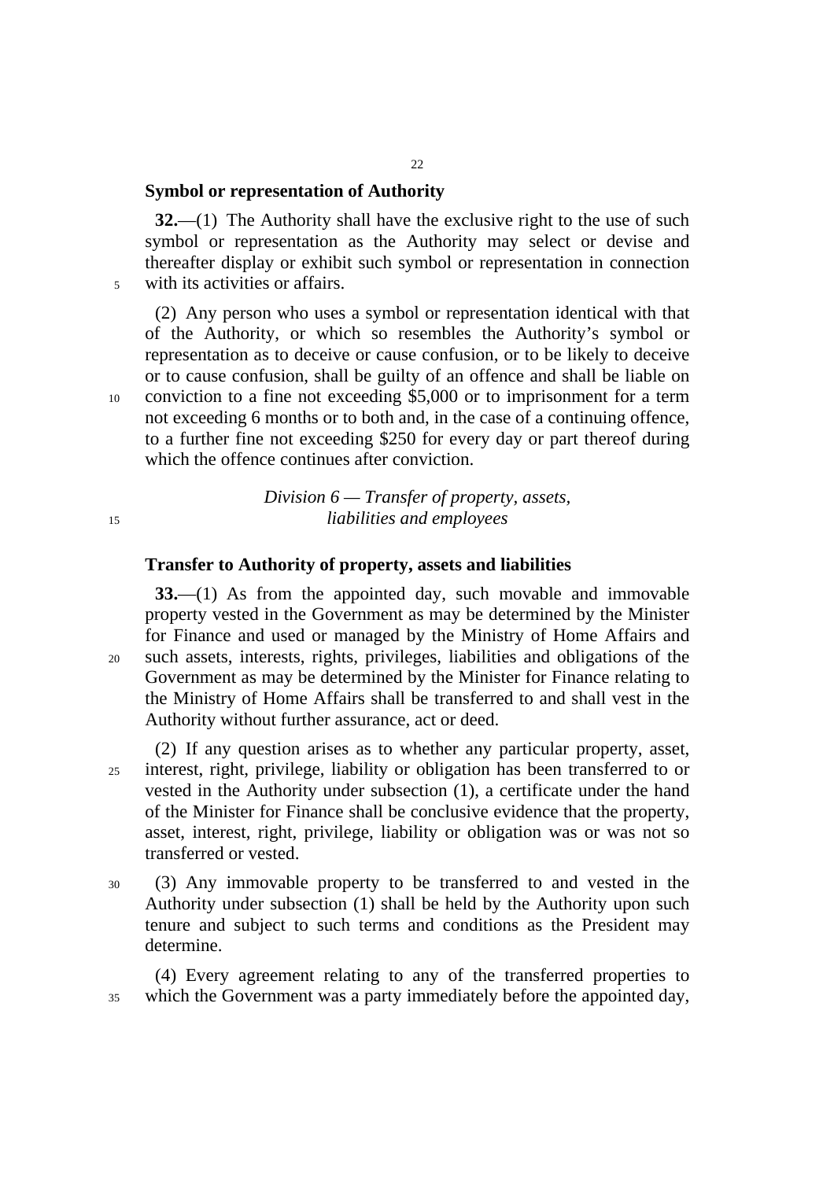**Symbol or representation of Authority**

**32.**—(1) The Authority shall have the exclusive right to the use of such symbol or representation as the Authority may select or devise and thereafter display or exhibit such symbol or representation in connection with its activities or affairs.

(2) Any person who uses a symbol or representation identical with that of the Authority, or which so resembles the Authority's symbol or representation as to deceive or cause confusion, or to be likely to deceive or to cause confusion, shall be guilty of an offence and shall be liable on conviction to a fine not exceeding $5,000 or to imprisonment for a term not exceeding 6 months or to both and, in the case of a continuing offence, to a further fine not exceeding $250 for every day or part thereof during which the offence continues after conviction.

*Division 6 — Transfer of property, assets, liabilities and employees*

**Transfer to Authority of property, assets and liabilities**

**33.**—(1) As from the appointed day, such movable and immovable property vested in the Government as may be determined by the Minister for Finance and used or managed by the Ministry of Home Affairs and such assets, interests, rights, privileges, liabilities and obligations of the Government as may be determined by the Minister for Finance relating to the Ministry of Home Affairs shall be transferred to and shall vest in the Authority without further assurance, act or deed.

(2) If any question arises as to whether any particular property, asset, interest, right, privilege, liability or obligation has been transferred to or vested in the Authority under subsection (1), a certificate under the hand of the Minister for Finance shall be conclusive evidence that the property, asset, interest, right, privilege, liability or obligation was or was not so transferred or vested.

(3) Any immovable property to be transferred to and vested in the Authority under subsection (1) shall be held by the Authority upon such tenure and subject to such terms and conditions as the President may determine.

(4) Every agreement relating to any of the transferred properties to which the Government was a party immediately before the appointed day,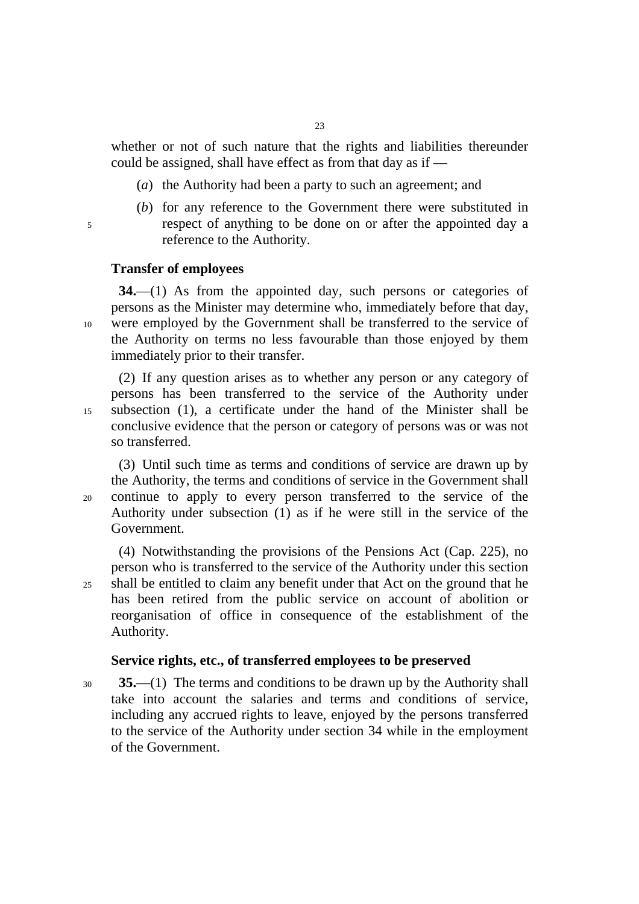whether or not of such nature that the rights and liabilities thereunder could be assigned, shall have effect as from that day as if —

(*a*) the Authority had been a party to such an agreement; and

(*b*) for any reference to the Government there were substituted in respect of anything to be done on or after the appointed day a reference to the Authority.

**Transfer of employees**

**34.**—(1) As from the appointed day, such persons or categories of persons as the Minister may determine who, immediately before that day, were employed by the Government shall be transferred to the service of the Authority on terms no less favourable than those enjoyed by them immediately prior to their transfer.

(2) If any question arises as to whether any person or any category of persons has been transferred to the service of the Authority under subsection (1), a certificate under the hand of the Minister shall be conclusive evidence that the person or category of persons was or was not so transferred.

(3) Until such time as terms and conditions of service are drawn up by the Authority, the terms and conditions of service in the Government shall continue to apply to every person transferred to the service of the Authority under subsection (1) as if he were still in the service of the Government.

(4) Notwithstanding the provisions of the Pensions Act (Cap. 225), no person who is transferred to the service of the Authority under this section shall be entitled to claim any benefit under that Act on the ground that he has been retired from the public service on account of abolition or reorganisation of office in consequence of the establishment of the Authority.

**Service rights, etc., of transferred employees to be preserved**

**35.**—(1) The terms and conditions to be drawn up by the Authority shall take into account the salaries and terms and conditions of service, including any accrued rights to leave, enjoyed by the persons transferred to the service of the Authority under section 34 while in the employment of the Government.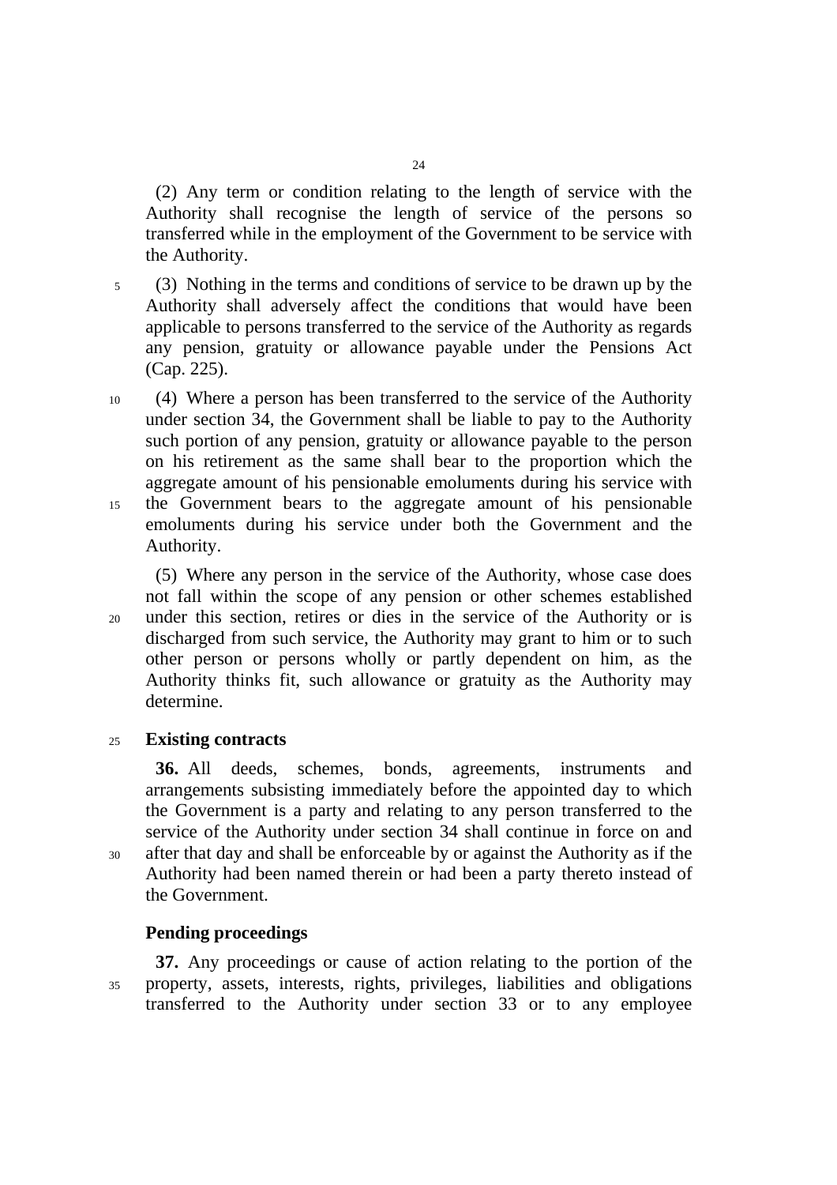(2) Any term or condition relating to the length of service with the Authority shall recognise the length of service of the persons so transferred while in the employment of the Government to be service with the Authority.

(3) Nothing in the terms and conditions of service to be drawn up by the Authority shall adversely affect the conditions that would have been applicable to persons transferred to the service of the Authority as regards any pension, gratuity or allowance payable under the Pensions Act (Cap. 225).

(4) Where a person has been transferred to the service of the Authority under section 34, the Government shall be liable to pay to the Authority such portion of any pension, gratuity or allowance payable to the person on his retirement as the same shall bear to the proportion which the aggregate amount of his pensionable emoluments during his service with the Government bears to the aggregate amount of his pensionable emoluments during his service under both the Government and the Authority.

(5) Where any person in the service of the Authority, whose case does not fall within the scope of any pension or other schemes established under this section, retires or dies in the service of the Authority or is discharged from such service, the Authority may grant to him or to such other person or persons wholly or partly dependent on him, as the Authority thinks fit, such allowance or gratuity as the Authority may determine.

**Existing contracts**

**36.** All deeds, schemes, bonds, agreements, instruments and arrangements subsisting immediately before the appointed day to which the Government is a party and relating to any person transferred to the service of the Authority under section 34 shall continue in force on and after that day and shall be enforceable by or against the Authority as if the Authority had been named therein or had been a party thereto instead of the Government.

**Pending proceedings**

**37.** Any proceedings or cause of action relating to the portion of the property, assets, interests, rights, privileges, liabilities and obligations transferred to the Authority under section 33 or to any employee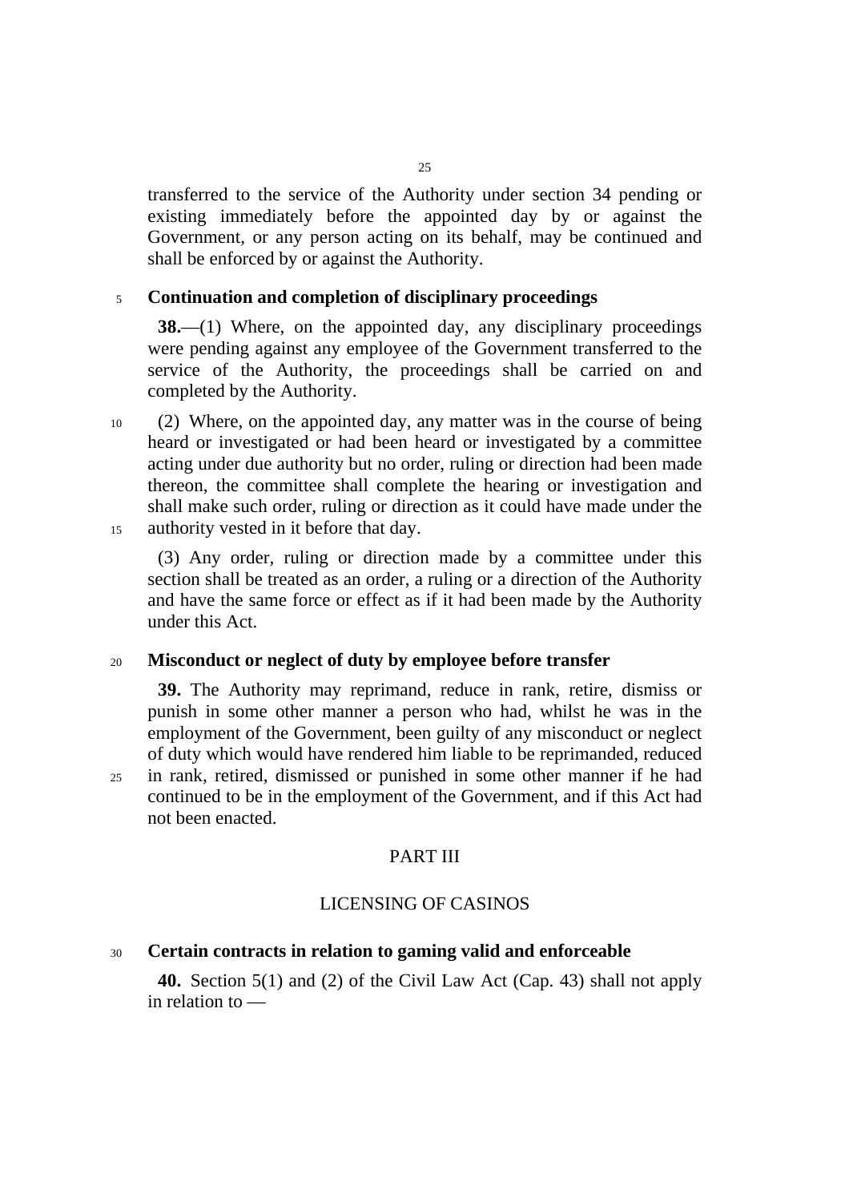transferred to the service of the Authority under section 34 pending or existing immediately before the appointed day by or against the Government, or any person acting on its behalf, may be continued and shall be enforced by or against the Authority.

**Continuation and completion of disciplinary proceedings**

**38.**—(1) Where, on the appointed day, any disciplinary proceedings were pending against any employee of the Government transferred to the service of the Authority, the proceedings shall be carried on and completed by the Authority.

(2) Where, on the appointed day, any matter was in the course of being heard or investigated or had been heard or investigated by a committee acting under due authority but no order, ruling or direction had been made thereon, the committee shall complete the hearing or investigation and shall make such order, ruling or direction as it could have made under the authority vested in it before that day.

(3) Any order, ruling or direction made by a committee under this section shall be treated as an order, a ruling or a direction of the Authority and have the same force or effect as if it had been made by the Authority under this Act.

**Misconduct or neglect of duty by employee before transfer**

**39.** The Authority may reprimand, reduce in rank, retire, dismiss or punish in some other manner a person who had, whilst he was in the employment of the Government, been guilty of any misconduct or neglect of duty which would have rendered him liable to be reprimanded, reduced in rank, retired, dismissed or punished in some other manner if he had continued to be in the employment of the Government, and if this Act had not been enacted.

## PART III

## LICENSING OF CASINOS

**Certain contracts in relation to gaming valid and enforceable**

**40.** Section 5(1) and (2) of the Civil Law Act (Cap. 43) shall not apply in relation to —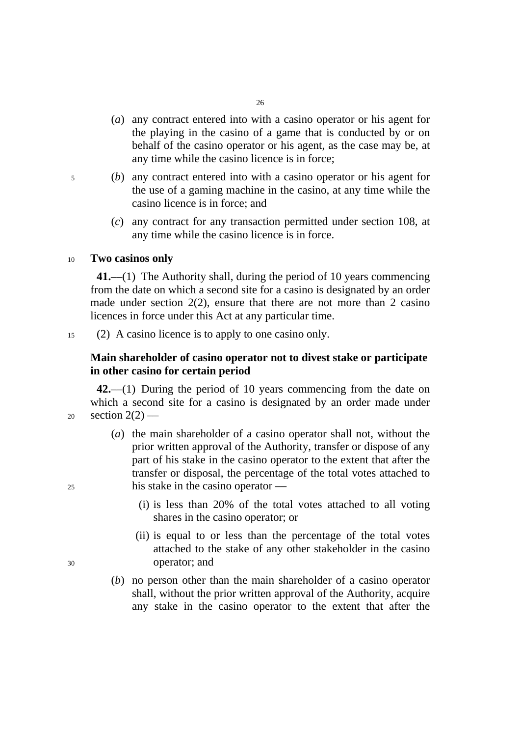(*a*) any contract entered into with a casino operator or his agent for the playing in the casino of a game that is conducted by or on behalf of the casino operator or his agent, as the case may be, at any time while the casino licence is in force;

(*b*) any contract entered into with a casino operator or his agent for the use of a gaming machine in the casino, at any time while the casino licence is in force; and

(*c*) any contract for any transaction permitted under section 108, at any time while the casino licence is in force.

**Two casinos only**

**41.**—(1) The Authority shall, during the period of 10 years commencing from the date on which a second site for a casino is designated by an order made under section 2(2), ensure that there are not more than 2 casino licences in force under this Act at any particular time.

(2) A casino licence is to apply to one casino only.

**Main shareholder of casino operator not to divest stake or participate in other casino for certain period**

**42.**—(1) During the period of 10 years commencing from the date on which a second site for a casino is designated by an order made under section 2(2) —

(*a*) the main shareholder of a casino operator shall not, without the prior written approval of the Authority, transfer or dispose of any part of his stake in the casino operator to the extent that after the transfer or disposal, the percentage of the total votes attached to his stake in the casino operator —

(i) is less than 20% of the total votes attached to all voting shares in the casino operator; or

(ii) is equal to or less than the percentage of the total votes attached to the stake of any other stakeholder in the casino operator; and

(*b*) no person other than the main shareholder of a casino operator shall, without the prior written approval of the Authority, acquire any stake in the casino operator to the extent that after the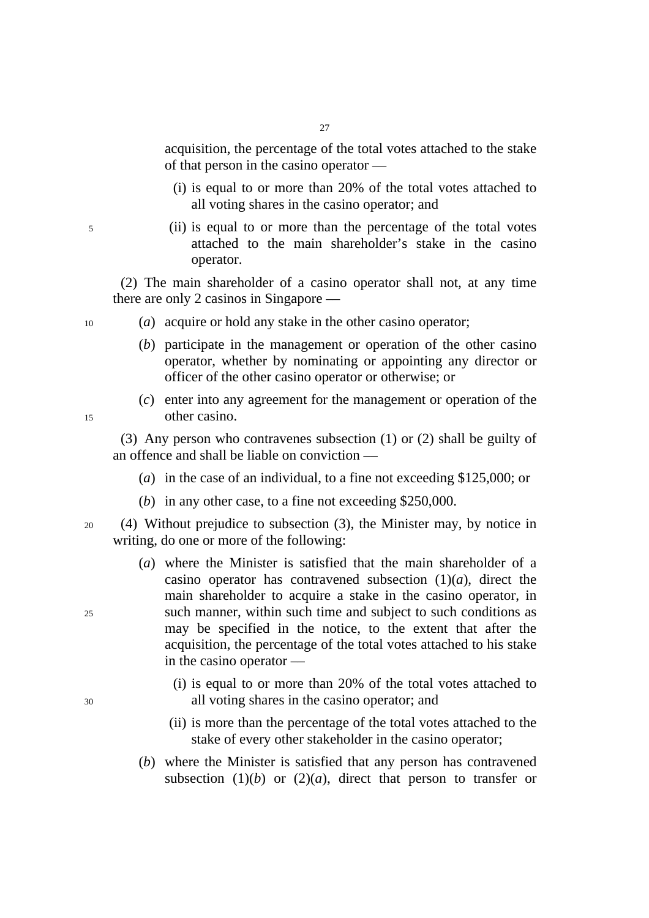acquisition, the percentage of the total votes attached to the stake of that person in the casino operator —

(i) is equal to or more than 20% of the total votes attached to all voting shares in the casino operator; and

(ii) is equal to or more than the percentage of the total votes attached to the main shareholder's stake in the casino operator.

(2) The main shareholder of a casino operator shall not, at any time there are only 2 casinos in Singapore —

(*a*) acquire or hold any stake in the other casino operator;

(*b*) participate in the management or operation of the other casino operator, whether by nominating or appointing any director or officer of the other casino operator or otherwise; or

(*c*) enter into any agreement for the management or operation of the other casino.

(3) Any person who contravenes subsection (1) or (2) shall be guilty of an offence and shall be liable on conviction —

(*a*) in the case of an individual, to a fine not exceeding $125,000; or

(*b*) in any other case, to a fine not exceeding $250,000.

(4) Without prejudice to subsection (3), the Minister may, by notice in writing, do one or more of the following:

(*a*) where the Minister is satisfied that the main shareholder of a casino operator has contravened subsection (1)(*a*), direct the main shareholder to acquire a stake in the casino operator, in such manner, within such time and subject to such conditions as may be specified in the notice, to the extent that after the acquisition, the percentage of the total votes attached to his stake in the casino operator —

(i) is equal to or more than 20% of the total votes attached to all voting shares in the casino operator; and

(ii) is more than the percentage of the total votes attached to the stake of every other stakeholder in the casino operator;

(*b*) where the Minister is satisfied that any person has contravened subsection (1)(*b*) or (2)(*a*), direct that person to transfer or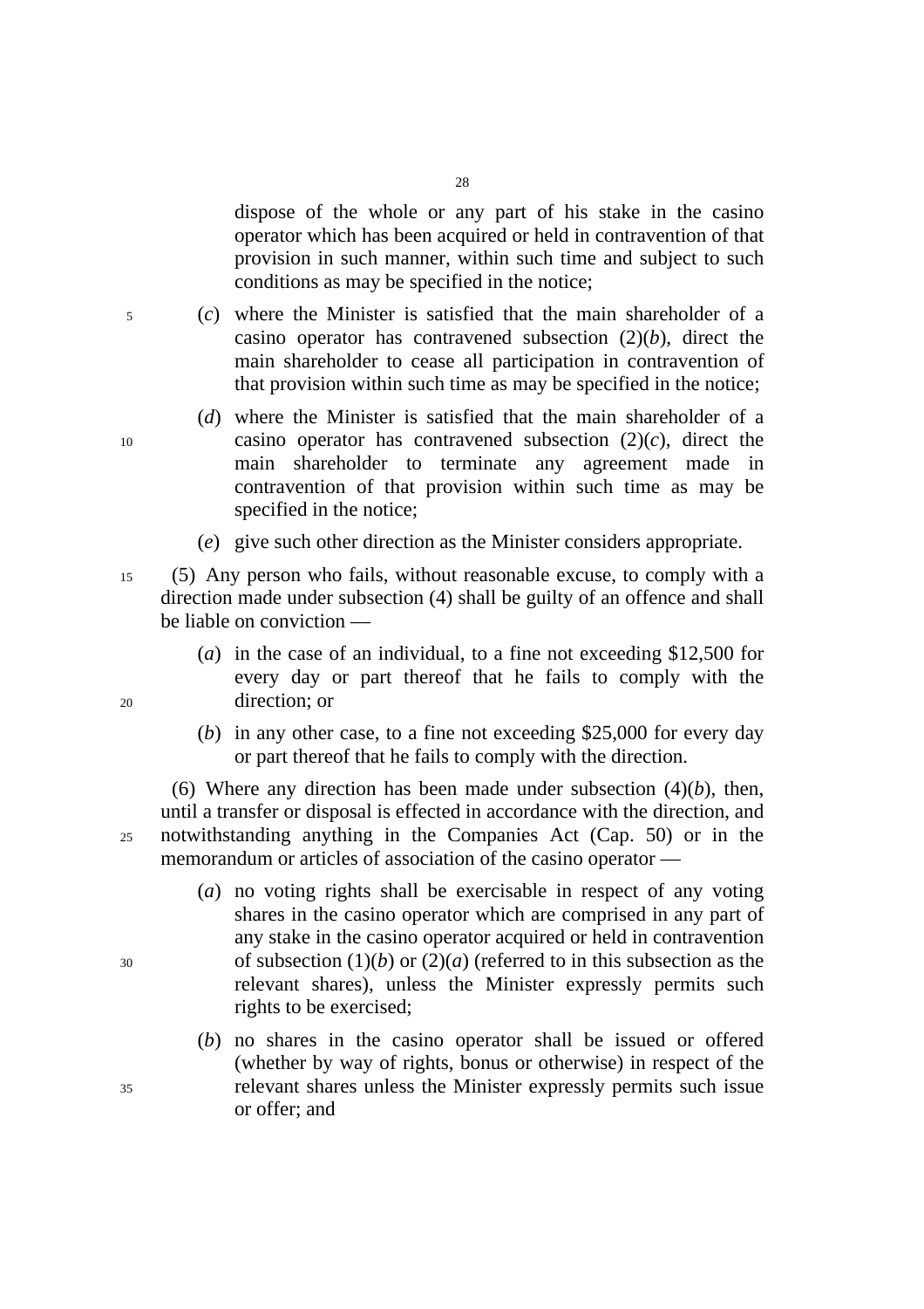dispose of the whole or any part of his stake in the casino operator which has been acquired or held in contravention of that provision in such manner, within such time and subject to such conditions as may be specified in the notice;

(*c*) where the Minister is satisfied that the main shareholder of a casino operator has contravened subsection (2)(*b*), direct the main shareholder to cease all participation in contravention of that provision within such time as may be specified in the notice;

(*d*) where the Minister is satisfied that the main shareholder of a casino operator has contravened subsection (2)(*c*), direct the main shareholder to terminate any agreement made in contravention of that provision within such time as may be specified in the notice;

(*e*) give such other direction as the Minister considers appropriate.

(5) Any person who fails, without reasonable excuse, to comply with a direction made under subsection (4) shall be guilty of an offence and shall be liable on conviction —

(*a*) in the case of an individual, to a fine not exceeding $12,500 for every day or part thereof that he fails to comply with the direction; or

(*b*) in any other case, to a fine not exceeding $25,000 for every day or part thereof that he fails to comply with the direction.

(6) Where any direction has been made under subsection (4)(*b*), then, until a transfer or disposal is effected in accordance with the direction, and notwithstanding anything in the Companies Act (Cap. 50) or in the memorandum or articles of association of the casino operator —

(*a*) no voting rights shall be exercisable in respect of any voting shares in the casino operator which are comprised in any part of any stake in the casino operator acquired or held in contravention of subsection (1)(*b*) or (2)(*a*) (referred to in this subsection as the relevant shares), unless the Minister expressly permits such rights to be exercised;

(*b*) no shares in the casino operator shall be issued or offered (whether by way of rights, bonus or otherwise) in respect of the relevant shares unless the Minister expressly permits such issue or offer; and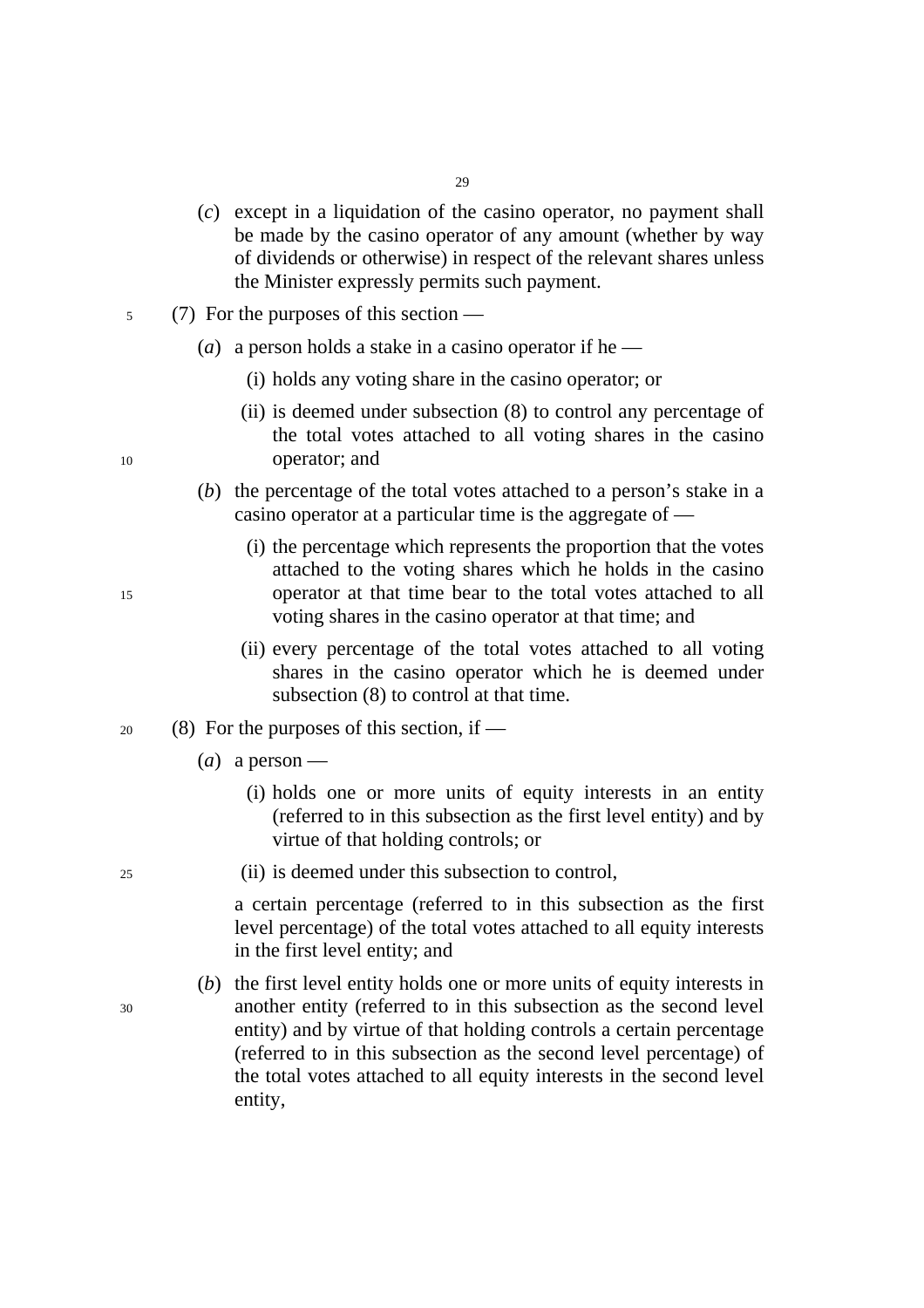(*c*) except in a liquidation of the casino operator, no payment shall be made by the casino operator of any amount (whether by way of dividends or otherwise) in respect of the relevant shares unless the Minister expressly permits such payment.

(7) For the purposes of this section —

(*a*) a person holds a stake in a casino operator if he —

(i) holds any voting share in the casino operator; or

(ii) is deemed under subsection (8) to control any percentage of the total votes attached to all voting shares in the casino operator; and

(*b*) the percentage of the total votes attached to a person's stake in a casino operator at a particular time is the aggregate of —

(i) the percentage which represents the proportion that the votes attached to the voting shares which he holds in the casino operator at that time bear to the total votes attached to all voting shares in the casino operator at that time; and

(ii) every percentage of the total votes attached to all voting shares in the casino operator which he is deemed under subsection (8) to control at that time.

(8) For the purposes of this section, if —

(*a*) a person —

(i) holds one or more units of equity interests in an entity (referred to in this subsection as the first level entity) and by virtue of that holding controls; or

(ii) is deemed under this subsection to control,

a certain percentage (referred to in this subsection as the first level percentage) of the total votes attached to all equity interests in the first level entity; and

(*b*) the first level entity holds one or more units of equity interests in another entity (referred to in this subsection as the second level entity) and by virtue of that holding controls a certain percentage (referred to in this subsection as the second level percentage) of the total votes attached to all equity interests in the second level entity,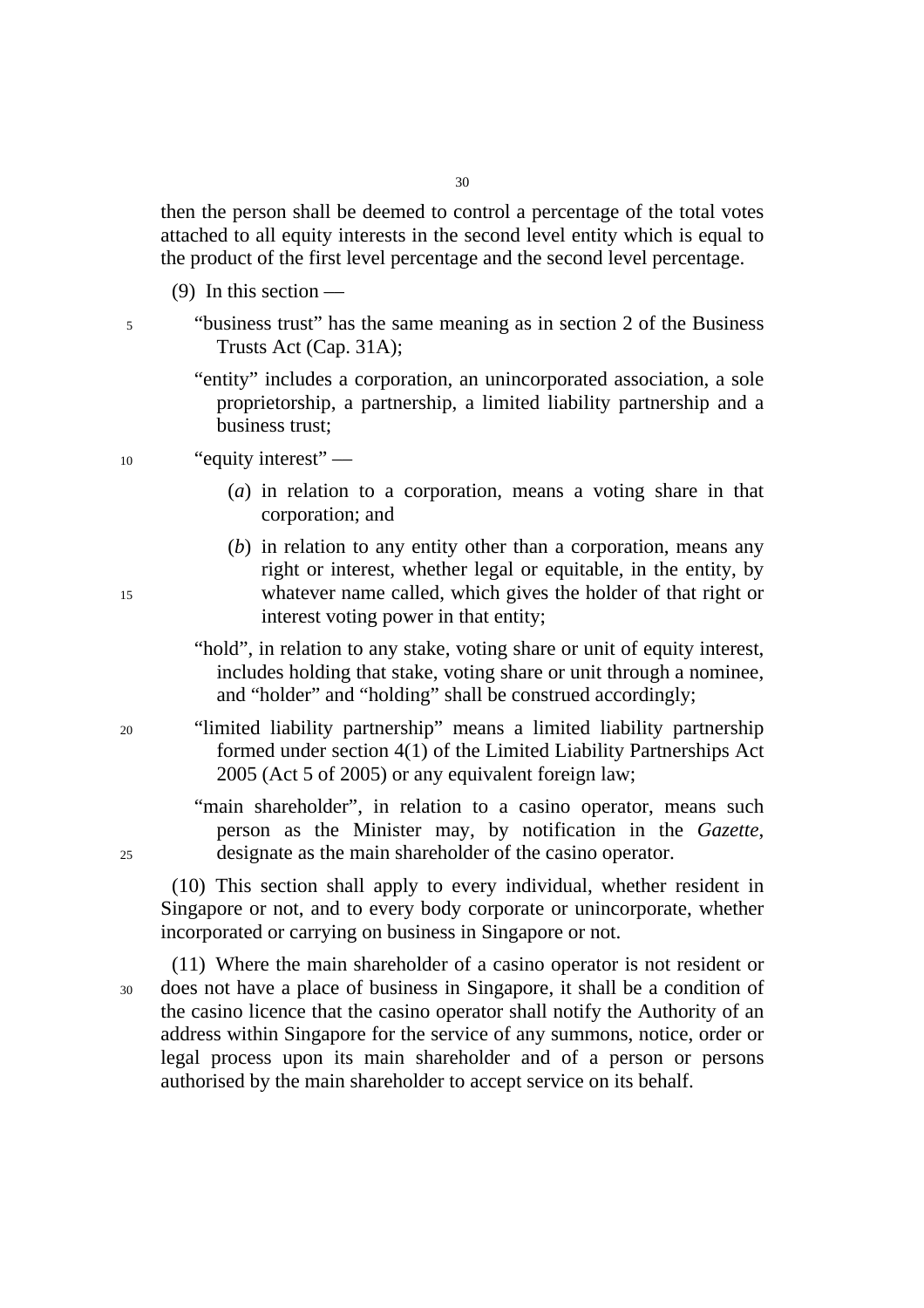then the person shall be deemed to control a percentage of the total votes attached to all equity interests in the second level entity which is equal to the product of the first level percentage and the second level percentage.

(9) In this section —

"business trust" has the same meaning as in section 2 of the Business Trusts Act (Cap. 31A);

"entity" includes a corporation, an unincorporated association, a sole proprietorship, a partnership, a limited liability partnership and a business trust;

"equity interest" —

(*a*) in relation to a corporation, means a voting share in that corporation; and

(*b*) in relation to any entity other than a corporation, means any right or interest, whether legal or equitable, in the entity, by whatever name called, which gives the holder of that right or interest voting power in that entity;

"hold", in relation to any stake, voting share or unit of equity interest, includes holding that stake, voting share or unit through a nominee, and "holder" and "holding" shall be construed accordingly;

"limited liability partnership" means a limited liability partnership formed under section 4(1) of the Limited Liability Partnerships Act 2005 (Act 5 of 2005) or any equivalent foreign law;

"main shareholder", in relation to a casino operator, means such person as the Minister may, by notification in the *Gazette*, designate as the main shareholder of the casino operator.

(10) This section shall apply to every individual, whether resident in Singapore or not, and to every body corporate or unincorporate, whether incorporated or carrying on business in Singapore or not.

(11) Where the main shareholder of a casino operator is not resident or does not have a place of business in Singapore, it shall be a condition of the casino licence that the casino operator shall notify the Authority of an address within Singapore for the service of any summons, notice, order or legal process upon its main shareholder and of a person or persons authorised by the main shareholder to accept service on its behalf.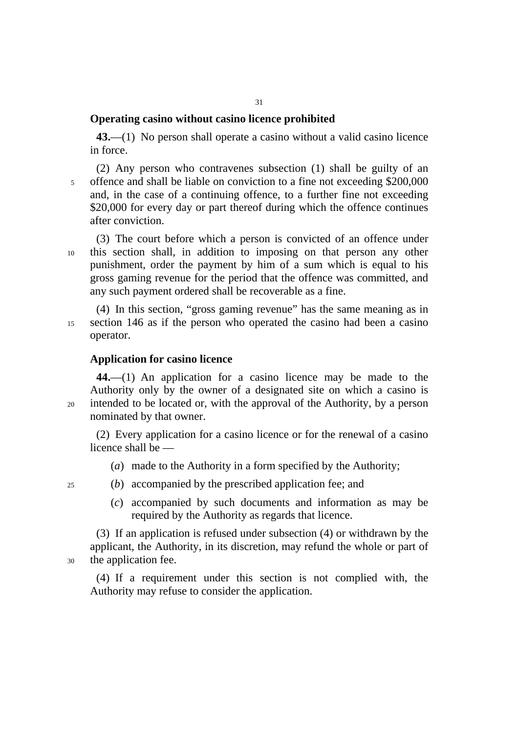**Operating casino without casino licence prohibited**

**43.**—(1) No person shall operate a casino without a valid casino licence in force.

(2) Any person who contravenes subsection (1) shall be guilty of an offence and shall be liable on conviction to a fine not exceeding $200,000 and, in the case of a continuing offence, to a further fine not exceeding $20,000 for every day or part thereof during which the offence continues after conviction.

(3) The court before which a person is convicted of an offence under this section shall, in addition to imposing on that person any other punishment, order the payment by him of a sum which is equal to his gross gaming revenue for the period that the offence was committed, and any such payment ordered shall be recoverable as a fine.

(4) In this section, "gross gaming revenue" has the same meaning as in section 146 as if the person who operated the casino had been a casino operator.

**Application for casino licence**

**44.**—(1) An application for a casino licence may be made to the Authority only by the owner of a designated site on which a casino is intended to be located or, with the approval of the Authority, by a person nominated by that owner.

(2) Every application for a casino licence or for the renewal of a casino licence shall be —

(*a*) made to the Authority in a form specified by the Authority;

(*b*) accompanied by the prescribed application fee; and

(*c*) accompanied by such documents and information as may be required by the Authority as regards that licence.

(3) If an application is refused under subsection (4) or withdrawn by the applicant, the Authority, in its discretion, may refund the whole or part of the application fee.

(4) If a requirement under this section is not complied with, the Authority may refuse to consider the application.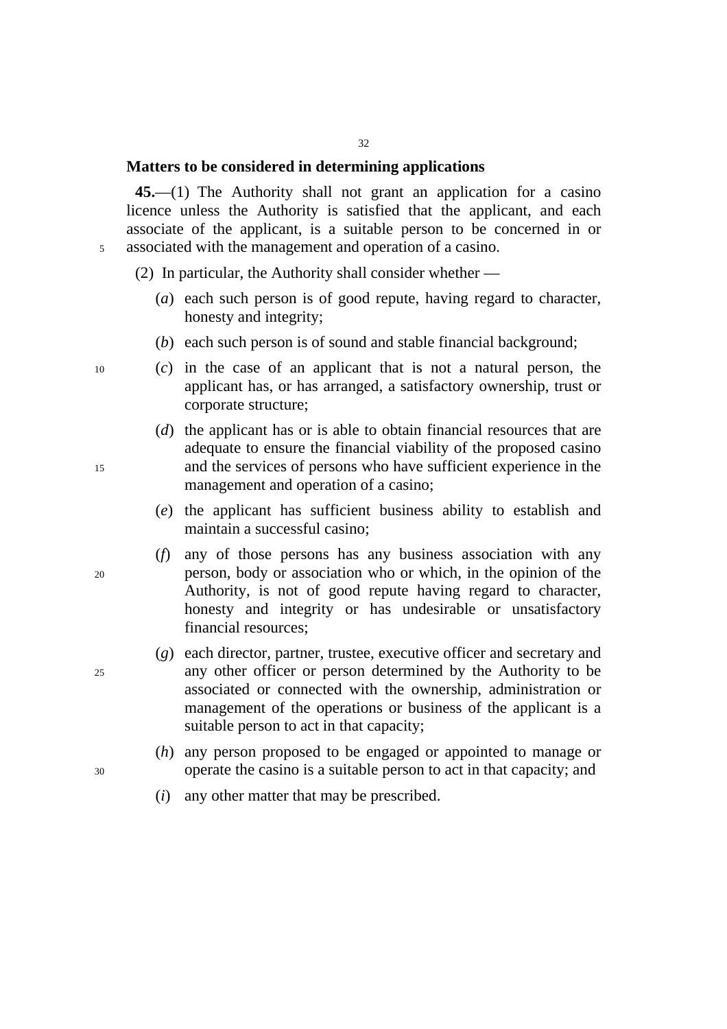**Matters to be considered in determining applications**

**45.**—(1) The Authority shall not grant an application for a casino licence unless the Authority is satisfied that the applicant, and each associate of the applicant, is a suitable person to be concerned in or associated with the management and operation of a casino.

(2) In particular, the Authority shall consider whether —

(*a*) each such person is of good repute, having regard to character, honesty and integrity;

(*b*) each such person is of sound and stable financial background;

(*c*) in the case of an applicant that is not a natural person, the applicant has, or has arranged, a satisfactory ownership, trust or corporate structure;

(*d*) the applicant has or is able to obtain financial resources that are adequate to ensure the financial viability of the proposed casino and the services of persons who have sufficient experience in the management and operation of a casino;

(*e*) the applicant has sufficient business ability to establish and maintain a successful casino;

(*f*) any of those persons has any business association with any person, body or association who or which, in the opinion of the Authority, is not of good repute having regard to character, honesty and integrity or has undesirable or unsatisfactory financial resources;

(*g*) each director, partner, trustee, executive officer and secretary and any other officer or person determined by the Authority to be associated or connected with the ownership, administration or management of the operations or business of the applicant is a suitable person to act in that capacity;

(*h*) any person proposed to be engaged or appointed to manage or operate the casino is a suitable person to act in that capacity; and

(*i*) any other matter that may be prescribed.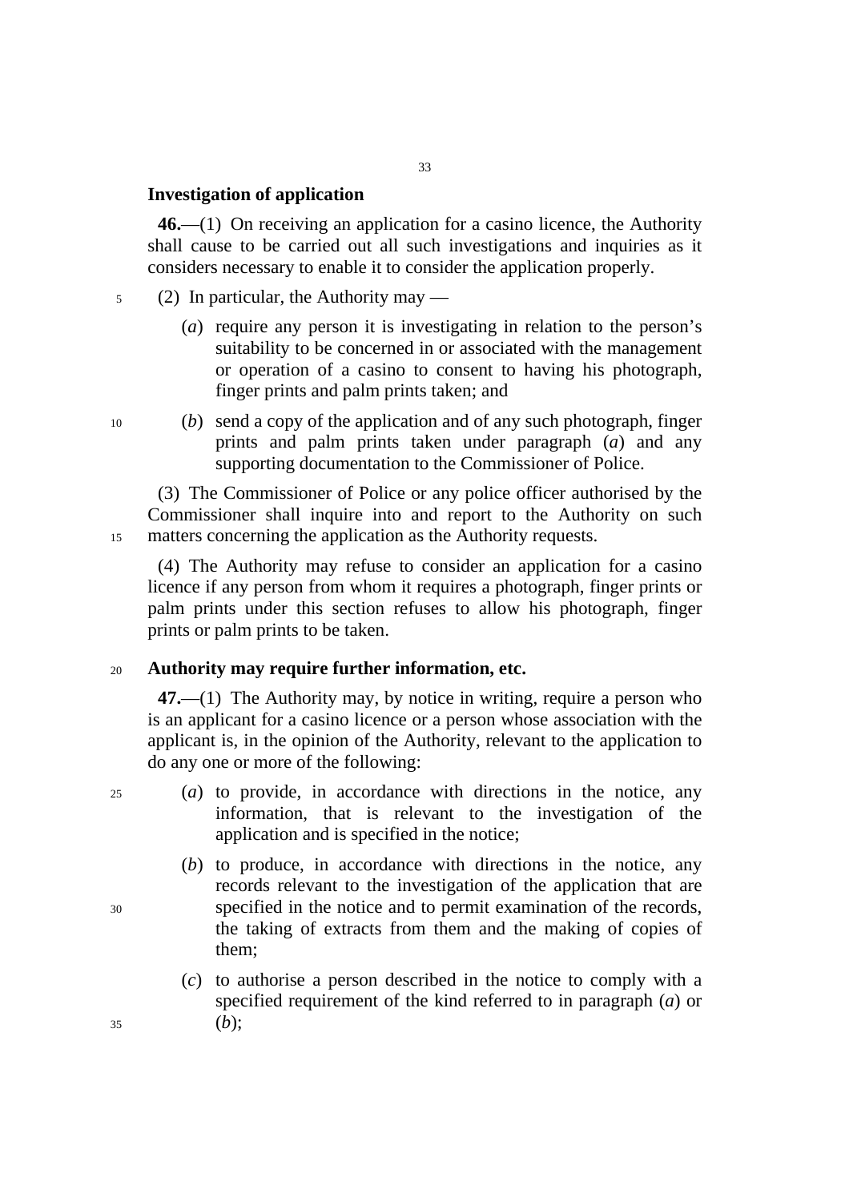**Investigation of application**

**46.**—(1) On receiving an application for a casino licence, the Authority shall cause to be carried out all such investigations and inquiries as it considers necessary to enable it to consider the application properly.

(2) In particular, the Authority may —

(*a*) require any person it is investigating in relation to the person's suitability to be concerned in or associated with the management or operation of a casino to consent to having his photograph, finger prints and palm prints taken; and

(*b*) send a copy of the application and of any such photograph, finger prints and palm prints taken under paragraph (*a*) and any supporting documentation to the Commissioner of Police.

(3) The Commissioner of Police or any police officer authorised by the Commissioner shall inquire into and report to the Authority on such matters concerning the application as the Authority requests.

(4) The Authority may refuse to consider an application for a casino licence if any person from whom it requires a photograph, finger prints or palm prints under this section refuses to allow his photograph, finger prints or palm prints to be taken.

**Authority may require further information, etc.**

**47.**—(1) The Authority may, by notice in writing, require a person who is an applicant for a casino licence or a person whose association with the applicant is, in the opinion of the Authority, relevant to the application to do any one or more of the following:

(*a*) to provide, in accordance with directions in the notice, any information, that is relevant to the investigation of the application and is specified in the notice;

(*b*) to produce, in accordance with directions in the notice, any records relevant to the investigation of the application that are specified in the notice and to permit examination of the records, the taking of extracts from them and the making of copies of them;

(*c*) to authorise a person described in the notice to comply with a specified requirement of the kind referred to in paragraph (*a*) or (*b*);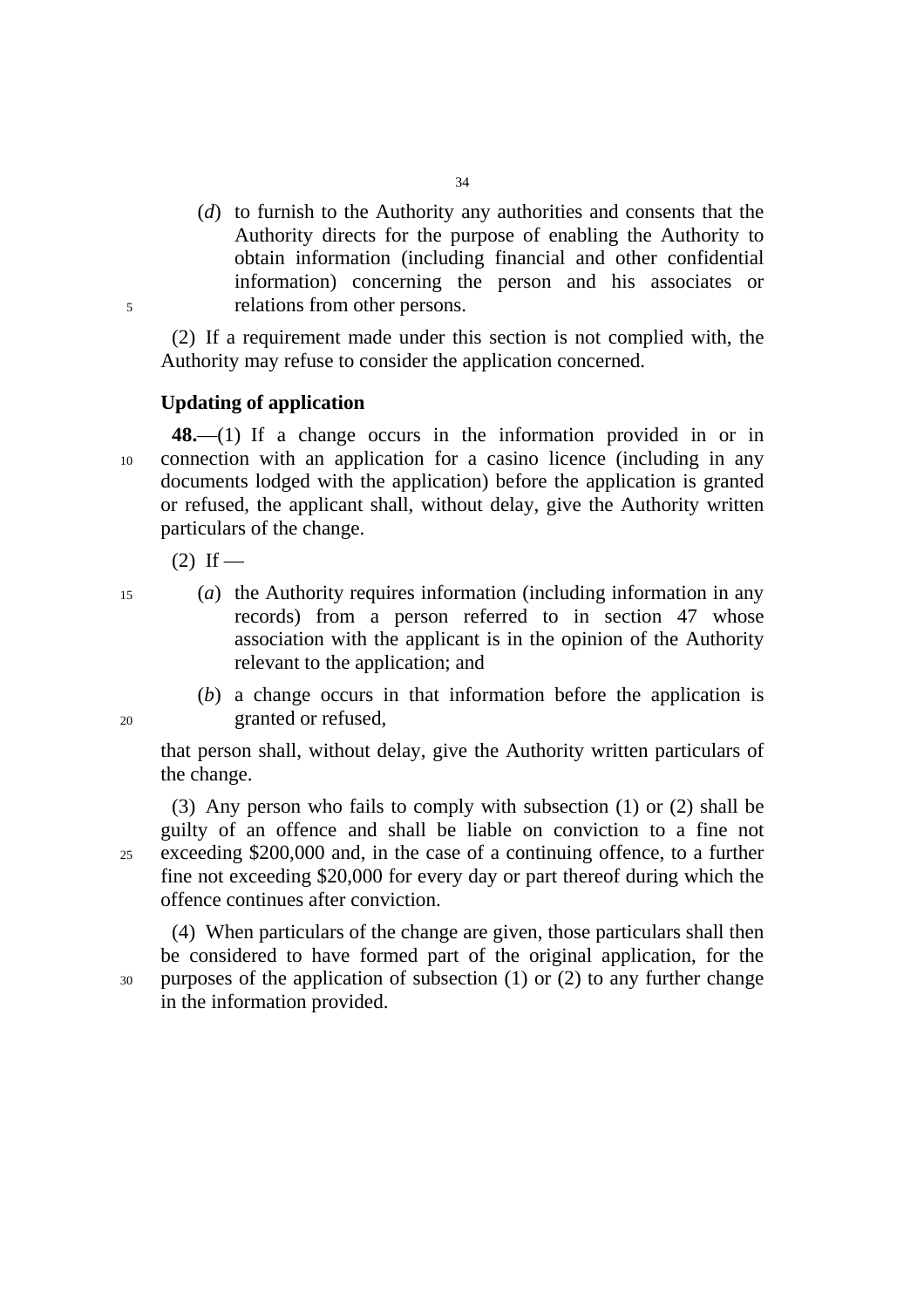(*d*) to furnish to the Authority any authorities and consents that the Authority directs for the purpose of enabling the Authority to obtain information (including financial and other confidential information) concerning the person and his associates or relations from other persons.

(2) If a requirement made under this section is not complied with, the Authority may refuse to consider the application concerned.

**Updating of application**

**48.**—(1) If a change occurs in the information provided in or in connection with an application for a casino licence (including in any documents lodged with the application) before the application is granted or refused, the applicant shall, without delay, give the Authority written particulars of the change.

(2) If —

(*a*) the Authority requires information (including information in any records) from a person referred to in section 47 whose association with the applicant is in the opinion of the Authority relevant to the application; and

(*b*) a change occurs in that information before the application is granted or refused,

that person shall, without delay, give the Authority written particulars of the change.

(3) Any person who fails to comply with subsection (1) or (2) shall be guilty of an offence and shall be liable on conviction to a fine not exceeding $200,000 and, in the case of a continuing offence, to a further fine not exceeding $20,000 for every day or part thereof during which the offence continues after conviction.

(4) When particulars of the change are given, those particulars shall then be considered to have formed part of the original application, for the purposes of the application of subsection (1) or (2) to any further change in the information provided.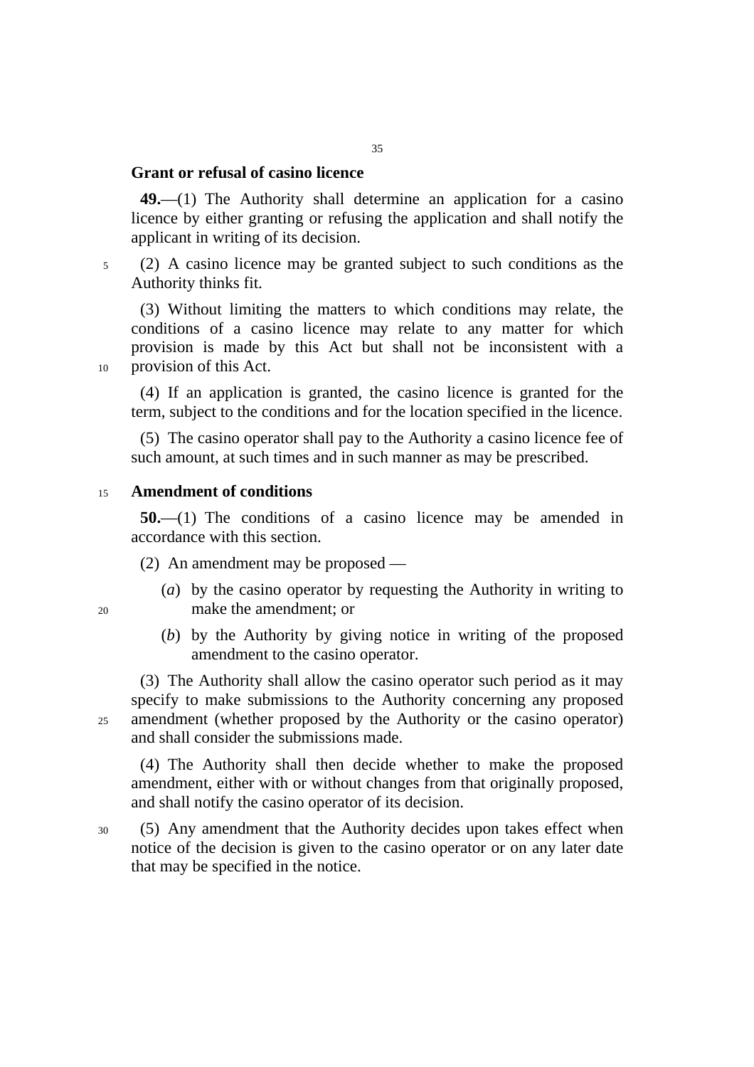**Grant or refusal of casino licence**

**49.**—(1) The Authority shall determine an application for a casino licence by either granting or refusing the application and shall notify the applicant in writing of its decision.

(2) A casino licence may be granted subject to such conditions as the Authority thinks fit.

(3) Without limiting the matters to which conditions may relate, the conditions of a casino licence may relate to any matter for which provision is made by this Act but shall not be inconsistent with a provision of this Act.

(4) If an application is granted, the casino licence is granted for the term, subject to the conditions and for the location specified in the licence.

(5) The casino operator shall pay to the Authority a casino licence fee of such amount, at such times and in such manner as may be prescribed.

**Amendment of conditions**

**50.**—(1) The conditions of a casino licence may be amended in accordance with this section.

(2) An amendment may be proposed —

(*a*) by the casino operator by requesting the Authority in writing to make the amendment; or

(*b*) by the Authority by giving notice in writing of the proposed amendment to the casino operator.

(3) The Authority shall allow the casino operator such period as it may specify to make submissions to the Authority concerning any proposed amendment (whether proposed by the Authority or the casino operator) and shall consider the submissions made.

(4) The Authority shall then decide whether to make the proposed amendment, either with or without changes from that originally proposed, and shall notify the casino operator of its decision.

(5) Any amendment that the Authority decides upon takes effect when notice of the decision is given to the casino operator or on any later date that may be specified in the notice.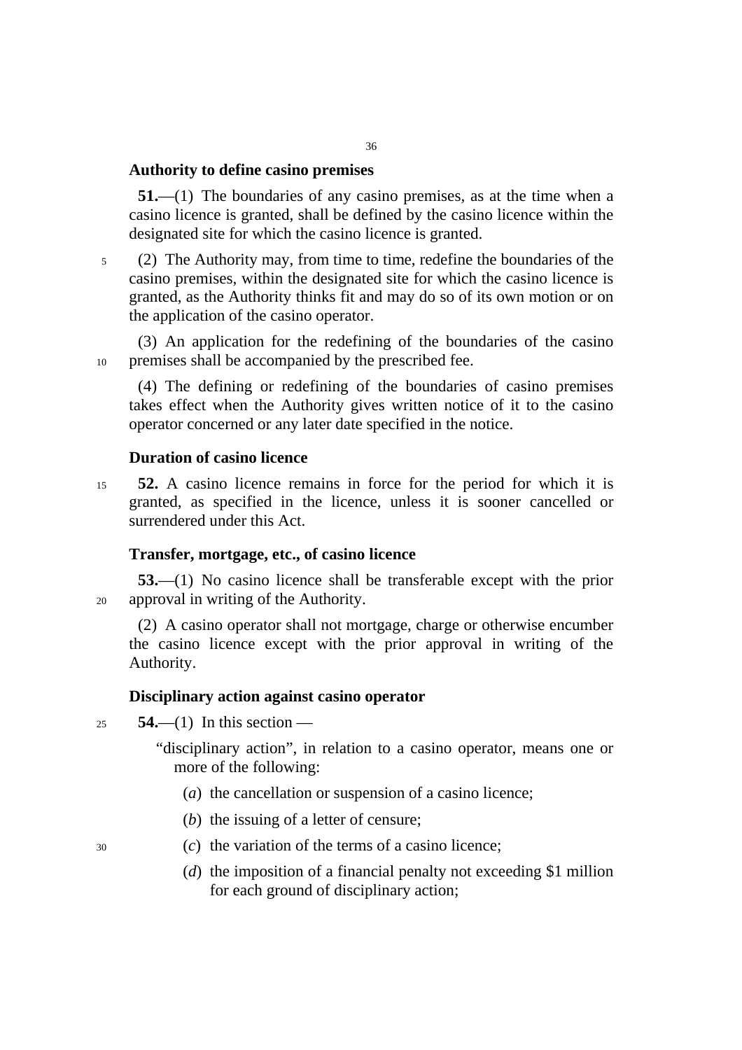**Authority to define casino premises**

**51.**—(1) The boundaries of any casino premises, as at the time when a casino licence is granted, shall be defined by the casino licence within the designated site for which the casino licence is granted.

(2) The Authority may, from time to time, redefine the boundaries of the casino premises, within the designated site for which the casino licence is granted, as the Authority thinks fit and may do so of its own motion or on the application of the casino operator.

(3) An application for the redefining of the boundaries of the casino premises shall be accompanied by the prescribed fee.

(4) The defining or redefining of the boundaries of casino premises takes effect when the Authority gives written notice of it to the casino operator concerned or any later date specified in the notice.

**Duration of casino licence**

**52.** A casino licence remains in force for the period for which it is granted, as specified in the licence, unless it is sooner cancelled or surrendered under this Act.

**Transfer, mortgage, etc., of casino licence**

**53.**—(1) No casino licence shall be transferable except with the prior approval in writing of the Authority.

(2) A casino operator shall not mortgage, charge or otherwise encumber the casino licence except with the prior approval in writing of the Authority.

**Disciplinary action against casino operator**

**54.**—(1) In this section —

"disciplinary action", in relation to a casino operator, means one or more of the following:

(*a*) the cancellation or suspension of a casino licence;

(*b*) the issuing of a letter of censure;

(*c*) the variation of the terms of a casino licence;

(*d*) the imposition of a financial penalty not exceeding $1 million for each ground of disciplinary action;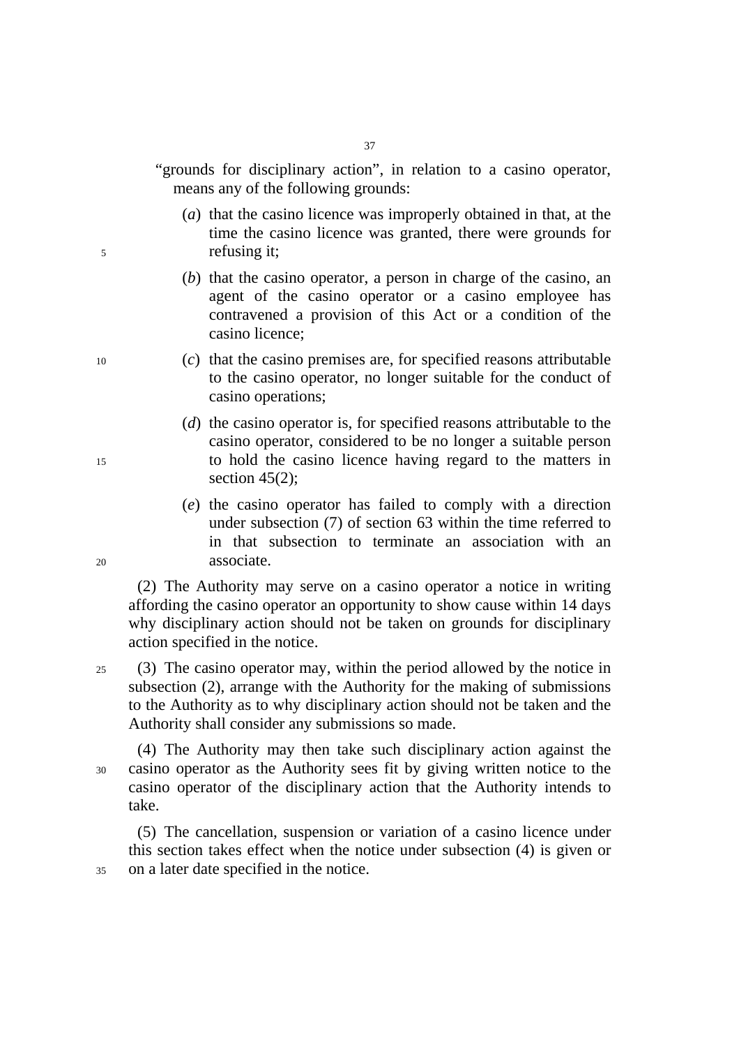"grounds for disciplinary action", in relation to a casino operator, means any of the following grounds:

(*a*) that the casino licence was improperly obtained in that, at the time the casino licence was granted, there were grounds for refusing it;

(*b*) that the casino operator, a person in charge of the casino, an agent of the casino operator or a casino employee has contravened a provision of this Act or a condition of the casino licence;

(*c*) that the casino premises are, for specified reasons attributable to the casino operator, no longer suitable for the conduct of casino operations;

(*d*) the casino operator is, for specified reasons attributable to the casino operator, considered to be no longer a suitable person to hold the casino licence having regard to the matters in section 45(2);

(*e*) the casino operator has failed to comply with a direction under subsection (7) of section 63 within the time referred to in that subsection to terminate an association with an associate.

(2) The Authority may serve on a casino operator a notice in writing affording the casino operator an opportunity to show cause within 14 days why disciplinary action should not be taken on grounds for disciplinary action specified in the notice.

(3) The casino operator may, within the period allowed by the notice in subsection (2), arrange with the Authority for the making of submissions to the Authority as to why disciplinary action should not be taken and the Authority shall consider any submissions so made.

(4) The Authority may then take such disciplinary action against the casino operator as the Authority sees fit by giving written notice to the casino operator of the disciplinary action that the Authority intends to take.

(5) The cancellation, suspension or variation of a casino licence under this section takes effect when the notice under subsection (4) is given or on a later date specified in the notice.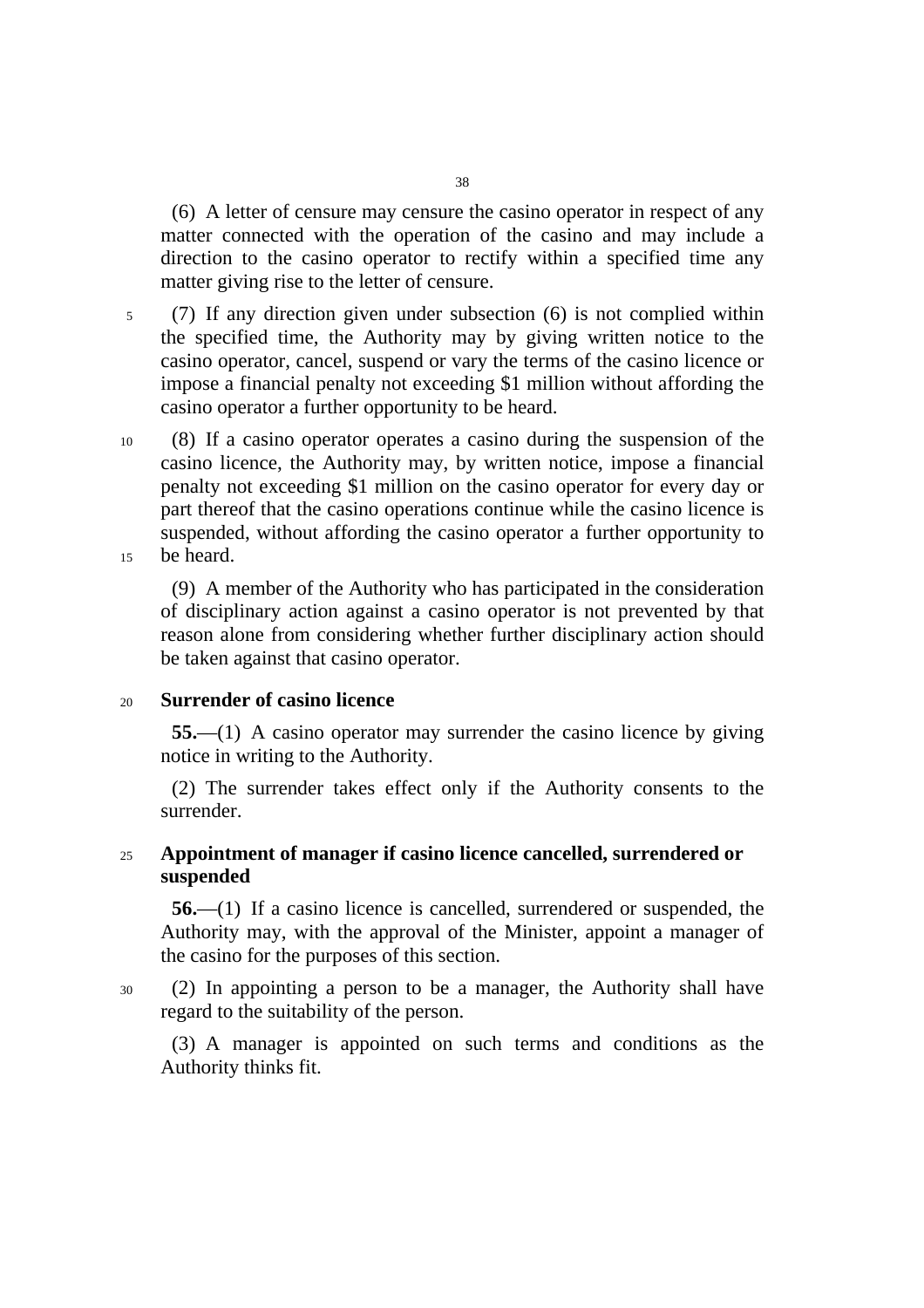(6) A letter of censure may censure the casino operator in respect of any matter connected with the operation of the casino and may include a direction to the casino operator to rectify within a specified time any matter giving rise to the letter of censure.

(7) If any direction given under subsection (6) is not complied within the specified time, the Authority may by giving written notice to the casino operator, cancel, suspend or vary the terms of the casino licence or impose a financial penalty not exceeding $1 million without affording the casino operator a further opportunity to be heard.

(8) If a casino operator operates a casino during the suspension of the casino licence, the Authority may, by written notice, impose a financial penalty not exceeding $1 million on the casino operator for every day or part thereof that the casino operations continue while the casino licence is suspended, without affording the casino operator a further opportunity to be heard.

(9) A member of the Authority who has participated in the consideration of disciplinary action against a casino operator is not prevented by that reason alone from considering whether further disciplinary action should be taken against that casino operator.

**Surrender of casino licence**

**55.**—(1) A casino operator may surrender the casino licence by giving notice in writing to the Authority.

(2) The surrender takes effect only if the Authority consents to the surrender.

**Appointment of manager if casino licence cancelled, surrendered or suspended**

**56.**—(1) If a casino licence is cancelled, surrendered or suspended, the Authority may, with the approval of the Minister, appoint a manager of the casino for the purposes of this section.

(2) In appointing a person to be a manager, the Authority shall have regard to the suitability of the person.

(3) A manager is appointed on such terms and conditions as the Authority thinks fit.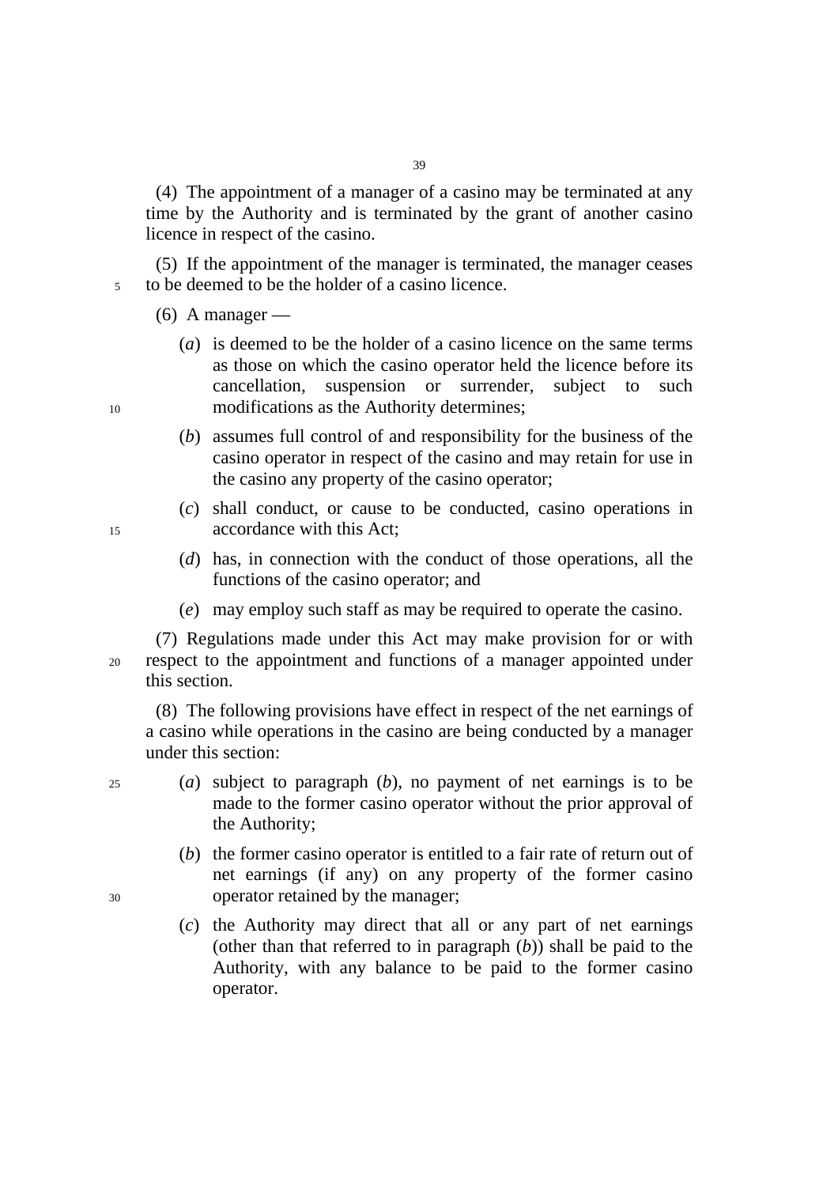(4) The appointment of a manager of a casino may be terminated at any time by the Authority and is terminated by the grant of another casino licence in respect of the casino.

(5) If the appointment of the manager is terminated, the manager ceases to be deemed to be the holder of a casino licence.

(6) A manager —

(*a*) is deemed to be the holder of a casino licence on the same terms as those on which the casino operator held the licence before its cancellation, suspension or surrender, subject to such modifications as the Authority determines;

(*b*) assumes full control of and responsibility for the business of the casino operator in respect of the casino and may retain for use in the casino any property of the casino operator;

(*c*) shall conduct, or cause to be conducted, casino operations in accordance with this Act;

(*d*) has, in connection with the conduct of those operations, all the functions of the casino operator; and

(*e*) may employ such staff as may be required to operate the casino.

(7) Regulations made under this Act may make provision for or with respect to the appointment and functions of a manager appointed under this section.

(8) The following provisions have effect in respect of the net earnings of a casino while operations in the casino are being conducted by a manager under this section:

(*a*) subject to paragraph (*b*), no payment of net earnings is to be made to the former casino operator without the prior approval of the Authority;

(*b*) the former casino operator is entitled to a fair rate of return out of net earnings (if any) on any property of the former casino operator retained by the manager;

(*c*) the Authority may direct that all or any part of net earnings (other than that referred to in paragraph (*b*)) shall be paid to the Authority, with any balance to be paid to the former casino operator.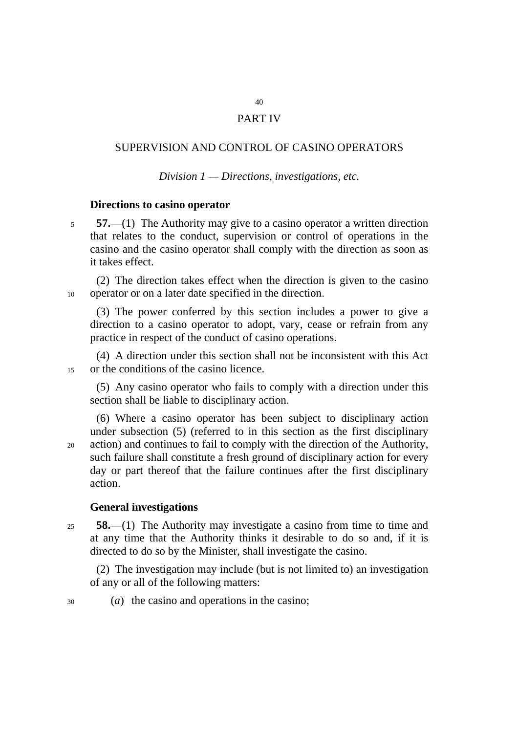# PART IV

## SUPERVISION AND CONTROL OF CASINO OPERATORS

*Division 1 — Directions, investigations, etc.*

### Directions to casino operator

**57.**—(1) The Authority may give to a casino operator a written direction that relates to the conduct, supervision or control of operations in the casino and the casino operator shall comply with the direction as soon as it takes effect.

(2) The direction takes effect when the direction is given to the casino operator or on a later date specified in the direction.

(3) The power conferred by this section includes a power to give a direction to a casino operator to adopt, vary, cease or refrain from any practice in respect of the conduct of casino operations.

(4) A direction under this section shall not be inconsistent with this Act or the conditions of the casino licence.

(5) Any casino operator who fails to comply with a direction under this section shall be liable to disciplinary action.

(6) Where a casino operator has been subject to disciplinary action under subsection (5) (referred to in this section as the first disciplinary action) and continues to fail to comply with the direction of the Authority, such failure shall constitute a fresh ground of disciplinary action for every day or part thereof that the failure continues after the first disciplinary action.

### General investigations

**58.**—(1) The Authority may investigate a casino from time to time and at any time that the Authority thinks it desirable to do so and, if it is directed to do so by the Minister, shall investigate the casino.

(2) The investigation may include (but is not limited to) an investigation of any or all of the following matters:

(*a*) the casino and operations in the casino;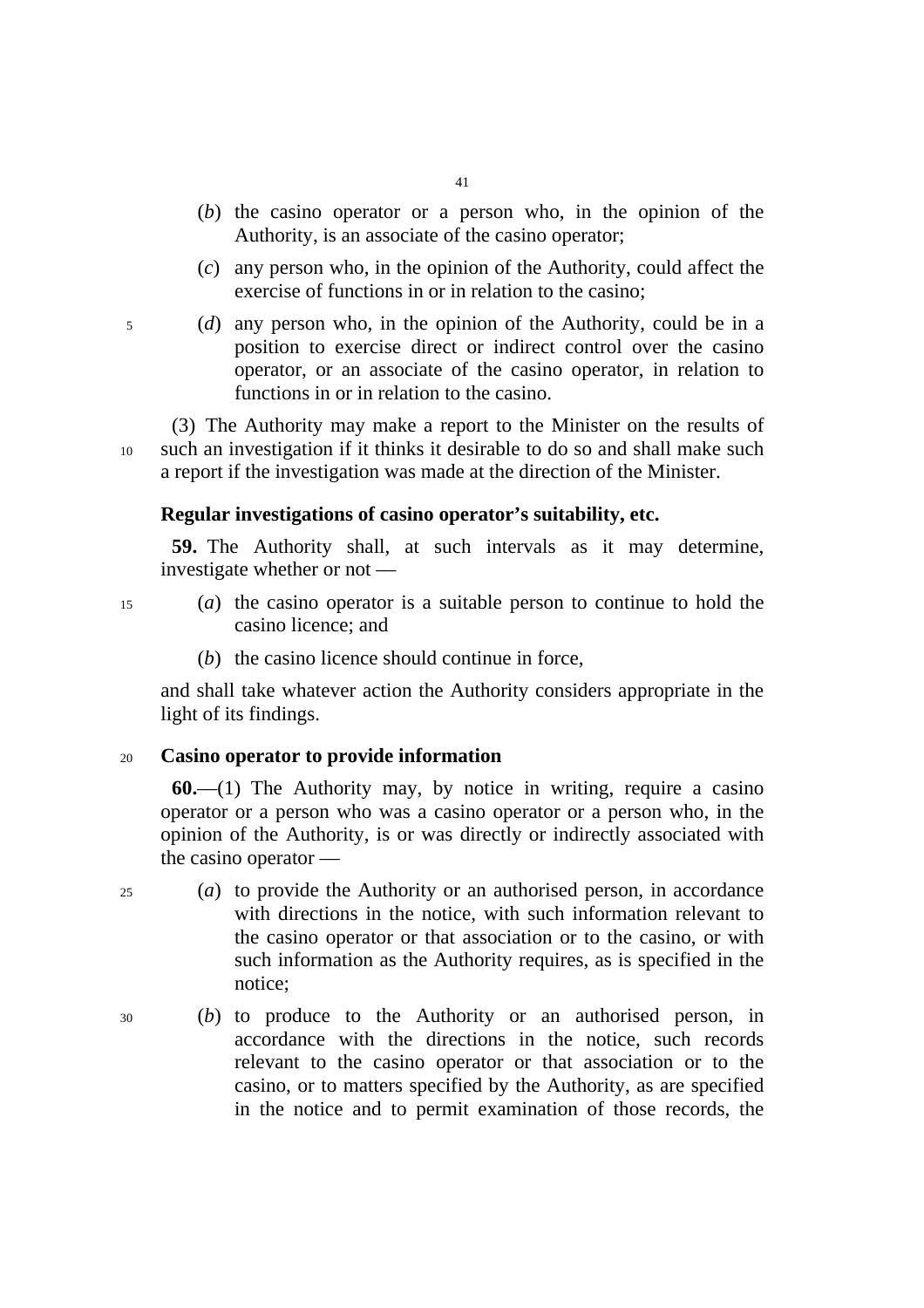(*b*) the casino operator or a person who, in the opinion of the Authority, is an associate of the casino operator;

(*c*) any person who, in the opinion of the Authority, could affect the exercise of functions in or in relation to the casino;

(*d*) any person who, in the opinion of the Authority, could be in a position to exercise direct or indirect control over the casino operator, or an associate of the casino operator, in relation to functions in or in relation to the casino.

(3) The Authority may make a report to the Minister on the results of such an investigation if it thinks it desirable to do so and shall make such a report if the investigation was made at the direction of the Minister.

**Regular investigations of casino operator's suitability, etc.**

**59.** The Authority shall, at such intervals as it may determine, investigate whether or not —

(*a*) the casino operator is a suitable person to continue to hold the casino licence; and

(*b*) the casino licence should continue in force,

and shall take whatever action the Authority considers appropriate in the light of its findings.

**Casino operator to provide information**

**60.**—(1) The Authority may, by notice in writing, require a casino operator or a person who was a casino operator or a person who, in the opinion of the Authority, is or was directly or indirectly associated with the casino operator —

(*a*) to provide the Authority or an authorised person, in accordance with directions in the notice, with such information relevant to the casino operator or that association or to the casino, or with such information as the Authority requires, as is specified in the notice;

(*b*) to produce to the Authority or an authorised person, in accordance with the directions in the notice, such records relevant to the casino operator or that association or to the casino, or to matters specified by the Authority, as are specified in the notice and to permit examination of those records, the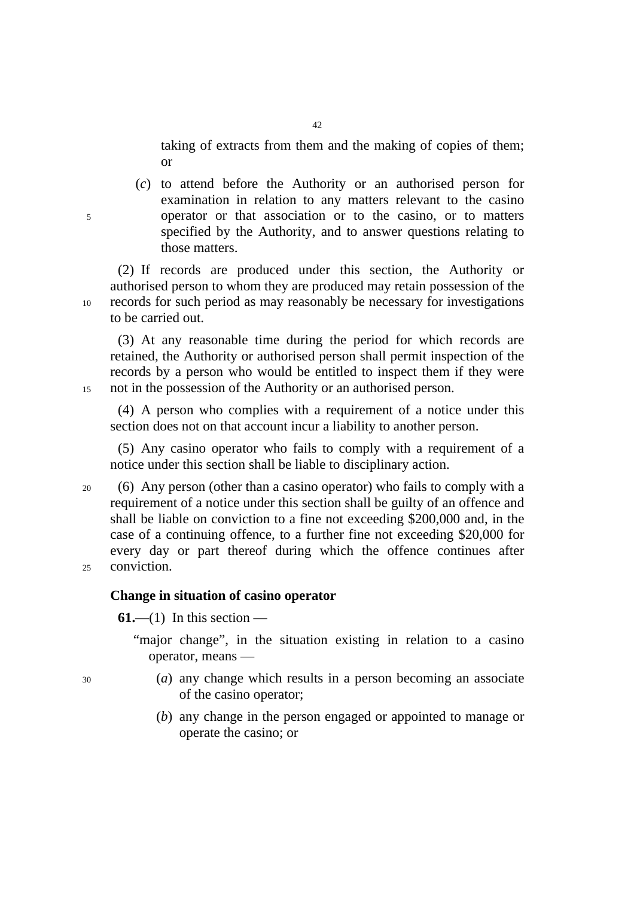taking of extracts from them and the making of copies of them; or

(*c*) to attend before the Authority or an authorised person for examination in relation to any matters relevant to the casino operator or that association or to the casino, or to matters specified by the Authority, and to answer questions relating to those matters.

(2) If records are produced under this section, the Authority or authorised person to whom they are produced may retain possession of the records for such period as may reasonably be necessary for investigations to be carried out.

(3) At any reasonable time during the period for which records are retained, the Authority or authorised person shall permit inspection of the records by a person who would be entitled to inspect them if they were not in the possession of the Authority or an authorised person.

(4) A person who complies with a requirement of a notice under this section does not on that account incur a liability to another person.

(5) Any casino operator who fails to comply with a requirement of a notice under this section shall be liable to disciplinary action.

(6) Any person (other than a casino operator) who fails to comply with a requirement of a notice under this section shall be guilty of an offence and shall be liable on conviction to a fine not exceeding $200,000 and, in the case of a continuing offence, to a further fine not exceeding $20,000 for every day or part thereof during which the offence continues after conviction.

**Change in situation of casino operator**

**61.**—(1) In this section —

"major change", in the situation existing in relation to a casino operator, means —

(*a*) any change which results in a person becoming an associate of the casino operator;

(*b*) any change in the person engaged or appointed to manage or operate the casino; or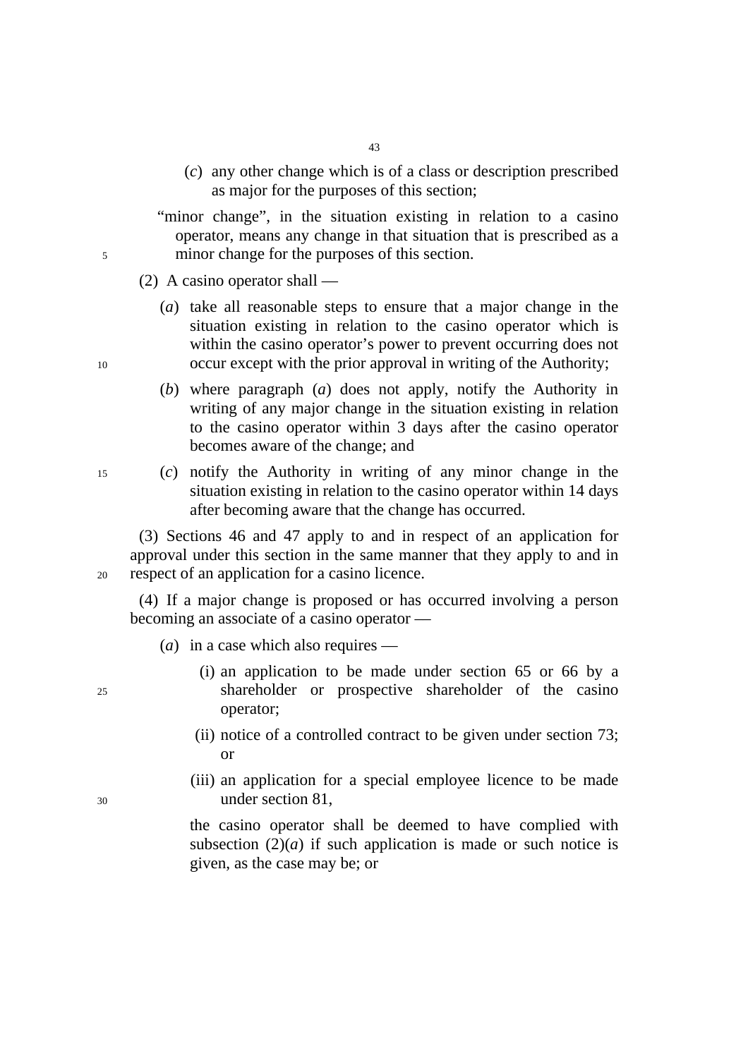(*c*) any other change which is of a class or description prescribed as major for the purposes of this section;

"minor change", in the situation existing in relation to a casino operator, means any change in that situation that is prescribed as a minor change for the purposes of this section.

(2) A casino operator shall —

(*a*) take all reasonable steps to ensure that a major change in the situation existing in relation to the casino operator which is within the casino operator's power to prevent occurring does not occur except with the prior approval in writing of the Authority;

(*b*) where paragraph (*a*) does not apply, notify the Authority in writing of any major change in the situation existing in relation to the casino operator within 3 days after the casino operator becomes aware of the change; and

(*c*) notify the Authority in writing of any minor change in the situation existing in relation to the casino operator within 14 days after becoming aware that the change has occurred.

(3) Sections 46 and 47 apply to and in respect of an application for approval under this section in the same manner that they apply to and in respect of an application for a casino licence.

(4) If a major change is proposed or has occurred involving a person becoming an associate of a casino operator —

(*a*) in a case which also requires —

(i) an application to be made under section 65 or 66 by a shareholder or prospective shareholder of the casino operator;

(ii) notice of a controlled contract to be given under section 73; or

(iii) an application for a special employee licence to be made under section 81,

the casino operator shall be deemed to have complied with subsection (2)(*a*) if such application is made or such notice is given, as the case may be; or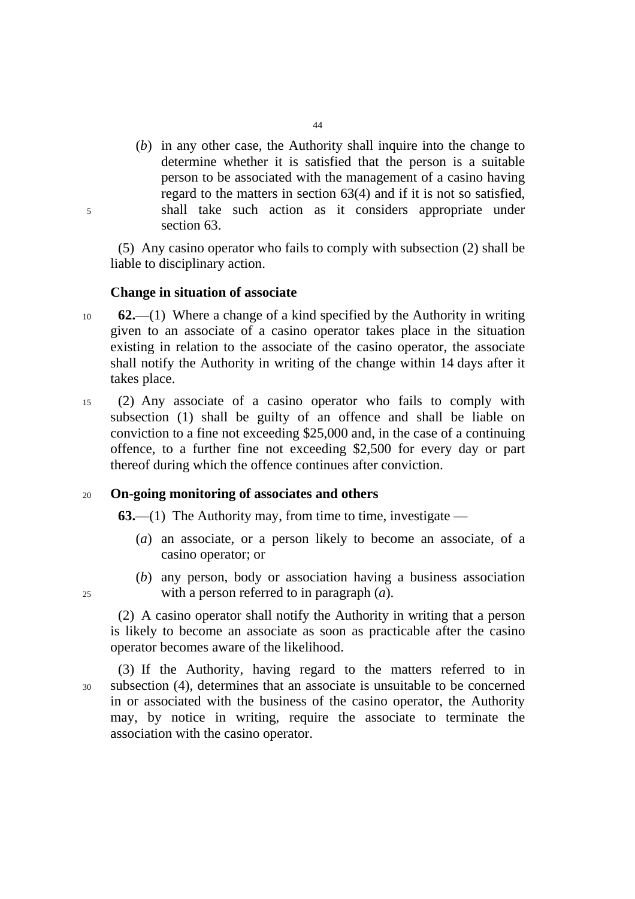(*b*) in any other case, the Authority shall inquire into the change to determine whether it is satisfied that the person is a suitable person to be associated with the management of a casino having regard to the matters in section 63(4) and if it is not so satisfied, shall take such action as it considers appropriate under section 63.

(5) Any casino operator who fails to comply with subsection (2) shall be liable to disciplinary action.

**Change in situation of associate**

**62.**—(1) Where a change of a kind specified by the Authority in writing given to an associate of a casino operator takes place in the situation existing in relation to the associate of the casino operator, the associate shall notify the Authority in writing of the change within 14 days after it takes place.

(2) Any associate of a casino operator who fails to comply with subsection (1) shall be guilty of an offence and shall be liable on conviction to a fine not exceeding $25,000 and, in the case of a continuing offence, to a further fine not exceeding $2,500 for every day or part thereof during which the offence continues after conviction.

**On-going monitoring of associates and others**

**63.**—(1) The Authority may, from time to time, investigate —

(*a*) an associate, or a person likely to become an associate, of a casino operator; or

(*b*) any person, body or association having a business association with a person referred to in paragraph (*a*).

(2) A casino operator shall notify the Authority in writing that a person is likely to become an associate as soon as practicable after the casino operator becomes aware of the likelihood.

(3) If the Authority, having regard to the matters referred to in subsection (4), determines that an associate is unsuitable to be concerned in or associated with the business of the casino operator, the Authority may, by notice in writing, require the associate to terminate the association with the casino operator.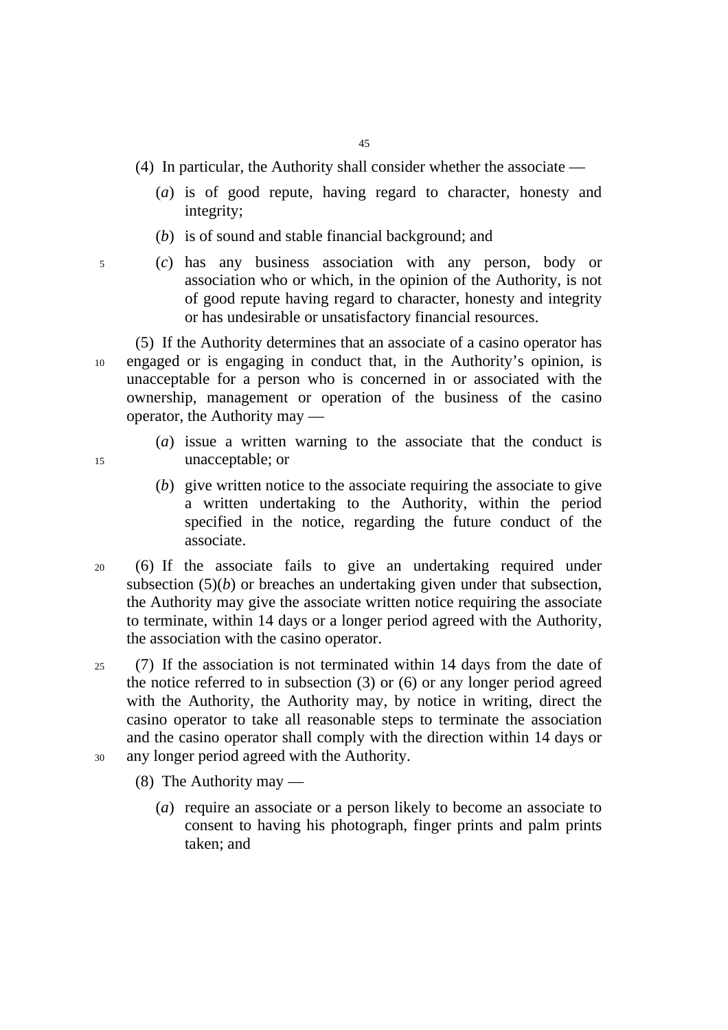(4) In particular, the Authority shall consider whether the associate —

(*a*) is of good repute, having regard to character, honesty and integrity;

(*b*) is of sound and stable financial background; and

(*c*) has any business association with any person, body or association who or which, in the opinion of the Authority, is not of good repute having regard to character, honesty and integrity or has undesirable or unsatisfactory financial resources.

(5) If the Authority determines that an associate of a casino operator has engaged or is engaging in conduct that, in the Authority's opinion, is unacceptable for a person who is concerned in or associated with the ownership, management or operation of the business of the casino operator, the Authority may —

(*a*) issue a written warning to the associate that the conduct is unacceptable; or

(*b*) give written notice to the associate requiring the associate to give a written undertaking to the Authority, within the period specified in the notice, regarding the future conduct of the associate.

(6) If the associate fails to give an undertaking required under subsection (5)(*b*) or breaches an undertaking given under that subsection, the Authority may give the associate written notice requiring the associate to terminate, within 14 days or a longer period agreed with the Authority, the association with the casino operator.

(7) If the association is not terminated within 14 days from the date of the notice referred to in subsection (3) or (6) or any longer period agreed with the Authority, the Authority may, by notice in writing, direct the casino operator to take all reasonable steps to terminate the association and the casino operator shall comply with the direction within 14 days or any longer period agreed with the Authority.

(8) The Authority may —

(*a*) require an associate or a person likely to become an associate to consent to having his photograph, finger prints and palm prints taken; and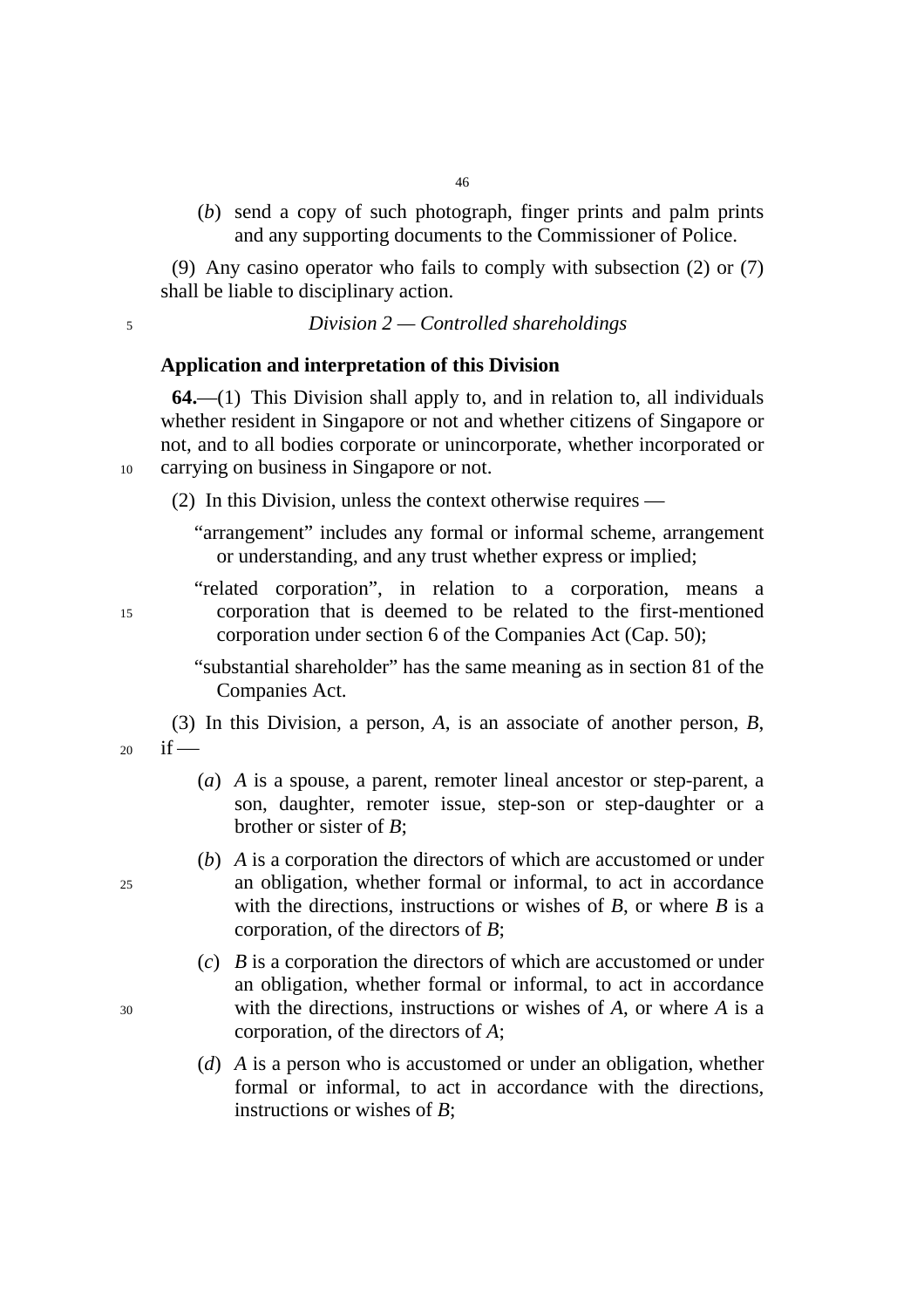(b) send a copy of such photograph, finger prints and palm prints and any supporting documents to the Commissioner of Police.

(9) Any casino operator who fails to comply with subsection (2) or (7) shall be liable to disciplinary action.

*Division 2 — Controlled shareholdings*

**Application and interpretation of this Division**

**64.**—(1) This Division shall apply to, and in relation to, all individuals whether resident in Singapore or not and whether citizens of Singapore or not, and to all bodies corporate or unincorporate, whether incorporated or carrying on business in Singapore or not.

(2) In this Division, unless the context otherwise requires —

"arrangement" includes any formal or informal scheme, arrangement or understanding, and any trust whether express or implied;

"related corporation", in relation to a corporation, means a corporation that is deemed to be related to the first-mentioned corporation under section 6 of the Companies Act (Cap. 50);

"substantial shareholder" has the same meaning as in section 81 of the Companies Act.

(3) In this Division, a person, *A*, is an associate of another person, *B*, if —

(*a*) *A* is a spouse, a parent, remoter lineal ancestor or step-parent, a son, daughter, remoter issue, step-son or step-daughter or a brother or sister of *B*;

(*b*) *A* is a corporation the directors of which are accustomed or under an obligation, whether formal or informal, to act in accordance with the directions, instructions or wishes of *B*, or where *B* is a corporation, of the directors of *B*;

(*c*) *B* is a corporation the directors of which are accustomed or under an obligation, whether formal or informal, to act in accordance with the directions, instructions or wishes of *A*, or where *A* is a corporation, of the directors of *A*;

(*d*) *A* is a person who is accustomed or under an obligation, whether formal or informal, to act in accordance with the directions, instructions or wishes of *B*;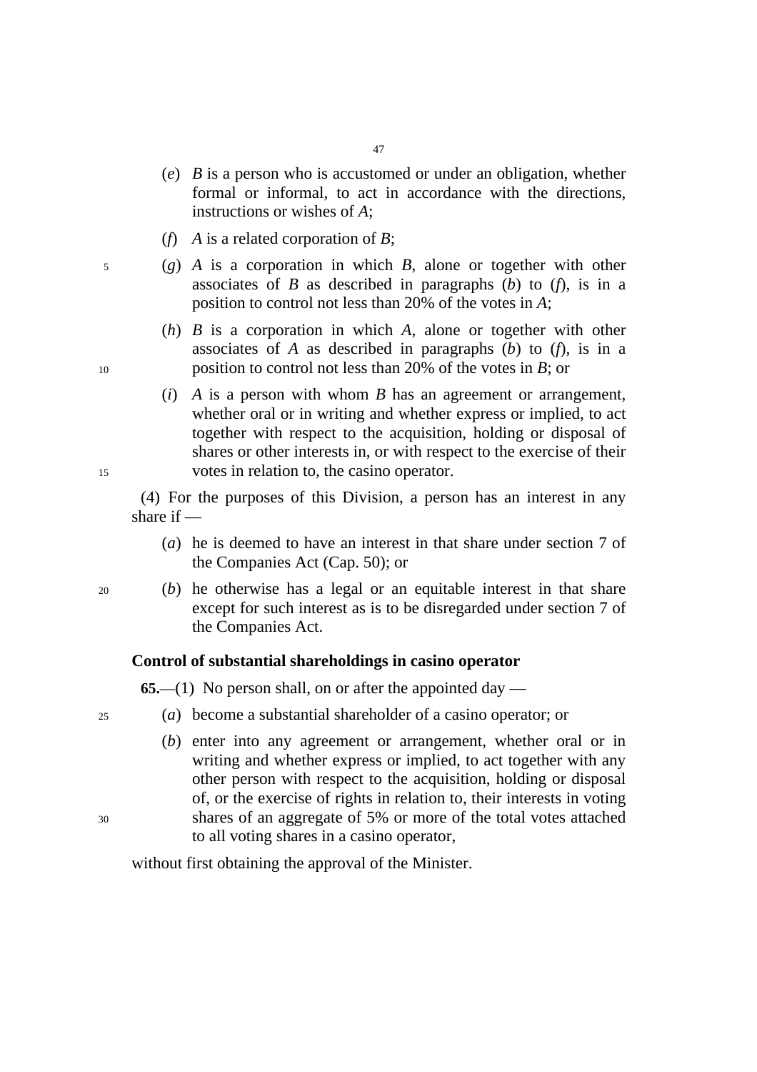(*e*) *B* is a person who is accustomed or under an obligation, whether formal or informal, to act in accordance with the directions, instructions or wishes of *A*;

(*f*) *A* is a related corporation of *B*;

(*g*) *A* is a corporation in which *B*, alone or together with other associates of *B* as described in paragraphs (*b*) to (*f*), is in a position to control not less than 20% of the votes in *A*;

(*h*) *B* is a corporation in which *A*, alone or together with other associates of *A* as described in paragraphs (*b*) to (*f*), is in a position to control not less than 20% of the votes in *B*; or

(*i*) *A* is a person with whom *B* has an agreement or arrangement, whether oral or in writing and whether express or implied, to act together with respect to the acquisition, holding or disposal of shares or other interests in, or with respect to the exercise of their votes in relation to, the casino operator.

(4) For the purposes of this Division, a person has an interest in any share if —

(*a*) he is deemed to have an interest in that share under section 7 of the Companies Act (Cap. 50); or

(*b*) he otherwise has a legal or an equitable interest in that share except for such interest as is to be disregarded under section 7 of the Companies Act.

**Control of substantial shareholdings in casino operator**

**65.**—(1) No person shall, on or after the appointed day —

(*a*) become a substantial shareholder of a casino operator; or

(*b*) enter into any agreement or arrangement, whether oral or in writing and whether express or implied, to act together with any other person with respect to the acquisition, holding or disposal of, or the exercise of rights in relation to, their interests in voting shares of an aggregate of 5% or more of the total votes attached to all voting shares in a casino operator,

without first obtaining the approval of the Minister.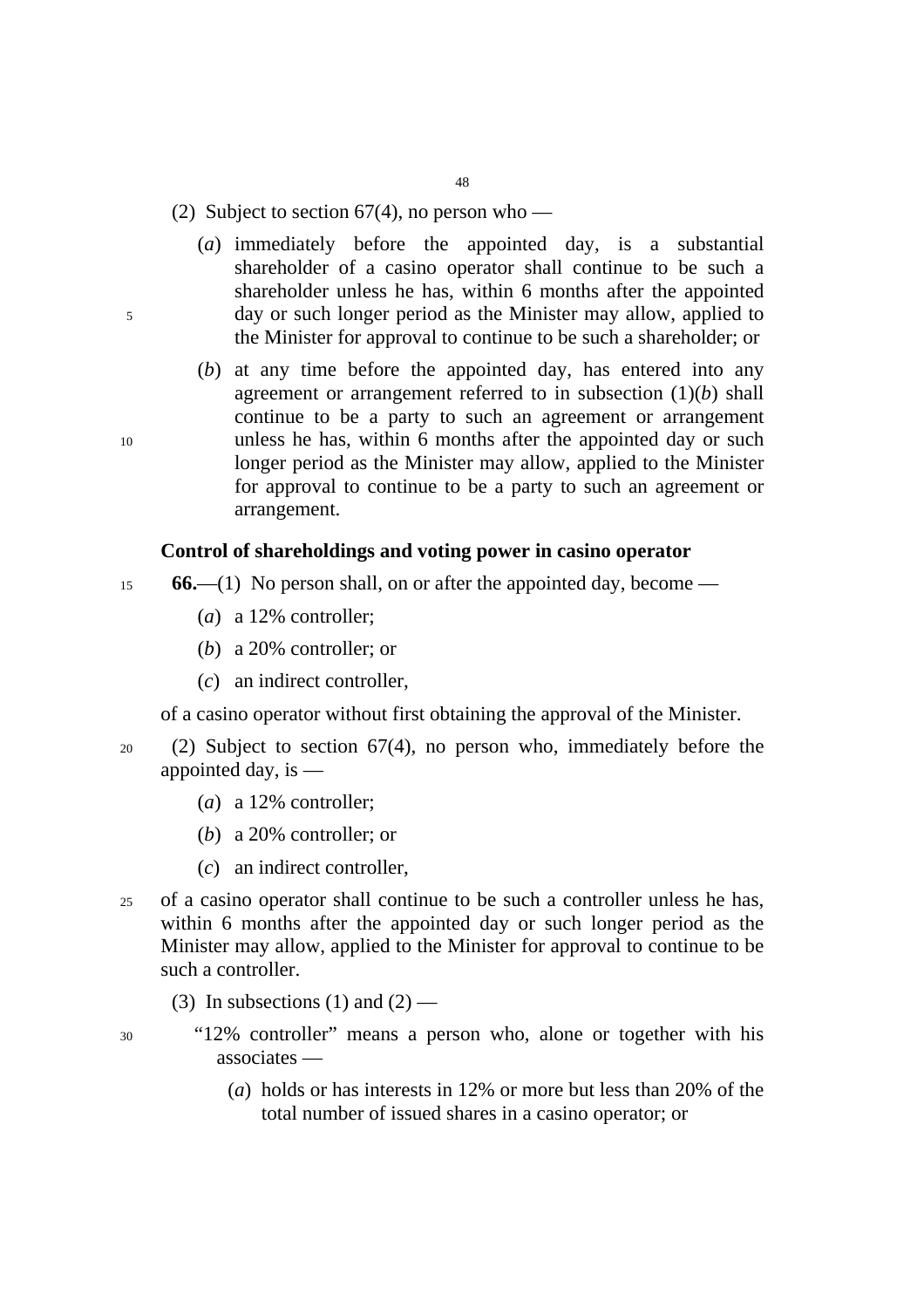(2) Subject to section 67(4), no person who —

(*a*) immediately before the appointed day, is a substantial shareholder of a casino operator shall continue to be such a shareholder unless he has, within 6 months after the appointed day or such longer period as the Minister may allow, applied to the Minister for approval to continue to be such a shareholder; or

(*b*) at any time before the appointed day, has entered into any agreement or arrangement referred to in subsection (1)(*b*) shall continue to be a party to such an agreement or arrangement unless he has, within 6 months after the appointed day or such longer period as the Minister may allow, applied to the Minister for approval to continue to be a party to such an agreement or arrangement.

**Control of shareholdings and voting power in casino operator**

**66.**—(1) No person shall, on or after the appointed day, become —

(*a*) a 12% controller;

(*b*) a 20% controller; or

(*c*) an indirect controller,

of a casino operator without first obtaining the approval of the Minister.

(2) Subject to section 67(4), no person who, immediately before the appointed day, is —

(*a*) a 12% controller;

(*b*) a 20% controller; or

(*c*) an indirect controller,

of a casino operator shall continue to be such a controller unless he has, within 6 months after the appointed day or such longer period as the Minister may allow, applied to the Minister for approval to continue to be such a controller.

(3) In subsections (1) and (2) —

"12% controller" means a person who, alone or together with his associates —

(*a*) holds or has interests in 12% or more but less than 20% of the total number of issued shares in a casino operator; or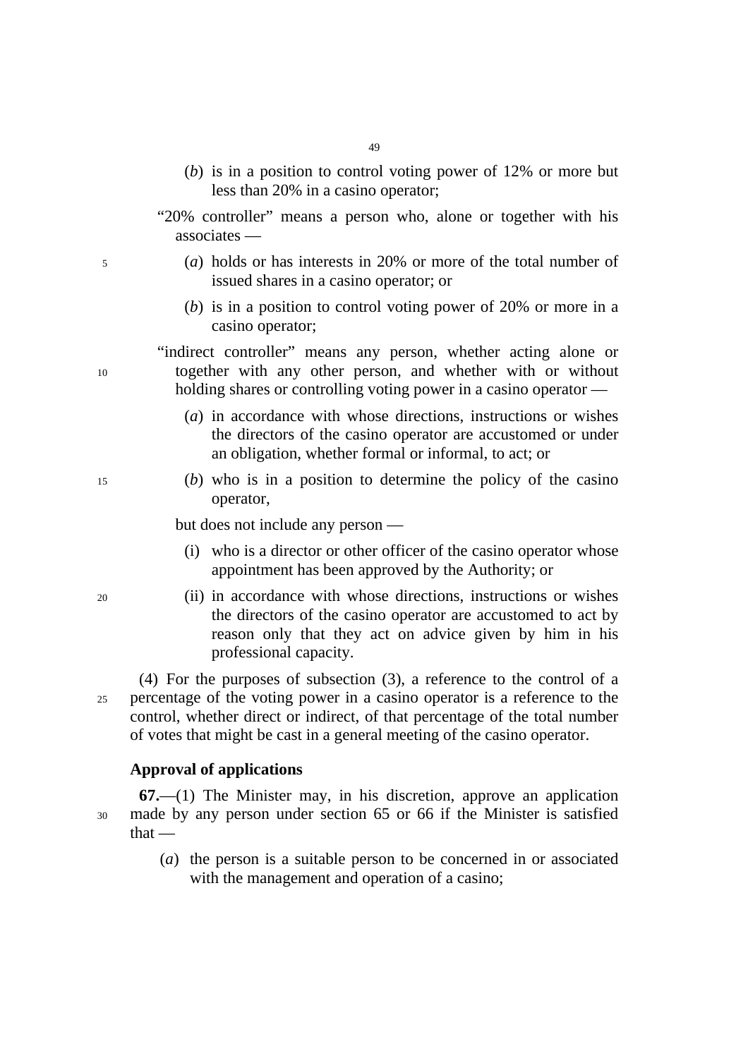(*b*) is in a position to control voting power of 12% or more but less than 20% in a casino operator;

"20% controller" means a person who, alone or together with his associates —

(*a*) holds or has interests in 20% or more of the total number of issued shares in a casino operator; or

(*b*) is in a position to control voting power of 20% or more in a casino operator;

"indirect controller" means any person, whether acting alone or together with any other person, and whether with or without holding shares or controlling voting power in a casino operator —

(*a*) in accordance with whose directions, instructions or wishes the directors of the casino operator are accustomed or under an obligation, whether formal or informal, to act; or

(*b*) who is in a position to determine the policy of the casino operator,

but does not include any person —

(i) who is a director or other officer of the casino operator whose appointment has been approved by the Authority; or

(ii) in accordance with whose directions, instructions or wishes the directors of the casino operator are accustomed to act by reason only that they act on advice given by him in his professional capacity.

(4) For the purposes of subsection (3), a reference to the control of a percentage of the voting power in a casino operator is a reference to the control, whether direct or indirect, of that percentage of the total number of votes that might be cast in a general meeting of the casino operator.

**Approval of applications**

**67.**—(1) The Minister may, in his discretion, approve an application made by any person under section 65 or 66 if the Minister is satisfied that —

(*a*) the person is a suitable person to be concerned in or associated with the management and operation of a casino;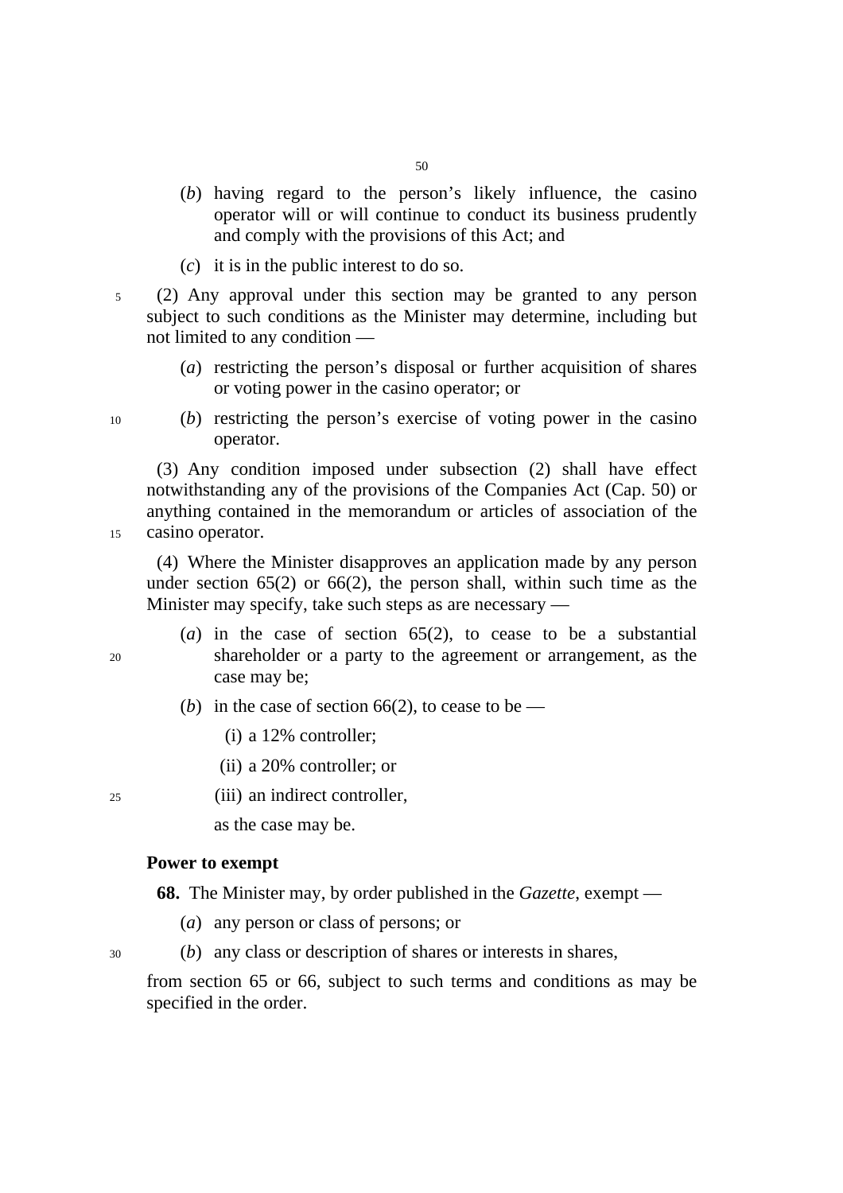(*b*) having regard to the person's likely influence, the casino operator will or will continue to conduct its business prudently and comply with the provisions of this Act; and

(*c*) it is in the public interest to do so.

(2) Any approval under this section may be granted to any person subject to such conditions as the Minister may determine, including but not limited to any condition —

(*a*) restricting the person's disposal or further acquisition of shares or voting power in the casino operator; or

(*b*) restricting the person's exercise of voting power in the casino operator.

(3) Any condition imposed under subsection (2) shall have effect notwithstanding any of the provisions of the Companies Act (Cap. 50) or anything contained in the memorandum or articles of association of the casino operator.

(4) Where the Minister disapproves an application made by any person under section 65(2) or 66(2), the person shall, within such time as the Minister may specify, take such steps as are necessary —

(*a*) in the case of section 65(2), to cease to be a substantial shareholder or a party to the agreement or arrangement, as the case may be;

(*b*) in the case of section 66(2), to cease to be —

(i) a 12% controller;

(ii) a 20% controller; or

(iii) an indirect controller,

as the case may be.

**Power to exempt**

**68.** The Minister may, by order published in the *Gazette*, exempt —

(*a*) any person or class of persons; or

(*b*) any class or description of shares or interests in shares,

from section 65 or 66, subject to such terms and conditions as may be specified in the order.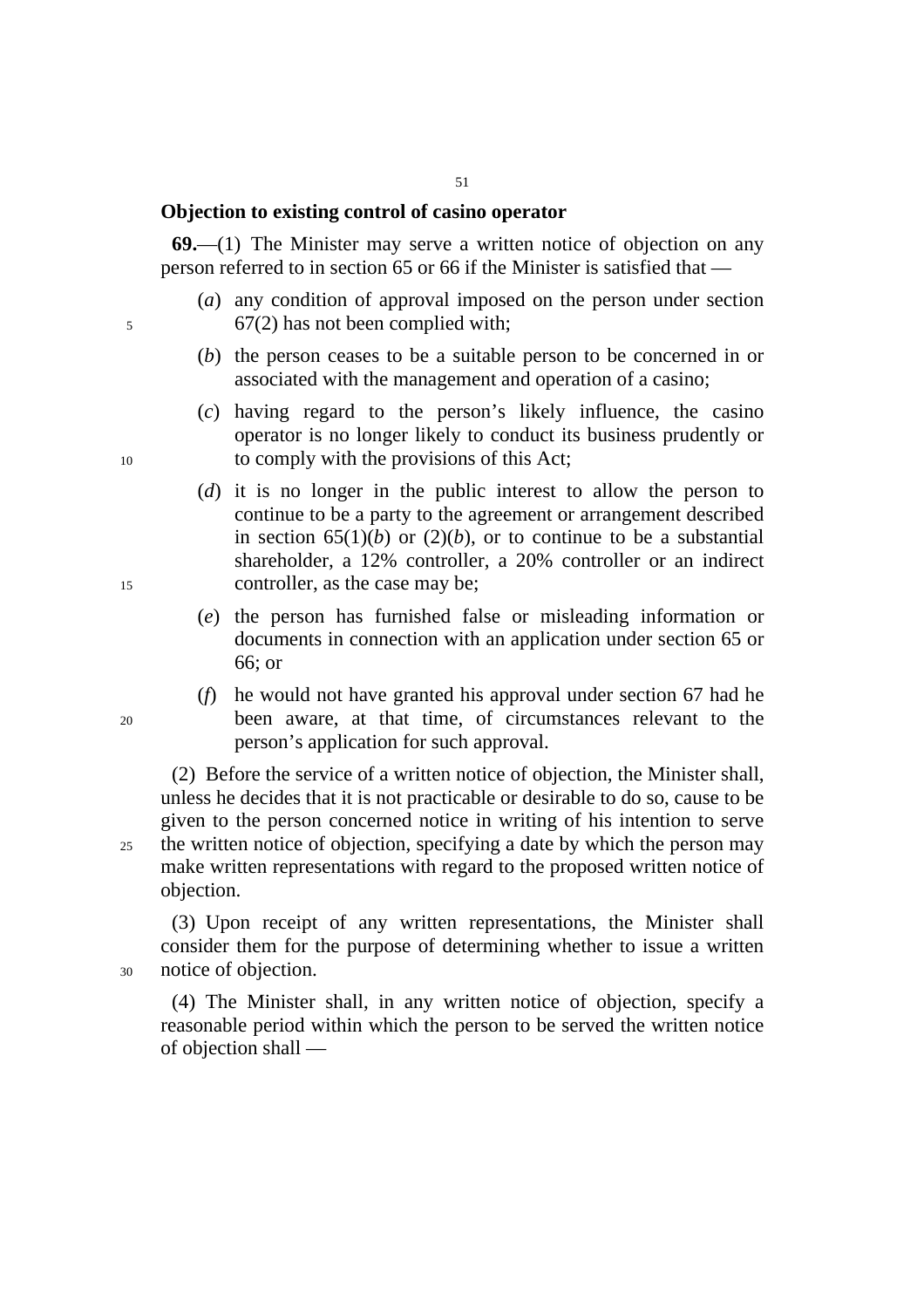**Objection to existing control of casino operator**

**69.**—(1) The Minister may serve a written notice of objection on any person referred to in section 65 or 66 if the Minister is satisfied that —

(*a*) any condition of approval imposed on the person under section 67(2) has not been complied with;

(*b*) the person ceases to be a suitable person to be concerned in or associated with the management and operation of a casino;

(*c*) having regard to the person's likely influence, the casino operator is no longer likely to conduct its business prudently or to comply with the provisions of this Act;

(*d*) it is no longer in the public interest to allow the person to continue to be a party to the agreement or arrangement described in section 65(1)(*b*) or (2)(*b*), or to continue to be a substantial shareholder, a 12% controller, a 20% controller or an indirect controller, as the case may be;

(*e*) the person has furnished false or misleading information or documents in connection with an application under section 65 or 66; or

(*f*) he would not have granted his approval under section 67 had he been aware, at that time, of circumstances relevant to the person's application for such approval.

(2) Before the service of a written notice of objection, the Minister shall, unless he decides that it is not practicable or desirable to do so, cause to be given to the person concerned notice in writing of his intention to serve the written notice of objection, specifying a date by which the person may make written representations with regard to the proposed written notice of objection.

(3) Upon receipt of any written representations, the Minister shall consider them for the purpose of determining whether to issue a written notice of objection.

(4) The Minister shall, in any written notice of objection, specify a reasonable period within which the person to be served the written notice of objection shall —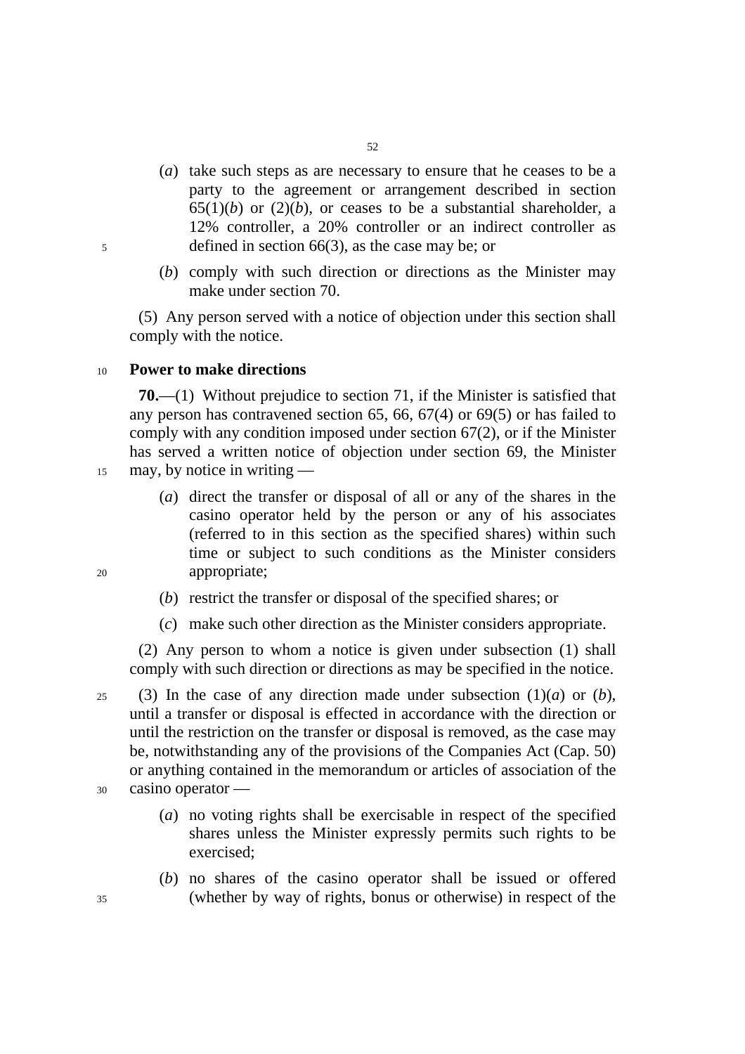(*a*) take such steps as are necessary to ensure that he ceases to be a party to the agreement or arrangement described in section 65(1)(*b*) or (2)(*b*), or ceases to be a substantial shareholder, a 12% controller, a 20% controller or an indirect controller as defined in section 66(3), as the case may be; or

(*b*) comply with such direction or directions as the Minister may make under section 70.

(5) Any person served with a notice of objection under this section shall comply with the notice.

**Power to make directions**

**70.**—(1) Without prejudice to section 71, if the Minister is satisfied that any person has contravened section 65, 66, 67(4) or 69(5) or has failed to comply with any condition imposed under section 67(2), or if the Minister has served a written notice of objection under section 69, the Minister may, by notice in writing —

(*a*) direct the transfer or disposal of all or any of the shares in the casino operator held by the person or any of his associates (referred to in this section as the specified shares) within such time or subject to such conditions as the Minister considers appropriate;

(*b*) restrict the transfer or disposal of the specified shares; or

(*c*) make such other direction as the Minister considers appropriate.

(2) Any person to whom a notice is given under subsection (1) shall comply with such direction or directions as may be specified in the notice.

(3) In the case of any direction made under subsection (1)(*a*) or (*b*), until a transfer or disposal is effected in accordance with the direction or until the restriction on the transfer or disposal is removed, as the case may be, notwithstanding any of the provisions of the Companies Act (Cap. 50) or anything contained in the memorandum or articles of association of the casino operator —

(*a*) no voting rights shall be exercisable in respect of the specified shares unless the Minister expressly permits such rights to be exercised;

(*b*) no shares of the casino operator shall be issued or offered (whether by way of rights, bonus or otherwise) in respect of the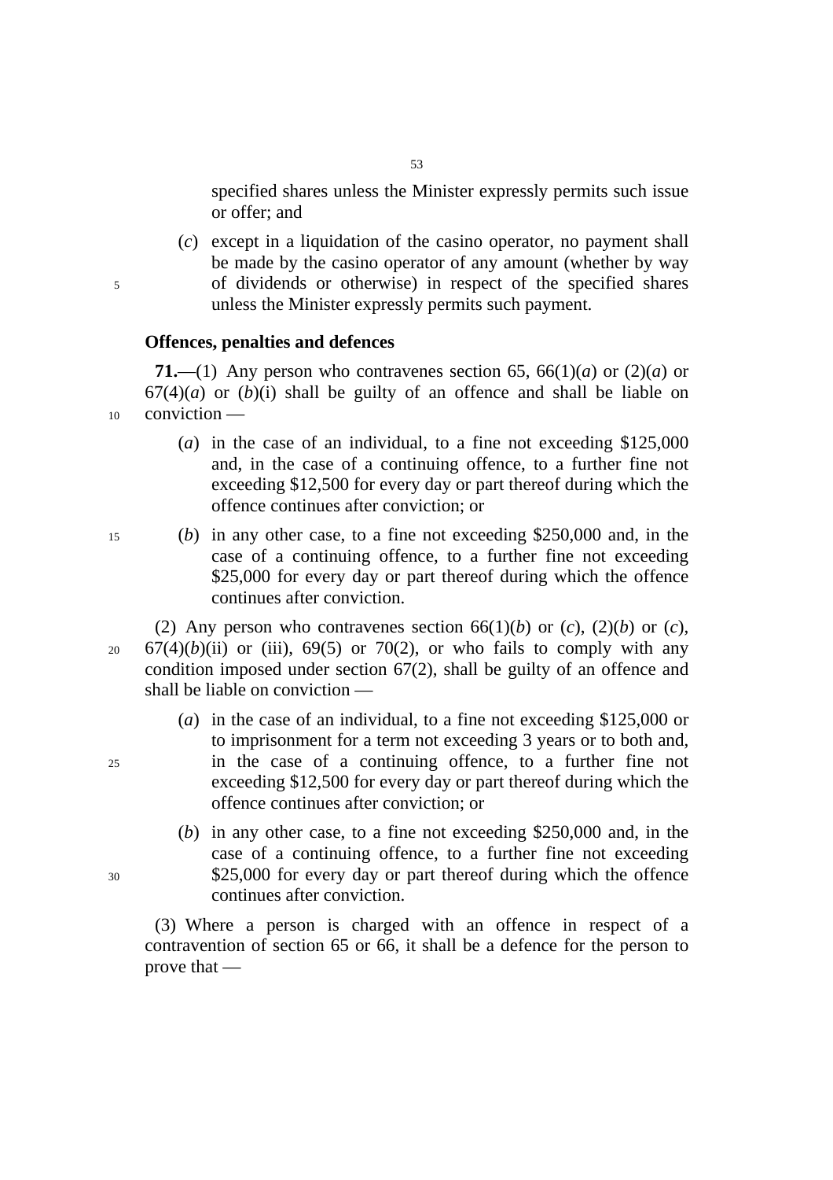specified shares unless the Minister expressly permits such issue or offer; and

(*c*) except in a liquidation of the casino operator, no payment shall be made by the casino operator of any amount (whether by way of dividends or otherwise) in respect of the specified shares unless the Minister expressly permits such payment.

**Offences, penalties and defences**

**71.**—(1) Any person who contravenes section 65, 66(1)(*a*) or (2)(*a*) or 67(4)(*a*) or (*b*)(i) shall be guilty of an offence and shall be liable on conviction —

(*a*) in the case of an individual, to a fine not exceeding $125,000 and, in the case of a continuing offence, to a further fine not exceeding $12,500 for every day or part thereof during which the offence continues after conviction; or

(*b*) in any other case, to a fine not exceeding $250,000 and, in the case of a continuing offence, to a further fine not exceeding $25,000 for every day or part thereof during which the offence continues after conviction.

(2) Any person who contravenes section 66(1)(*b*) or (*c*), (2)(*b*) or (*c*), 67(4)(*b*)(ii) or (iii), 69(5) or 70(2), or who fails to comply with any condition imposed under section 67(2), shall be guilty of an offence and shall be liable on conviction —

(*a*) in the case of an individual, to a fine not exceeding $125,000 or to imprisonment for a term not exceeding 3 years or to both and, in the case of a continuing offence, to a further fine not exceeding $12,500 for every day or part thereof during which the offence continues after conviction; or

(*b*) in any other case, to a fine not exceeding $250,000 and, in the case of a continuing offence, to a further fine not exceeding $25,000 for every day or part thereof during which the offence continues after conviction.

(3) Where a person is charged with an offence in respect of a contravention of section 65 or 66, it shall be a defence for the person to prove that —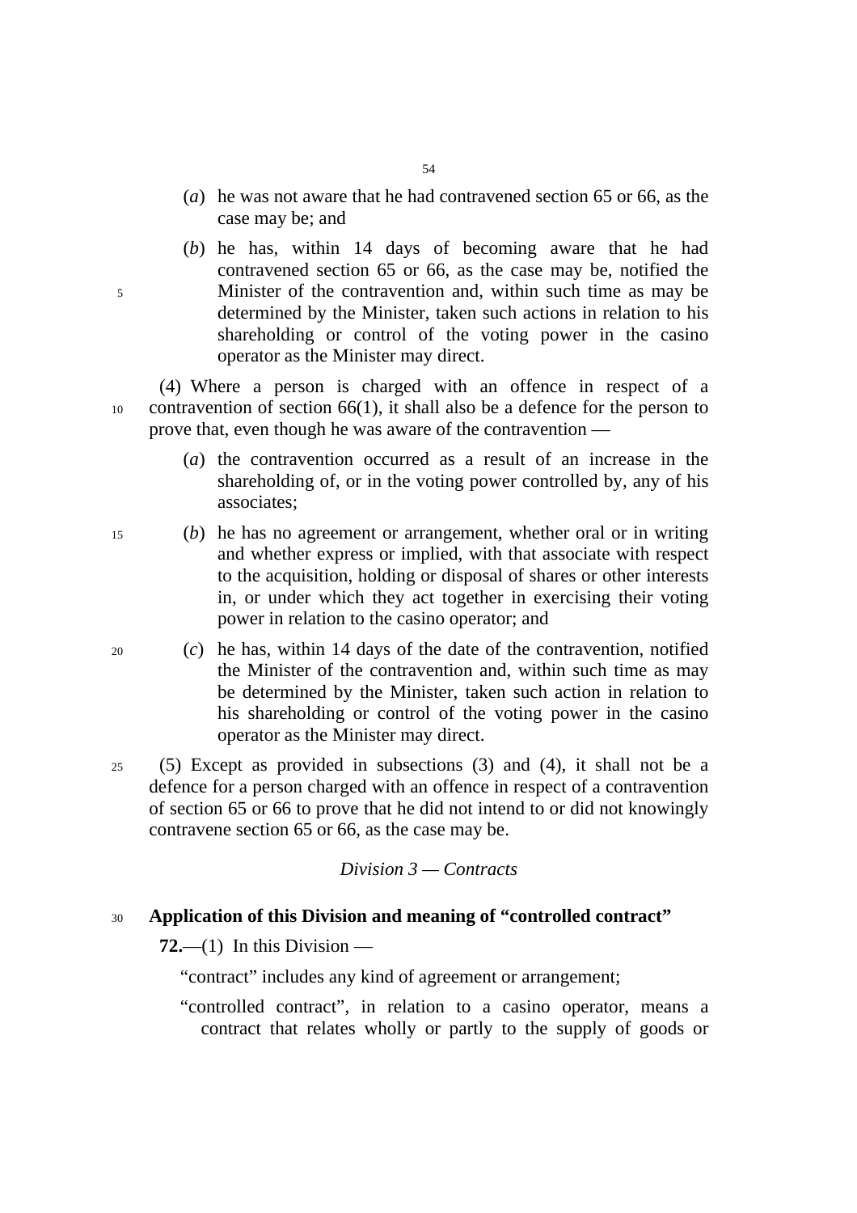(*a*) he was not aware that he had contravened section 65 or 66, as the case may be; and

(*b*) he has, within 14 days of becoming aware that he had contravened section 65 or 66, as the case may be, notified the Minister of the contravention and, within such time as may be determined by the Minister, taken such actions in relation to his shareholding or control of the voting power in the casino operator as the Minister may direct.

(4) Where a person is charged with an offence in respect of a contravention of section 66(1), it shall also be a defence for the person to prove that, even though he was aware of the contravention —

(*a*) the contravention occurred as a result of an increase in the shareholding of, or in the voting power controlled by, any of his associates;

(*b*) he has no agreement or arrangement, whether oral or in writing and whether express or implied, with that associate with respect to the acquisition, holding or disposal of shares or other interests in, or under which they act together in exercising their voting power in relation to the casino operator; and

(*c*) he has, within 14 days of the date of the contravention, notified the Minister of the contravention and, within such time as may be determined by the Minister, taken such action in relation to his shareholding or control of the voting power in the casino operator as the Minister may direct.

(5) Except as provided in subsections (3) and (4), it shall not be a defence for a person charged with an offence in respect of a contravention of section 65 or 66 to prove that he did not intend to or did not knowingly contravene section 65 or 66, as the case may be.

*Division 3 — Contracts*

**Application of this Division and meaning of "controlled contract"**

**72.**—(1) In this Division —

"contract" includes any kind of agreement or arrangement;

"controlled contract", in relation to a casino operator, means a contract that relates wholly or partly to the supply of goods or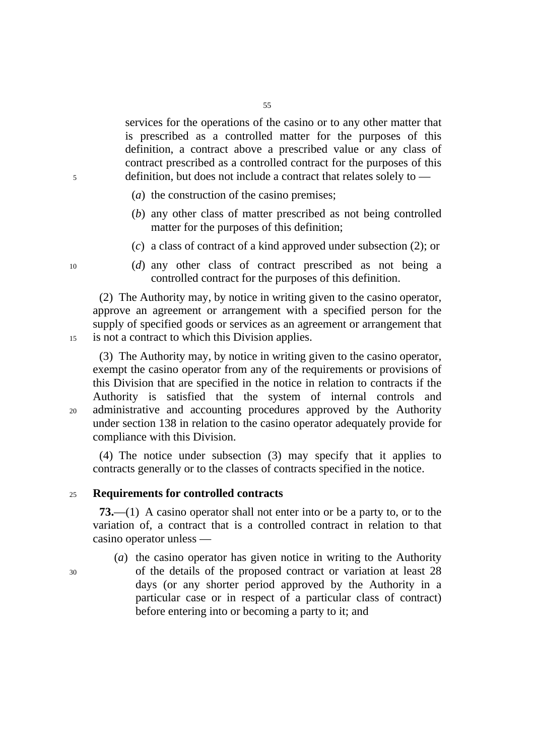services for the operations of the casino or to any other matter that is prescribed as a controlled matter for the purposes of this definition, a contract above a prescribed value or any class of contract prescribed as a controlled contract for the purposes of this definition, but does not include a contract that relates solely to —

(*a*) the construction of the casino premises;

(*b*) any other class of matter prescribed as not being controlled matter for the purposes of this definition;

(*c*) a class of contract of a kind approved under subsection (2); or

(*d*) any other class of contract prescribed as not being a controlled contract for the purposes of this definition.

(2) The Authority may, by notice in writing given to the casino operator, approve an agreement or arrangement with a specified person for the supply of specified goods or services as an agreement or arrangement that is not a contract to which this Division applies.

(3) The Authority may, by notice in writing given to the casino operator, exempt the casino operator from any of the requirements or provisions of this Division that are specified in the notice in relation to contracts if the Authority is satisfied that the system of internal controls and administrative and accounting procedures approved by the Authority under section 138 in relation to the casino operator adequately provide for compliance with this Division.

(4) The notice under subsection (3) may specify that it applies to contracts generally or to the classes of contracts specified in the notice.

**Requirements for controlled contracts**

**73.**—(1) A casino operator shall not enter into or be a party to, or to the variation of, a contract that is a controlled contract in relation to that casino operator unless —

(*a*) the casino operator has given notice in writing to the Authority of the details of the proposed contract or variation at least 28 days (or any shorter period approved by the Authority in a particular case or in respect of a particular class of contract) before entering into or becoming a party to it; and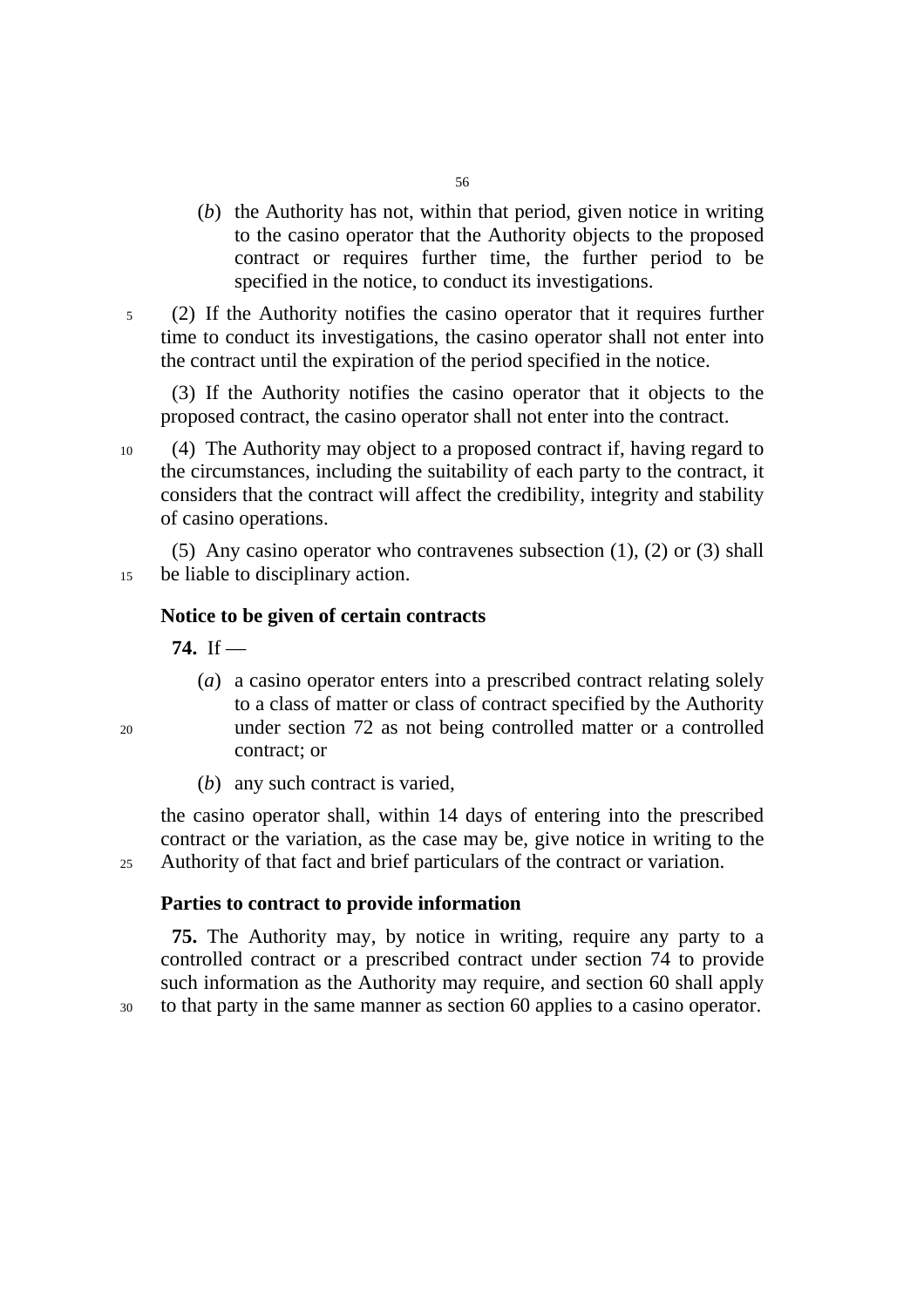(*b*) the Authority has not, within that period, given notice in writing to the casino operator that the Authority objects to the proposed contract or requires further time, the further period to be specified in the notice, to conduct its investigations.

(2) If the Authority notifies the casino operator that it requires further time to conduct its investigations, the casino operator shall not enter into the contract until the expiration of the period specified in the notice.

(3) If the Authority notifies the casino operator that it objects to the proposed contract, the casino operator shall not enter into the contract.

(4) The Authority may object to a proposed contract if, having regard to the circumstances, including the suitability of each party to the contract, it considers that the contract will affect the credibility, integrity and stability of casino operations.

(5) Any casino operator who contravenes subsection (1), (2) or (3) shall be liable to disciplinary action.

**Notice to be given of certain contracts**

**74.** If —

(*a*) a casino operator enters into a prescribed contract relating solely to a class of matter or class of contract specified by the Authority under section 72 as not being controlled matter or a controlled contract; or

(*b*) any such contract is varied,

the casino operator shall, within 14 days of entering into the prescribed contract or the variation, as the case may be, give notice in writing to the Authority of that fact and brief particulars of the contract or variation.

**Parties to contract to provide information**

**75.** The Authority may, by notice in writing, require any party to a controlled contract or a prescribed contract under section 74 to provide such information as the Authority may require, and section 60 shall apply to that party in the same manner as section 60 applies to a casino operator.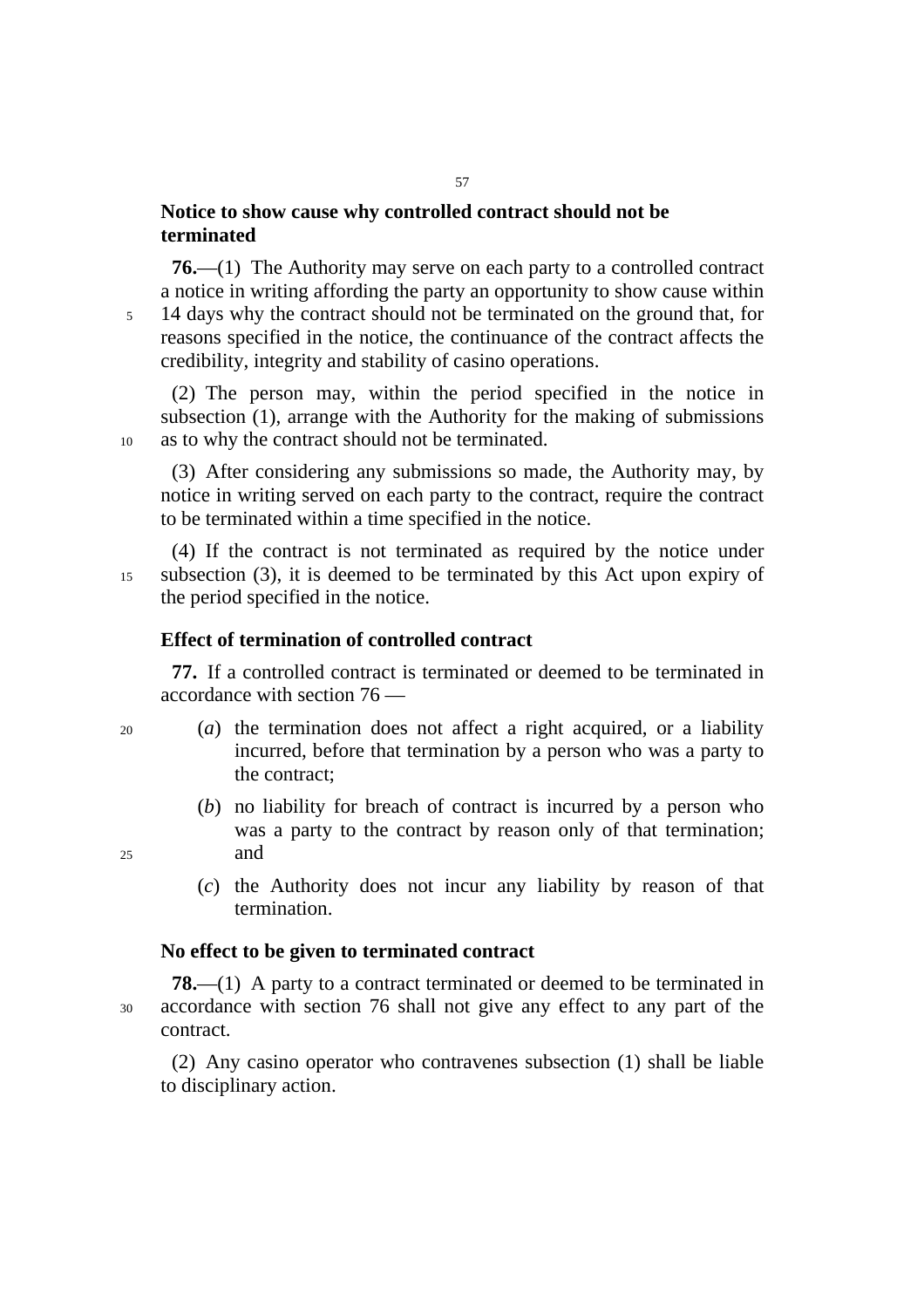### Notice to show cause why controlled contract should not be terminated

**76.**—(1) The Authority may serve on each party to a controlled contract a notice in writing affording the party an opportunity to show cause within 14 days why the contract should not be terminated on the ground that, for reasons specified in the notice, the continuance of the contract affects the credibility, integrity and stability of casino operations.

(2) The person may, within the period specified in the notice in subsection (1), arrange with the Authority for the making of submissions as to why the contract should not be terminated.

(3) After considering any submissions so made, the Authority may, by notice in writing served on each party to the contract, require the contract to be terminated within a time specified in the notice.

(4) If the contract is not terminated as required by the notice under subsection (3), it is deemed to be terminated by this Act upon expiry of the period specified in the notice.

### Effect of termination of controlled contract

**77.** If a controlled contract is terminated or deemed to be terminated in accordance with section 76 —

(*a*) the termination does not affect a right acquired, or a liability incurred, before that termination by a person who was a party to the contract;

(*b*) no liability for breach of contract is incurred by a person who was a party to the contract by reason only of that termination; and

(*c*) the Authority does not incur any liability by reason of that termination.

### No effect to be given to terminated contract

**78.**—(1) A party to a contract terminated or deemed to be terminated in accordance with section 76 shall not give any effect to any part of the contract.

(2) Any casino operator who contravenes subsection (1) shall be liable to disciplinary action.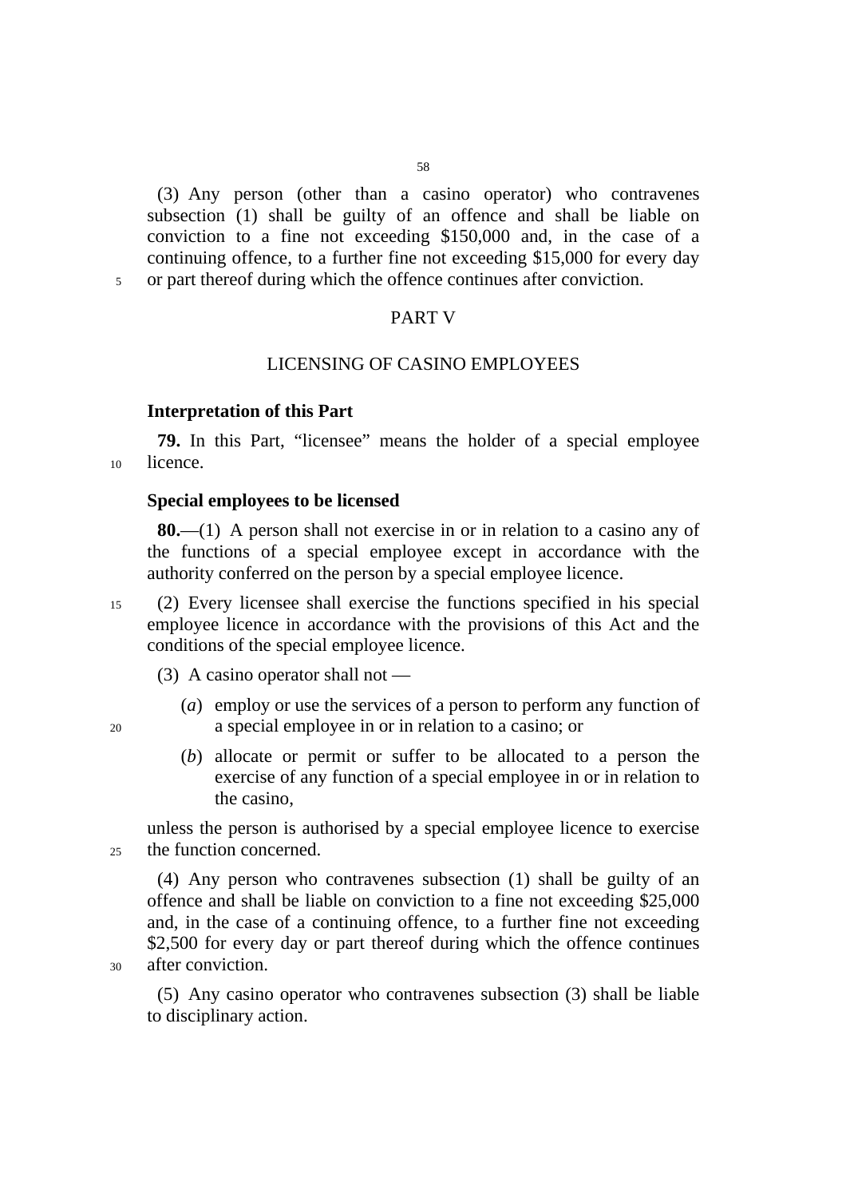(3) Any person (other than a casino operator) who contravenes subsection (1) shall be guilty of an offence and shall be liable on conviction to a fine not exceeding $150,000 and, in the case of a continuing offence, to a further fine not exceeding $15,000 for every day or part thereof during which the offence continues after conviction.

## PART V

## LICENSING OF CASINO EMPLOYEES

**Interpretation of this Part**

**79.** In this Part, “licensee” means the holder of a special employee licence.

**Special employees to be licensed**

**80.**—(1) A person shall not exercise in or in relation to a casino any of the functions of a special employee except in accordance with the authority conferred on the person by a special employee licence.

(2) Every licensee shall exercise the functions specified in his special employee licence in accordance with the provisions of this Act and the conditions of the special employee licence.

(3) A casino operator shall not —

(*a*) employ or use the services of a person to perform any function of a special employee in or in relation to a casino; or

(*b*) allocate or permit or suffer to be allocated to a person the exercise of any function of a special employee in or in relation to the casino,

unless the person is authorised by a special employee licence to exercise the function concerned.

(4) Any person who contravenes subsection (1) shall be guilty of an offence and shall be liable on conviction to a fine not exceeding $25,000 and, in the case of a continuing offence, to a further fine not exceeding $2,500 for every day or part thereof during which the offence continues after conviction.

(5) Any casino operator who contravenes subsection (3) shall be liable to disciplinary action.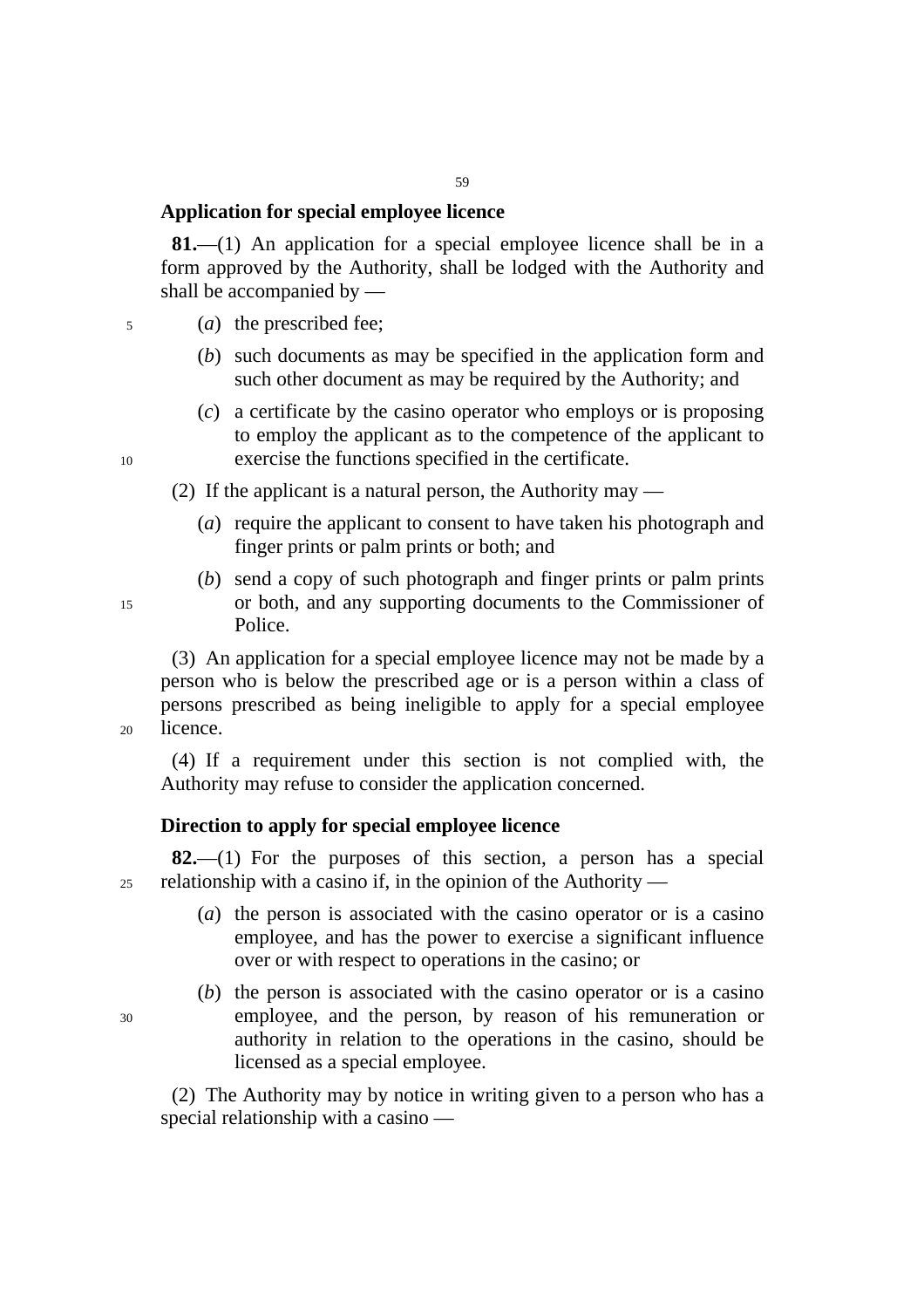### Application for special employee licence

**81.**—(1) An application for a special employee licence shall be in a form approved by the Authority, shall be lodged with the Authority and shall be accompanied by —

(*a*) the prescribed fee;

(*b*) such documents as may be specified in the application form and such other document as may be required by the Authority; and

(*c*) a certificate by the casino operator who employs or is proposing to employ the applicant as to the competence of the applicant to exercise the functions specified in the certificate.

(2) If the applicant is a natural person, the Authority may —

(*a*) require the applicant to consent to have taken his photograph and finger prints or palm prints or both; and

(*b*) send a copy of such photograph and finger prints or palm prints or both, and any supporting documents to the Commissioner of Police.

(3) An application for a special employee licence may not be made by a person who is below the prescribed age or is a person within a class of persons prescribed as being ineligible to apply for a special employee licence.

(4) If a requirement under this section is not complied with, the Authority may refuse to consider the application concerned.

### Direction to apply for special employee licence

**82.**—(1) For the purposes of this section, a person has a special relationship with a casino if, in the opinion of the Authority —

(*a*) the person is associated with the casino operator or is a casino employee, and has the power to exercise a significant influence over or with respect to operations in the casino; or

(*b*) the person is associated with the casino operator or is a casino employee, and the person, by reason of his remuneration or authority in relation to the operations in the casino, should be licensed as a special employee.

(2) The Authority may by notice in writing given to a person who has a special relationship with a casino —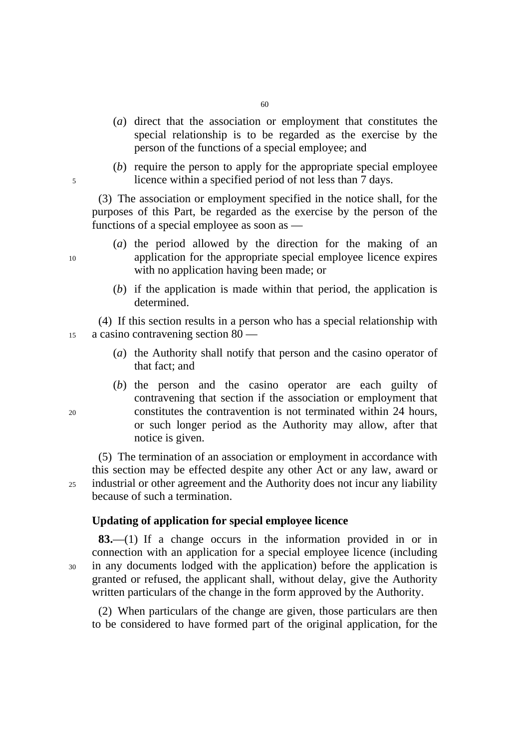(*a*) direct that the association or employment that constitutes the special relationship is to be regarded as the exercise by the person of the functions of a special employee; and

(*b*) require the person to apply for the appropriate special employee licence within a specified period of not less than 7 days.

(3) The association or employment specified in the notice shall, for the purposes of this Part, be regarded as the exercise by the person of the functions of a special employee as soon as —

(*a*) the period allowed by the direction for the making of an application for the appropriate special employee licence expires with no application having been made; or

(*b*) if the application is made within that period, the application is determined.

(4) If this section results in a person who has a special relationship with a casino contravening section 80 —

(*a*) the Authority shall notify that person and the casino operator of that fact; and

(*b*) the person and the casino operator are each guilty of contravening that section if the association or employment that constitutes the contravention is not terminated within 24 hours, or such longer period as the Authority may allow, after that notice is given.

(5) The termination of an association or employment in accordance with this section may be effected despite any other Act or any law, award or industrial or other agreement and the Authority does not incur any liability because of such a termination.

### Updating of application for special employee licence

**83.**—(1) If a change occurs in the information provided in or in connection with an application for a special employee licence (including in any documents lodged with the application) before the application is granted or refused, the applicant shall, without delay, give the Authority written particulars of the change in the form approved by the Authority.

(2) When particulars of the change are given, those particulars are then to be considered to have formed part of the original application, for the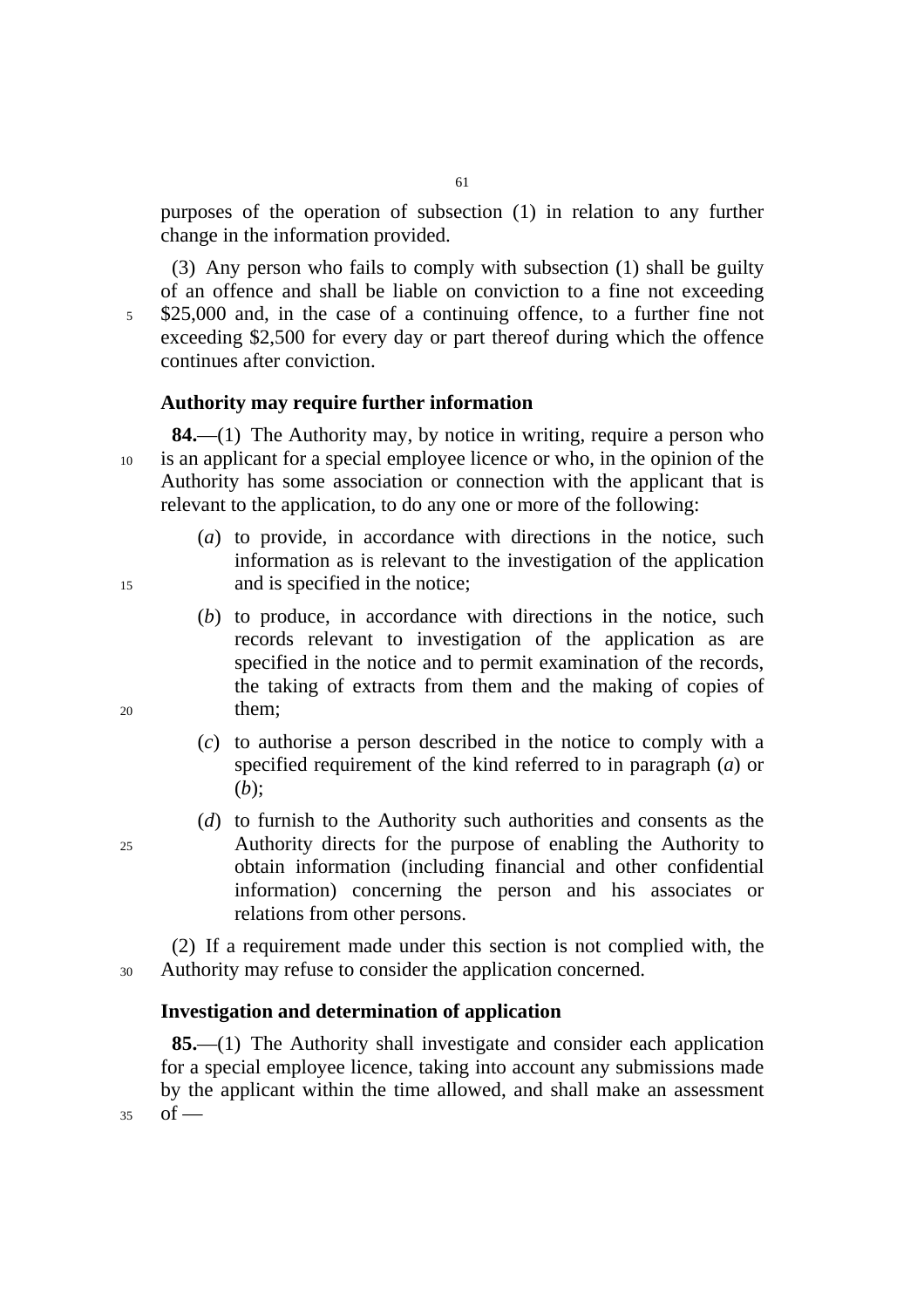purposes of the operation of subsection (1) in relation to any further change in the information provided.

(3) Any person who fails to comply with subsection (1) shall be guilty of an offence and shall be liable on conviction to a fine not exceeding \$25,000 and, in the case of a continuing offence, to a further fine not exceeding \$2,500 for every day or part thereof during which the offence continues after conviction.

**Authority may require further information**

**84.**—(1) The Authority may, by notice in writing, require a person who is an applicant for a special employee licence or who, in the opinion of the Authority has some association or connection with the applicant that is relevant to the application, to do any one or more of the following:

(*a*) to provide, in accordance with directions in the notice, such information as is relevant to the investigation of the application and is specified in the notice;

(*b*) to produce, in accordance with directions in the notice, such records relevant to investigation of the application as are specified in the notice and to permit examination of the records, the taking of extracts from them and the making of copies of them;

(*c*) to authorise a person described in the notice to comply with a specified requirement of the kind referred to in paragraph (*a*) or (*b*);

(*d*) to furnish to the Authority such authorities and consents as the Authority directs for the purpose of enabling the Authority to obtain information (including financial and other confidential information) concerning the person and his associates or relations from other persons.

(2) If a requirement made under this section is not complied with, the Authority may refuse to consider the application concerned.

**Investigation and determination of application**

**85.**—(1) The Authority shall investigate and consider each application for a special employee licence, taking into account any submissions made by the applicant within the time allowed, and shall make an assessment of —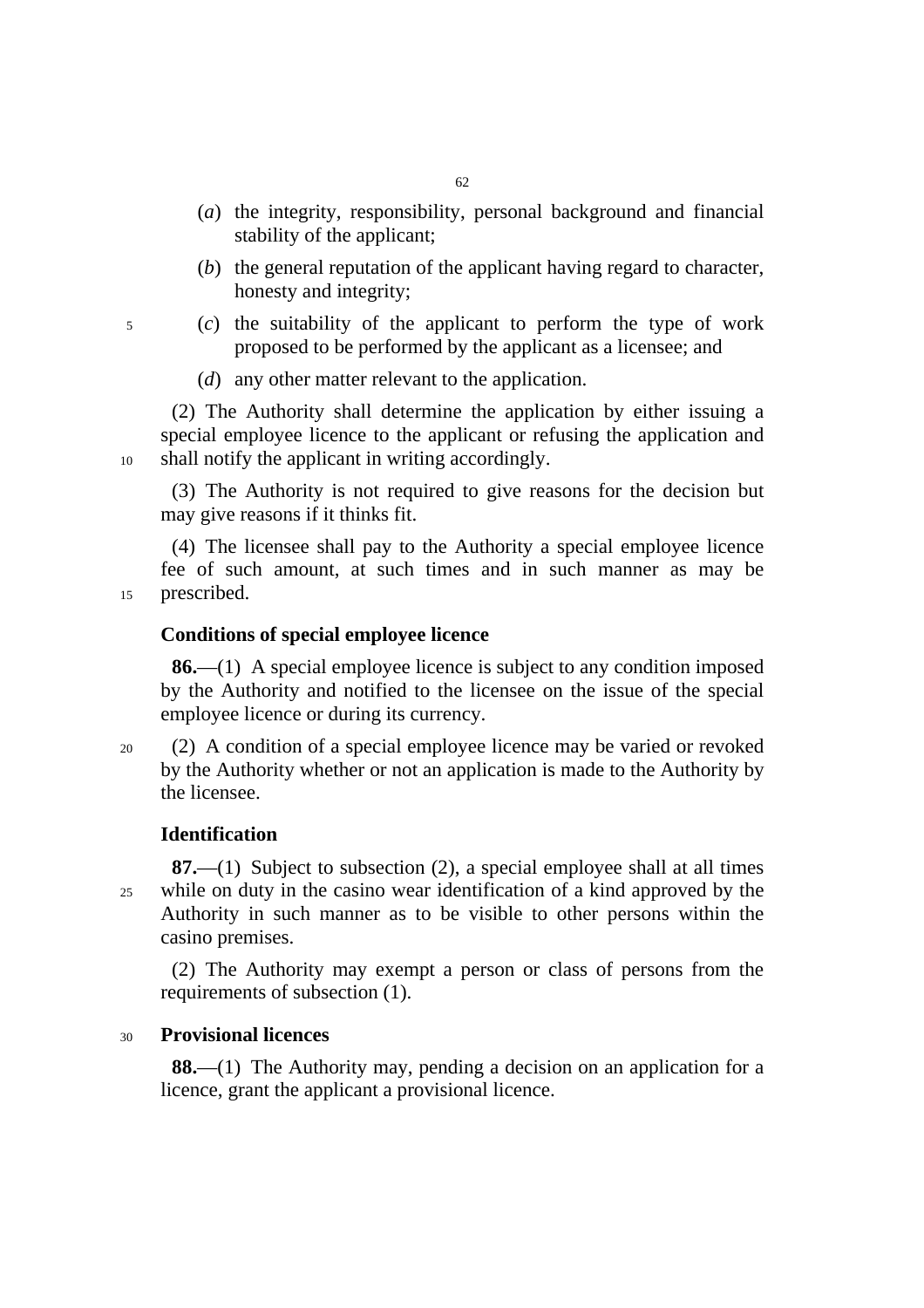(*a*) the integrity, responsibility, personal background and financial stability of the applicant;

(*b*) the general reputation of the applicant having regard to character, honesty and integrity;

(*c*) the suitability of the applicant to perform the type of work proposed to be performed by the applicant as a licensee; and

(*d*) any other matter relevant to the application.

(2) The Authority shall determine the application by either issuing a special employee licence to the applicant or refusing the application and shall notify the applicant in writing accordingly.

(3) The Authority is not required to give reasons for the decision but may give reasons if it thinks fit.

(4) The licensee shall pay to the Authority a special employee licence fee of such amount, at such times and in such manner as may be prescribed.

**Conditions of special employee licence**

**86.**—(1) A special employee licence is subject to any condition imposed by the Authority and notified to the licensee on the issue of the special employee licence or during its currency.

(2) A condition of a special employee licence may be varied or revoked by the Authority whether or not an application is made to the Authority by the licensee.

**Identification**

**87.**—(1) Subject to subsection (2), a special employee shall at all times while on duty in the casino wear identification of a kind approved by the Authority in such manner as to be visible to other persons within the casino premises.

(2) The Authority may exempt a person or class of persons from the requirements of subsection (1).

**Provisional licences**

**88.**—(1) The Authority may, pending a decision on an application for a licence, grant the applicant a provisional licence.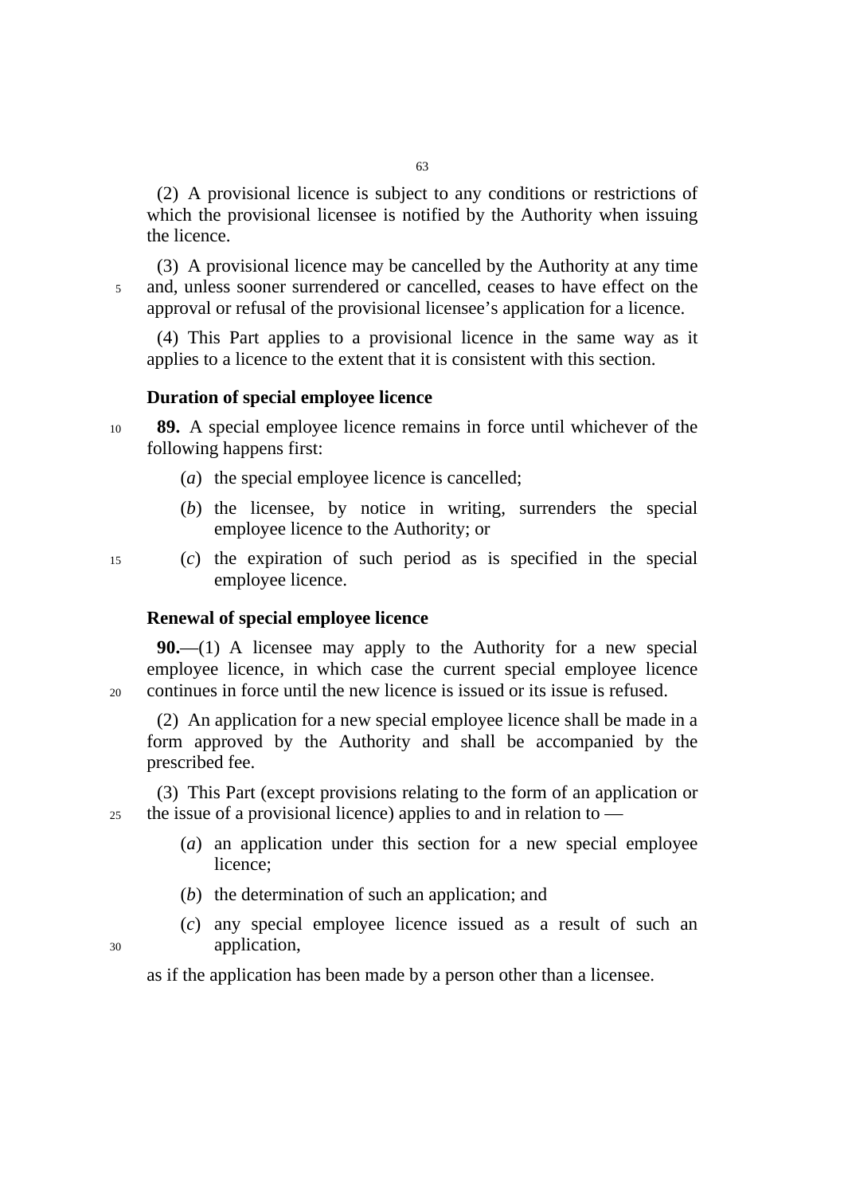(2) A provisional licence is subject to any conditions or restrictions of which the provisional licensee is notified by the Authority when issuing the licence.

(3) A provisional licence may be cancelled by the Authority at any time and, unless sooner surrendered or cancelled, ceases to have effect on the approval or refusal of the provisional licensee's application for a licence.

(4) This Part applies to a provisional licence in the same way as it applies to a licence to the extent that it is consistent with this section.

**Duration of special employee licence**

**89.** A special employee licence remains in force until whichever of the following happens first:

(*a*) the special employee licence is cancelled;

(*b*) the licensee, by notice in writing, surrenders the special employee licence to the Authority; or

(*c*) the expiration of such period as is specified in the special employee licence.

**Renewal of special employee licence**

**90.**—(1) A licensee may apply to the Authority for a new special employee licence, in which case the current special employee licence continues in force until the new licence is issued or its issue is refused.

(2) An application for a new special employee licence shall be made in a form approved by the Authority and shall be accompanied by the prescribed fee.

(3) This Part (except provisions relating to the form of an application or the issue of a provisional licence) applies to and in relation to —

(*a*) an application under this section for a new special employee licence;

(*b*) the determination of such an application; and

(*c*) any special employee licence issued as a result of such an application,

as if the application has been made by a person other than a licensee.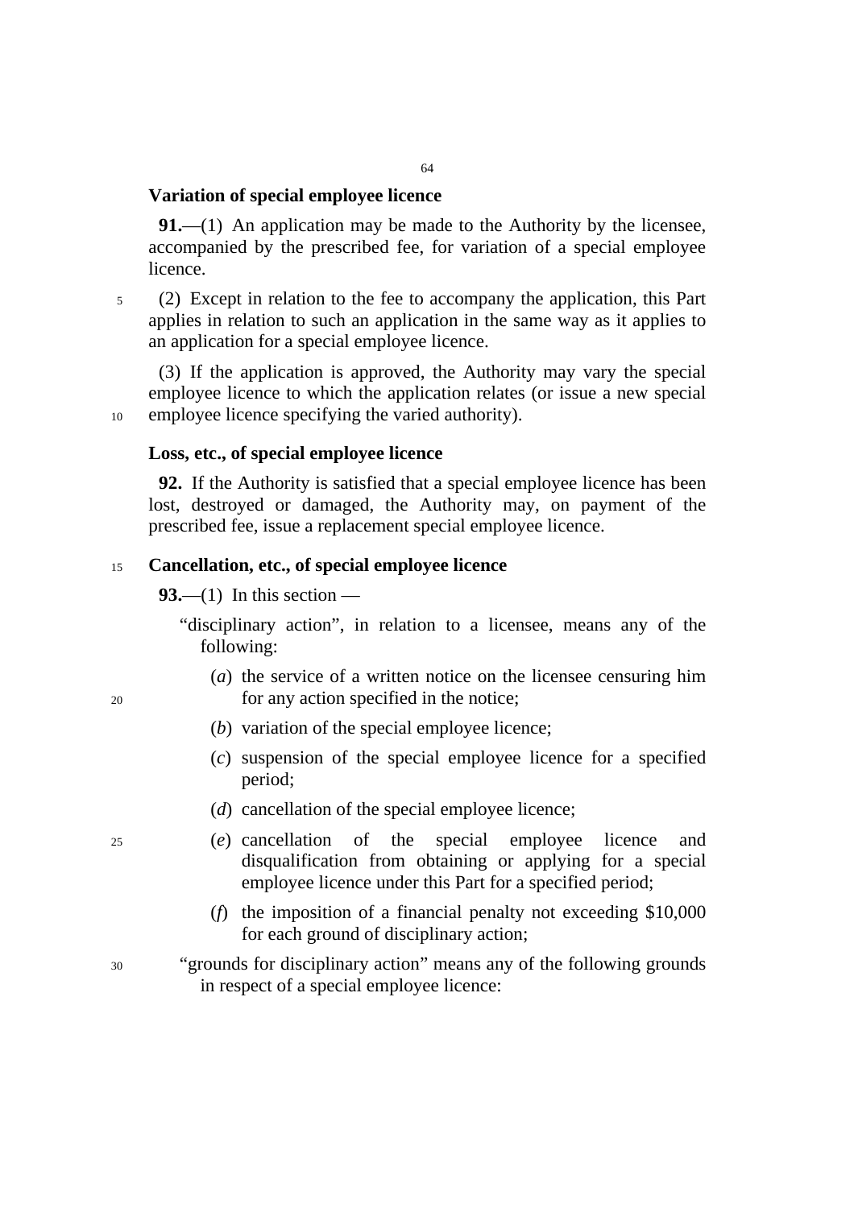**Variation of special employee licence**

**91.**—(1) An application may be made to the Authority by the licensee, accompanied by the prescribed fee, for variation of a special employee licence.

(2) Except in relation to the fee to accompany the application, this Part applies in relation to such an application in the same way as it applies to an application for a special employee licence.

(3) If the application is approved, the Authority may vary the special employee licence to which the application relates (or issue a new special employee licence specifying the varied authority).

**Loss, etc., of special employee licence**

**92.** If the Authority is satisfied that a special employee licence has been lost, destroyed or damaged, the Authority may, on payment of the prescribed fee, issue a replacement special employee licence.

**Cancellation, etc., of special employee licence**

**93.**—(1) In this section —

"disciplinary action", in relation to a licensee, means any of the following:

(*a*) the service of a written notice on the licensee censuring him for any action specified in the notice;

(*b*) variation of the special employee licence;

(*c*) suspension of the special employee licence for a specified period;

(*d*) cancellation of the special employee licence;

(*e*) cancellation of the special employee licence and disqualification from obtaining or applying for a special employee licence under this Part for a specified period;

(*f*) the imposition of a financial penalty not exceeding $10,000 for each ground of disciplinary action;

"grounds for disciplinary action" means any of the following grounds in respect of a special employee licence: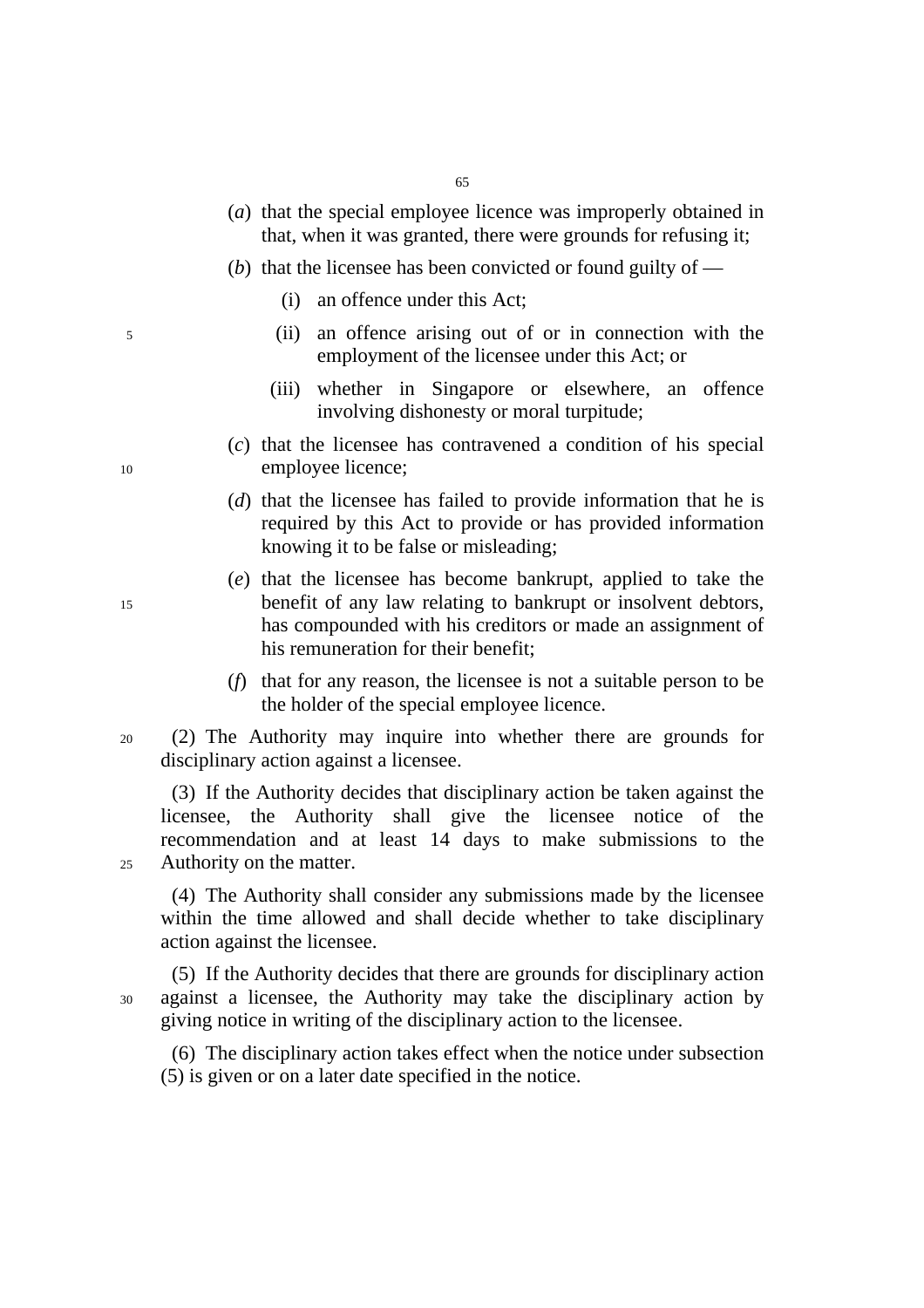(*a*) that the special employee licence was improperly obtained in that, when it was granted, there were grounds for refusing it;

(*b*) that the licensee has been convicted or found guilty of —

(i) an offence under this Act;

(ii) an offence arising out of or in connection with the employment of the licensee under this Act; or

(iii) whether in Singapore or elsewhere, an offence involving dishonesty or moral turpitude;

(*c*) that the licensee has contravened a condition of his special employee licence;

(*d*) that the licensee has failed to provide information that he is required by this Act to provide or has provided information knowing it to be false or misleading;

(*e*) that the licensee has become bankrupt, applied to take the benefit of any law relating to bankrupt or insolvent debtors, has compounded with his creditors or made an assignment of his remuneration for their benefit;

(*f*) that for any reason, the licensee is not a suitable person to be the holder of the special employee licence.

(2) The Authority may inquire into whether there are grounds for disciplinary action against a licensee.

(3) If the Authority decides that disciplinary action be taken against the licensee, the Authority shall give the licensee notice of the recommendation and at least 14 days to make submissions to the Authority on the matter.

(4) The Authority shall consider any submissions made by the licensee within the time allowed and shall decide whether to take disciplinary action against the licensee.

(5) If the Authority decides that there are grounds for disciplinary action against a licensee, the Authority may take the disciplinary action by giving notice in writing of the disciplinary action to the licensee.

(6) The disciplinary action takes effect when the notice under subsection (5) is given or on a later date specified in the notice.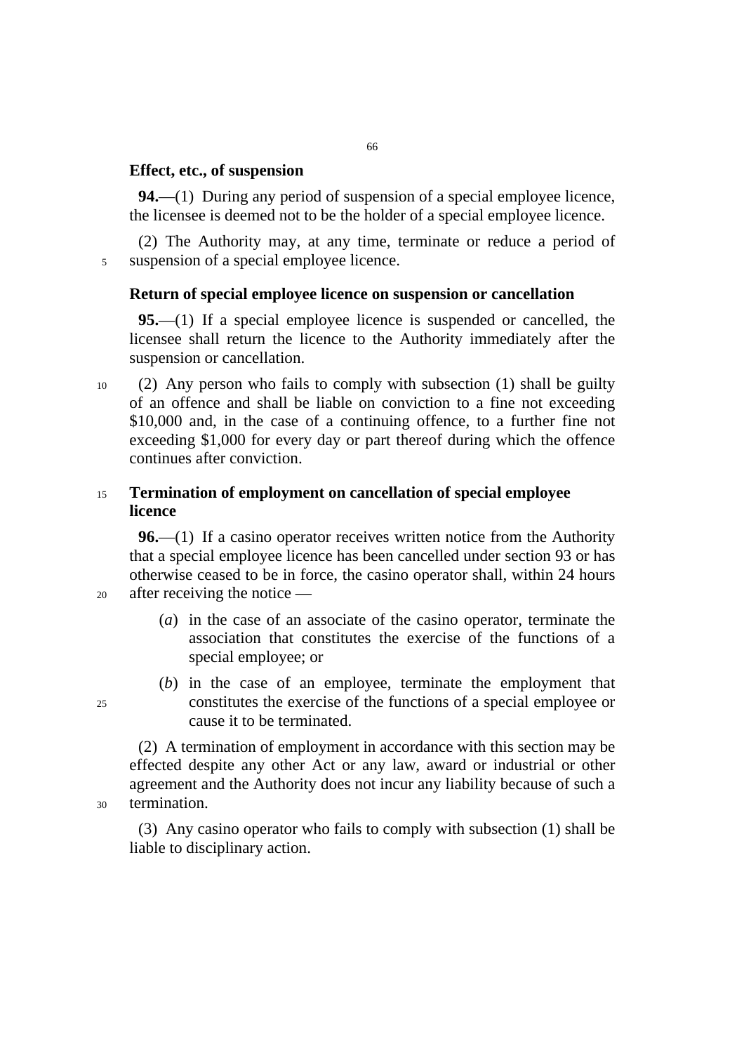**Effect, etc., of suspension**

**94.**—(1) During any period of suspension of a special employee licence, the licensee is deemed not to be the holder of a special employee licence.

(2) The Authority may, at any time, terminate or reduce a period of suspension of a special employee licence.

**Return of special employee licence on suspension or cancellation**

**95.**—(1) If a special employee licence is suspended or cancelled, the licensee shall return the licence to the Authority immediately after the suspension or cancellation.

(2) Any person who fails to comply with subsection (1) shall be guilty of an offence and shall be liable on conviction to a fine not exceeding $10,000 and, in the case of a continuing offence, to a further fine not exceeding $1,000 for every day or part thereof during which the offence continues after conviction.

**Termination of employment on cancellation of special employee licence**

**96.**—(1) If a casino operator receives written notice from the Authority that a special employee licence has been cancelled under section 93 or has otherwise ceased to be in force, the casino operator shall, within 24 hours after receiving the notice —

(*a*) in the case of an associate of the casino operator, terminate the association that constitutes the exercise of the functions of a special employee; or

(*b*) in the case of an employee, terminate the employment that constitutes the exercise of the functions of a special employee or cause it to be terminated.

(2) A termination of employment in accordance with this section may be effected despite any other Act or any law, award or industrial or other agreement and the Authority does not incur any liability because of such a termination.

(3) Any casino operator who fails to comply with subsection (1) shall be liable to disciplinary action.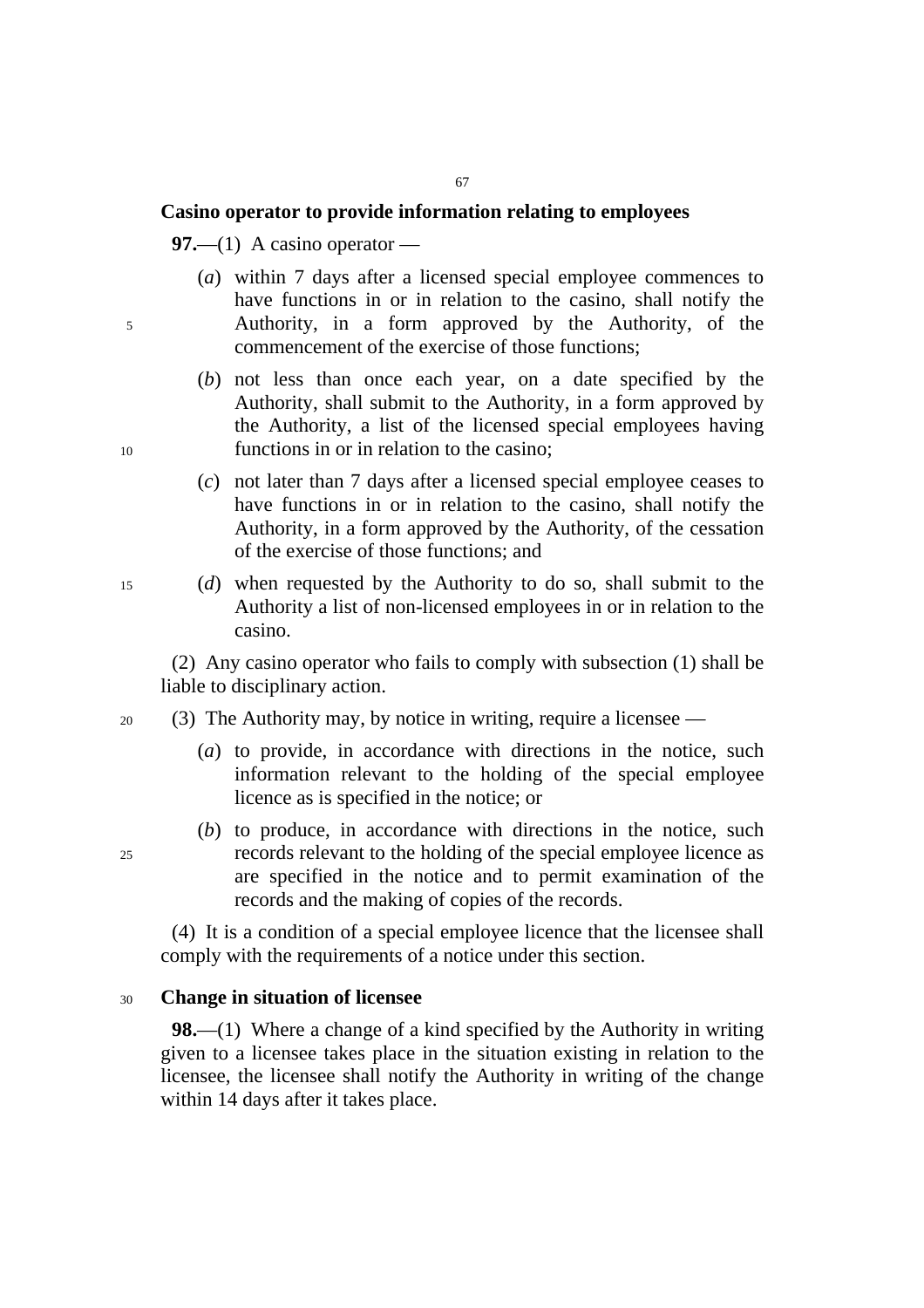**Casino operator to provide information relating to employees**

**97.**—(1) A casino operator —

(*a*) within 7 days after a licensed special employee commences to have functions in or in relation to the casino, shall notify the Authority, in a form approved by the Authority, of the commencement of the exercise of those functions;

(*b*) not less than once each year, on a date specified by the Authority, shall submit to the Authority, in a form approved by the Authority, a list of the licensed special employees having functions in or in relation to the casino;

(*c*) not later than 7 days after a licensed special employee ceases to have functions in or in relation to the casino, shall notify the Authority, in a form approved by the Authority, of the cessation of the exercise of those functions; and

(*d*) when requested by the Authority to do so, shall submit to the Authority a list of non-licensed employees in or in relation to the casino.

(2) Any casino operator who fails to comply with subsection (1) shall be liable to disciplinary action.

(3) The Authority may, by notice in writing, require a licensee —

(*a*) to provide, in accordance with directions in the notice, such information relevant to the holding of the special employee licence as is specified in the notice; or

(*b*) to produce, in accordance with directions in the notice, such records relevant to the holding of the special employee licence as are specified in the notice and to permit examination of the records and the making of copies of the records.

(4) It is a condition of a special employee licence that the licensee shall comply with the requirements of a notice under this section.

**Change in situation of licensee**

**98.**—(1) Where a change of a kind specified by the Authority in writing given to a licensee takes place in the situation existing in relation to the licensee, the licensee shall notify the Authority in writing of the change within 14 days after it takes place.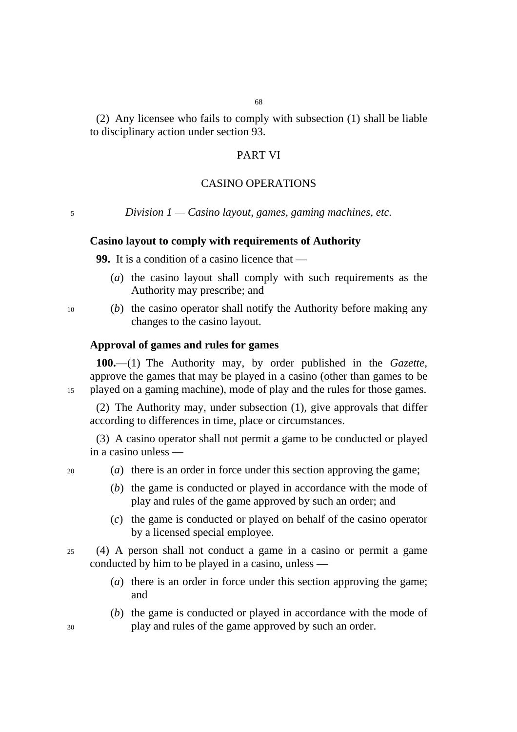(2) Any licensee who fails to comply with subsection (1) shall be liable to disciplinary action under section 93.

## PART VI

## CASINO OPERATIONS

### *Division 1 — Casino layout, games, gaming machines, etc.*

**Casino layout to comply with requirements of Authority**

**99.** It is a condition of a casino licence that —

(*a*) the casino layout shall comply with such requirements as the Authority may prescribe; and

(*b*) the casino operator shall notify the Authority before making any changes to the casino layout.

**Approval of games and rules for games**

**100.**—(1) The Authority may, by order published in the *Gazette*, approve the games that may be played in a casino (other than games to be played on a gaming machine), mode of play and the rules for those games.

(2) The Authority may, under subsection (1), give approvals that differ according to differences in time, place or circumstances.

(3) A casino operator shall not permit a game to be conducted or played in a casino unless —

(*a*) there is an order in force under this section approving the game;

(*b*) the game is conducted or played in accordance with the mode of play and rules of the game approved by such an order; and

(*c*) the game is conducted or played on behalf of the casino operator by a licensed special employee.

(4) A person shall not conduct a game in a casino or permit a game conducted by him to be played in a casino, unless —

(*a*) there is an order in force under this section approving the game; and

(*b*) the game is conducted or played in accordance with the mode of play and rules of the game approved by such an order.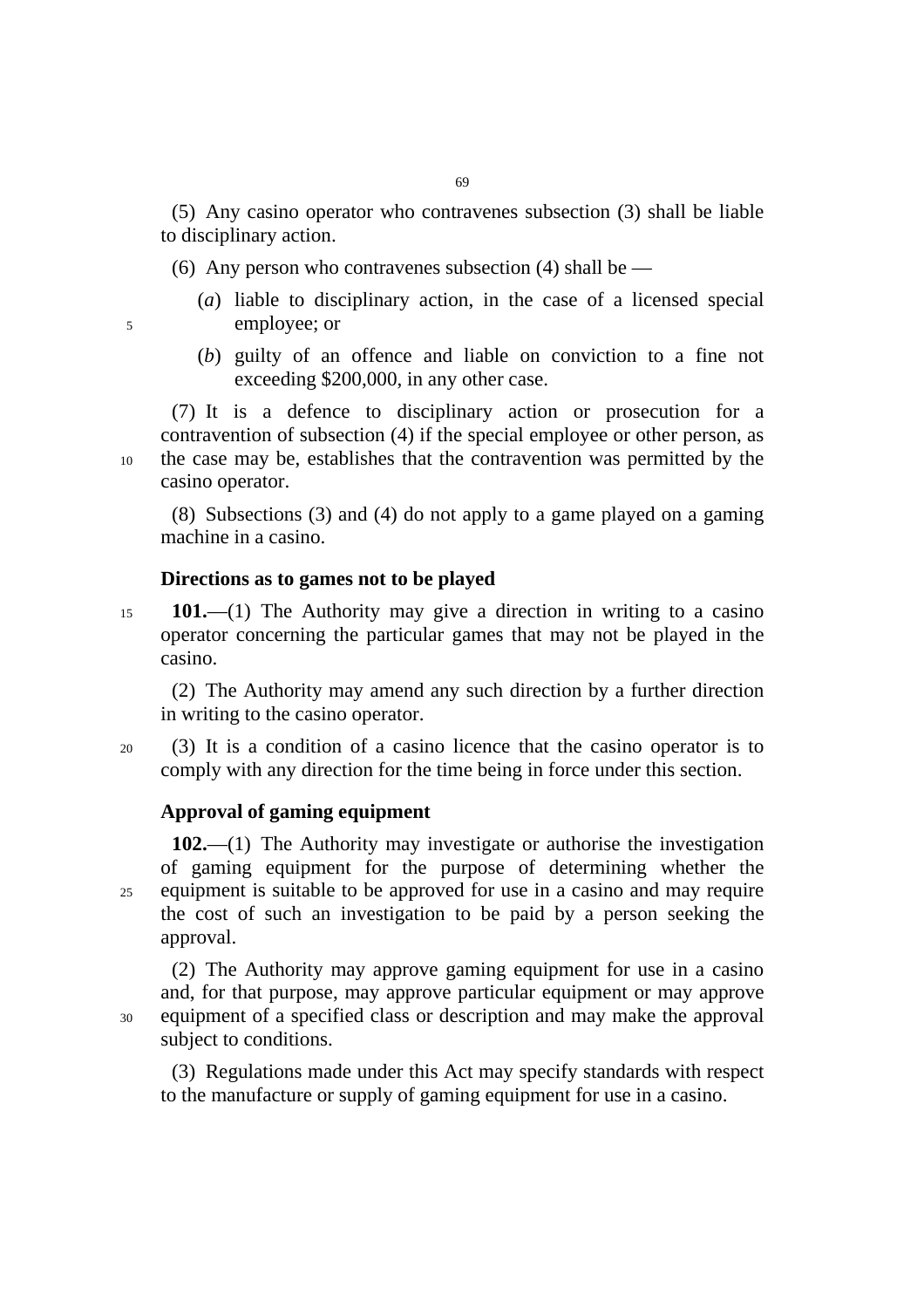(5) Any casino operator who contravenes subsection (3) shall be liable to disciplinary action.

(6) Any person who contravenes subsection (4) shall be —

(*a*) liable to disciplinary action, in the case of a licensed special employee; or

(*b*) guilty of an offence and liable on conviction to a fine not exceeding $200,000, in any other case.

(7) It is a defence to disciplinary action or prosecution for a contravention of subsection (4) if the special employee or other person, as the case may be, establishes that the contravention was permitted by the casino operator.

(8) Subsections (3) and (4) do not apply to a game played on a gaming machine in a casino.

**Directions as to games not to be played**

**101.**—(1) The Authority may give a direction in writing to a casino operator concerning the particular games that may not be played in the casino.

(2) The Authority may amend any such direction by a further direction in writing to the casino operator.

(3) It is a condition of a casino licence that the casino operator is to comply with any direction for the time being in force under this section.

**Approval of gaming equipment**

**102.**—(1) The Authority may investigate or authorise the investigation of gaming equipment for the purpose of determining whether the equipment is suitable to be approved for use in a casino and may require the cost of such an investigation to be paid by a person seeking the approval.

(2) The Authority may approve gaming equipment for use in a casino and, for that purpose, may approve particular equipment or may approve equipment of a specified class or description and may make the approval subject to conditions.

(3) Regulations made under this Act may specify standards with respect to the manufacture or supply of gaming equipment for use in a casino.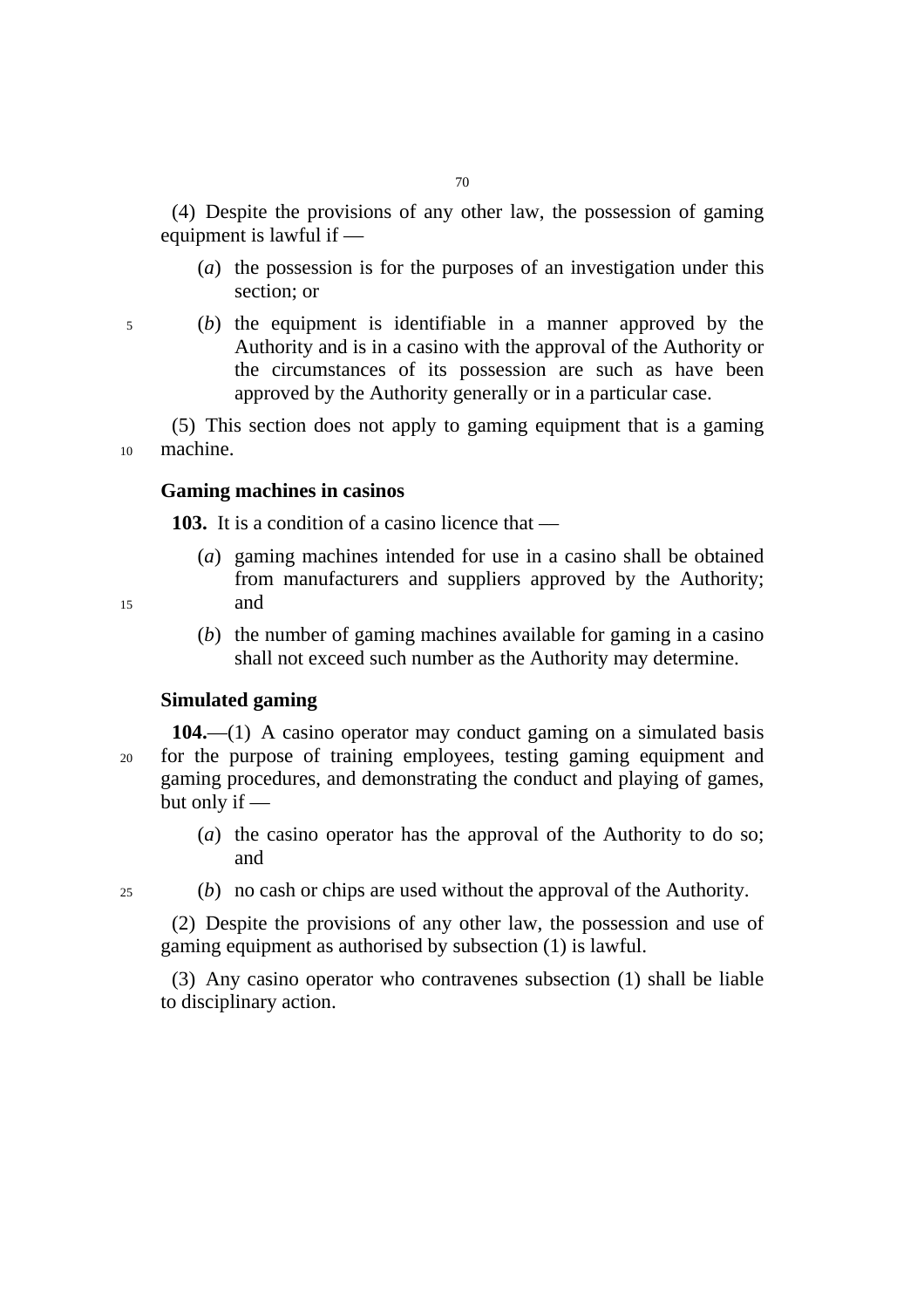(4) Despite the provisions of any other law, the possession of gaming equipment is lawful if —

(*a*) the possession is for the purposes of an investigation under this section; or

(*b*) the equipment is identifiable in a manner approved by the Authority and is in a casino with the approval of the Authority or the circumstances of its possession are such as have been approved by the Authority generally or in a particular case.

(5) This section does not apply to gaming equipment that is a gaming machine.

**Gaming machines in casinos**

**103.** It is a condition of a casino licence that —

(*a*) gaming machines intended for use in a casino shall be obtained from manufacturers and suppliers approved by the Authority; and

(*b*) the number of gaming machines available for gaming in a casino shall not exceed such number as the Authority may determine.

**Simulated gaming**

**104.**—(1) A casino operator may conduct gaming on a simulated basis for the purpose of training employees, testing gaming equipment and gaming procedures, and demonstrating the conduct and playing of games, but only if —

(*a*) the casino operator has the approval of the Authority to do so; and

(*b*) no cash or chips are used without the approval of the Authority.

(2) Despite the provisions of any other law, the possession and use of gaming equipment as authorised by subsection (1) is lawful.

(3) Any casino operator who contravenes subsection (1) shall be liable to disciplinary action.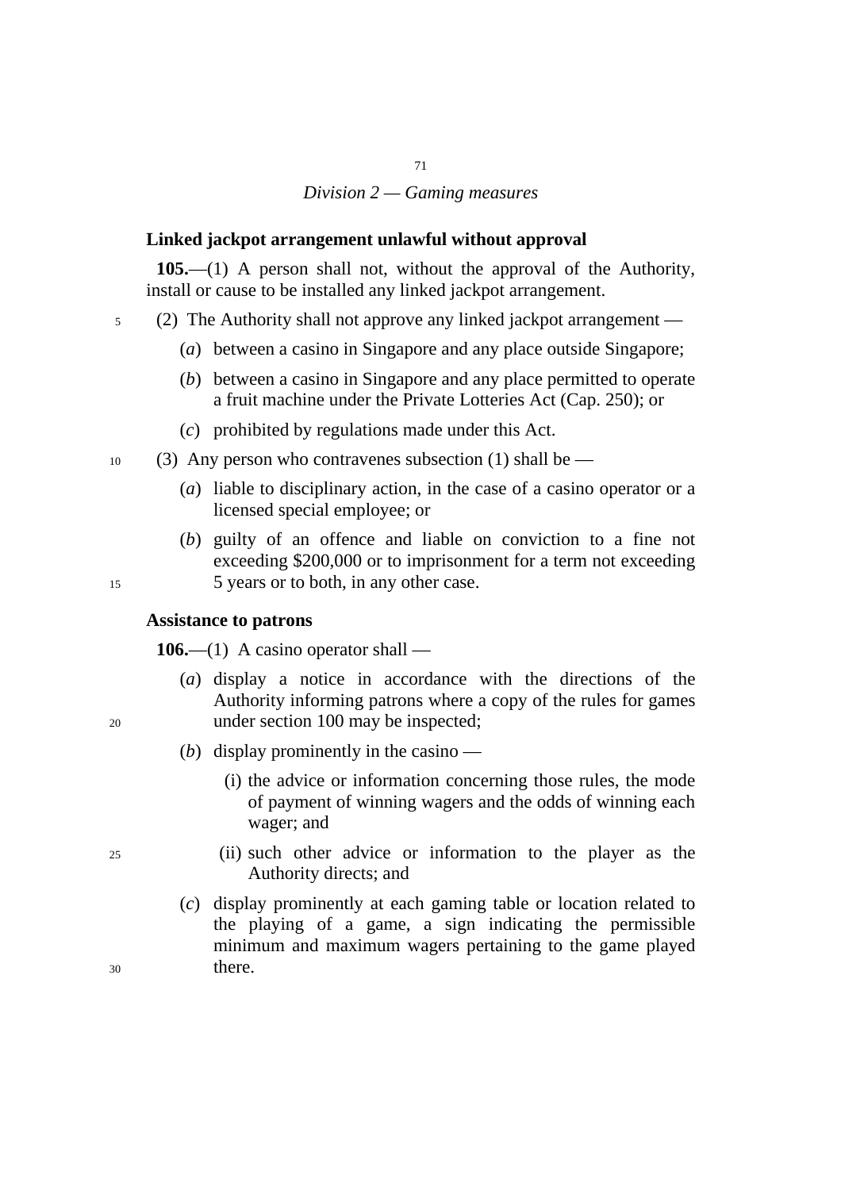*Division 2 — Gaming measures*

**Linked jackpot arrangement unlawful without approval**

**105.**—(1) A person shall not, without the approval of the Authority, install or cause to be installed any linked jackpot arrangement.

(2) The Authority shall not approve any linked jackpot arrangement —

(*a*) between a casino in Singapore and any place outside Singapore;

(*b*) between a casino in Singapore and any place permitted to operate a fruit machine under the Private Lotteries Act (Cap. 250); or

(*c*) prohibited by regulations made under this Act.

(3) Any person who contravenes subsection (1) shall be —

(*a*) liable to disciplinary action, in the case of a casino operator or a licensed special employee; or

(*b*) guilty of an offence and liable on conviction to a fine not exceeding $200,000 or to imprisonment for a term not exceeding 5 years or to both, in any other case.

**Assistance to patrons**

**106.**—(1) A casino operator shall —

(*a*) display a notice in accordance with the directions of the Authority informing patrons where a copy of the rules for games under section 100 may be inspected;

(*b*) display prominently in the casino —

(i) the advice or information concerning those rules, the mode of payment of winning wagers and the odds of winning each wager; and

(ii) such other advice or information to the player as the Authority directs; and

(*c*) display prominently at each gaming table or location related to the playing of a game, a sign indicating the permissible minimum and maximum wagers pertaining to the game played there.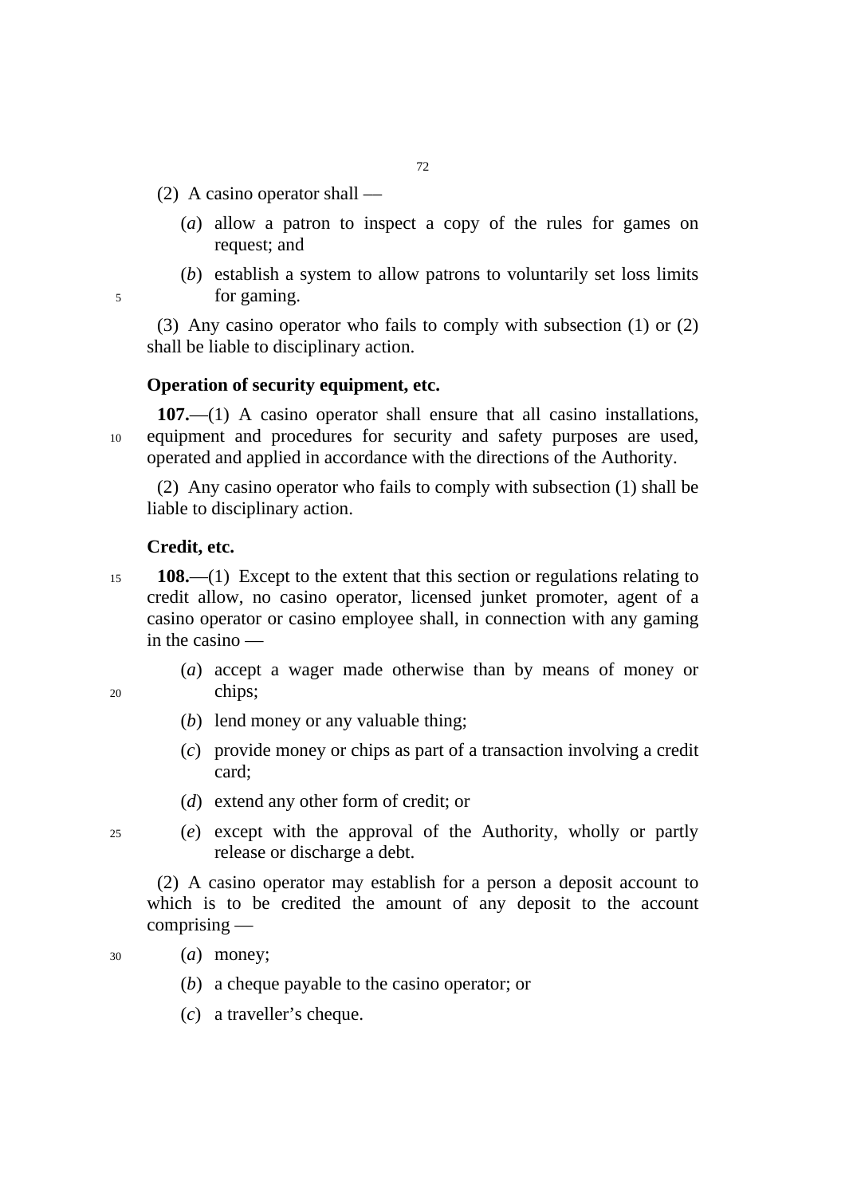(2) A casino operator shall —

(*a*) allow a patron to inspect a copy of the rules for games on request; and

(*b*) establish a system to allow patrons to voluntarily set loss limits for gaming.

(3) Any casino operator who fails to comply with subsection (1) or (2) shall be liable to disciplinary action.

**Operation of security equipment, etc.**

**107.**—(1) A casino operator shall ensure that all casino installations, equipment and procedures for security and safety purposes are used, operated and applied in accordance with the directions of the Authority.

(2) Any casino operator who fails to comply with subsection (1) shall be liable to disciplinary action.

**Credit, etc.**

**108.**—(1) Except to the extent that this section or regulations relating to credit allow, no casino operator, licensed junket promoter, agent of a casino operator or casino employee shall, in connection with any gaming in the casino —

(*a*) accept a wager made otherwise than by means of money or chips;

(*b*) lend money or any valuable thing;

(*c*) provide money or chips as part of a transaction involving a credit card;

(*d*) extend any other form of credit; or

(*e*) except with the approval of the Authority, wholly or partly release or discharge a debt.

(2) A casino operator may establish for a person a deposit account to which is to be credited the amount of any deposit to the account comprising —

(*a*) money;

(*b*) a cheque payable to the casino operator; or

(*c*) a traveller's cheque.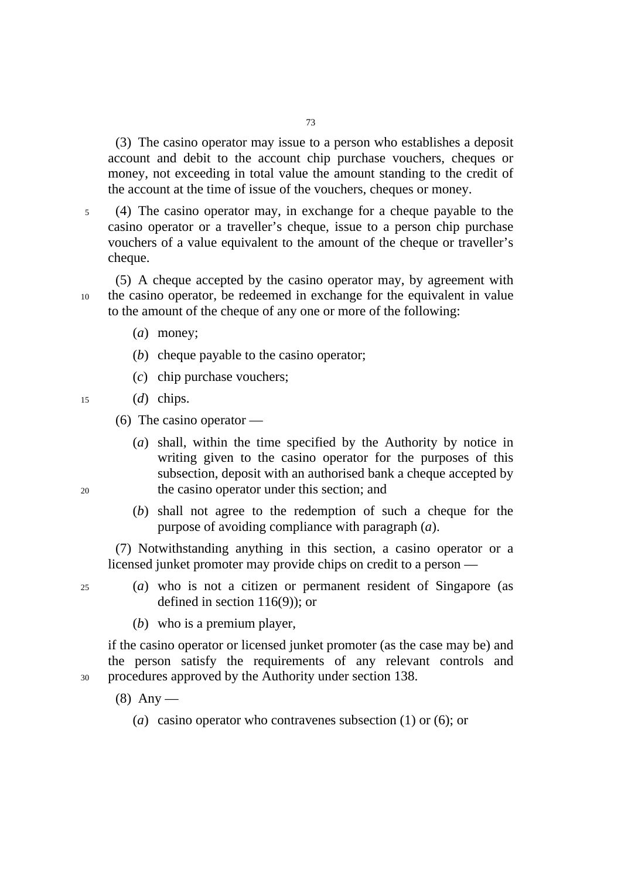(3) The casino operator may issue to a person who establishes a deposit account and debit to the account chip purchase vouchers, cheques or money, not exceeding in total value the amount standing to the credit of the account at the time of issue of the vouchers, cheques or money.

(4) The casino operator may, in exchange for a cheque payable to the casino operator or a traveller's cheque, issue to a person chip purchase vouchers of a value equivalent to the amount of the cheque or traveller's cheque.

(5) A cheque accepted by the casino operator may, by agreement with the casino operator, be redeemed in exchange for the equivalent in value to the amount of the cheque of any one or more of the following:

(*a*) money;

(*b*) cheque payable to the casino operator;

(*c*) chip purchase vouchers;

(*d*) chips.

(6) The casino operator —

(*a*) shall, within the time specified by the Authority by notice in writing given to the casino operator for the purposes of this subsection, deposit with an authorised bank a cheque accepted by the casino operator under this section; and

(*b*) shall not agree to the redemption of such a cheque for the purpose of avoiding compliance with paragraph (*a*).

(7) Notwithstanding anything in this section, a casino operator or a licensed junket promoter may provide chips on credit to a person —

(*a*) who is not a citizen or permanent resident of Singapore (as defined in section 116(9)); or

(*b*) who is a premium player,

if the casino operator or licensed junket promoter (as the case may be) and the person satisfy the requirements of any relevant controls and procedures approved by the Authority under section 138.

(8) Any —

(*a*) casino operator who contravenes subsection (1) or (6); or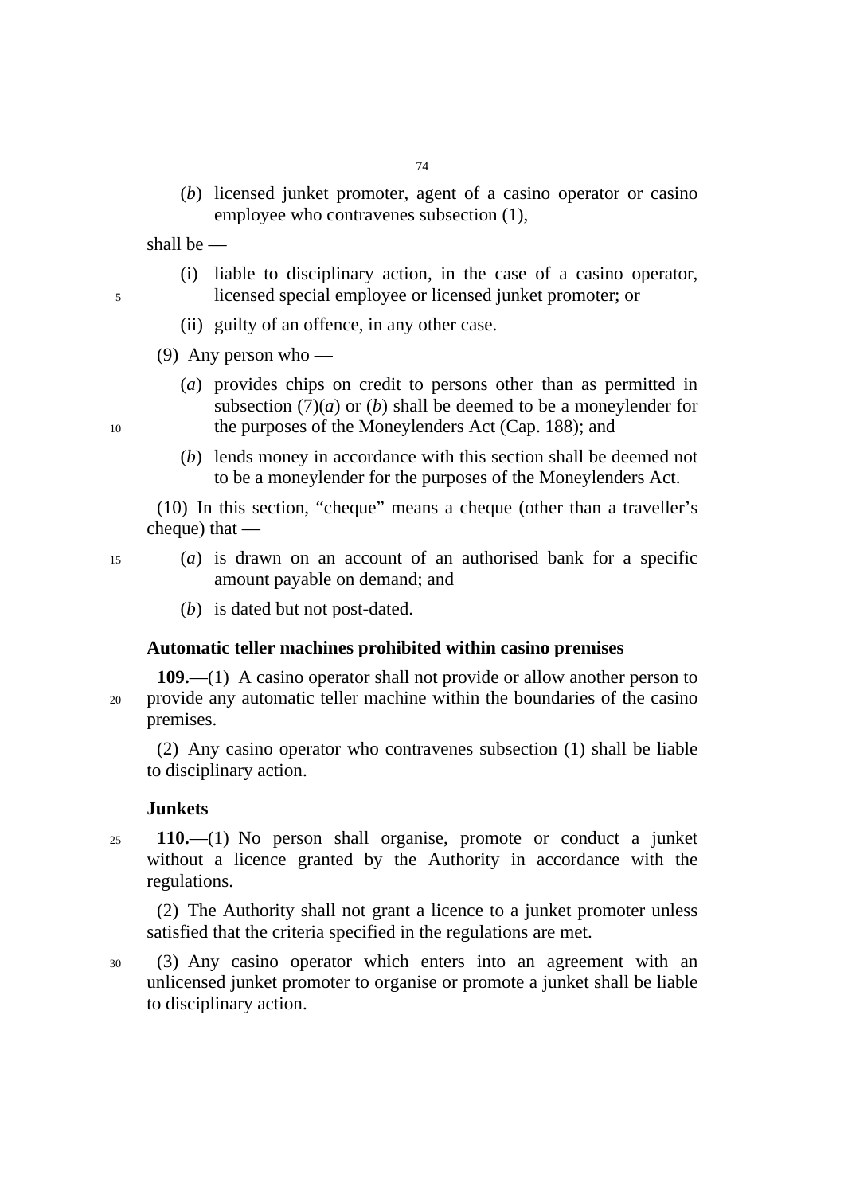(*b*) licensed junket promoter, agent of a casino operator or casino employee who contravenes subsection (1),

shall be —

(i) liable to disciplinary action, in the case of a casino operator, licensed special employee or licensed junket promoter; or

(ii) guilty of an offence, in any other case.

(9) Any person who —

(*a*) provides chips on credit to persons other than as permitted in subsection (7)(*a*) or (*b*) shall be deemed to be a moneylender for the purposes of the Moneylenders Act (Cap. 188); and

(*b*) lends money in accordance with this section shall be deemed not to be a moneylender for the purposes of the Moneylenders Act.

(10) In this section, "cheque" means a cheque (other than a traveller's cheque) that —

(*a*) is drawn on an account of an authorised bank for a specific amount payable on demand; and

(*b*) is dated but not post-dated.

**Automatic teller machines prohibited within casino premises**

**109.**—(1) A casino operator shall not provide or allow another person to provide any automatic teller machine within the boundaries of the casino premises.

(2) Any casino operator who contravenes subsection (1) shall be liable to disciplinary action.

**Junkets**

**110.**—(1) No person shall organise, promote or conduct a junket without a licence granted by the Authority in accordance with the regulations.

(2) The Authority shall not grant a licence to a junket promoter unless satisfied that the criteria specified in the regulations are met.

(3) Any casino operator which enters into an agreement with an unlicensed junket promoter to organise or promote a junket shall be liable to disciplinary action.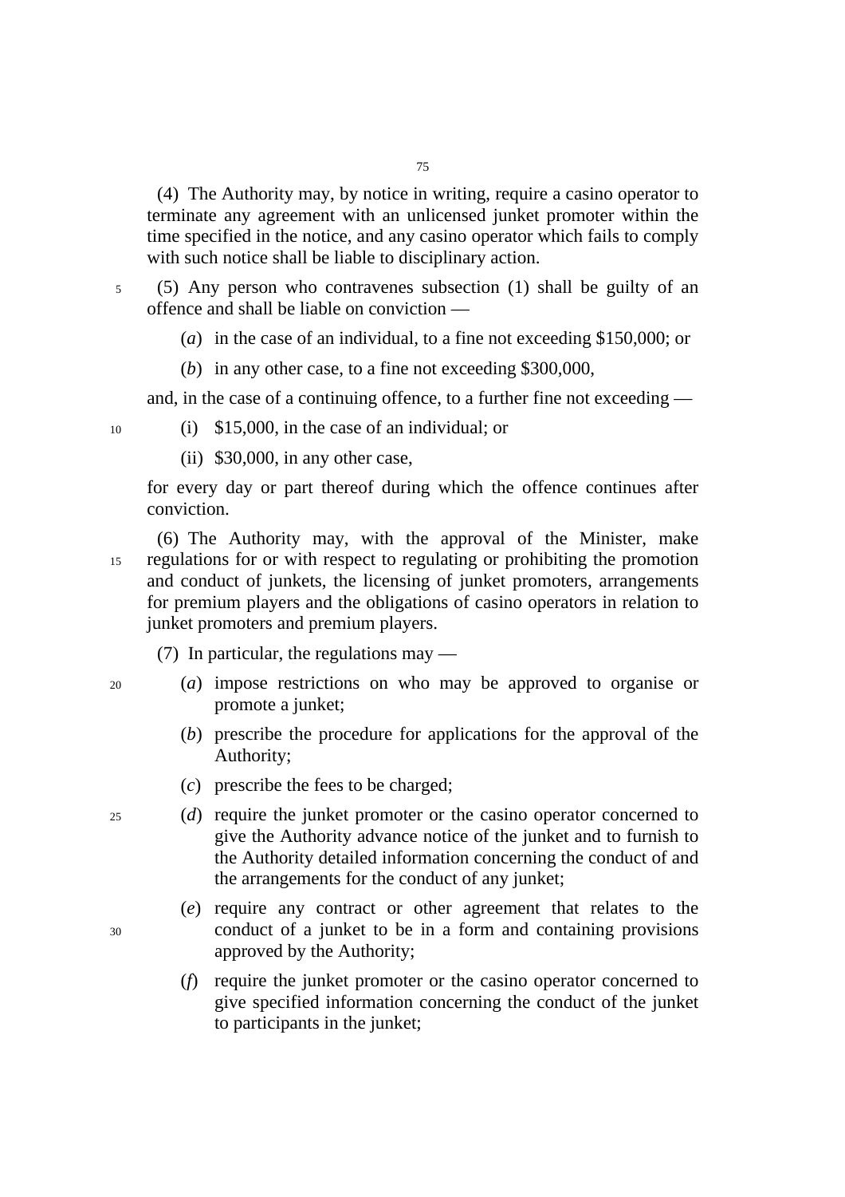(4) The Authority may, by notice in writing, require a casino operator to terminate any agreement with an unlicensed junket promoter within the time specified in the notice, and any casino operator which fails to comply with such notice shall be liable to disciplinary action.

(5) Any person who contravenes subsection (1) shall be guilty of an offence and shall be liable on conviction —

(*a*) in the case of an individual, to a fine not exceeding $150,000; or

(*b*) in any other case, to a fine not exceeding $300,000,

and, in the case of a continuing offence, to a further fine not exceeding —

(i) $15,000, in the case of an individual; or

(ii) $30,000, in any other case,

for every day or part thereof during which the offence continues after conviction.

(6) The Authority may, with the approval of the Minister, make regulations for or with respect to regulating or prohibiting the promotion and conduct of junkets, the licensing of junket promoters, arrangements for premium players and the obligations of casino operators in relation to junket promoters and premium players.

(7) In particular, the regulations may —

(*a*) impose restrictions on who may be approved to organise or promote a junket;

(*b*) prescribe the procedure for applications for the approval of the Authority;

(*c*) prescribe the fees to be charged;

(*d*) require the junket promoter or the casino operator concerned to give the Authority advance notice of the junket and to furnish to the Authority detailed information concerning the conduct of and the arrangements for the conduct of any junket;

(*e*) require any contract or other agreement that relates to the conduct of a junket to be in a form and containing provisions approved by the Authority;

(*f*) require the junket promoter or the casino operator concerned to give specified information concerning the conduct of the junket to participants in the junket;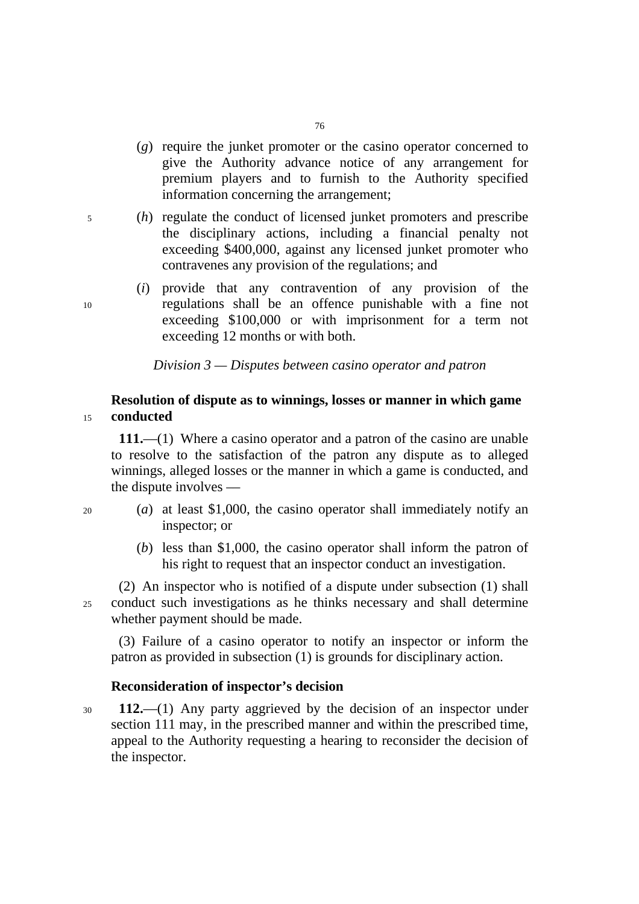(*g*) require the junket promoter or the casino operator concerned to give the Authority advance notice of any arrangement for premium players and to furnish to the Authority specified information concerning the arrangement;

(*h*) regulate the conduct of licensed junket promoters and prescribe the disciplinary actions, including a financial penalty not exceeding $400,000, against any licensed junket promoter who contravenes any provision of the regulations; and

(*i*) provide that any contravention of any provision of the regulations shall be an offence punishable with a fine not exceeding $100,000 or with imprisonment for a term not exceeding 12 months or with both.

*Division 3 — Disputes between casino operator and patron*

**Resolution of dispute as to winnings, losses or manner in which game conducted**

**111.**—(1) Where a casino operator and a patron of the casino are unable to resolve to the satisfaction of the patron any dispute as to alleged winnings, alleged losses or the manner in which a game is conducted, and the dispute involves —

(*a*) at least $1,000, the casino operator shall immediately notify an inspector; or

(*b*) less than $1,000, the casino operator shall inform the patron of his right to request that an inspector conduct an investigation.

(2) An inspector who is notified of a dispute under subsection (1) shall conduct such investigations as he thinks necessary and shall determine whether payment should be made.

(3) Failure of a casino operator to notify an inspector or inform the patron as provided in subsection (1) is grounds for disciplinary action.

**Reconsideration of inspector's decision**

**112.**—(1) Any party aggrieved by the decision of an inspector under section 111 may, in the prescribed manner and within the prescribed time, appeal to the Authority requesting a hearing to reconsider the decision of the inspector.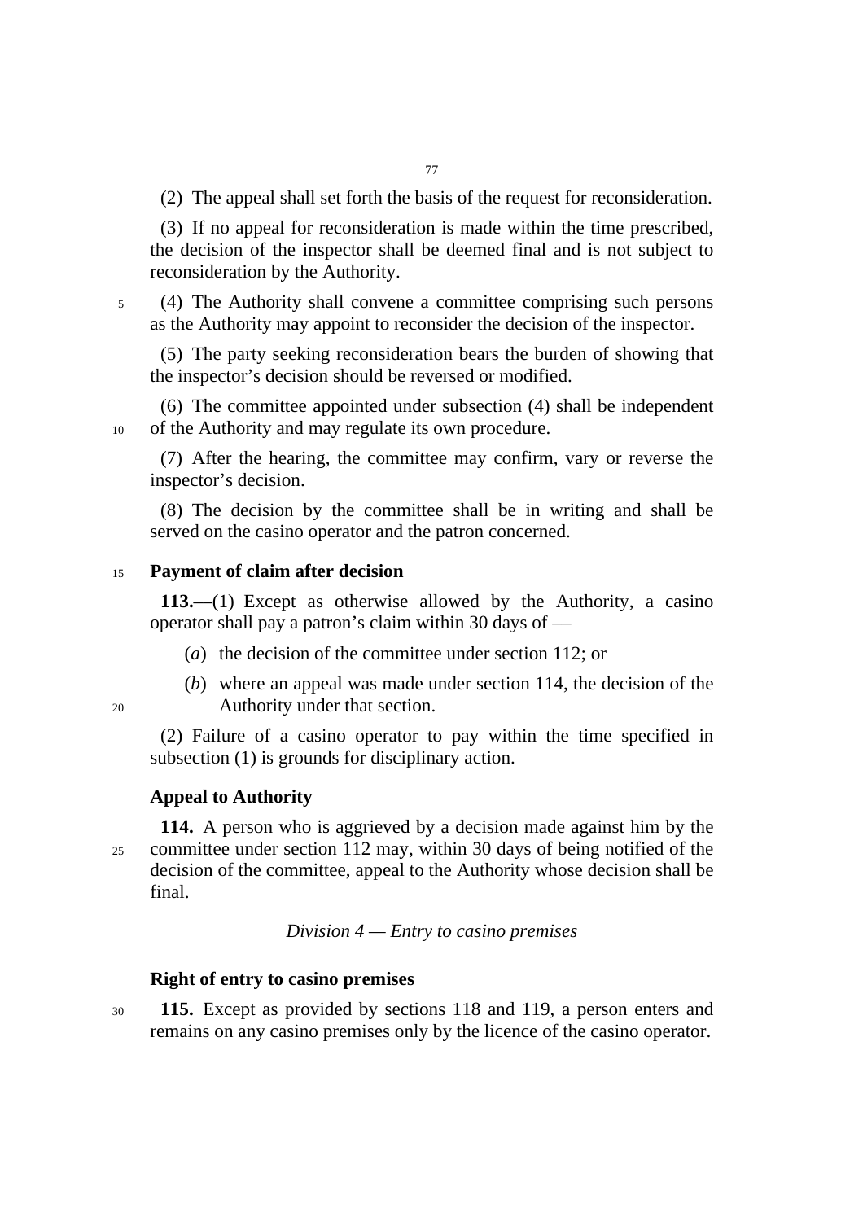(2) The appeal shall set forth the basis of the request for reconsideration.

(3) If no appeal for reconsideration is made within the time prescribed, the decision of the inspector shall be deemed final and is not subject to reconsideration by the Authority.

(4) The Authority shall convene a committee comprising such persons as the Authority may appoint to reconsider the decision of the inspector.

(5) The party seeking reconsideration bears the burden of showing that the inspector's decision should be reversed or modified.

(6) The committee appointed under subsection (4) shall be independent of the Authority and may regulate its own procedure.

(7) After the hearing, the committee may confirm, vary or reverse the inspector's decision.

(8) The decision by the committee shall be in writing and shall be served on the casino operator and the patron concerned.

**Payment of claim after decision**

**113.**—(1) Except as otherwise allowed by the Authority, a casino operator shall pay a patron's claim within 30 days of —

(*a*) the decision of the committee under section 112; or

(*b*) where an appeal was made under section 114, the decision of the Authority under that section.

(2) Failure of a casino operator to pay within the time specified in subsection (1) is grounds for disciplinary action.

**Appeal to Authority**

**114.** A person who is aggrieved by a decision made against him by the committee under section 112 may, within 30 days of being notified of the decision of the committee, appeal to the Authority whose decision shall be final.

*Division 4 — Entry to casino premises*

**Right of entry to casino premises**

**115.** Except as provided by sections 118 and 119, a person enters and remains on any casino premises only by the licence of the casino operator.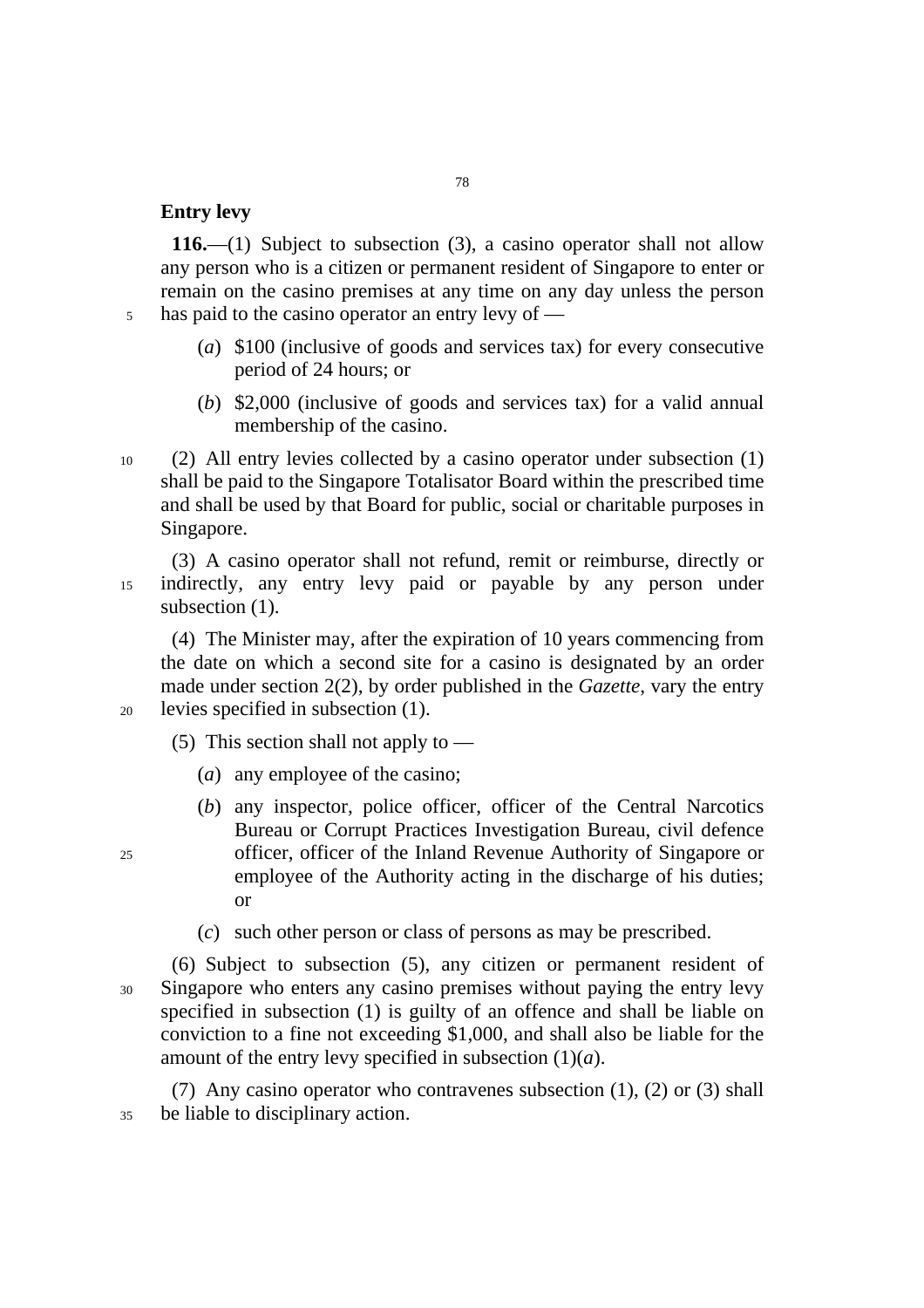**Entry levy**

**116.**—(1) Subject to subsection (3), a casino operator shall not allow any person who is a citizen or permanent resident of Singapore to enter or remain on the casino premises at any time on any day unless the person has paid to the casino operator an entry levy of —

(*a*) $100 (inclusive of goods and services tax) for every consecutive period of 24 hours; or

(*b*) $2,000 (inclusive of goods and services tax) for a valid annual membership of the casino.

(2) All entry levies collected by a casino operator under subsection (1) shall be paid to the Singapore Totalisator Board within the prescribed time and shall be used by that Board for public, social or charitable purposes in Singapore.

(3) A casino operator shall not refund, remit or reimburse, directly or indirectly, any entry levy paid or payable by any person under subsection (1).

(4) The Minister may, after the expiration of 10 years commencing from the date on which a second site for a casino is designated by an order made under section 2(2), by order published in the *Gazette*, vary the entry levies specified in subsection (1).

(5) This section shall not apply to —

(*a*) any employee of the casino;

(*b*) any inspector, police officer, officer of the Central Narcotics Bureau or Corrupt Practices Investigation Bureau, civil defence officer, officer of the Inland Revenue Authority of Singapore or employee of the Authority acting in the discharge of his duties; or

(*c*) such other person or class of persons as may be prescribed.

(6) Subject to subsection (5), any citizen or permanent resident of Singapore who enters any casino premises without paying the entry levy specified in subsection (1) is guilty of an offence and shall be liable on conviction to a fine not exceeding $1,000, and shall also be liable for the amount of the entry levy specified in subsection (1)(*a*).

(7) Any casino operator who contravenes subsection (1), (2) or (3) shall be liable to disciplinary action.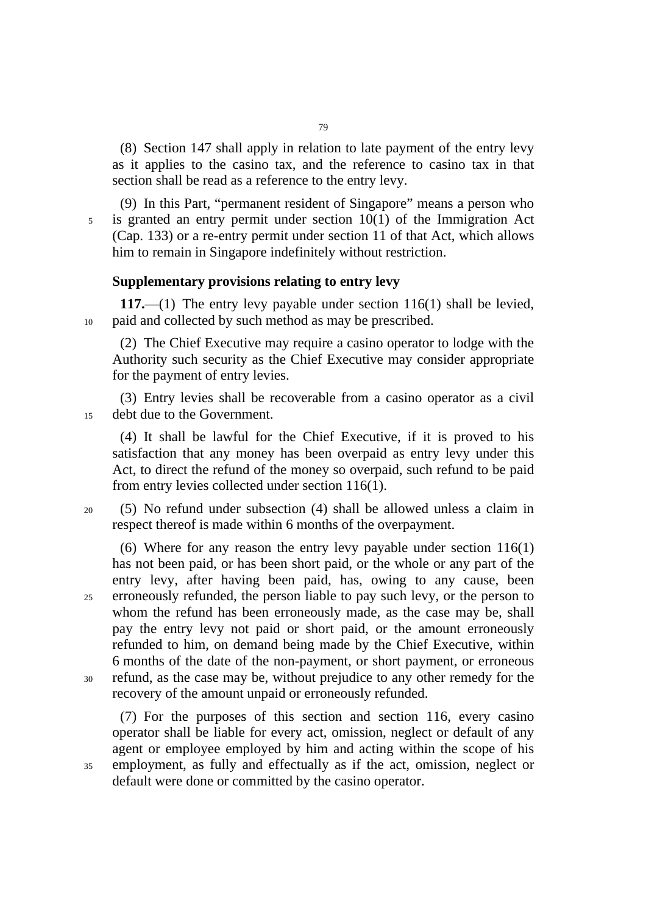(8) Section 147 shall apply in relation to late payment of the entry levy as it applies to the casino tax, and the reference to casino tax in that section shall be read as a reference to the entry levy.

(9) In this Part, "permanent resident of Singapore" means a person who is granted an entry permit under section 10(1) of the Immigration Act (Cap. 133) or a re-entry permit under section 11 of that Act, which allows him to remain in Singapore indefinitely without restriction.

**Supplementary provisions relating to entry levy**

**117.**—(1) The entry levy payable under section 116(1) shall be levied, paid and collected by such method as may be prescribed.

(2) The Chief Executive may require a casino operator to lodge with the Authority such security as the Chief Executive may consider appropriate for the payment of entry levies.

(3) Entry levies shall be recoverable from a casino operator as a civil debt due to the Government.

(4) It shall be lawful for the Chief Executive, if it is proved to his satisfaction that any money has been overpaid as entry levy under this Act, to direct the refund of the money so overpaid, such refund to be paid from entry levies collected under section 116(1).

(5) No refund under subsection (4) shall be allowed unless a claim in respect thereof is made within 6 months of the overpayment.

(6) Where for any reason the entry levy payable under section 116(1) has not been paid, or has been short paid, or the whole or any part of the entry levy, after having been paid, has, owing to any cause, been erroneously refunded, the person liable to pay such levy, or the person to whom the refund has been erroneously made, as the case may be, shall pay the entry levy not paid or short paid, or the amount erroneously refunded to him, on demand being made by the Chief Executive, within 6 months of the date of the non-payment, or short payment, or erroneous refund, as the case may be, without prejudice to any other remedy for the recovery of the amount unpaid or erroneously refunded.

(7) For the purposes of this section and section 116, every casino operator shall be liable for every act, omission, neglect or default of any agent or employee employed by him and acting within the scope of his employment, as fully and effectually as if the act, omission, neglect or default were done or committed by the casino operator.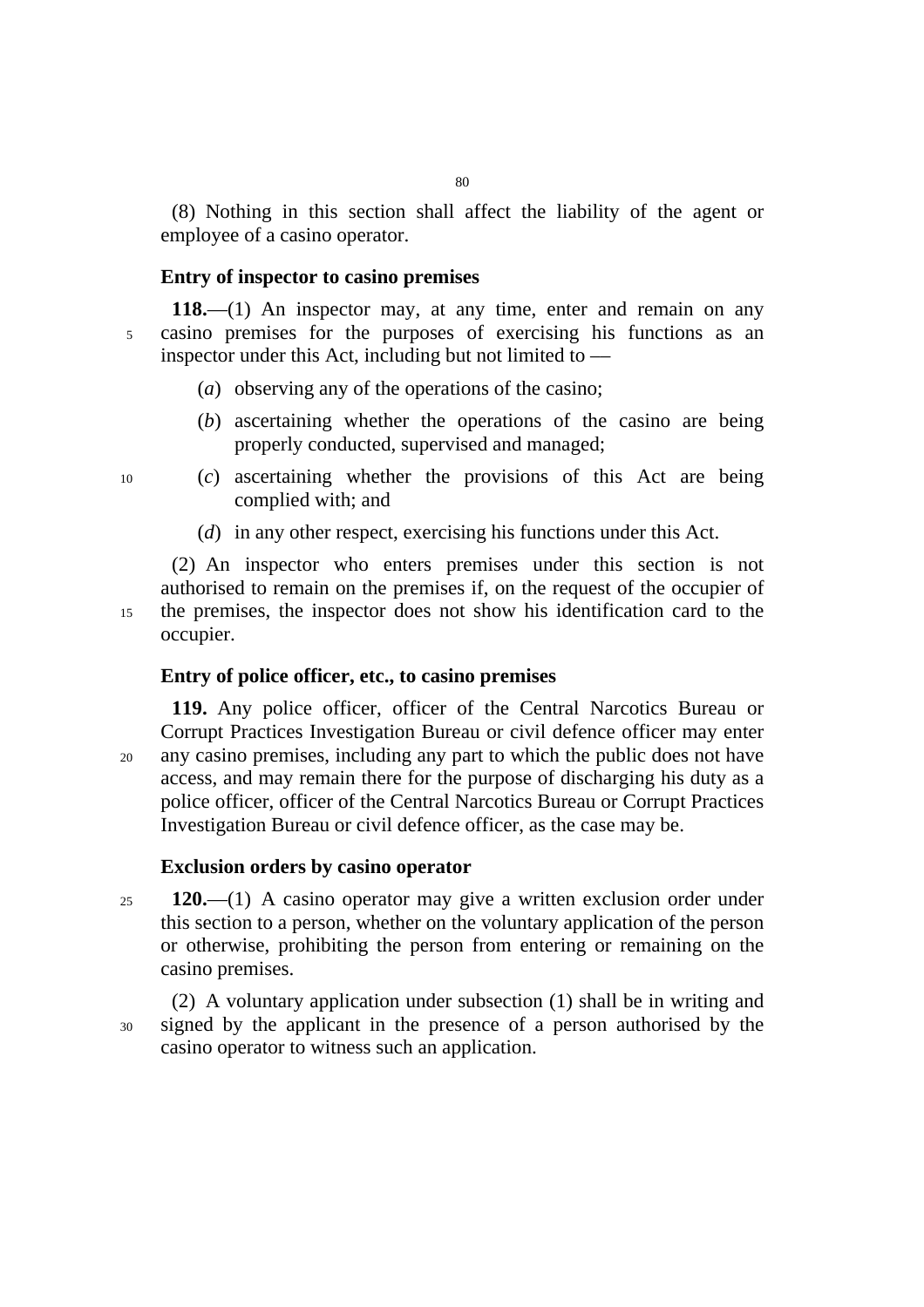(8) Nothing in this section shall affect the liability of the agent or employee of a casino operator.

### Entry of inspector to casino premises

**118.**—(1) An inspector may, at any time, enter and remain on any casino premises for the purposes of exercising his functions as an inspector under this Act, including but not limited to —

(*a*) observing any of the operations of the casino;

(*b*) ascertaining whether the operations of the casino are being properly conducted, supervised and managed;

(*c*) ascertaining whether the provisions of this Act are being complied with; and

(*d*) in any other respect, exercising his functions under this Act.

(2) An inspector who enters premises under this section is not authorised to remain on the premises if, on the request of the occupier of the premises, the inspector does not show his identification card to the occupier.

### Entry of police officer, etc., to casino premises

**119.** Any police officer, officer of the Central Narcotics Bureau or Corrupt Practices Investigation Bureau or civil defence officer may enter any casino premises, including any part to which the public does not have access, and may remain there for the purpose of discharging his duty as a police officer, officer of the Central Narcotics Bureau or Corrupt Practices Investigation Bureau or civil defence officer, as the case may be.

### Exclusion orders by casino operator

**120.**—(1) A casino operator may give a written exclusion order under this section to a person, whether on the voluntary application of the person or otherwise, prohibiting the person from entering or remaining on the casino premises.

(2) A voluntary application under subsection (1) shall be in writing and signed by the applicant in the presence of a person authorised by the casino operator to witness such an application.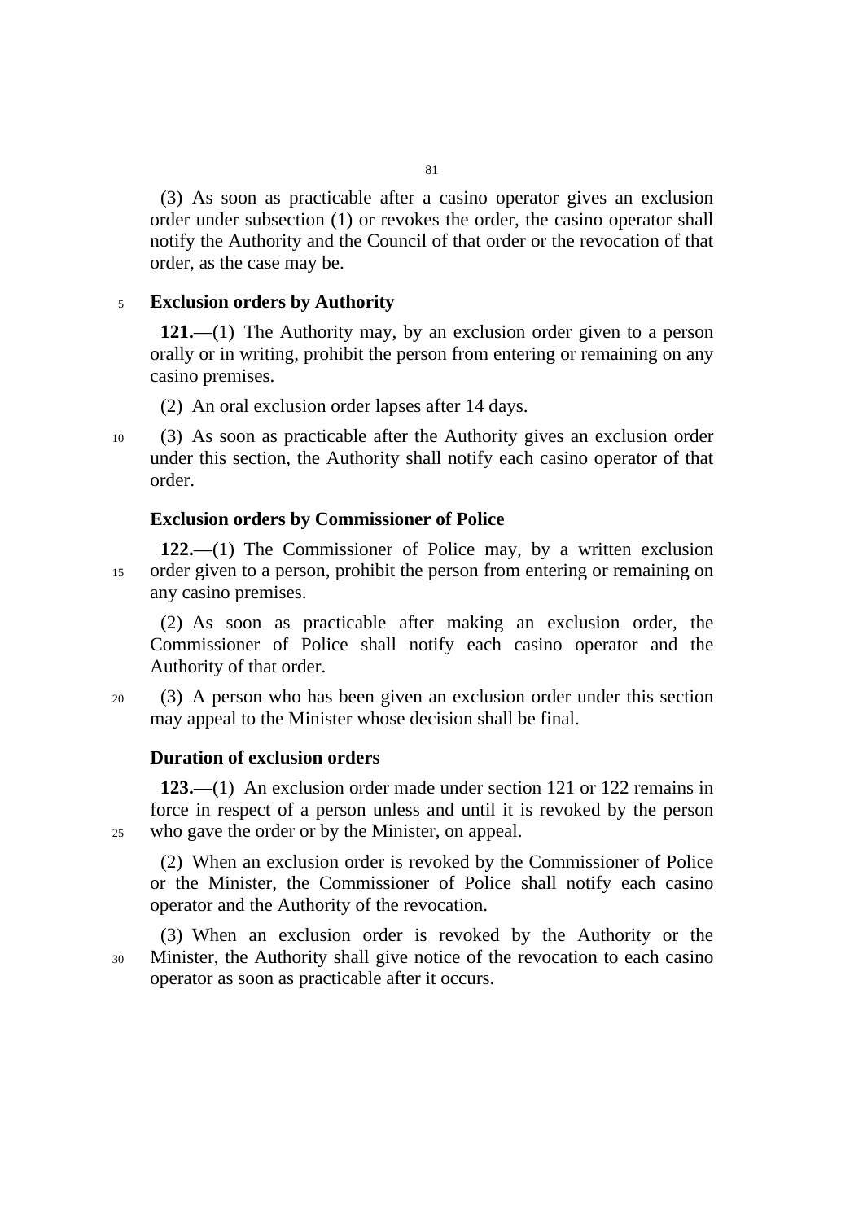(3) As soon as practicable after a casino operator gives an exclusion order under subsection (1) or revokes the order, the casino operator shall notify the Authority and the Council of that order or the revocation of that order, as the case may be.

**Exclusion orders by Authority**

**121.**—(1) The Authority may, by an exclusion order given to a person orally or in writing, prohibit the person from entering or remaining on any casino premises.

(2) An oral exclusion order lapses after 14 days.

(3) As soon as practicable after the Authority gives an exclusion order under this section, the Authority shall notify each casino operator of that order.

**Exclusion orders by Commissioner of Police**

**122.**—(1) The Commissioner of Police may, by a written exclusion order given to a person, prohibit the person from entering or remaining on any casino premises.

(2) As soon as practicable after making an exclusion order, the Commissioner of Police shall notify each casino operator and the Authority of that order.

(3) A person who has been given an exclusion order under this section may appeal to the Minister whose decision shall be final.

**Duration of exclusion orders**

**123.**—(1) An exclusion order made under section 121 or 122 remains in force in respect of a person unless and until it is revoked by the person who gave the order or by the Minister, on appeal.

(2) When an exclusion order is revoked by the Commissioner of Police or the Minister, the Commissioner of Police shall notify each casino operator and the Authority of the revocation.

(3) When an exclusion order is revoked by the Authority or the Minister, the Authority shall give notice of the revocation to each casino operator as soon as practicable after it occurs.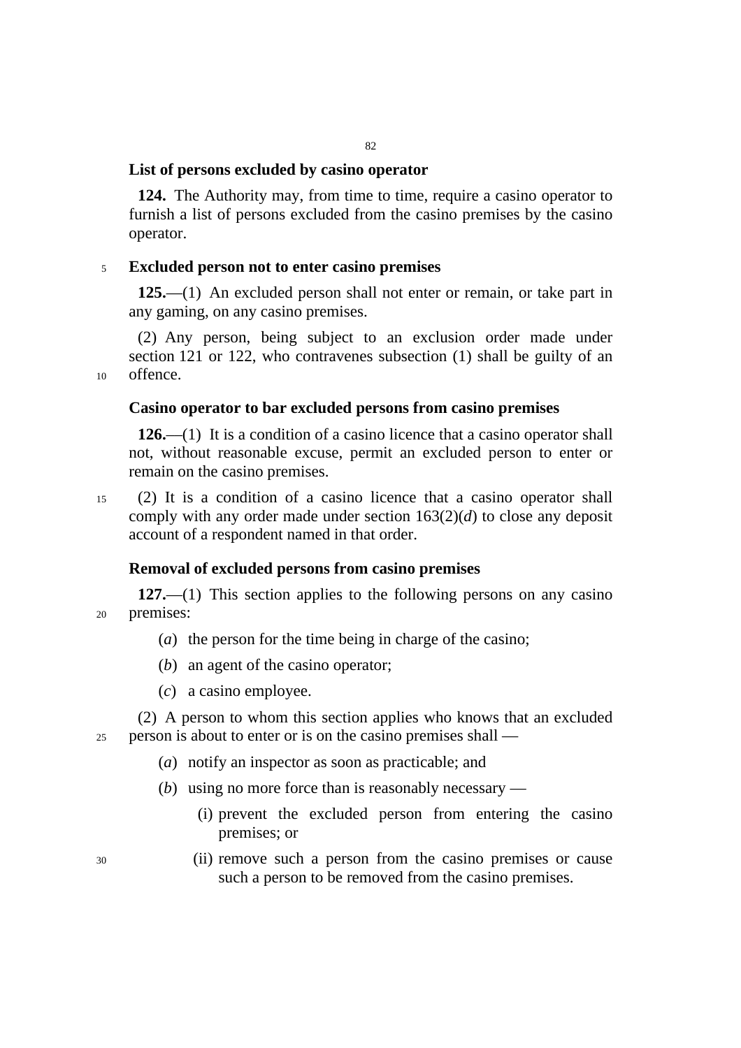### List of persons excluded by casino operator

**124.** The Authority may, from time to time, require a casino operator to furnish a list of persons excluded from the casino premises by the casino operator.

### Excluded person not to enter casino premises

**125.**—(1) An excluded person shall not enter or remain, or take part in any gaming, on any casino premises.

(2) Any person, being subject to an exclusion order made under section 121 or 122, who contravenes subsection (1) shall be guilty of an offence.

### Casino operator to bar excluded persons from casino premises

**126.**—(1) It is a condition of a casino licence that a casino operator shall not, without reasonable excuse, permit an excluded person to enter or remain on the casino premises.

(2) It is a condition of a casino licence that a casino operator shall comply with any order made under section 163(2)(*d*) to close any deposit account of a respondent named in that order.

### Removal of excluded persons from casino premises

**127.**—(1) This section applies to the following persons on any casino premises:

(*a*) the person for the time being in charge of the casino;

(*b*) an agent of the casino operator;

(*c*) a casino employee.

(2) A person to whom this section applies who knows that an excluded person is about to enter or is on the casino premises shall —

(*a*) notify an inspector as soon as practicable; and

(*b*) using no more force than is reasonably necessary —

(i) prevent the excluded person from entering the casino premises; or

(ii) remove such a person from the casino premises or cause such a person to be removed from the casino premises.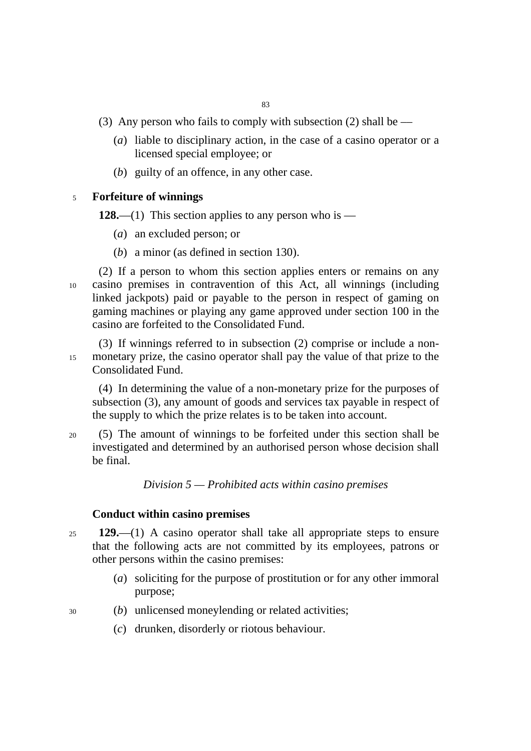(3) Any person who fails to comply with subsection (2) shall be —

(*a*) liable to disciplinary action, in the case of a casino operator or a licensed special employee; or

(*b*) guilty of an offence, in any other case.

**Forfeiture of winnings**

**128.**—(1) This section applies to any person who is —

(*a*) an excluded person; or

(*b*) a minor (as defined in section 130).

(2) If a person to whom this section applies enters or remains on any casino premises in contravention of this Act, all winnings (including linked jackpots) paid or payable to the person in respect of gaming on gaming machines or playing any game approved under section 100 in the casino are forfeited to the Consolidated Fund.

(3) If winnings referred to in subsection (2) comprise or include a non-monetary prize, the casino operator shall pay the value of that prize to the Consolidated Fund.

(4) In determining the value of a non-monetary prize for the purposes of subsection (3), any amount of goods and services tax payable in respect of the supply to which the prize relates is to be taken into account.

(5) The amount of winnings to be forfeited under this section shall be investigated and determined by an authorised person whose decision shall be final.

*Division 5 — Prohibited acts within casino premises*

**Conduct within casino premises**

**129.**—(1) A casino operator shall take all appropriate steps to ensure that the following acts are not committed by its employees, patrons or other persons within the casino premises:

(*a*) soliciting for the purpose of prostitution or for any other immoral purpose;

(*b*) unlicensed moneylending or related activities;

(*c*) drunken, disorderly or riotous behaviour.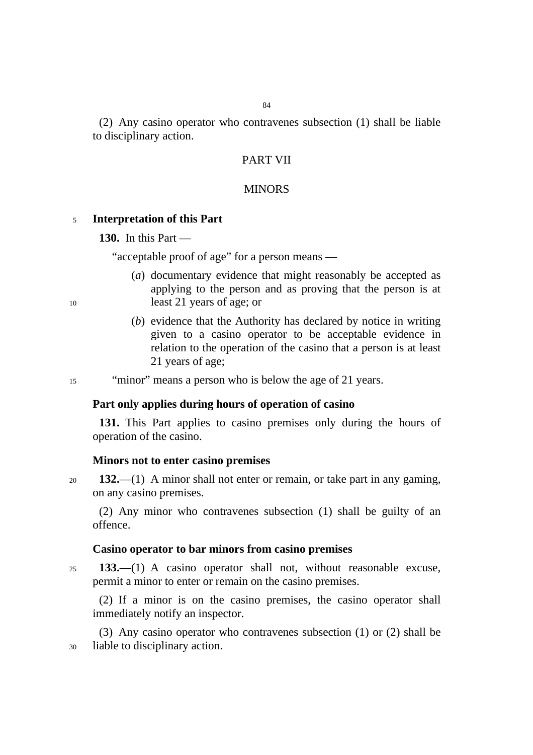(2) Any casino operator who contravenes subsection (1) shall be liable to disciplinary action.

PART VII

MINORS

**Interpretation of this Part**

**130.** In this Part —

"acceptable proof of age" for a person means —

(*a*) documentary evidence that might reasonably be accepted as applying to the person and as proving that the person is at least 21 years of age; or

(*b*) evidence that the Authority has declared by notice in writing given to a casino operator to be acceptable evidence in relation to the operation of the casino that a person is at least 21 years of age;

"minor" means a person who is below the age of 21 years.

**Part only applies during hours of operation of casino**

**131.** This Part applies to casino premises only during the hours of operation of the casino.

**Minors not to enter casino premises**

**132.**—(1) A minor shall not enter or remain, or take part in any gaming, on any casino premises.

(2) Any minor who contravenes subsection (1) shall be guilty of an offence.

**Casino operator to bar minors from casino premises**

**133.**—(1) A casino operator shall not, without reasonable excuse, permit a minor to enter or remain on the casino premises.

(2) If a minor is on the casino premises, the casino operator shall immediately notify an inspector.

(3) Any casino operator who contravenes subsection (1) or (2) shall be liable to disciplinary action.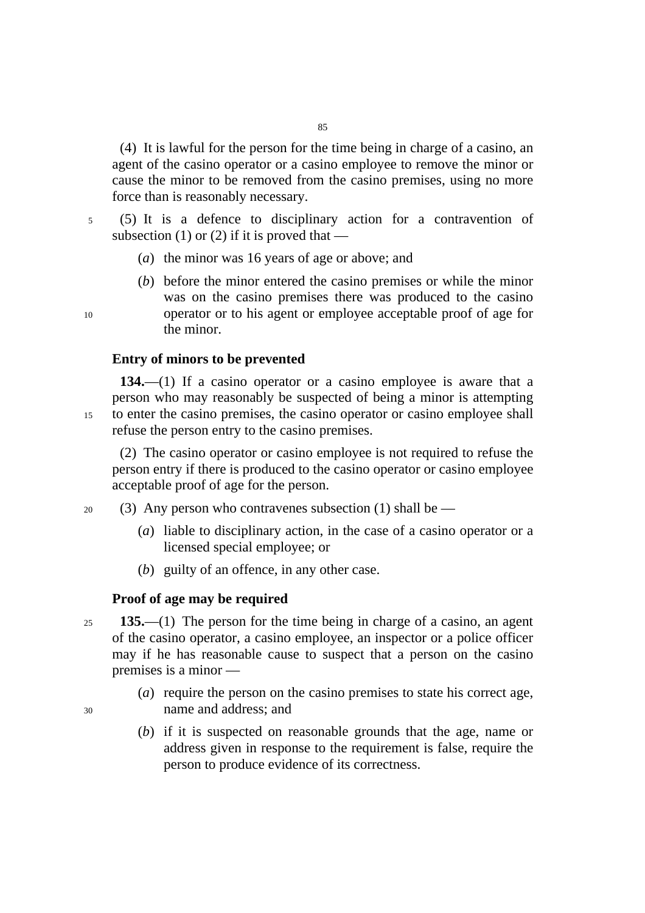(4) It is lawful for the person for the time being in charge of a casino, an agent of the casino operator or a casino employee to remove the minor or cause the minor to be removed from the casino premises, using no more force than is reasonably necessary.

(5) It is a defence to disciplinary action for a contravention of subsection (1) or (2) if it is proved that —

(*a*) the minor was 16 years of age or above; and

(*b*) before the minor entered the casino premises or while the minor was on the casino premises there was produced to the casino operator or to his agent or employee acceptable proof of age for the minor.

**Entry of minors to be prevented**

**134.**—(1) If a casino operator or a casino employee is aware that a person who may reasonably be suspected of being a minor is attempting to enter the casino premises, the casino operator or casino employee shall refuse the person entry to the casino premises.

(2) The casino operator or casino employee is not required to refuse the person entry if there is produced to the casino operator or casino employee acceptable proof of age for the person.

(3) Any person who contravenes subsection (1) shall be —

(*a*) liable to disciplinary action, in the case of a casino operator or a licensed special employee; or

(*b*) guilty of an offence, in any other case.

**Proof of age may be required**

**135.**—(1) The person for the time being in charge of a casino, an agent of the casino operator, a casino employee, an inspector or a police officer may if he has reasonable cause to suspect that a person on the casino premises is a minor —

(*a*) require the person on the casino premises to state his correct age, name and address; and

(*b*) if it is suspected on reasonable grounds that the age, name or address given in response to the requirement is false, require the person to produce evidence of its correctness.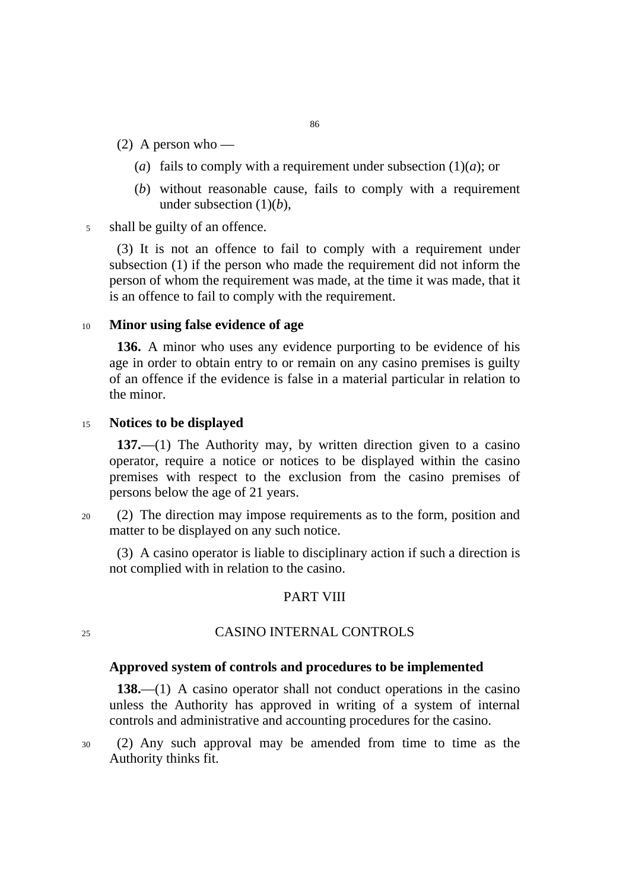(2) A person who —

(*a*) fails to comply with a requirement under subsection (1)(*a*); or

(*b*) without reasonable cause, fails to comply with a requirement under subsection (1)(*b*),

shall be guilty of an offence.

(3) It is not an offence to fail to comply with a requirement under subsection (1) if the person who made the requirement did not inform the person of whom the requirement was made, at the time it was made, that it is an offence to fail to comply with the requirement.

### Minor using false evidence of age

**136.** A minor who uses any evidence purporting to be evidence of his age in order to obtain entry to or remain on any casino premises is guilty of an offence if the evidence is false in a material particular in relation to the minor.

### Notices to be displayed

**137.**—(1) The Authority may, by written direction given to a casino operator, require a notice or notices to be displayed within the casino premises with respect to the exclusion from the casino premises of persons below the age of 21 years.

(2) The direction may impose requirements as to the form, position and matter to be displayed on any such notice.

(3) A casino operator is liable to disciplinary action if such a direction is not complied with in relation to the casino.

## PART VIII

## CASINO INTERNAL CONTROLS

### Approved system of controls and procedures to be implemented

**138.**—(1) A casino operator shall not conduct operations in the casino unless the Authority has approved in writing of a system of internal controls and administrative and accounting procedures for the casino.

(2) Any such approval may be amended from time to time as the Authority thinks fit.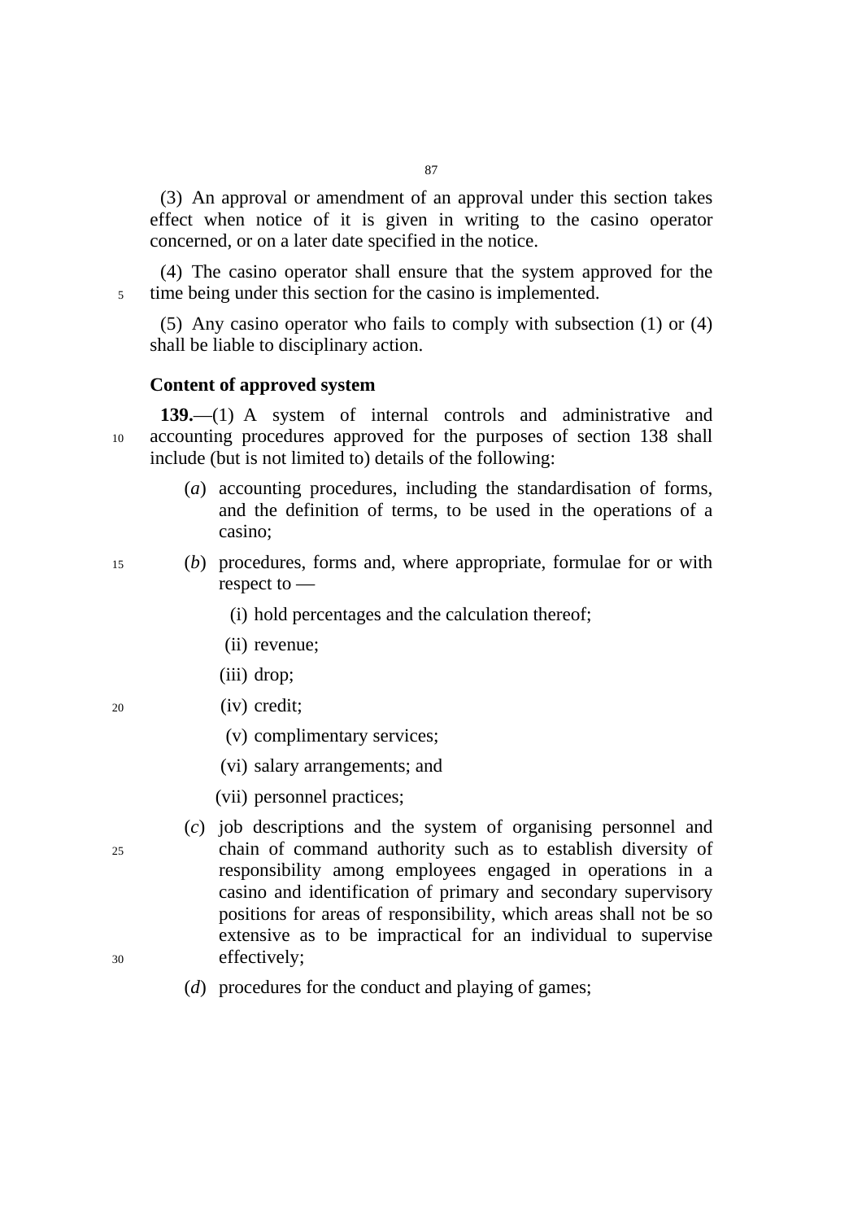(3) An approval or amendment of an approval under this section takes effect when notice of it is given in writing to the casino operator concerned, or on a later date specified in the notice.

(4) The casino operator shall ensure that the system approved for the time being under this section for the casino is implemented.

(5) Any casino operator who fails to comply with subsection (1) or (4) shall be liable to disciplinary action.

### Content of approved system

**139.**—(1) A system of internal controls and administrative and accounting procedures approved for the purposes of section 138 shall include (but is not limited to) details of the following:

- (*a*) accounting procedures, including the standardisation of forms, and the definition of terms, to be used in the operations of a casino;
- (*b*) procedures, forms and, where appropriate, formulae for or with respect to —
  - (i) hold percentages and the calculation thereof;
  - (ii) revenue;
  - (iii) drop;
  - (iv) credit;
  - (v) complimentary services;
  - (vi) salary arrangements; and
  - (vii) personnel practices;
- (*c*) job descriptions and the system of organising personnel and chain of command authority such as to establish diversity of responsibility among employees engaged in operations in a casino and identification of primary and secondary supervisory positions for areas of responsibility, which areas shall not be so extensive as to be impractical for an individual to supervise effectively;
- (*d*) procedures for the conduct and playing of games;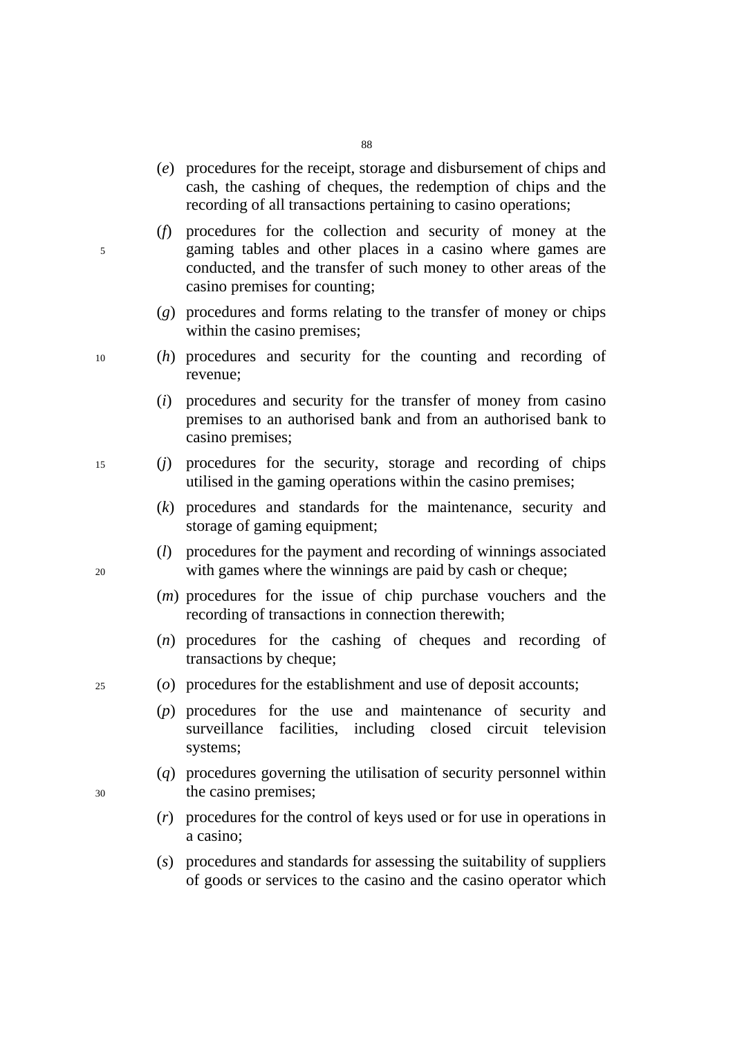(*e*) procedures for the receipt, storage and disbursement of chips and cash, the cashing of cheques, the redemption of chips and the recording of all transactions pertaining to casino operations;

(*f*) procedures for the collection and security of money at the gaming tables and other places in a casino where games are conducted, and the transfer of such money to other areas of the casino premises for counting;

(*g*) procedures and forms relating to the transfer of money or chips within the casino premises;

(*h*) procedures and security for the counting and recording of revenue;

(*i*) procedures and security for the transfer of money from casino premises to an authorised bank and from an authorised bank to casino premises;

(*j*) procedures for the security, storage and recording of chips utilised in the gaming operations within the casino premises;

(*k*) procedures and standards for the maintenance, security and storage of gaming equipment;

(*l*) procedures for the payment and recording of winnings associated with games where the winnings are paid by cash or cheque;

(*m*) procedures for the issue of chip purchase vouchers and the recording of transactions in connection therewith;

(*n*) procedures for the cashing of cheques and recording of transactions by cheque;

(*o*) procedures for the establishment and use of deposit accounts;

(*p*) procedures for the use and maintenance of security and surveillance facilities, including closed circuit television systems;

(*q*) procedures governing the utilisation of security personnel within the casino premises;

(*r*) procedures for the control of keys used or for use in operations in a casino;

(*s*) procedures and standards for assessing the suitability of suppliers of goods or services to the casino and the casino operator which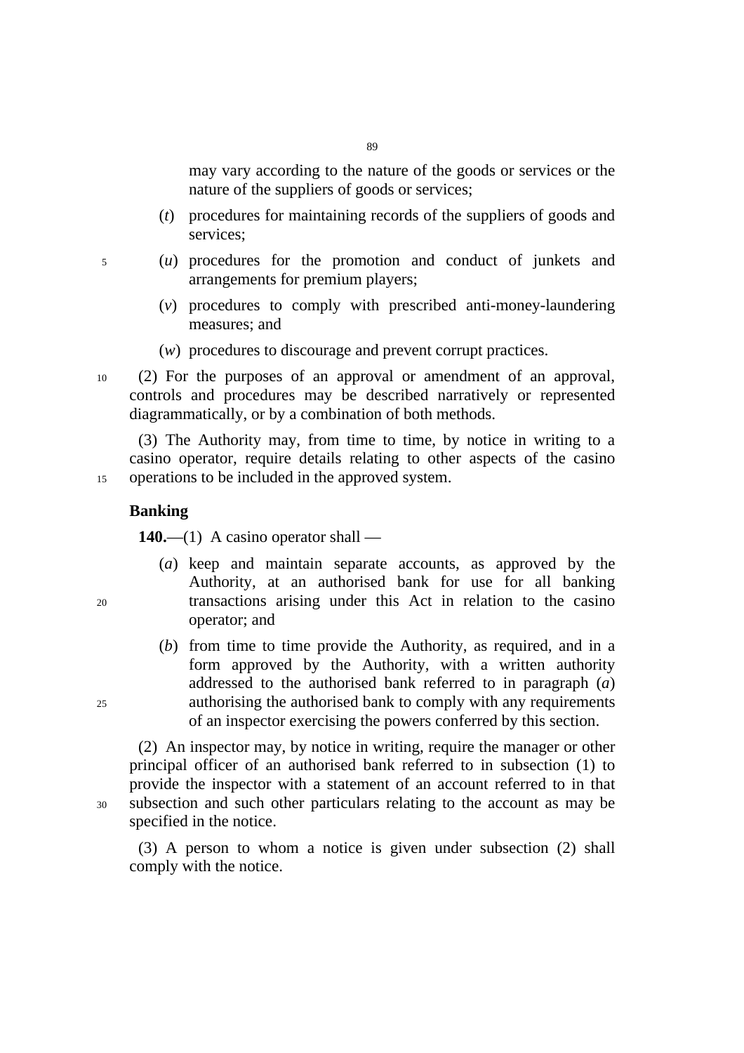may vary according to the nature of the goods or services or the nature of the suppliers of goods or services;

(*t*) procedures for maintaining records of the suppliers of goods and services;

(*u*) procedures for the promotion and conduct of junkets and arrangements for premium players;

(*v*) procedures to comply with prescribed anti-money-laundering measures; and

(*w*) procedures to discourage and prevent corrupt practices.

(2) For the purposes of an approval or amendment of an approval, controls and procedures may be described narratively or represented diagrammatically, or by a combination of both methods.

(3) The Authority may, from time to time, by notice in writing to a casino operator, require details relating to other aspects of the casino operations to be included in the approved system.

**Banking**

**140.**—(1) A casino operator shall —

(*a*) keep and maintain separate accounts, as approved by the Authority, at an authorised bank for use for all banking transactions arising under this Act in relation to the casino operator; and

(*b*) from time to time provide the Authority, as required, and in a form approved by the Authority, with a written authority addressed to the authorised bank referred to in paragraph (*a*) authorising the authorised bank to comply with any requirements of an inspector exercising the powers conferred by this section.

(2) An inspector may, by notice in writing, require the manager or other principal officer of an authorised bank referred to in subsection (1) to provide the inspector with a statement of an account referred to in that subsection and such other particulars relating to the account as may be specified in the notice.

(3) A person to whom a notice is given under subsection (2) shall comply with the notice.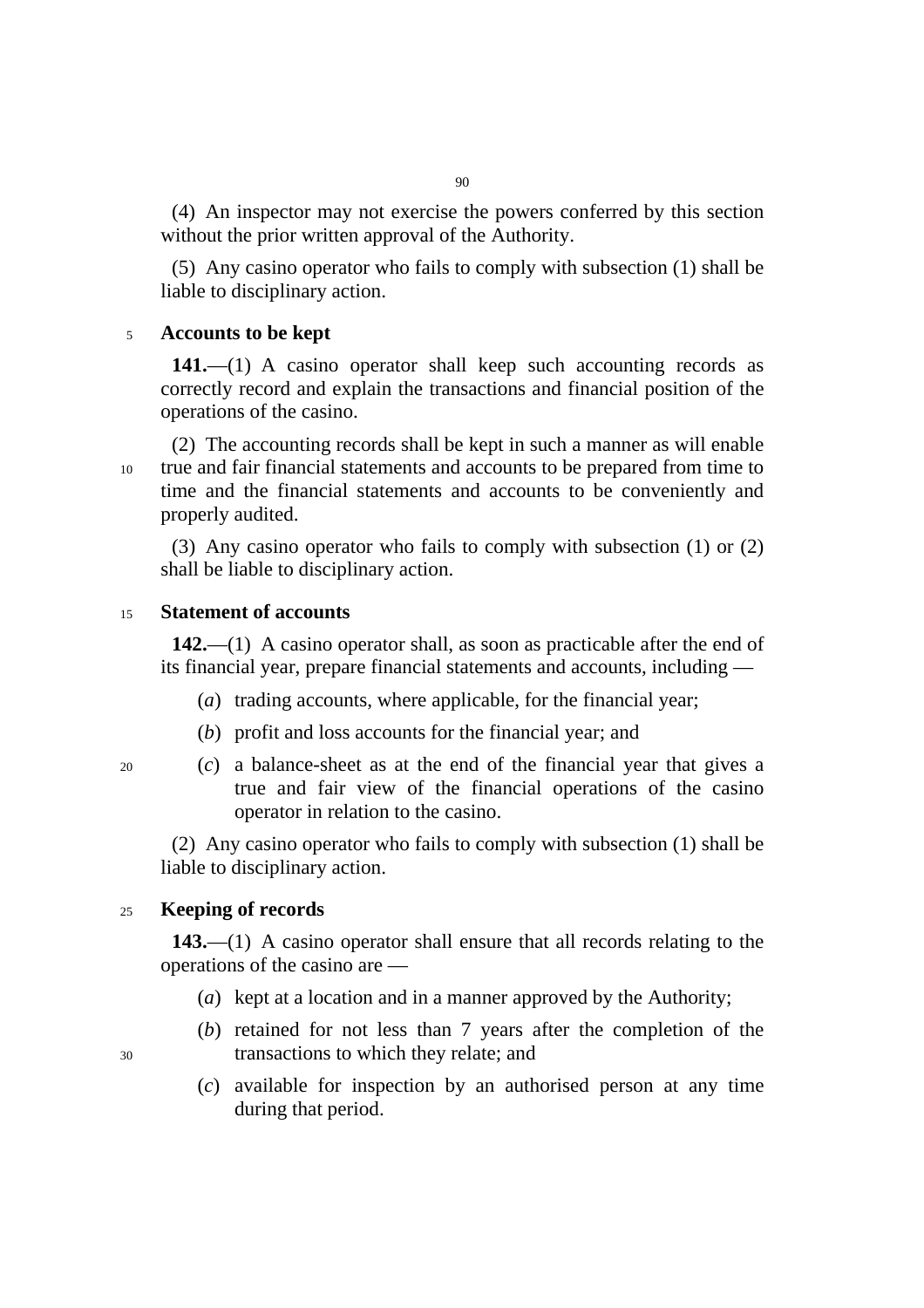(4) An inspector may not exercise the powers conferred by this section without the prior written approval of the Authority.

(5) Any casino operator who fails to comply with subsection (1) shall be liable to disciplinary action.

**Accounts to be kept**

**141.**—(1) A casino operator shall keep such accounting records as correctly record and explain the transactions and financial position of the operations of the casino.

(2) The accounting records shall be kept in such a manner as will enable true and fair financial statements and accounts to be prepared from time to time and the financial statements and accounts to be conveniently and properly audited.

(3) Any casino operator who fails to comply with subsection (1) or (2) shall be liable to disciplinary action.

**Statement of accounts**

**142.**—(1) A casino operator shall, as soon as practicable after the end of its financial year, prepare financial statements and accounts, including —

(*a*) trading accounts, where applicable, for the financial year;

(*b*) profit and loss accounts for the financial year; and

(*c*) a balance-sheet as at the end of the financial year that gives a true and fair view of the financial operations of the casino operator in relation to the casino.

(2) Any casino operator who fails to comply with subsection (1) shall be liable to disciplinary action.

**Keeping of records**

**143.**—(1) A casino operator shall ensure that all records relating to the operations of the casino are —

(*a*) kept at a location and in a manner approved by the Authority;

(*b*) retained for not less than 7 years after the completion of the transactions to which they relate; and

(*c*) available for inspection by an authorised person at any time during that period.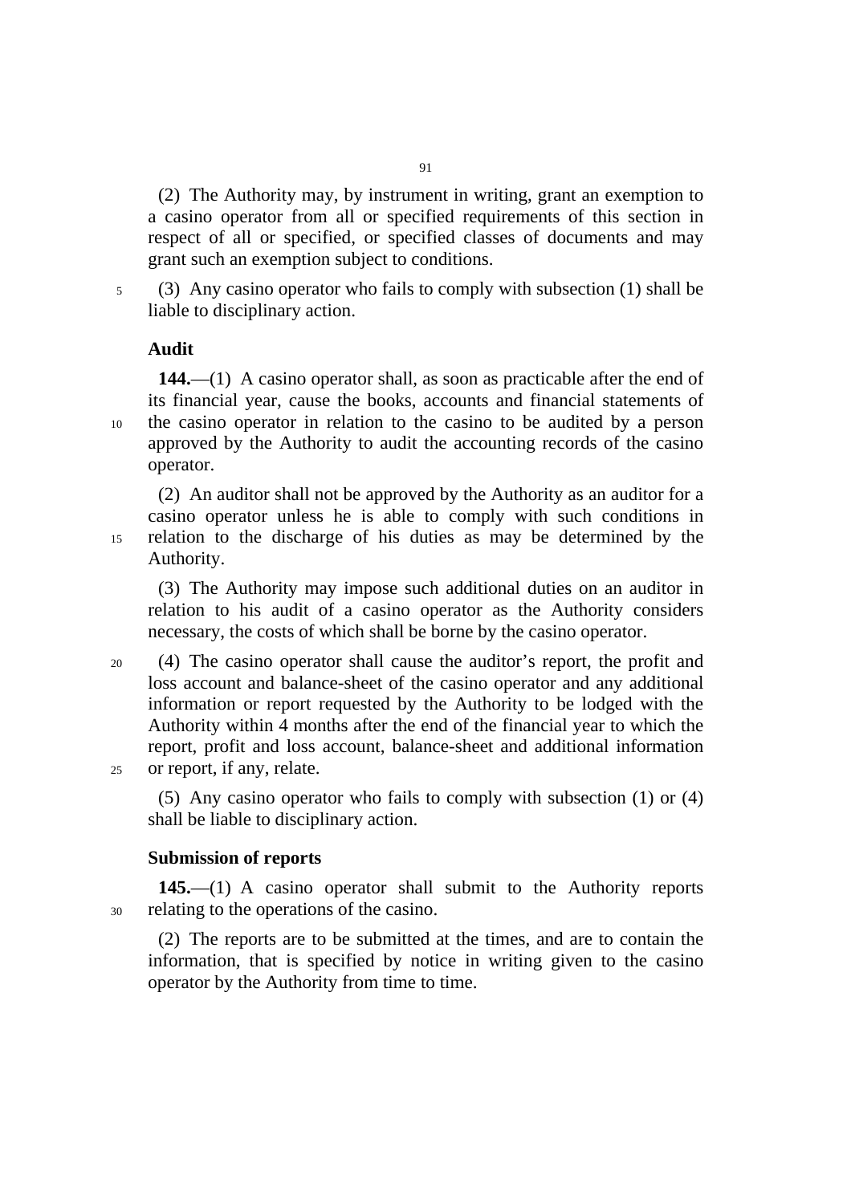(2) The Authority may, by instrument in writing, grant an exemption to a casino operator from all or specified requirements of this section in respect of all or specified, or specified classes of documents and may grant such an exemption subject to conditions.

(3) Any casino operator who fails to comply with subsection (1) shall be liable to disciplinary action.

**Audit**

**144.**—(1) A casino operator shall, as soon as practicable after the end of its financial year, cause the books, accounts and financial statements of the casino operator in relation to the casino to be audited by a person approved by the Authority to audit the accounting records of the casino operator.

(2) An auditor shall not be approved by the Authority as an auditor for a casino operator unless he is able to comply with such conditions in relation to the discharge of his duties as may be determined by the Authority.

(3) The Authority may impose such additional duties on an auditor in relation to his audit of a casino operator as the Authority considers necessary, the costs of which shall be borne by the casino operator.

(4) The casino operator shall cause the auditor's report, the profit and loss account and balance-sheet of the casino operator and any additional information or report requested by the Authority to be lodged with the Authority within 4 months after the end of the financial year to which the report, profit and loss account, balance-sheet and additional information or report, if any, relate.

(5) Any casino operator who fails to comply with subsection (1) or (4) shall be liable to disciplinary action.

**Submission of reports**

**145.**—(1) A casino operator shall submit to the Authority reports relating to the operations of the casino.

(2) The reports are to be submitted at the times, and are to contain the information, that is specified by notice in writing given to the casino operator by the Authority from time to time.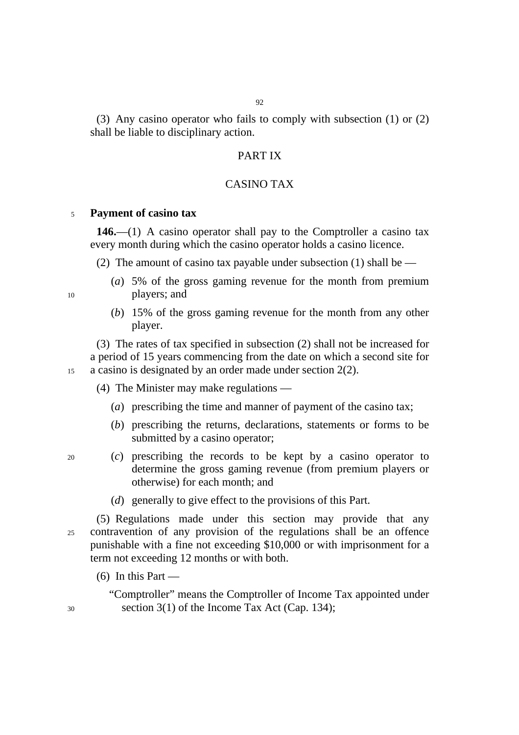(3) Any casino operator who fails to comply with subsection (1) or (2) shall be liable to disciplinary action.

## PART IX

## CASINO TAX

### Payment of casino tax

**146.**—(1) A casino operator shall pay to the Comptroller a casino tax every month during which the casino operator holds a casino licence.

(2) The amount of casino tax payable under subsection (1) shall be —

(*a*) 5% of the gross gaming revenue for the month from premium players; and

(*b*) 15% of the gross gaming revenue for the month from any other player.

(3) The rates of tax specified in subsection (2) shall not be increased for a period of 15 years commencing from the date on which a second site for a casino is designated by an order made under section 2(2).

(4) The Minister may make regulations —

(*a*) prescribing the time and manner of payment of the casino tax;

(*b*) prescribing the returns, declarations, statements or forms to be submitted by a casino operator;

(*c*) prescribing the records to be kept by a casino operator to determine the gross gaming revenue (from premium players or otherwise) for each month; and

(*d*) generally to give effect to the provisions of this Part.

(5) Regulations made under this section may provide that any contravention of any provision of the regulations shall be an offence punishable with a fine not exceeding $10,000 or with imprisonment for a term not exceeding 12 months or with both.

(6) In this Part —

"Comptroller" means the Comptroller of Income Tax appointed under section 3(1) of the Income Tax Act (Cap. 134);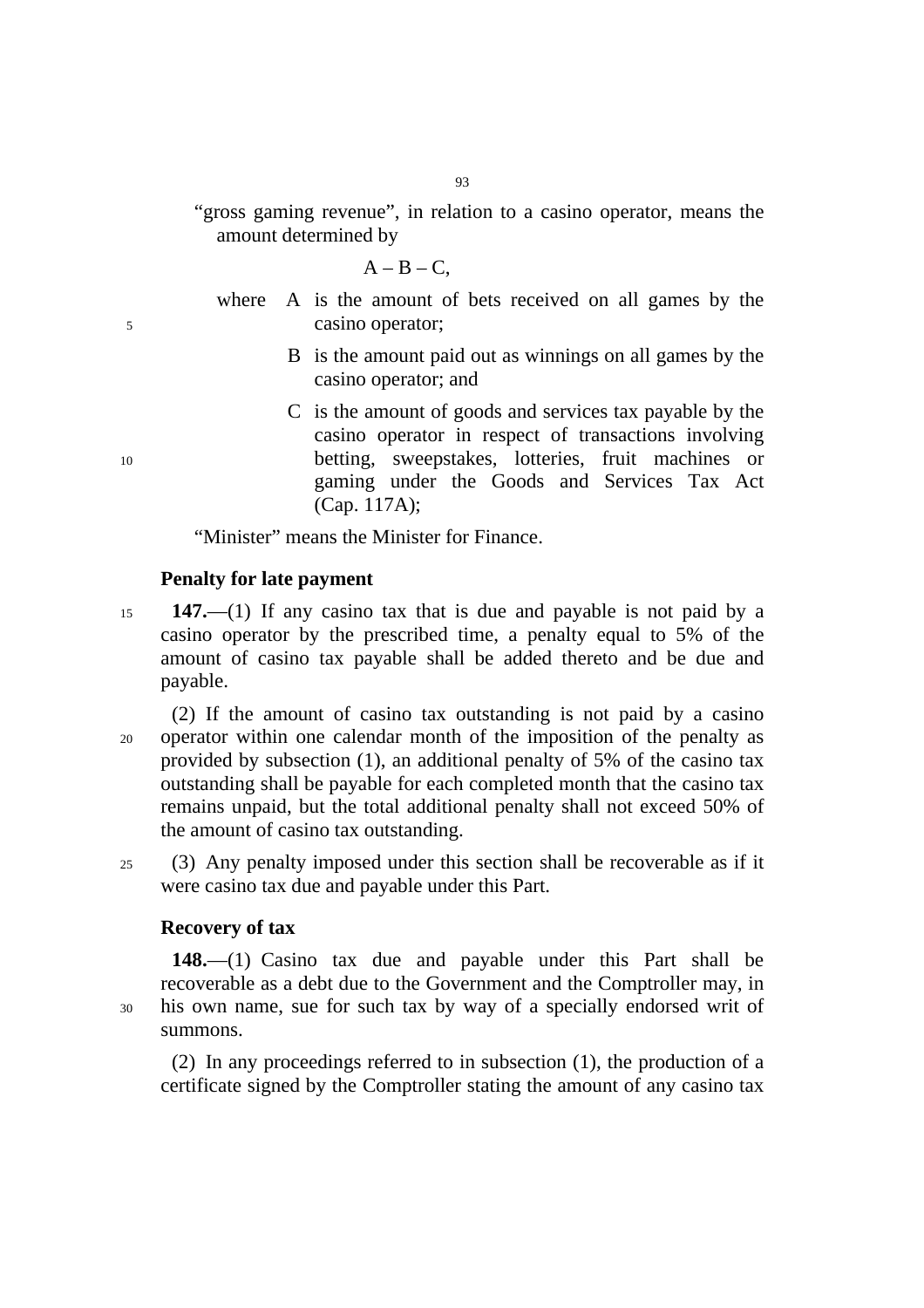"gross gaming revenue", in relation to a casino operator, means the amount determined by

$$A - B - C,$$

where A is the amount of bets received on all games by the casino operator;

B is the amount paid out as winnings on all games by the casino operator; and

C is the amount of goods and services tax payable by the casino operator in respect of transactions involving betting, sweepstakes, lotteries, fruit machines or gaming under the Goods and Services Tax Act (Cap. 117A);

"Minister" means the Minister for Finance.

**Penalty for late payment**

**147.**—(1) If any casino tax that is due and payable is not paid by a casino operator by the prescribed time, a penalty equal to 5% of the amount of casino tax payable shall be added thereto and be due and payable.

(2) If the amount of casino tax outstanding is not paid by a casino operator within one calendar month of the imposition of the penalty as provided by subsection (1), an additional penalty of 5% of the casino tax outstanding shall be payable for each completed month that the casino tax remains unpaid, but the total additional penalty shall not exceed 50% of the amount of casino tax outstanding.

(3) Any penalty imposed under this section shall be recoverable as if it were casino tax due and payable under this Part.

**Recovery of tax**

**148.**—(1) Casino tax due and payable under this Part shall be recoverable as a debt due to the Government and the Comptroller may, in his own name, sue for such tax by way of a specially endorsed writ of summons.

(2) In any proceedings referred to in subsection (1), the production of a certificate signed by the Comptroller stating the amount of any casino tax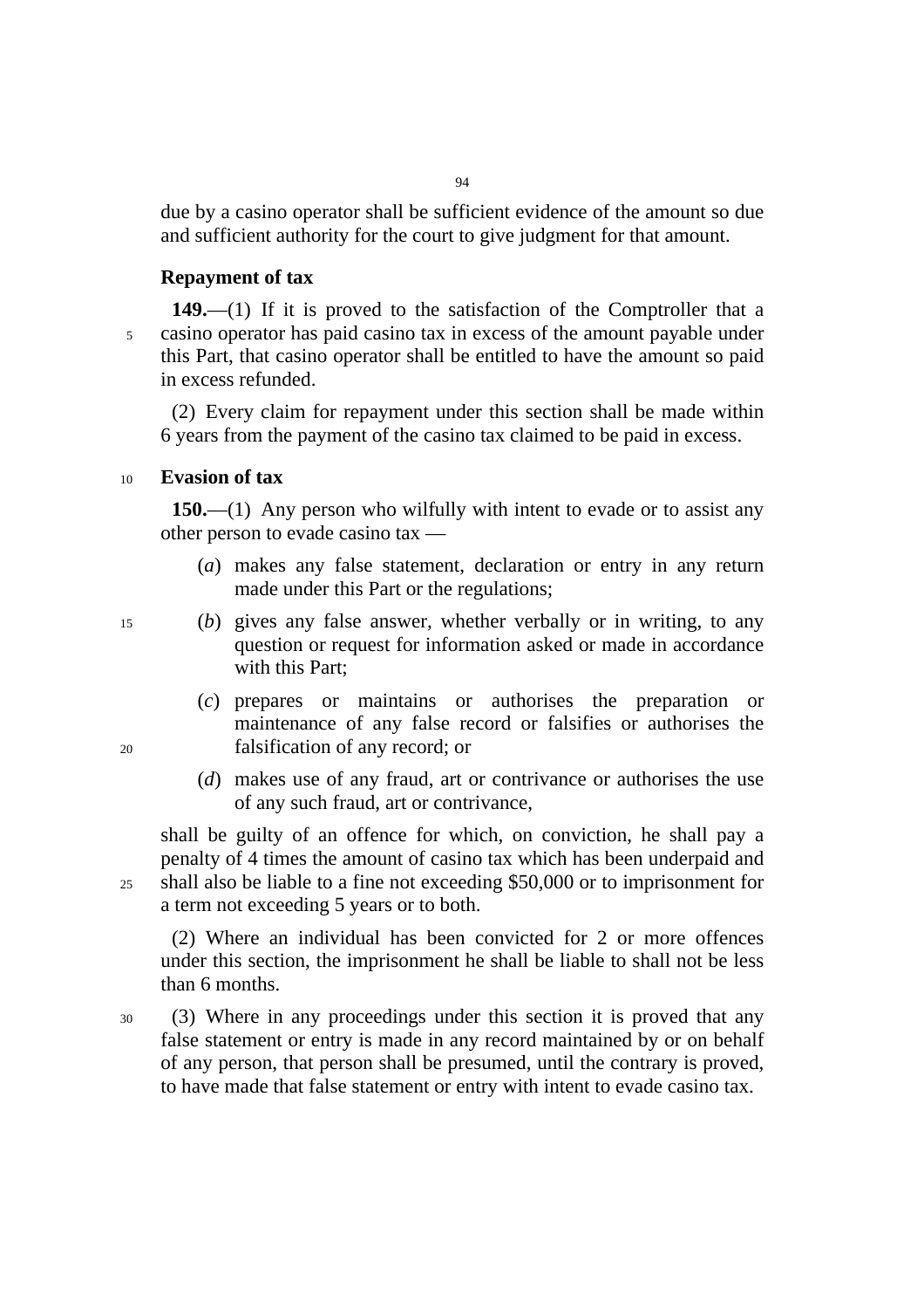due by a casino operator shall be sufficient evidence of the amount so due and sufficient authority for the court to give judgment for that amount.

### Repayment of tax

**149.**—(1) If it is proved to the satisfaction of the Comptroller that a casino operator has paid casino tax in excess of the amount payable under this Part, that casino operator shall be entitled to have the amount so paid in excess refunded.

(2) Every claim for repayment under this section shall be made within 6 years from the payment of the casino tax claimed to be paid in excess.

### Evasion of tax

**150.**—(1) Any person who wilfully with intent to evade or to assist any other person to evade casino tax —

(*a*) makes any false statement, declaration or entry in any return made under this Part or the regulations;

(*b*) gives any false answer, whether verbally or in writing, to any question or request for information asked or made in accordance with this Part;

(*c*) prepares or maintains or authorises the preparation or maintenance of any false record or falsifies or authorises the falsification of any record; or

(*d*) makes use of any fraud, art or contrivance or authorises the use of any such fraud, art or contrivance,

shall be guilty of an offence for which, on conviction, he shall pay a penalty of 4 times the amount of casino tax which has been underpaid and shall also be liable to a fine not exceeding $50,000 or to imprisonment for a term not exceeding 5 years or to both.

(2) Where an individual has been convicted for 2 or more offences under this section, the imprisonment he shall be liable to shall not be less than 6 months.

(3) Where in any proceedings under this section it is proved that any false statement or entry is made in any record maintained by or on behalf of any person, that person shall be presumed, until the contrary is proved, to have made that false statement or entry with intent to evade casino tax.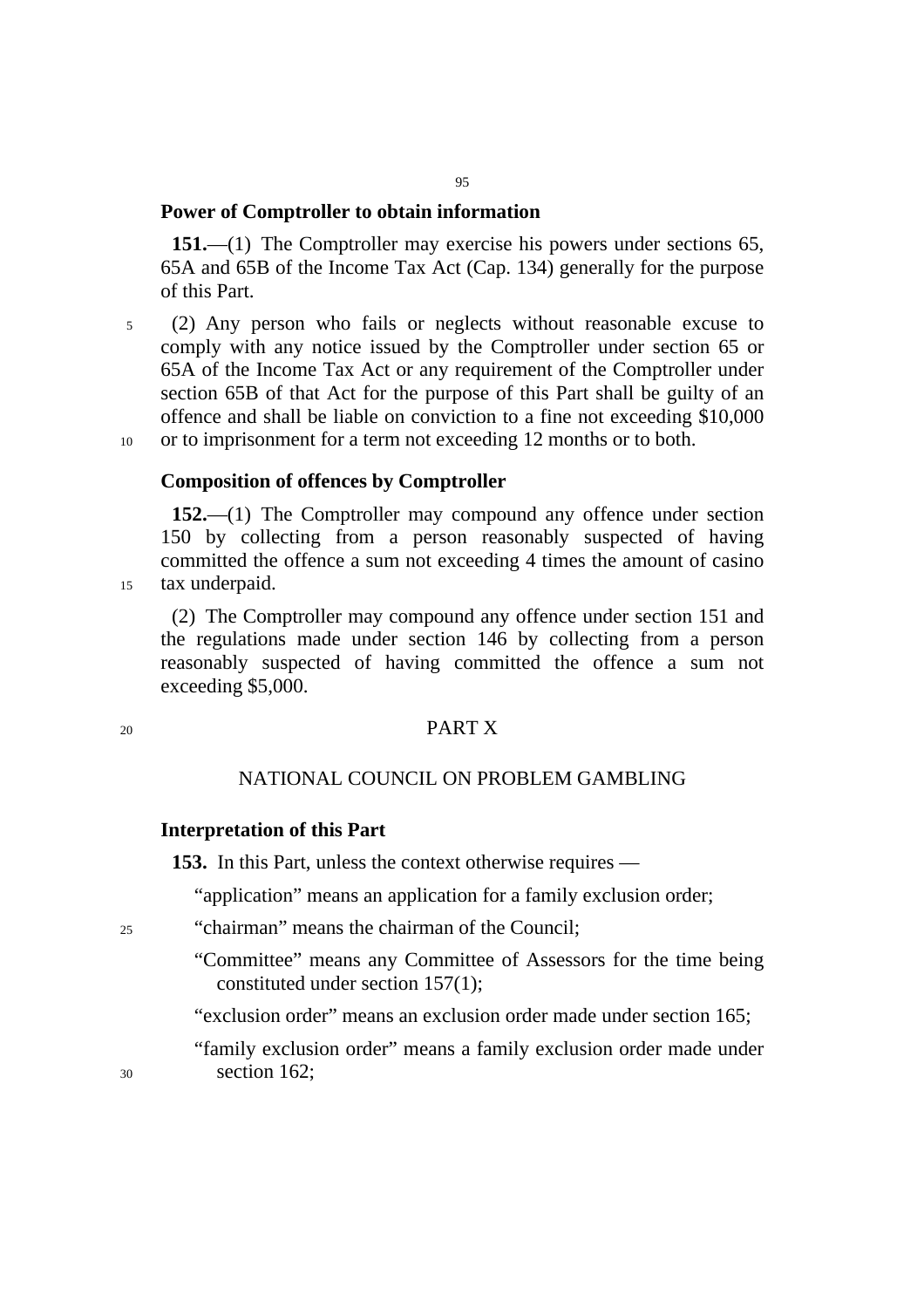**Power of Comptroller to obtain information**

**151.**—(1) The Comptroller may exercise his powers under sections 65, 65A and 65B of the Income Tax Act (Cap. 134) generally for the purpose of this Part.

(2) Any person who fails or neglects without reasonable excuse to comply with any notice issued by the Comptroller under section 65 or 65A of the Income Tax Act or any requirement of the Comptroller under section 65B of that Act for the purpose of this Part shall be guilty of an offence and shall be liable on conviction to a fine not exceeding $10,000 or to imprisonment for a term not exceeding 12 months or to both.

**Composition of offences by Comptroller**

**152.**—(1) The Comptroller may compound any offence under section 150 by collecting from a person reasonably suspected of having committed the offence a sum not exceeding 4 times the amount of casino tax underpaid.

(2) The Comptroller may compound any offence under section 151 and the regulations made under section 146 by collecting from a person reasonably suspected of having committed the offence a sum not exceeding $5,000.

## PART X

## NATIONAL COUNCIL ON PROBLEM GAMBLING

**Interpretation of this Part**

**153.** In this Part, unless the context otherwise requires —

"application" means an application for a family exclusion order;

"chairman" means the chairman of the Council;

"Committee" means any Committee of Assessors for the time being constituted under section 157(1);

"exclusion order" means an exclusion order made under section 165;

"family exclusion order" means a family exclusion order made under section 162;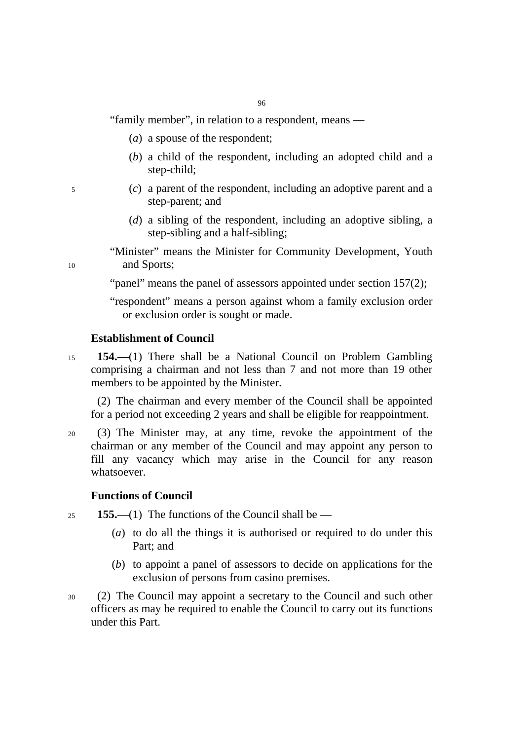"family member", in relation to a respondent, means —

(*a*) a spouse of the respondent;

(*b*) a child of the respondent, including an adopted child and a step-child;

(*c*) a parent of the respondent, including an adoptive parent and a step-parent; and

(*d*) a sibling of the respondent, including an adoptive sibling, a step-sibling and a half-sibling;

"Minister" means the Minister for Community Development, Youth and Sports;

"panel" means the panel of assessors appointed under section 157(2);

"respondent" means a person against whom a family exclusion order or exclusion order is sought or made.

**Establishment of Council**

**154.**—(1) There shall be a National Council on Problem Gambling comprising a chairman and not less than 7 and not more than 19 other members to be appointed by the Minister.

(2) The chairman and every member of the Council shall be appointed for a period not exceeding 2 years and shall be eligible for reappointment.

(3) The Minister may, at any time, revoke the appointment of the chairman or any member of the Council and may appoint any person to fill any vacancy which may arise in the Council for any reason whatsoever.

**Functions of Council**

**155.**—(1) The functions of the Council shall be —

(*a*) to do all the things it is authorised or required to do under this Part; and

(*b*) to appoint a panel of assessors to decide on applications for the exclusion of persons from casino premises.

(2) The Council may appoint a secretary to the Council and such other officers as may be required to enable the Council to carry out its functions under this Part.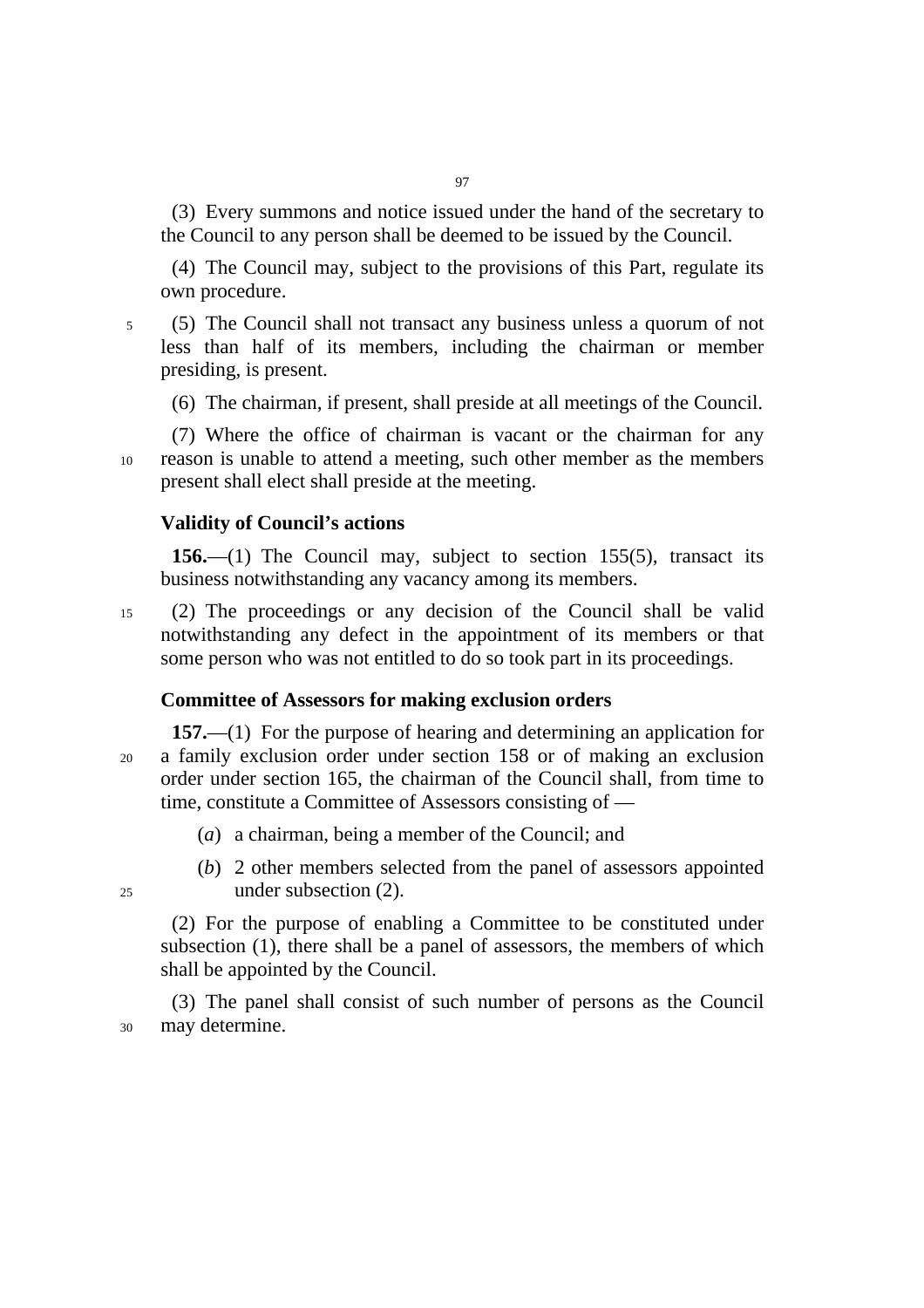(3) Every summons and notice issued under the hand of the secretary to the Council to any person shall be deemed to be issued by the Council.

(4) The Council may, subject to the provisions of this Part, regulate its own procedure.

(5) The Council shall not transact any business unless a quorum of not less than half of its members, including the chairman or member presiding, is present.

(6) The chairman, if present, shall preside at all meetings of the Council.

(7) Where the office of chairman is vacant or the chairman for any reason is unable to attend a meeting, such other member as the members present shall elect shall preside at the meeting.

**Validity of Council's actions**

**156.**—(1) The Council may, subject to section 155(5), transact its business notwithstanding any vacancy among its members.

(2) The proceedings or any decision of the Council shall be valid notwithstanding any defect in the appointment of its members or that some person who was not entitled to do so took part in its proceedings.

**Committee of Assessors for making exclusion orders**

**157.**—(1) For the purpose of hearing and determining an application for a family exclusion order under section 158 or of making an exclusion order under section 165, the chairman of the Council shall, from time to time, constitute a Committee of Assessors consisting of —

(*a*) a chairman, being a member of the Council; and

(*b*) 2 other members selected from the panel of assessors appointed under subsection (2).

(2) For the purpose of enabling a Committee to be constituted under subsection (1), there shall be a panel of assessors, the members of which shall be appointed by the Council.

(3) The panel shall consist of such number of persons as the Council may determine.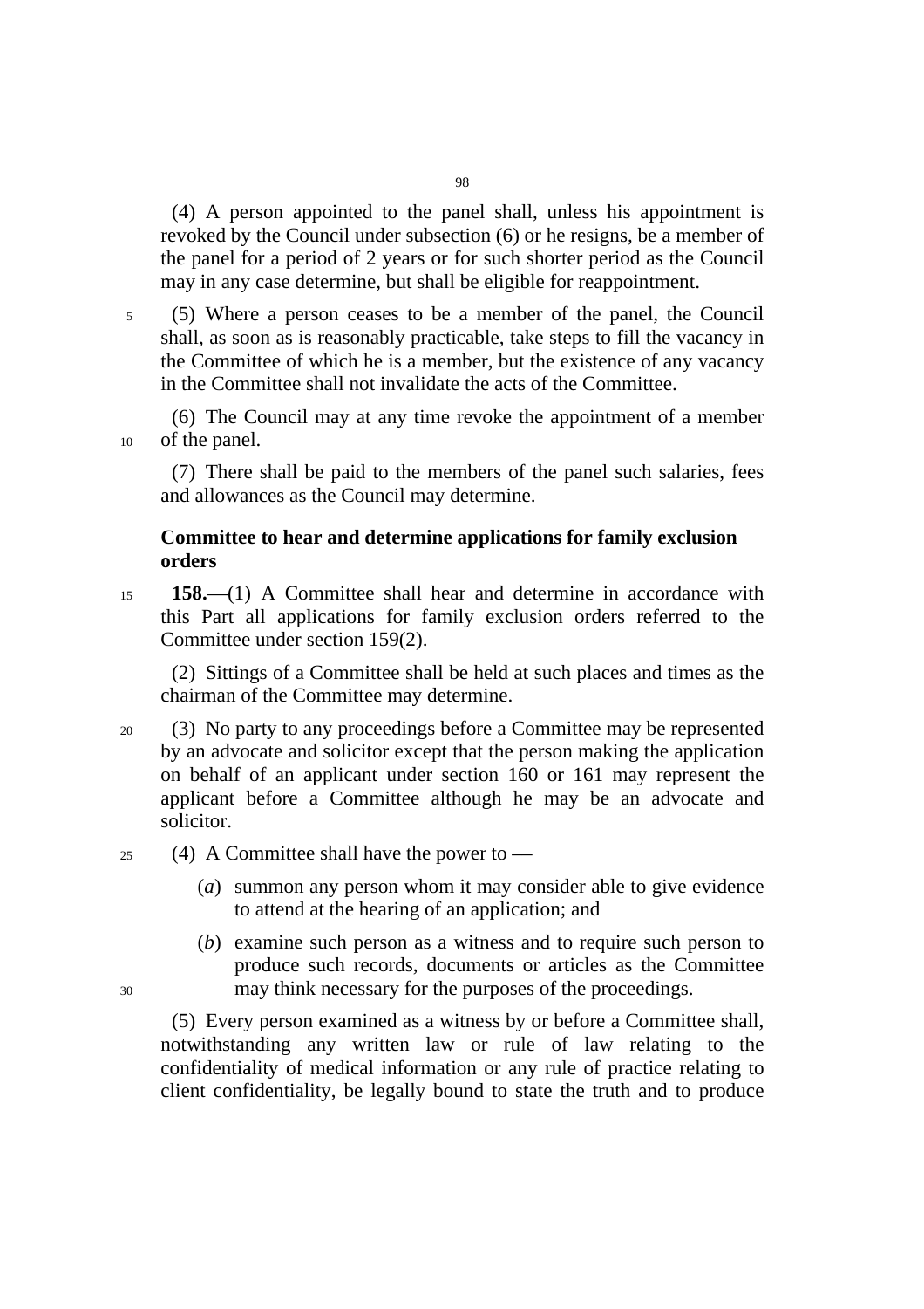(4) A person appointed to the panel shall, unless his appointment is revoked by the Council under subsection (6) or he resigns, be a member of the panel for a period of 2 years or for such shorter period as the Council may in any case determine, but shall be eligible for reappointment.

(5) Where a person ceases to be a member of the panel, the Council shall, as soon as is reasonably practicable, take steps to fill the vacancy in the Committee of which he is a member, but the existence of any vacancy in the Committee shall not invalidate the acts of the Committee.

(6) The Council may at any time revoke the appointment of a member of the panel.

(7) There shall be paid to the members of the panel such salaries, fees and allowances as the Council may determine.

**Committee to hear and determine applications for family exclusion orders**

**158.**—(1) A Committee shall hear and determine in accordance with this Part all applications for family exclusion orders referred to the Committee under section 159(2).

(2) Sittings of a Committee shall be held at such places and times as the chairman of the Committee may determine.

(3) No party to any proceedings before a Committee may be represented by an advocate and solicitor except that the person making the application on behalf of an applicant under section 160 or 161 may represent the applicant before a Committee although he may be an advocate and solicitor.

(4) A Committee shall have the power to —

(*a*) summon any person whom it may consider able to give evidence to attend at the hearing of an application; and

(*b*) examine such person as a witness and to require such person to produce such records, documents or articles as the Committee may think necessary for the purposes of the proceedings.

(5) Every person examined as a witness by or before a Committee shall, notwithstanding any written law or rule of law relating to the confidentiality of medical information or any rule of practice relating to client confidentiality, be legally bound to state the truth and to produce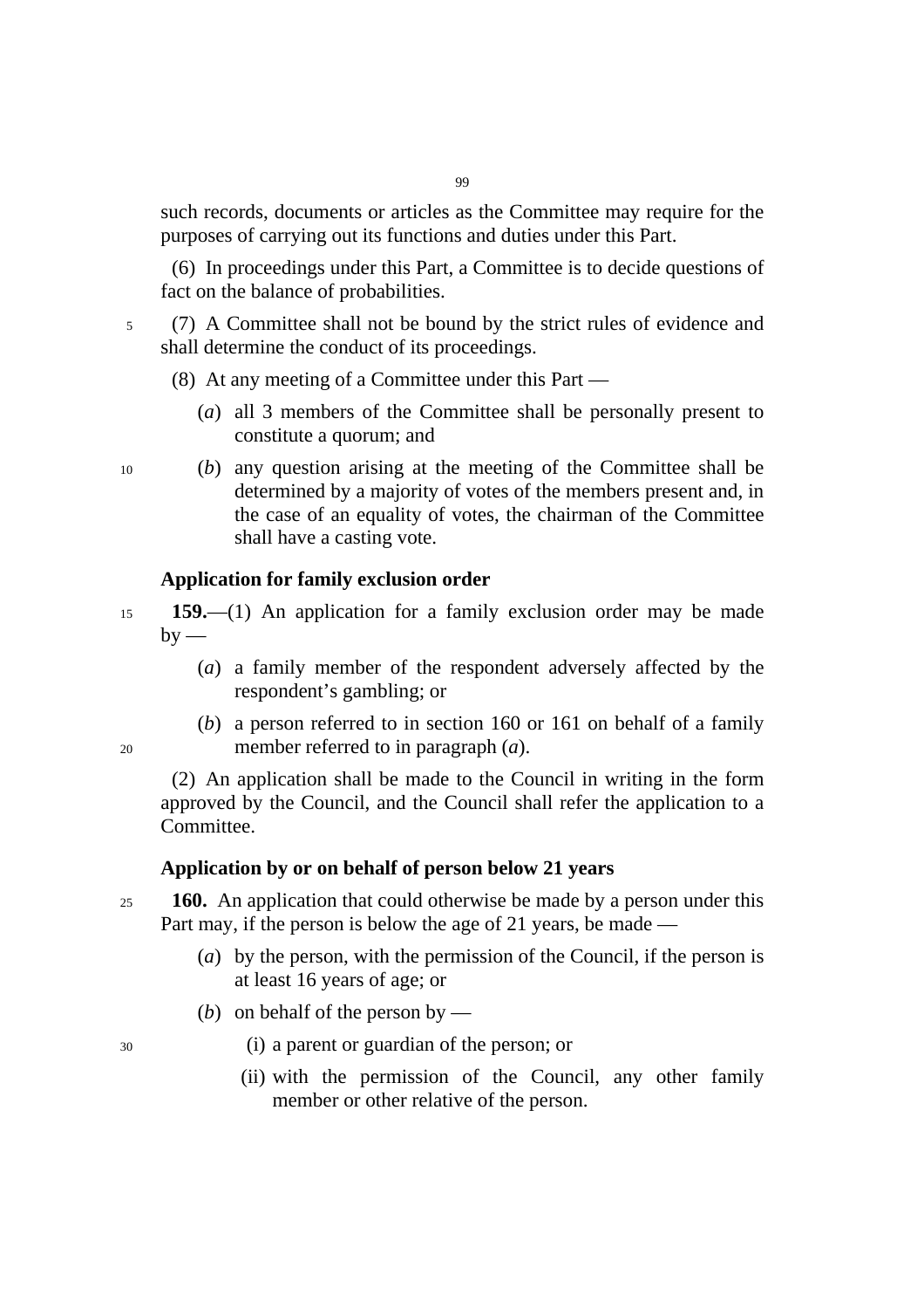such records, documents or articles as the Committee may require for the purposes of carrying out its functions and duties under this Part.

(6) In proceedings under this Part, a Committee is to decide questions of fact on the balance of probabilities.

(7) A Committee shall not be bound by the strict rules of evidence and shall determine the conduct of its proceedings.

(8) At any meeting of a Committee under this Part —

(*a*) all 3 members of the Committee shall be personally present to constitute a quorum; and

(*b*) any question arising at the meeting of the Committee shall be determined by a majority of votes of the members present and, in the case of an equality of votes, the chairman of the Committee shall have a casting vote.

**Application for family exclusion order**

**159.**—(1) An application for a family exclusion order may be made by —

(*a*) a family member of the respondent adversely affected by the respondent's gambling; or

(*b*) a person referred to in section 160 or 161 on behalf of a family member referred to in paragraph (*a*).

(2) An application shall be made to the Council in writing in the form approved by the Council, and the Council shall refer the application to a Committee.

**Application by or on behalf of person below 21 years**

**160.** An application that could otherwise be made by a person under this Part may, if the person is below the age of 21 years, be made —

(*a*) by the person, with the permission of the Council, if the person is at least 16 years of age; or

(*b*) on behalf of the person by —

(i) a parent or guardian of the person; or

(ii) with the permission of the Council, any other family member or other relative of the person.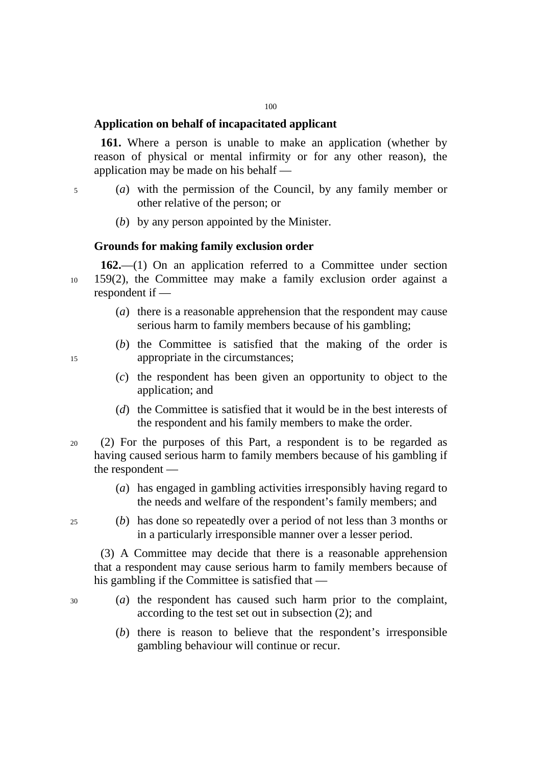### Application on behalf of incapacitated applicant

**161.** Where a person is unable to make an application (whether by reason of physical or mental infirmity or for any other reason), the application may be made on his behalf —

(*a*) with the permission of the Council, by any family member or other relative of the person; or

(*b*) by any person appointed by the Minister.

### Grounds for making family exclusion order

**162.**—(1) On an application referred to a Committee under section 159(2), the Committee may make a family exclusion order against a respondent if —

(*a*) there is a reasonable apprehension that the respondent may cause serious harm to family members because of his gambling;

(*b*) the Committee is satisfied that the making of the order is appropriate in the circumstances;

(*c*) the respondent has been given an opportunity to object to the application; and

(*d*) the Committee is satisfied that it would be in the best interests of the respondent and his family members to make the order.

(2) For the purposes of this Part, a respondent is to be regarded as having caused serious harm to family members because of his gambling if the respondent —

(*a*) has engaged in gambling activities irresponsibly having regard to the needs and welfare of the respondent's family members; and

(*b*) has done so repeatedly over a period of not less than 3 months or in a particularly irresponsible manner over a lesser period.

(3) A Committee may decide that there is a reasonable apprehension that a respondent may cause serious harm to family members because of his gambling if the Committee is satisfied that —

(*a*) the respondent has caused such harm prior to the complaint, according to the test set out in subsection (2); and

(*b*) there is reason to believe that the respondent's irresponsible gambling behaviour will continue or recur.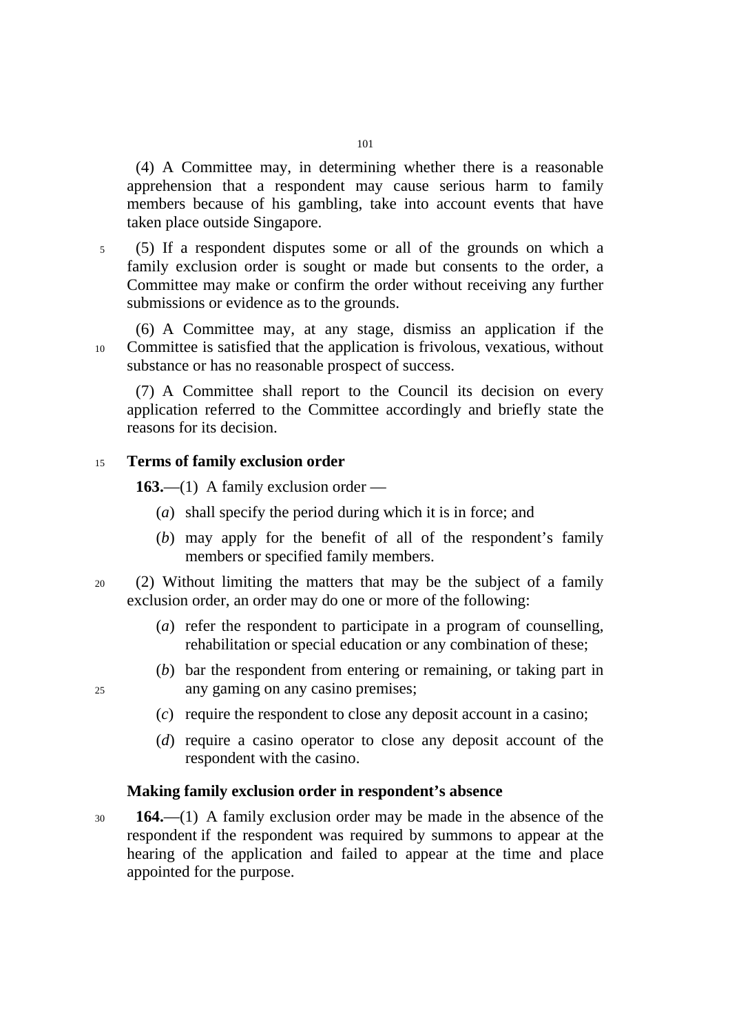(4) A Committee may, in determining whether there is a reasonable apprehension that a respondent may cause serious harm to family members because of his gambling, take into account events that have taken place outside Singapore.

(5) If a respondent disputes some or all of the grounds on which a family exclusion order is sought or made but consents to the order, a Committee may make or confirm the order without receiving any further submissions or evidence as to the grounds.

(6) A Committee may, at any stage, dismiss an application if the Committee is satisfied that the application is frivolous, vexatious, without substance or has no reasonable prospect of success.

(7) A Committee shall report to the Council its decision on every application referred to the Committee accordingly and briefly state the reasons for its decision.

**Terms of family exclusion order**

**163.**—(1) A family exclusion order —

(*a*) shall specify the period during which it is in force; and

(*b*) may apply for the benefit of all of the respondent's family members or specified family members.

(2) Without limiting the matters that may be the subject of a family exclusion order, an order may do one or more of the following:

(*a*) refer the respondent to participate in a program of counselling, rehabilitation or special education or any combination of these;

(*b*) bar the respondent from entering or remaining, or taking part in any gaming on any casino premises;

(*c*) require the respondent to close any deposit account in a casino;

(*d*) require a casino operator to close any deposit account of the respondent with the casino.

**Making family exclusion order in respondent's absence**

**164.**—(1) A family exclusion order may be made in the absence of the respondent if the respondent was required by summons to appear at the hearing of the application and failed to appear at the time and place appointed for the purpose.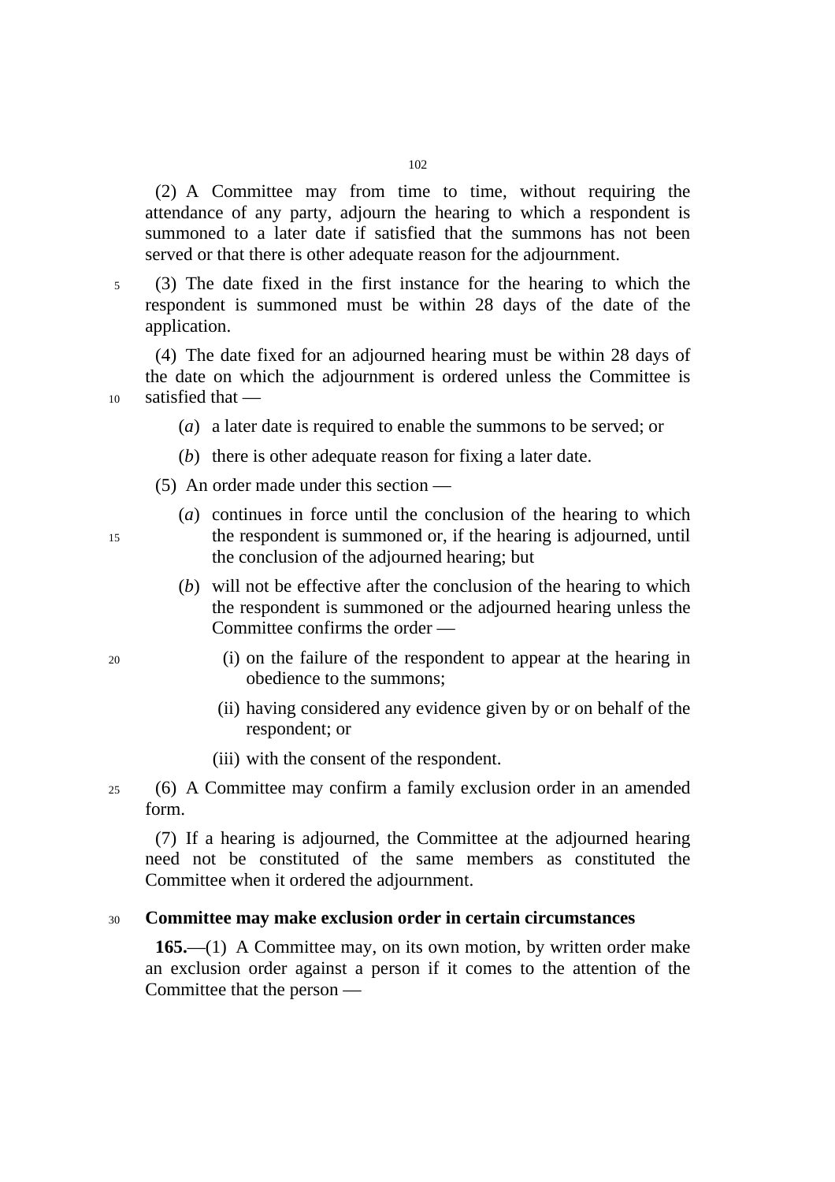(2) A Committee may from time to time, without requiring the attendance of any party, adjourn the hearing to which a respondent is summoned to a later date if satisfied that the summons has not been served or that there is other adequate reason for the adjournment.

(3) The date fixed in the first instance for the hearing to which the respondent is summoned must be within 28 days of the date of the application.

(4) The date fixed for an adjourned hearing must be within 28 days of the date on which the adjournment is ordered unless the Committee is satisfied that —

(*a*) a later date is required to enable the summons to be served; or

(*b*) there is other adequate reason for fixing a later date.

(5) An order made under this section —

(*a*) continues in force until the conclusion of the hearing to which the respondent is summoned or, if the hearing is adjourned, until the conclusion of the adjourned hearing; but

(*b*) will not be effective after the conclusion of the hearing to which the respondent is summoned or the adjourned hearing unless the Committee confirms the order —

(i) on the failure of the respondent to appear at the hearing in obedience to the summons;

(ii) having considered any evidence given by or on behalf of the respondent; or

(iii) with the consent of the respondent.

(6) A Committee may confirm a family exclusion order in an amended form.

(7) If a hearing is adjourned, the Committee at the adjourned hearing need not be constituted of the same members as constituted the Committee when it ordered the adjournment.

**Committee may make exclusion order in certain circumstances**

**165.**—(1) A Committee may, on its own motion, by written order make an exclusion order against a person if it comes to the attention of the Committee that the person —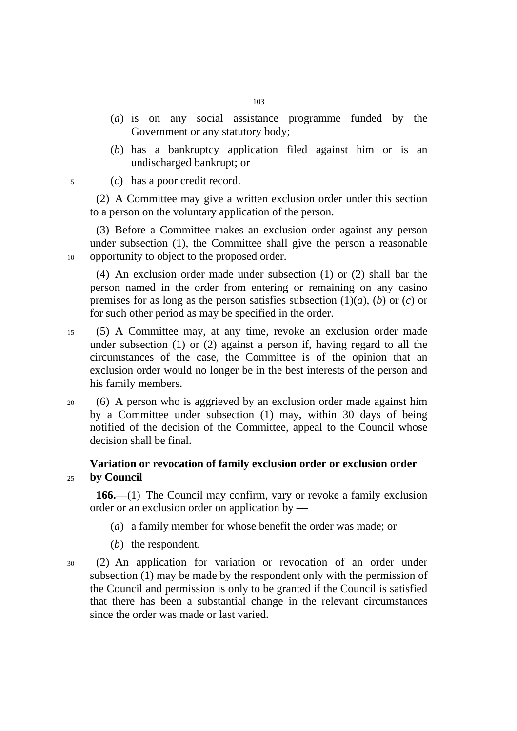(*a*) is on any social assistance programme funded by the Government or any statutory body;

(*b*) has a bankruptcy application filed against him or is an undischarged bankrupt; or

(*c*) has a poor credit record.

(2) A Committee may give a written exclusion order under this section to a person on the voluntary application of the person.

(3) Before a Committee makes an exclusion order against any person under subsection (1), the Committee shall give the person a reasonable opportunity to object to the proposed order.

(4) An exclusion order made under subsection (1) or (2) shall bar the person named in the order from entering or remaining on any casino premises for as long as the person satisfies subsection (1)(*a*), (*b*) or (*c*) or for such other period as may be specified in the order.

(5) A Committee may, at any time, revoke an exclusion order made under subsection (1) or (2) against a person if, having regard to all the circumstances of the case, the Committee is of the opinion that an exclusion order would no longer be in the best interests of the person and his family members.

(6) A person who is aggrieved by an exclusion order made against him by a Committee under subsection (1) may, within 30 days of being notified of the decision of the Committee, appeal to the Council whose decision shall be final.

**Variation or revocation of family exclusion order or exclusion order by Council**

**166.**—(1) The Council may confirm, vary or revoke a family exclusion order or an exclusion order on application by —

(*a*) a family member for whose benefit the order was made; or

(*b*) the respondent.

(2) An application for variation or revocation of an order under subsection (1) may be made by the respondent only with the permission of the Council and permission is only to be granted if the Council is satisfied that there has been a substantial change in the relevant circumstances since the order was made or last varied.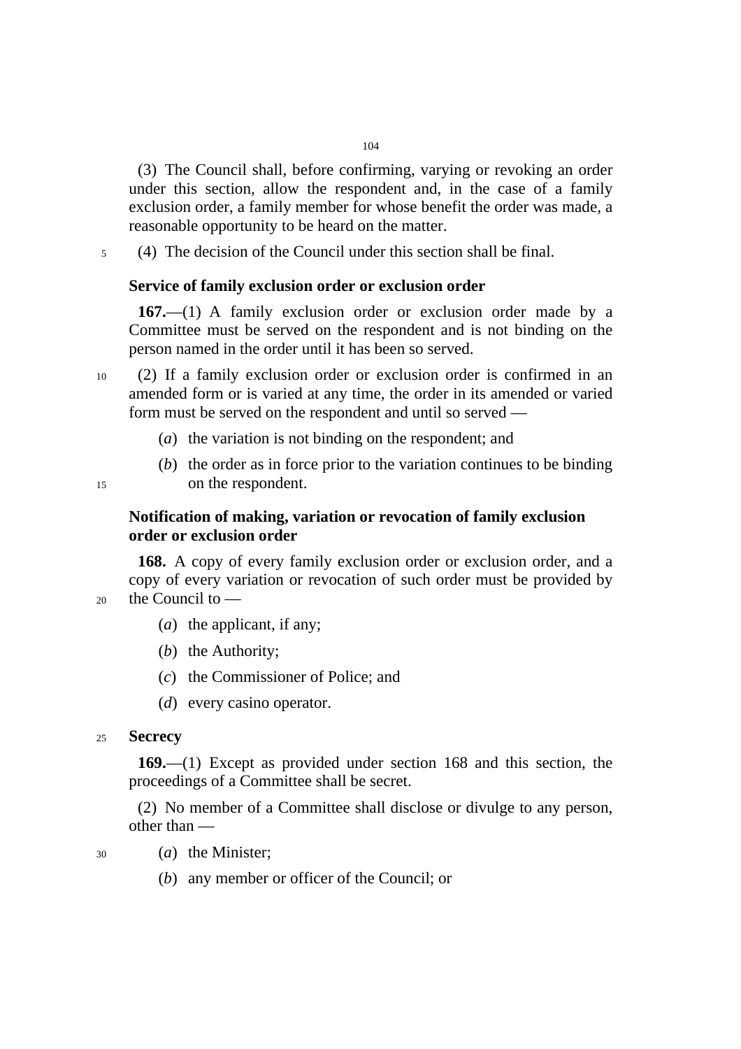(3) The Council shall, before confirming, varying or revoking an order under this section, allow the respondent and, in the case of a family exclusion order, a family member for whose benefit the order was made, a reasonable opportunity to be heard on the matter.

(4) The decision of the Council under this section shall be final.

### Service of family exclusion order or exclusion order

**167.**—(1) A family exclusion order or exclusion order made by a Committee must be served on the respondent and is not binding on the person named in the order until it has been so served.

(2) If a family exclusion order or exclusion order is confirmed in an amended form or is varied at any time, the order in its amended or varied form must be served on the respondent and until so served —

(*a*) the variation is not binding on the respondent; and

(*b*) the order as in force prior to the variation continues to be binding on the respondent.

### Notification of making, variation or revocation of family exclusion order or exclusion order

**168.** A copy of every family exclusion order or exclusion order, and a copy of every variation or revocation of such order must be provided by the Council to —

(*a*) the applicant, if any;

(*b*) the Authority;

(*c*) the Commissioner of Police; and

(*d*) every casino operator.

### Secrecy

**169.**—(1) Except as provided under section 168 and this section, the proceedings of a Committee shall be secret.

(2) No member of a Committee shall disclose or divulge to any person, other than —

(*a*) the Minister;

(*b*) any member or officer of the Council; or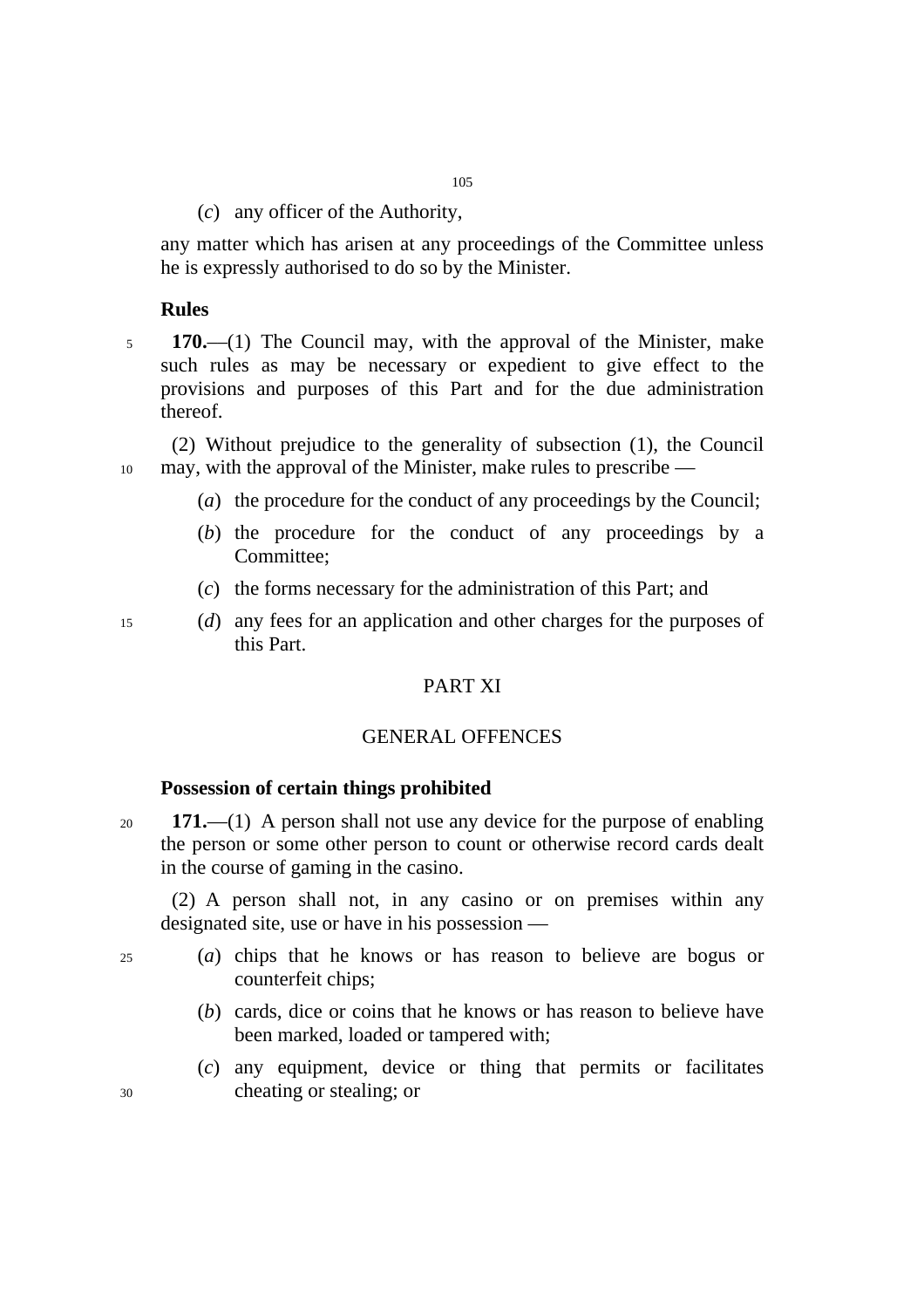(*c*) any officer of the Authority,

any matter which has arisen at any proceedings of the Committee unless he is expressly authorised to do so by the Minister.

**Rules**

**170.**—(1) The Council may, with the approval of the Minister, make such rules as may be necessary or expedient to give effect to the provisions and purposes of this Part and for the due administration thereof.

(2) Without prejudice to the generality of subsection (1), the Council may, with the approval of the Minister, make rules to prescribe —

(*a*) the procedure for the conduct of any proceedings by the Council;

(*b*) the procedure for the conduct of any proceedings by a Committee;

(*c*) the forms necessary for the administration of this Part; and

(*d*) any fees for an application and other charges for the purposes of this Part.

## PART XI

## GENERAL OFFENCES

**Possession of certain things prohibited**

**171.**—(1) A person shall not use any device for the purpose of enabling the person or some other person to count or otherwise record cards dealt in the course of gaming in the casino.

(2) A person shall not, in any casino or on premises within any designated site, use or have in his possession —

(*a*) chips that he knows or has reason to believe are bogus or counterfeit chips;

(*b*) cards, dice or coins that he knows or has reason to believe have been marked, loaded or tampered with;

(*c*) any equipment, device or thing that permits or facilitates cheating or stealing; or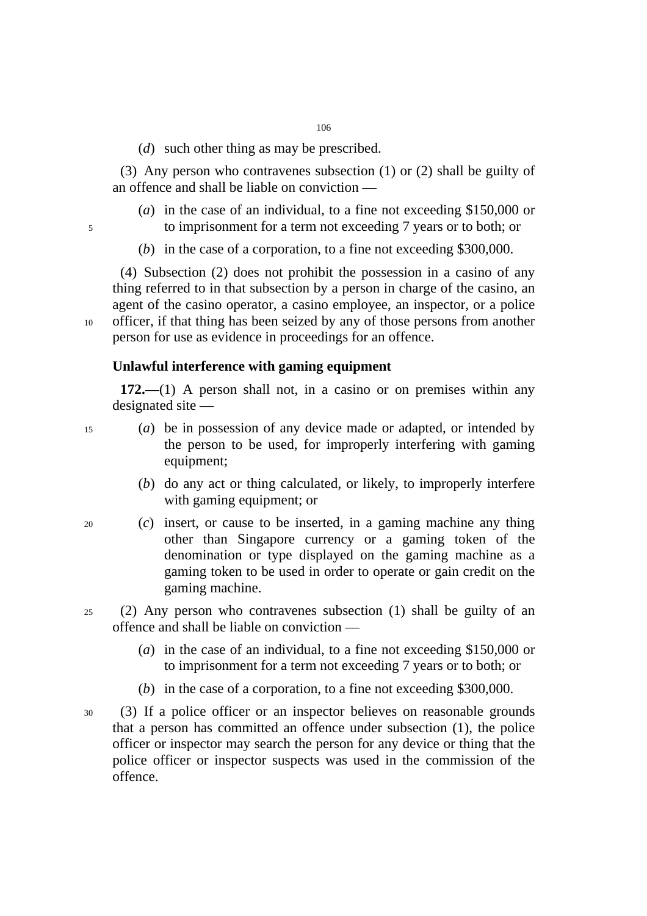(*d*) such other thing as may be prescribed.

(3) Any person who contravenes subsection (1) or (2) shall be guilty of an offence and shall be liable on conviction —

(*a*) in the case of an individual, to a fine not exceeding $150,000 or to imprisonment for a term not exceeding 7 years or to both; or

(*b*) in the case of a corporation, to a fine not exceeding $300,000.

(4) Subsection (2) does not prohibit the possession in a casino of any thing referred to in that subsection by a person in charge of the casino, an agent of the casino operator, a casino employee, an inspector, or a police officer, if that thing has been seized by any of those persons from another person for use as evidence in proceedings for an offence.

**Unlawful interference with gaming equipment**

**172.**—(1) A person shall not, in a casino or on premises within any designated site —

(*a*) be in possession of any device made or adapted, or intended by the person to be used, for improperly interfering with gaming equipment;

(*b*) do any act or thing calculated, or likely, to improperly interfere with gaming equipment; or

(*c*) insert, or cause to be inserted, in a gaming machine any thing other than Singapore currency or a gaming token of the denomination or type displayed on the gaming machine as a gaming token to be used in order to operate or gain credit on the gaming machine.

(2) Any person who contravenes subsection (1) shall be guilty of an offence and shall be liable on conviction —

(*a*) in the case of an individual, to a fine not exceeding $150,000 or to imprisonment for a term not exceeding 7 years or to both; or

(*b*) in the case of a corporation, to a fine not exceeding $300,000.

(3) If a police officer or an inspector believes on reasonable grounds that a person has committed an offence under subsection (1), the police officer or inspector may search the person for any device or thing that the police officer or inspector suspects was used in the commission of the offence.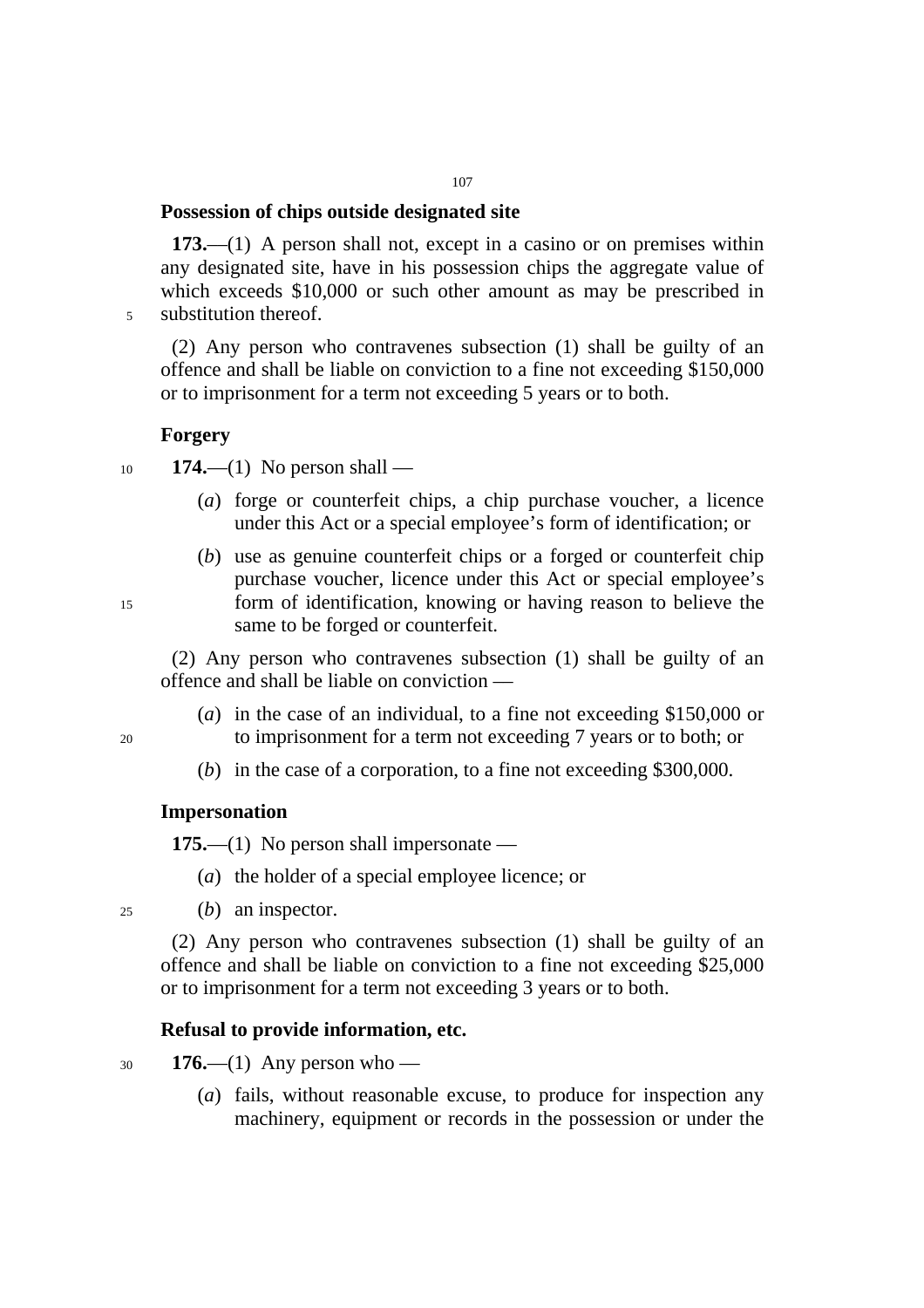**Possession of chips outside designated site**

**173.**—(1) A person shall not, except in a casino or on premises within any designated site, have in his possession chips the aggregate value of which exceeds $10,000 or such other amount as may be prescribed in substitution thereof.

(2) Any person who contravenes subsection (1) shall be guilty of an offence and shall be liable on conviction to a fine not exceeding $150,000 or to imprisonment for a term not exceeding 5 years or to both.

**Forgery**

**174.**—(1) No person shall —

(*a*) forge or counterfeit chips, a chip purchase voucher, a licence under this Act or a special employee's form of identification; or

(*b*) use as genuine counterfeit chips or a forged or counterfeit chip purchase voucher, licence under this Act or special employee's form of identification, knowing or having reason to believe the same to be forged or counterfeit.

(2) Any person who contravenes subsection (1) shall be guilty of an offence and shall be liable on conviction —

(*a*) in the case of an individual, to a fine not exceeding $150,000 or to imprisonment for a term not exceeding 7 years or to both; or

(*b*) in the case of a corporation, to a fine not exceeding $300,000.

**Impersonation**

**175.**—(1) No person shall impersonate —

(*a*) the holder of a special employee licence; or

(*b*) an inspector.

(2) Any person who contravenes subsection (1) shall be guilty of an offence and shall be liable on conviction to a fine not exceeding $25,000 or to imprisonment for a term not exceeding 3 years or to both.

**Refusal to provide information, etc.**

**176.**—(1) Any person who —

(*a*) fails, without reasonable excuse, to produce for inspection any machinery, equipment or records in the possession or under the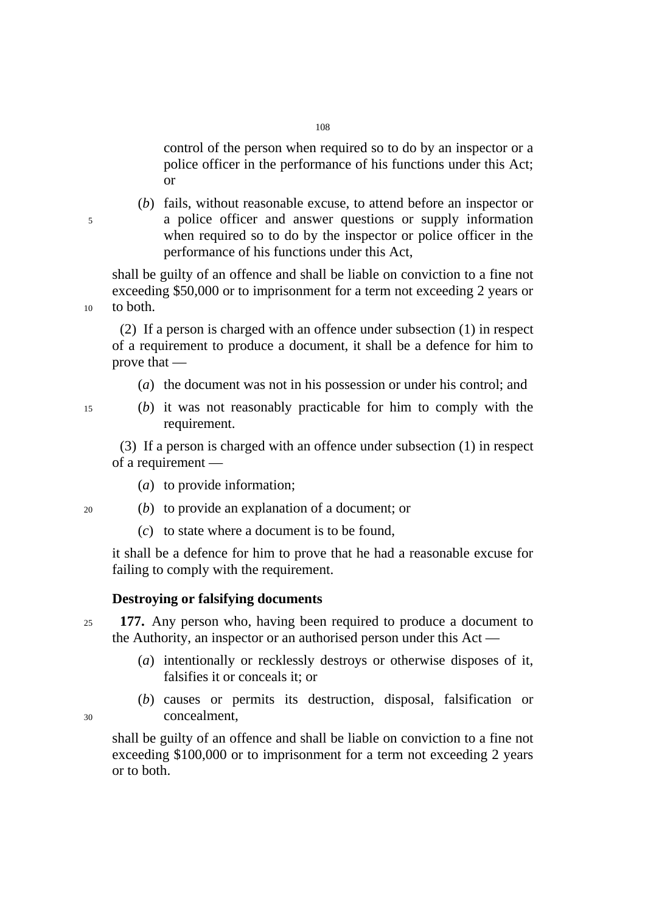control of the person when required so to do by an inspector or a police officer in the performance of his functions under this Act; or

(*b*) fails, without reasonable excuse, to attend before an inspector or a police officer and answer questions or supply information when required so to do by the inspector or police officer in the performance of his functions under this Act,

shall be guilty of an offence and shall be liable on conviction to a fine not exceeding $50,000 or to imprisonment for a term not exceeding 2 years or to both.

(2) If a person is charged with an offence under subsection (1) in respect of a requirement to produce a document, it shall be a defence for him to prove that —

(*a*) the document was not in his possession or under his control; and

(*b*) it was not reasonably practicable for him to comply with the requirement.

(3) If a person is charged with an offence under subsection (1) in respect of a requirement —

(*a*) to provide information;

(*b*) to provide an explanation of a document; or

(*c*) to state where a document is to be found,

it shall be a defence for him to prove that he had a reasonable excuse for failing to comply with the requirement.

**Destroying or falsifying documents**

**177.** Any person who, having been required to produce a document to the Authority, an inspector or an authorised person under this Act —

(*a*) intentionally or recklessly destroys or otherwise disposes of it, falsifies it or conceals it; or

(*b*) causes or permits its destruction, disposal, falsification or concealment,

shall be guilty of an offence and shall be liable on conviction to a fine not exceeding $100,000 or to imprisonment for a term not exceeding 2 years or to both.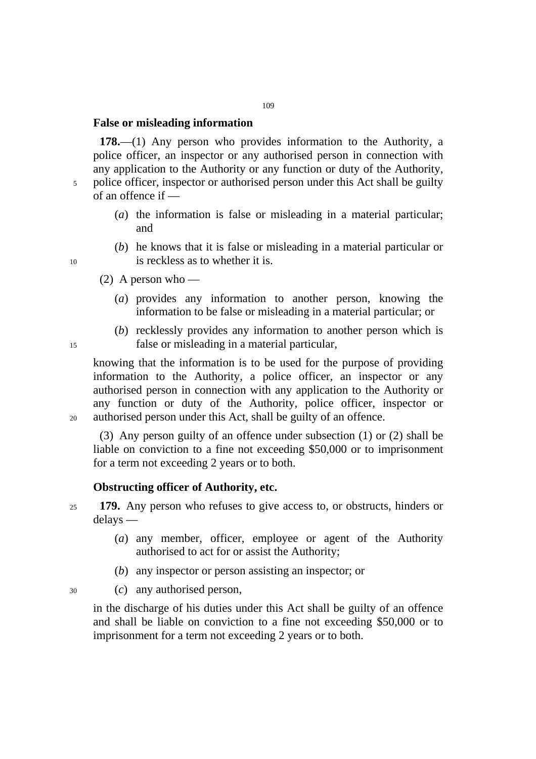**False or misleading information**

**178.**—(1) Any person who provides information to the Authority, a police officer, an inspector or any authorised person in connection with any application to the Authority or any function or duty of the Authority, police officer, inspector or authorised person under this Act shall be guilty of an offence if —

(*a*) the information is false or misleading in a material particular; and

(*b*) he knows that it is false or misleading in a material particular or is reckless as to whether it is.

(2) A person who —

(*a*) provides any information to another person, knowing the information to be false or misleading in a material particular; or

(*b*) recklessly provides any information to another person which is false or misleading in a material particular,

knowing that the information is to be used for the purpose of providing information to the Authority, a police officer, an inspector or any authorised person in connection with any application to the Authority or any function or duty of the Authority, police officer, inspector or authorised person under this Act, shall be guilty of an offence.

(3) Any person guilty of an offence under subsection (1) or (2) shall be liable on conviction to a fine not exceeding $50,000 or to imprisonment for a term not exceeding 2 years or to both.

**Obstructing officer of Authority, etc.**

**179.** Any person who refuses to give access to, or obstructs, hinders or delays —

(*a*) any member, officer, employee or agent of the Authority authorised to act for or assist the Authority;

(*b*) any inspector or person assisting an inspector; or

(*c*) any authorised person,

in the discharge of his duties under this Act shall be guilty of an offence and shall be liable on conviction to a fine not exceeding $50,000 or to imprisonment for a term not exceeding 2 years or to both.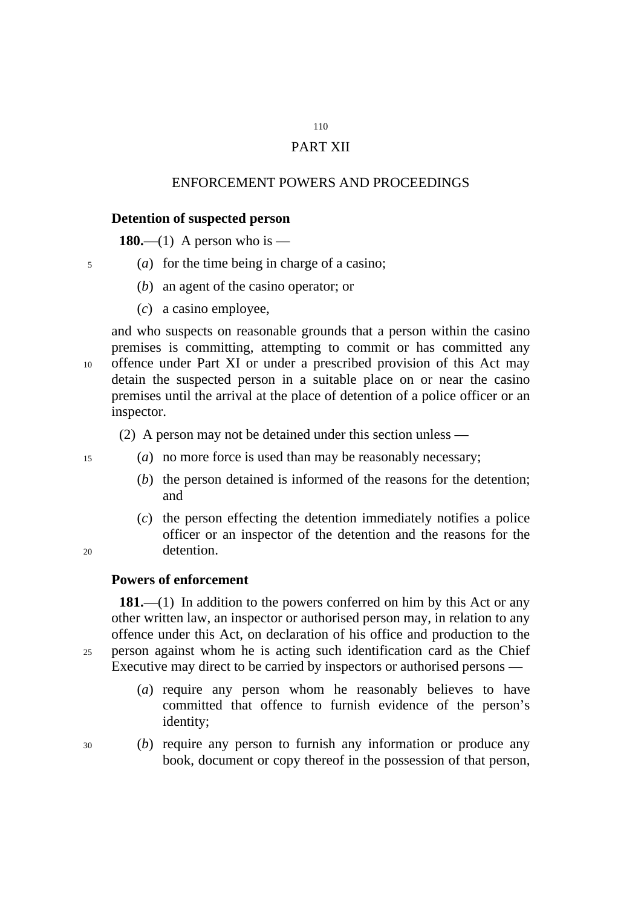PART XII

ENFORCEMENT POWERS AND PROCEEDINGS

**Detention of suspected person**

**180.**—(1) A person who is —

(*a*) for the time being in charge of a casino;

(*b*) an agent of the casino operator; or

(*c*) a casino employee,

and who suspects on reasonable grounds that a person within the casino premises is committing, attempting to commit or has committed any offence under Part XI or under a prescribed provision of this Act may detain the suspected person in a suitable place on or near the casino premises until the arrival at the place of detention of a police officer or an inspector.

(2) A person may not be detained under this section unless —

(*a*) no more force is used than may be reasonably necessary;

(*b*) the person detained is informed of the reasons for the detention; and

(*c*) the person effecting the detention immediately notifies a police officer or an inspector of the detention and the reasons for the detention.

**Powers of enforcement**

**181.**—(1) In addition to the powers conferred on him by this Act or any other written law, an inspector or authorised person may, in relation to any offence under this Act, on declaration of his office and production to the person against whom he is acting such identification card as the Chief Executive may direct to be carried by inspectors or authorised persons —

(*a*) require any person whom he reasonably believes to have committed that offence to furnish evidence of the person's identity;

(*b*) require any person to furnish any information or produce any book, document or copy thereof in the possession of that person,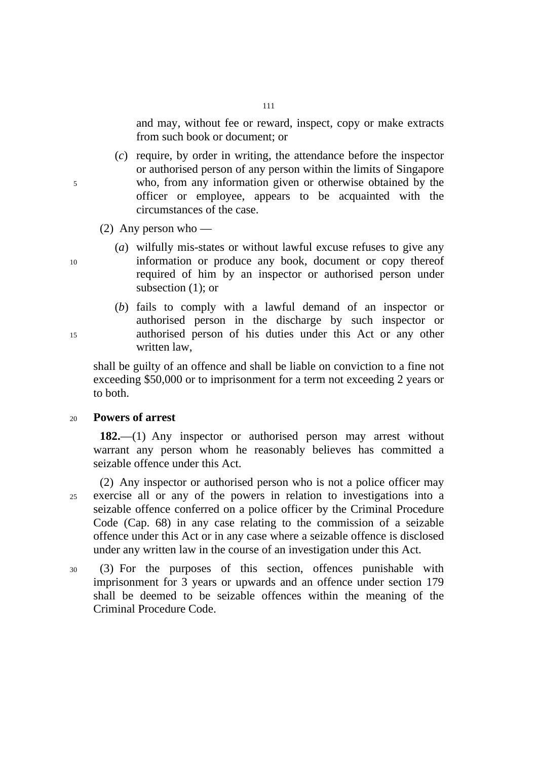and may, without fee or reward, inspect, copy or make extracts from such book or document; or

(*c*) require, by order in writing, the attendance before the inspector or authorised person of any person within the limits of Singapore who, from any information given or otherwise obtained by the officer or employee, appears to be acquainted with the circumstances of the case.

(2) Any person who —

(*a*) wilfully mis-states or without lawful excuse refuses to give any information or produce any book, document or copy thereof required of him by an inspector or authorised person under subsection (1); or

(*b*) fails to comply with a lawful demand of an inspector or authorised person in the discharge by such inspector or authorised person of his duties under this Act or any other written law,

shall be guilty of an offence and shall be liable on conviction to a fine not exceeding $50,000 or to imprisonment for a term not exceeding 2 years or to both.

**Powers of arrest**

**182.**—(1) Any inspector or authorised person may arrest without warrant any person whom he reasonably believes has committed a seizable offence under this Act.

(2) Any inspector or authorised person who is not a police officer may exercise all or any of the powers in relation to investigations into a seizable offence conferred on a police officer by the Criminal Procedure Code (Cap. 68) in any case relating to the commission of a seizable offence under this Act or in any case where a seizable offence is disclosed under any written law in the course of an investigation under this Act.

(3) For the purposes of this section, offences punishable with imprisonment for 3 years or upwards and an offence under section 179 shall be deemed to be seizable offences within the meaning of the Criminal Procedure Code.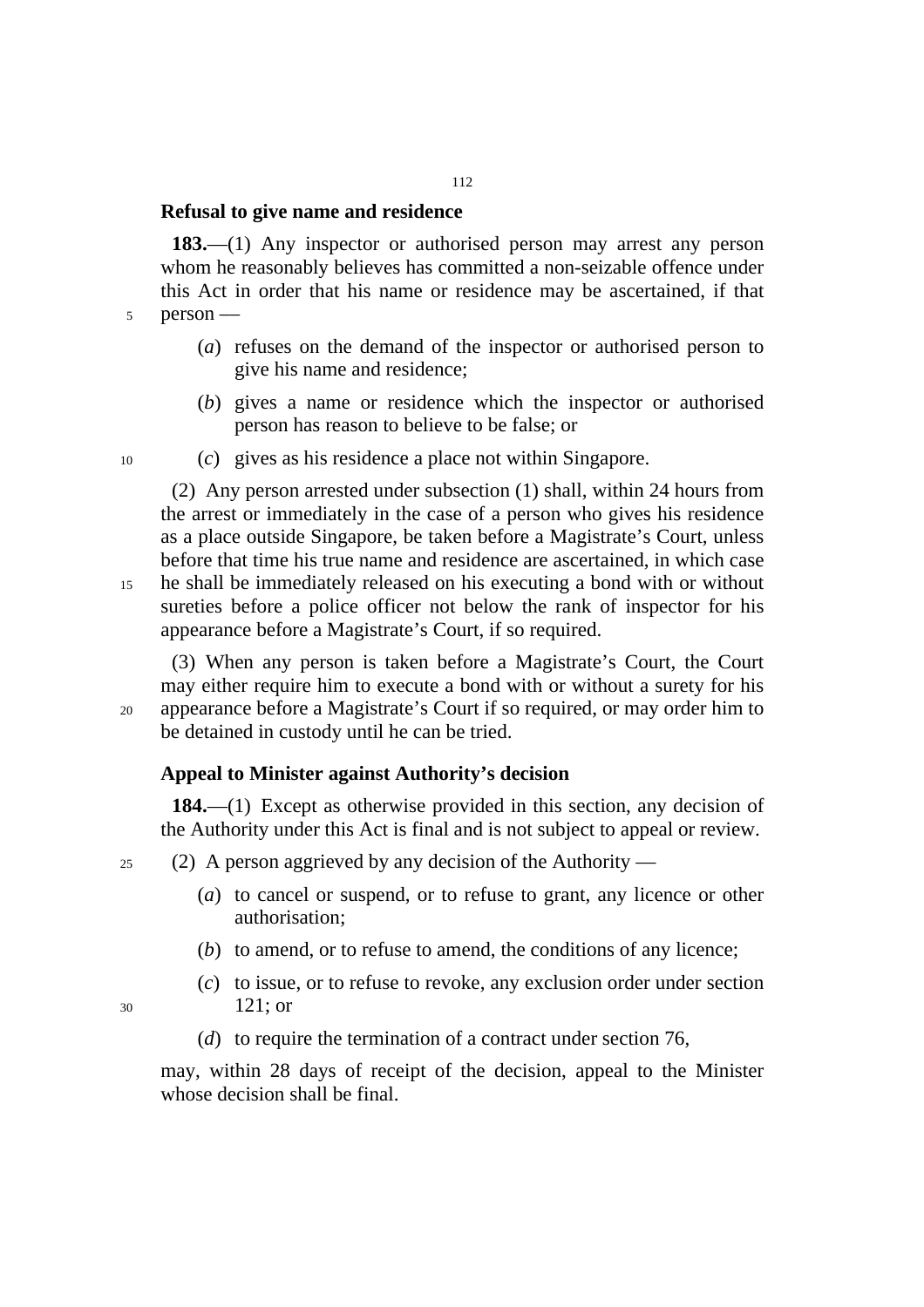**Refusal to give name and residence**

**183.**—(1) Any inspector or authorised person may arrest any person whom he reasonably believes has committed a non-seizable offence under this Act in order that his name or residence may be ascertained, if that person —

(*a*) refuses on the demand of the inspector or authorised person to give his name and residence;

(*b*) gives a name or residence which the inspector or authorised person has reason to believe to be false; or

(*c*) gives as his residence a place not within Singapore.

(2) Any person arrested under subsection (1) shall, within 24 hours from the arrest or immediately in the case of a person who gives his residence as a place outside Singapore, be taken before a Magistrate's Court, unless before that time his true name and residence are ascertained, in which case he shall be immediately released on his executing a bond with or without sureties before a police officer not below the rank of inspector for his appearance before a Magistrate's Court, if so required.

(3) When any person is taken before a Magistrate's Court, the Court may either require him to execute a bond with or without a surety for his appearance before a Magistrate's Court if so required, or may order him to be detained in custody until he can be tried.

**Appeal to Minister against Authority's decision**

**184.**—(1) Except as otherwise provided in this section, any decision of the Authority under this Act is final and is not subject to appeal or review.

(2) A person aggrieved by any decision of the Authority —

(*a*) to cancel or suspend, or to refuse to grant, any licence or other authorisation;

(*b*) to amend, or to refuse to amend, the conditions of any licence;

(*c*) to issue, or to refuse to revoke, any exclusion order under section 121; or

(*d*) to require the termination of a contract under section 76,

may, within 28 days of receipt of the decision, appeal to the Minister whose decision shall be final.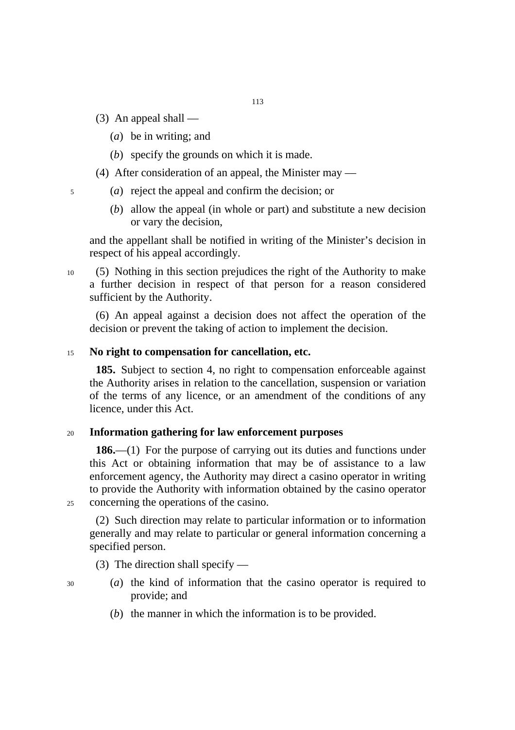(3) An appeal shall —

(*a*) be in writing; and

(*b*) specify the grounds on which it is made.

(4) After consideration of an appeal, the Minister may —

(*a*) reject the appeal and confirm the decision; or

(*b*) allow the appeal (in whole or part) and substitute a new decision or vary the decision,

and the appellant shall be notified in writing of the Minister's decision in respect of his appeal accordingly.

(5) Nothing in this section prejudices the right of the Authority to make a further decision in respect of that person for a reason considered sufficient by the Authority.

(6) An appeal against a decision does not affect the operation of the decision or prevent the taking of action to implement the decision.

**No right to compensation for cancellation, etc.**

**185.** Subject to section 4, no right to compensation enforceable against the Authority arises in relation to the cancellation, suspension or variation of the terms of any licence, or an amendment of the conditions of any licence, under this Act.

**Information gathering for law enforcement purposes**

**186.**—(1) For the purpose of carrying out its duties and functions under this Act or obtaining information that may be of assistance to a law enforcement agency, the Authority may direct a casino operator in writing to provide the Authority with information obtained by the casino operator concerning the operations of the casino.

(2) Such direction may relate to particular information or to information generally and may relate to particular or general information concerning a specified person.

(3) The direction shall specify —

(*a*) the kind of information that the casino operator is required to provide; and

(*b*) the manner in which the information is to be provided.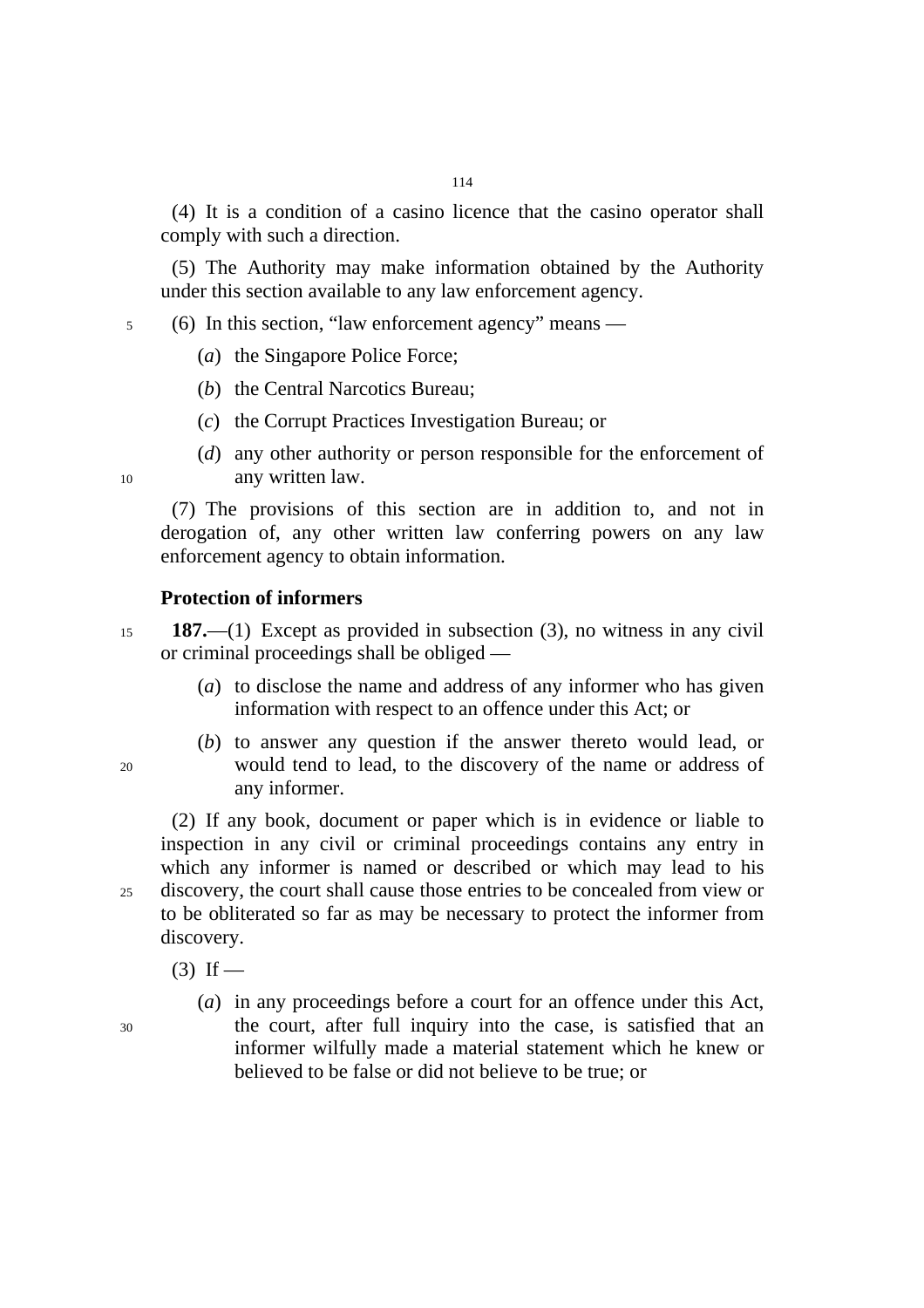(4) It is a condition of a casino licence that the casino operator shall comply with such a direction.

(5) The Authority may make information obtained by the Authority under this section available to any law enforcement agency.

(6) In this section, "law enforcement agency" means —

(*a*) the Singapore Police Force;

(*b*) the Central Narcotics Bureau;

(*c*) the Corrupt Practices Investigation Bureau; or

(*d*) any other authority or person responsible for the enforcement of any written law.

(7) The provisions of this section are in addition to, and not in derogation of, any other written law conferring powers on any law enforcement agency to obtain information.

**Protection of informers**

**187.**—(1) Except as provided in subsection (3), no witness in any civil or criminal proceedings shall be obliged —

(*a*) to disclose the name and address of any informer who has given information with respect to an offence under this Act; or

(*b*) to answer any question if the answer thereto would lead, or would tend to lead, to the discovery of the name or address of any informer.

(2) If any book, document or paper which is in evidence or liable to inspection in any civil or criminal proceedings contains any entry in which any informer is named or described or which may lead to his discovery, the court shall cause those entries to be concealed from view or to be obliterated so far as may be necessary to protect the informer from discovery.

(3) If —

(*a*) in any proceedings before a court for an offence under this Act, the court, after full inquiry into the case, is satisfied that an informer wilfully made a material statement which he knew or believed to be false or did not believe to be true; or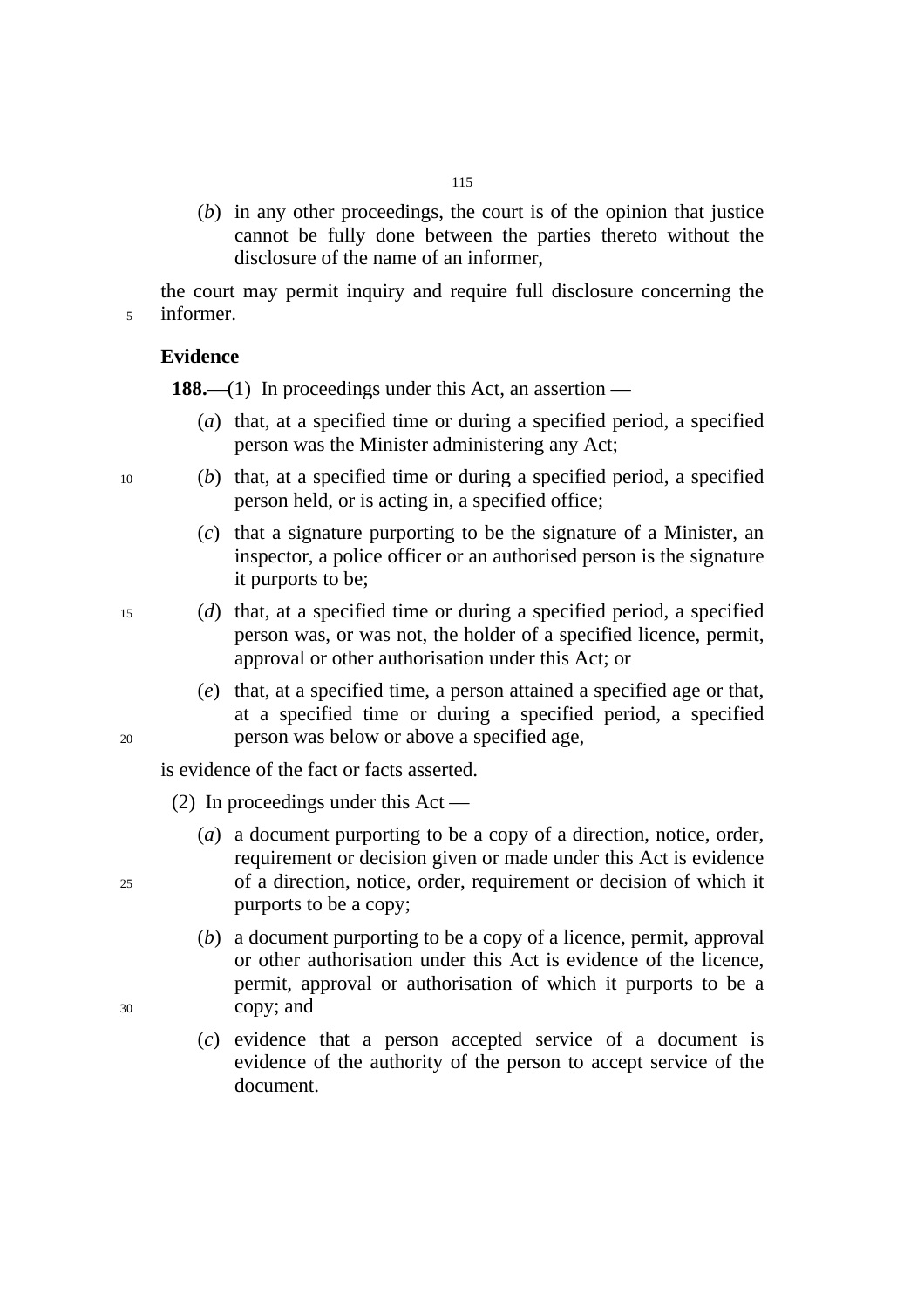(*b*) in any other proceedings, the court is of the opinion that justice cannot be fully done between the parties thereto without the disclosure of the name of an informer,

the court may permit inquiry and require full disclosure concerning the informer.

**Evidence**

**188.**—(1) In proceedings under this Act, an assertion —

(*a*) that, at a specified time or during a specified period, a specified person was the Minister administering any Act;

(*b*) that, at a specified time or during a specified period, a specified person held, or is acting in, a specified office;

(*c*) that a signature purporting to be the signature of a Minister, an inspector, a police officer or an authorised person is the signature it purports to be;

(*d*) that, at a specified time or during a specified period, a specified person was, or was not, the holder of a specified licence, permit, approval or other authorisation under this Act; or

(*e*) that, at a specified time, a person attained a specified age or that, at a specified time or during a specified period, a specified person was below or above a specified age,

is evidence of the fact or facts asserted.

(2) In proceedings under this Act —

(*a*) a document purporting to be a copy of a direction, notice, order, requirement or decision given or made under this Act is evidence of a direction, notice, order, requirement or decision of which it purports to be a copy;

(*b*) a document purporting to be a copy of a licence, permit, approval or other authorisation under this Act is evidence of the licence, permit, approval or authorisation of which it purports to be a copy; and

(*c*) evidence that a person accepted service of a document is evidence of the authority of the person to accept service of the document.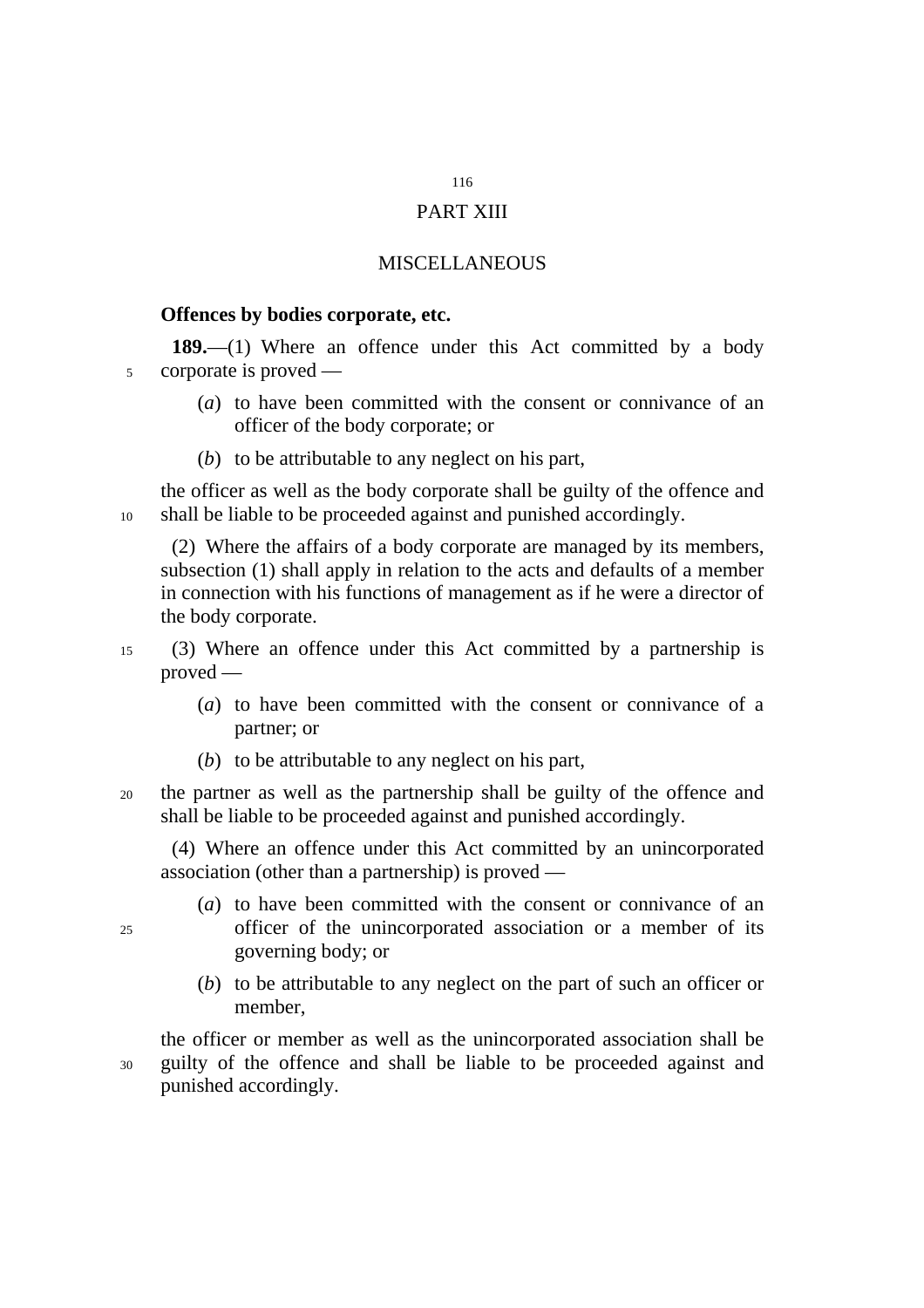## PART XIII

## MISCELLANEOUS

### Offences by bodies corporate, etc.

**189.**—(1) Where an offence under this Act committed by a body corporate is proved —

(*a*) to have been committed with the consent or connivance of an officer of the body corporate; or

(*b*) to be attributable to any neglect on his part,

the officer as well as the body corporate shall be guilty of the offence and shall be liable to be proceeded against and punished accordingly.

(2) Where the affairs of a body corporate are managed by its members, subsection (1) shall apply in relation to the acts and defaults of a member in connection with his functions of management as if he were a director of the body corporate.

(3) Where an offence under this Act committed by a partnership is proved —

(*a*) to have been committed with the consent or connivance of a partner; or

(*b*) to be attributable to any neglect on his part,

the partner as well as the partnership shall be guilty of the offence and shall be liable to be proceeded against and punished accordingly.

(4) Where an offence under this Act committed by an unincorporated association (other than a partnership) is proved —

(*a*) to have been committed with the consent or connivance of an officer of the unincorporated association or a member of its governing body; or

(*b*) to be attributable to any neglect on the part of such an officer or member,

the officer or member as well as the unincorporated association shall be guilty of the offence and shall be liable to be proceeded against and punished accordingly.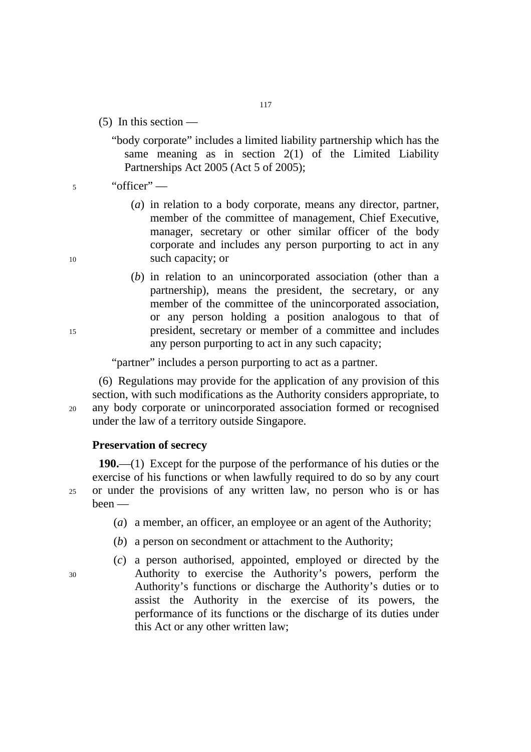(5) In this section —

"body corporate" includes a limited liability partnership which has the same meaning as in section 2(1) of the Limited Liability Partnerships Act 2005 (Act 5 of 2005);

"officer" —

(*a*) in relation to a body corporate, means any director, partner, member of the committee of management, Chief Executive, manager, secretary or other similar officer of the body corporate and includes any person purporting to act in any such capacity; or

(*b*) in relation to an unincorporated association (other than a partnership), means the president, the secretary, or any member of the committee of the unincorporated association, or any person holding a position analogous to that of president, secretary or member of a committee and includes any person purporting to act in any such capacity;

"partner" includes a person purporting to act as a partner.

(6) Regulations may provide for the application of any provision of this section, with such modifications as the Authority considers appropriate, to any body corporate or unincorporated association formed or recognised under the law of a territory outside Singapore.

**Preservation of secrecy**

**190.**—(1) Except for the purpose of the performance of his duties or the exercise of his functions or when lawfully required to do so by any court or under the provisions of any written law, no person who is or has been —

(*a*) a member, an officer, an employee or an agent of the Authority;

(*b*) a person on secondment or attachment to the Authority;

(*c*) a person authorised, appointed, employed or directed by the Authority to exercise the Authority's powers, perform the Authority's functions or discharge the Authority's duties or to assist the Authority in the exercise of its powers, the performance of its functions or the discharge of its duties under this Act or any other written law;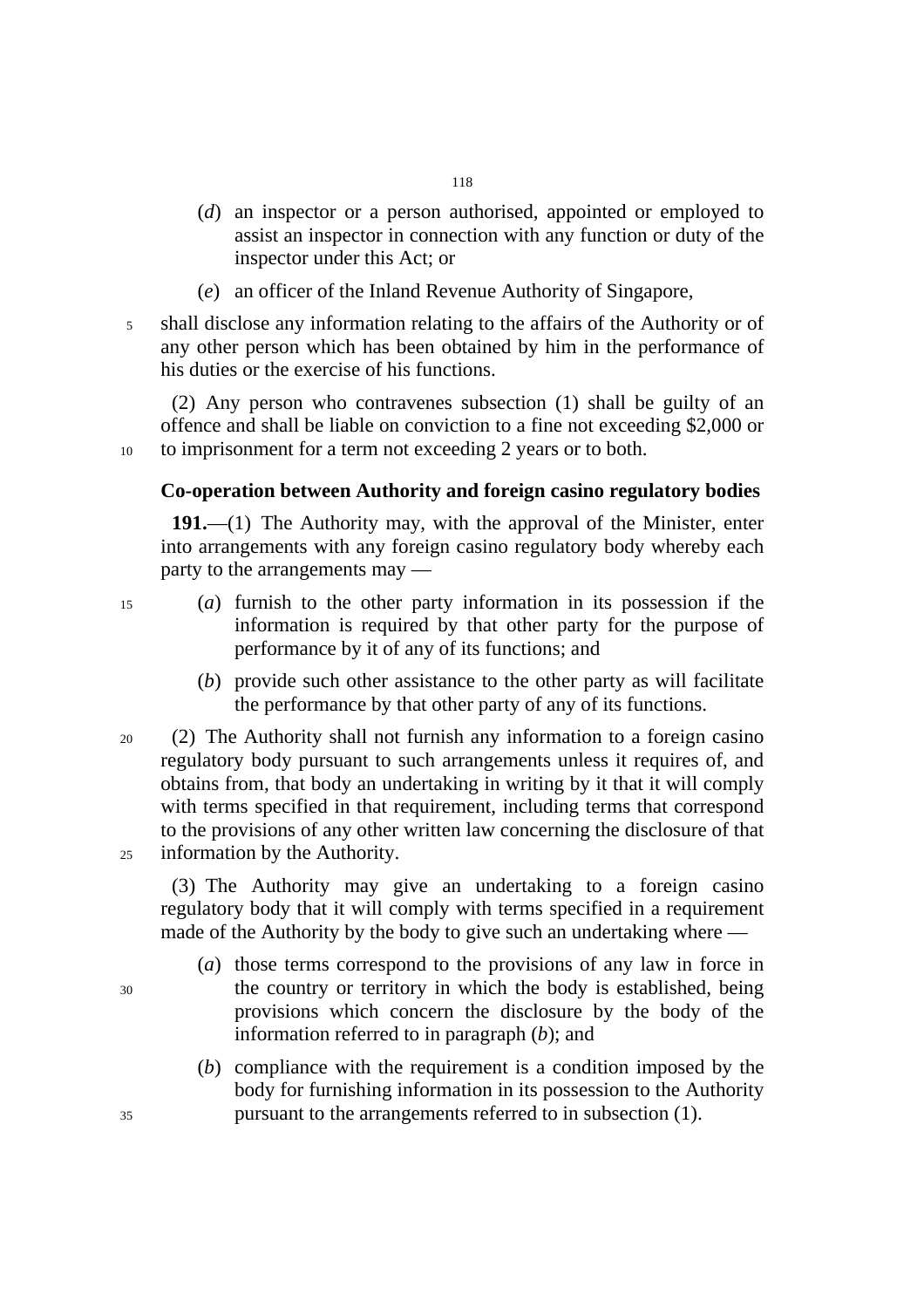(*d*) an inspector or a person authorised, appointed or employed to assist an inspector in connection with any function or duty of the inspector under this Act; or

(*e*) an officer of the Inland Revenue Authority of Singapore,

shall disclose any information relating to the affairs of the Authority or of any other person which has been obtained by him in the performance of his duties or the exercise of his functions.

(2) Any person who contravenes subsection (1) shall be guilty of an offence and shall be liable on conviction to a fine not exceeding $2,000 or to imprisonment for a term not exceeding 2 years or to both.

**Co-operation between Authority and foreign casino regulatory bodies**

**191.**—(1) The Authority may, with the approval of the Minister, enter into arrangements with any foreign casino regulatory body whereby each party to the arrangements may —

(*a*) furnish to the other party information in its possession if the information is required by that other party for the purpose of performance by it of any of its functions; and

(*b*) provide such other assistance to the other party as will facilitate the performance by that other party of any of its functions.

(2) The Authority shall not furnish any information to a foreign casino regulatory body pursuant to such arrangements unless it requires of, and obtains from, that body an undertaking in writing by it that it will comply with terms specified in that requirement, including terms that correspond to the provisions of any other written law concerning the disclosure of that information by the Authority.

(3) The Authority may give an undertaking to a foreign casino regulatory body that it will comply with terms specified in a requirement made of the Authority by the body to give such an undertaking where —

(*a*) those terms correspond to the provisions of any law in force in the country or territory in which the body is established, being provisions which concern the disclosure by the body of the information referred to in paragraph (*b*); and

(*b*) compliance with the requirement is a condition imposed by the body for furnishing information in its possession to the Authority pursuant to the arrangements referred to in subsection (1).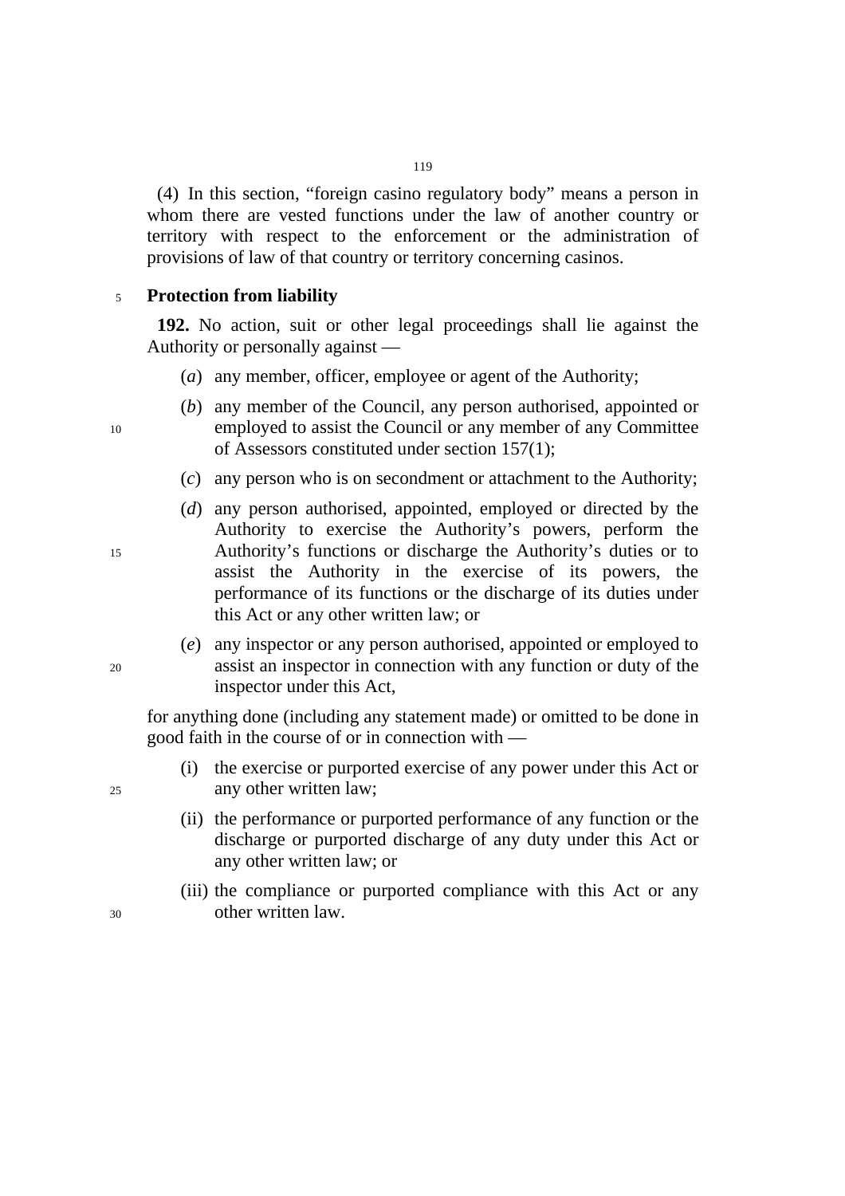(4) In this section, "foreign casino regulatory body" means a person in whom there are vested functions under the law of another country or territory with respect to the enforcement or the administration of provisions of law of that country or territory concerning casinos.

### Protection from liability

**192.** No action, suit or other legal proceedings shall lie against the Authority or personally against —

(*a*) any member, officer, employee or agent of the Authority;

(*b*) any member of the Council, any person authorised, appointed or employed to assist the Council or any member of any Committee of Assessors constituted under section 157(1);

(*c*) any person who is on secondment or attachment to the Authority;

(*d*) any person authorised, appointed, employed or directed by the Authority to exercise the Authority's powers, perform the Authority's functions or discharge the Authority's duties or to assist the Authority in the exercise of its powers, the performance of its functions or the discharge of its duties under this Act or any other written law; or

(*e*) any inspector or any person authorised, appointed or employed to assist an inspector in connection with any function or duty of the inspector under this Act,

for anything done (including any statement made) or omitted to be done in good faith in the course of or in connection with —

(i) the exercise or purported exercise of any power under this Act or any other written law;

(ii) the performance or purported performance of any function or the discharge or purported discharge of any duty under this Act or any other written law; or

(iii) the compliance or purported compliance with this Act or any other written law.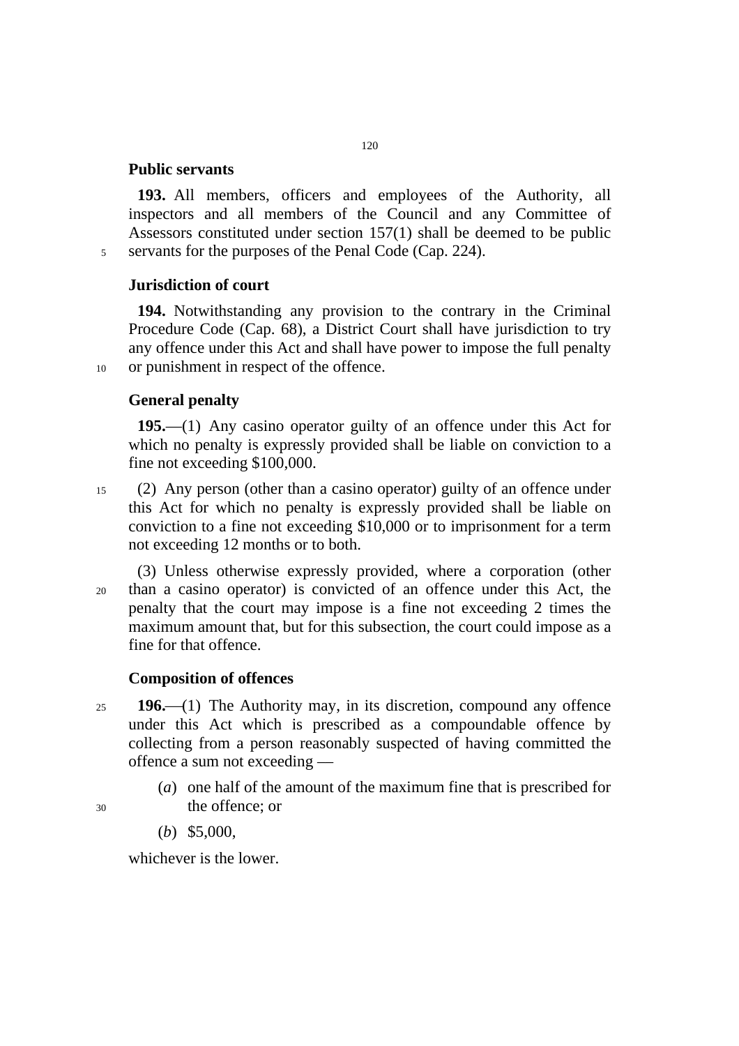**Public servants**

**193.** All members, officers and employees of the Authority, all inspectors and all members of the Council and any Committee of Assessors constituted under section 157(1) shall be deemed to be public servants for the purposes of the Penal Code (Cap. 224).

**Jurisdiction of court**

**194.** Notwithstanding any provision to the contrary in the Criminal Procedure Code (Cap. 68), a District Court shall have jurisdiction to try any offence under this Act and shall have power to impose the full penalty or punishment in respect of the offence.

**General penalty**

**195.**—(1) Any casino operator guilty of an offence under this Act for which no penalty is expressly provided shall be liable on conviction to a fine not exceeding $100,000.

(2) Any person (other than a casino operator) guilty of an offence under this Act for which no penalty is expressly provided shall be liable on conviction to a fine not exceeding $10,000 or to imprisonment for a term not exceeding 12 months or to both.

(3) Unless otherwise expressly provided, where a corporation (other than a casino operator) is convicted of an offence under this Act, the penalty that the court may impose is a fine not exceeding 2 times the maximum amount that, but for this subsection, the court could impose as a fine for that offence.

**Composition of offences**

**196.**—(1) The Authority may, in its discretion, compound any offence under this Act which is prescribed as a compoundable offence by collecting from a person reasonably suspected of having committed the offence a sum not exceeding —

(*a*) one half of the amount of the maximum fine that is prescribed for the offence; or

(*b*) $5,000,

whichever is the lower.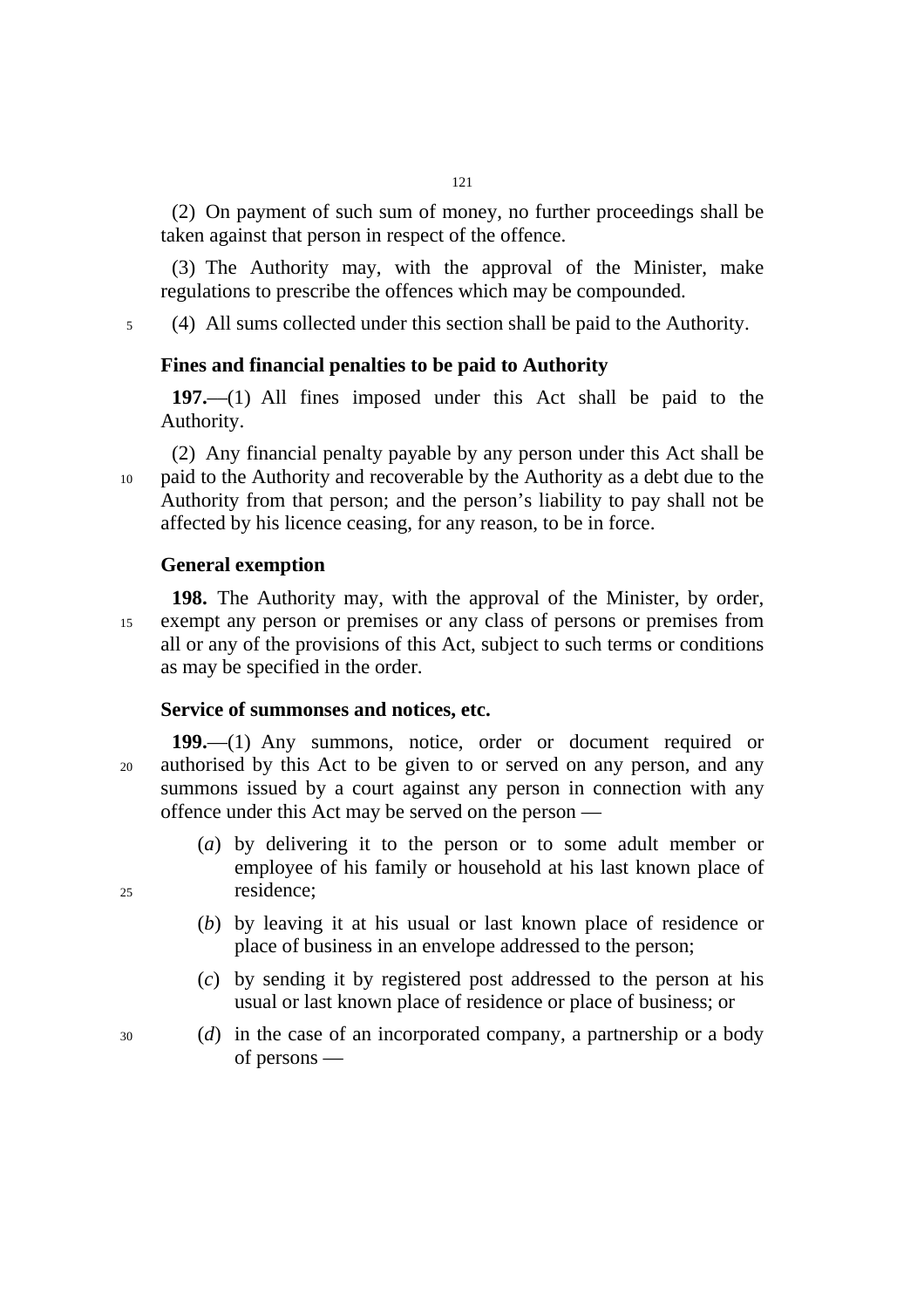(2) On payment of such sum of money, no further proceedings shall be taken against that person in respect of the offence.

(3) The Authority may, with the approval of the Minister, make regulations to prescribe the offences which may be compounded.

(4) All sums collected under this section shall be paid to the Authority.

### Fines and financial penalties to be paid to Authority

**197.**—(1) All fines imposed under this Act shall be paid to the Authority.

(2) Any financial penalty payable by any person under this Act shall be paid to the Authority and recoverable by the Authority as a debt due to the Authority from that person; and the person's liability to pay shall not be affected by his licence ceasing, for any reason, to be in force.

### General exemption

**198.** The Authority may, with the approval of the Minister, by order, exempt any person or premises or any class of persons or premises from all or any of the provisions of this Act, subject to such terms or conditions as may be specified in the order.

### Service of summonses and notices, etc.

**199.**—(1) Any summons, notice, order or document required or authorised by this Act to be given to or served on any person, and any summons issued by a court against any person in connection with any offence under this Act may be served on the person —

(*a*) by delivering it to the person or to some adult member or employee of his family or household at his last known place of residence;

(*b*) by leaving it at his usual or last known place of residence or place of business in an envelope addressed to the person;

(*c*) by sending it by registered post addressed to the person at his usual or last known place of residence or place of business; or

(*d*) in the case of an incorporated company, a partnership or a body of persons —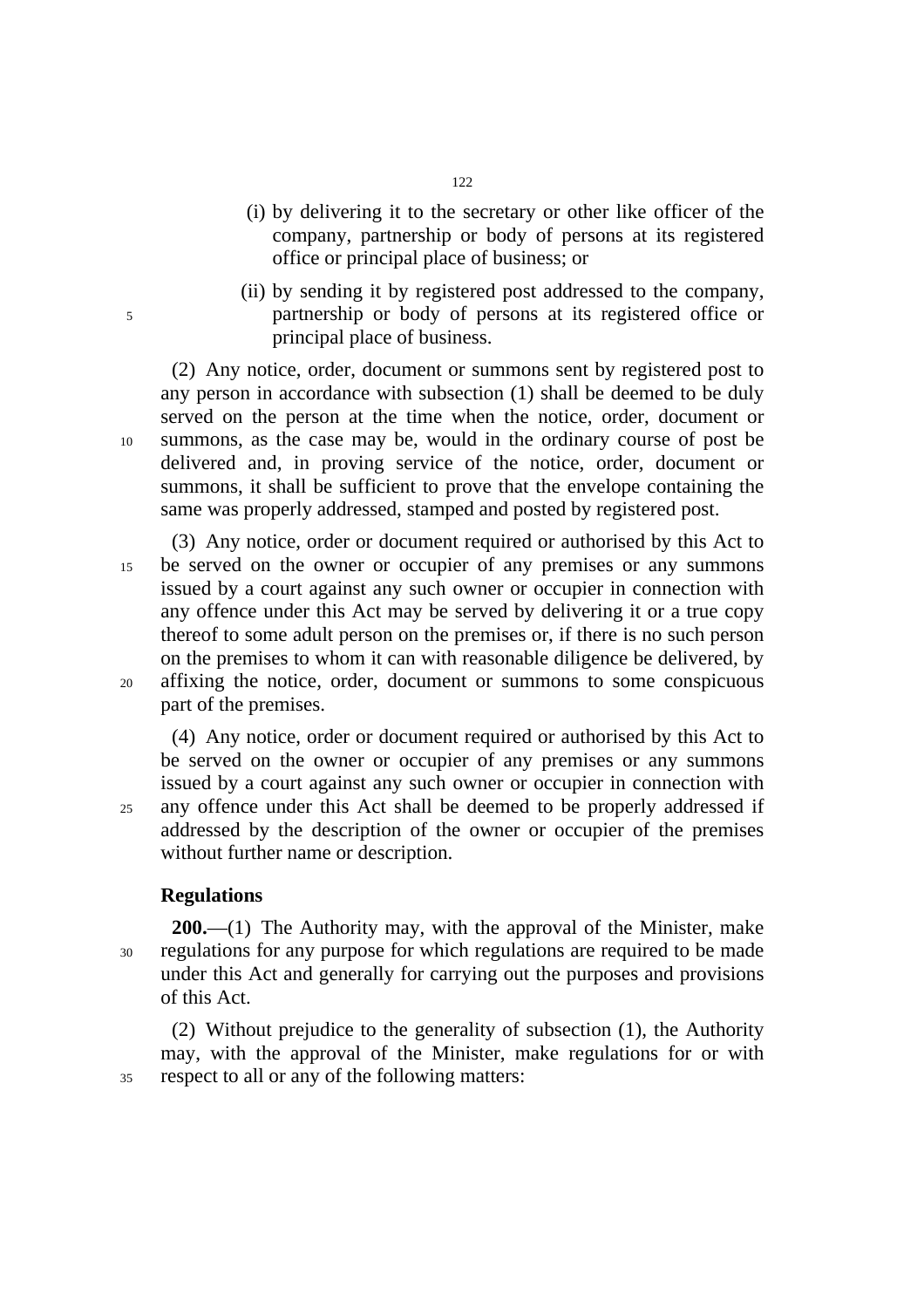(i) by delivering it to the secretary or other like officer of the company, partnership or body of persons at its registered office or principal place of business; or

(ii) by sending it by registered post addressed to the company, partnership or body of persons at its registered office or principal place of business.

(2) Any notice, order, document or summons sent by registered post to any person in accordance with subsection (1) shall be deemed to be duly served on the person at the time when the notice, order, document or summons, as the case may be, would in the ordinary course of post be delivered and, in proving service of the notice, order, document or summons, it shall be sufficient to prove that the envelope containing the same was properly addressed, stamped and posted by registered post.

(3) Any notice, order or document required or authorised by this Act to be served on the owner or occupier of any premises or any summons issued by a court against any such owner or occupier in connection with any offence under this Act may be served by delivering it or a true copy thereof to some adult person on the premises or, if there is no such person on the premises to whom it can with reasonable diligence be delivered, by affixing the notice, order, document or summons to some conspicuous part of the premises.

(4) Any notice, order or document required or authorised by this Act to be served on the owner or occupier of any premises or any summons issued by a court against any such owner or occupier in connection with any offence under this Act shall be deemed to be properly addressed if addressed by the description of the owner or occupier of the premises without further name or description.

**Regulations**

**200.**—(1) The Authority may, with the approval of the Minister, make regulations for any purpose for which regulations are required to be made under this Act and generally for carrying out the purposes and provisions of this Act.

(2) Without prejudice to the generality of subsection (1), the Authority may, with the approval of the Minister, make regulations for or with respect to all or any of the following matters: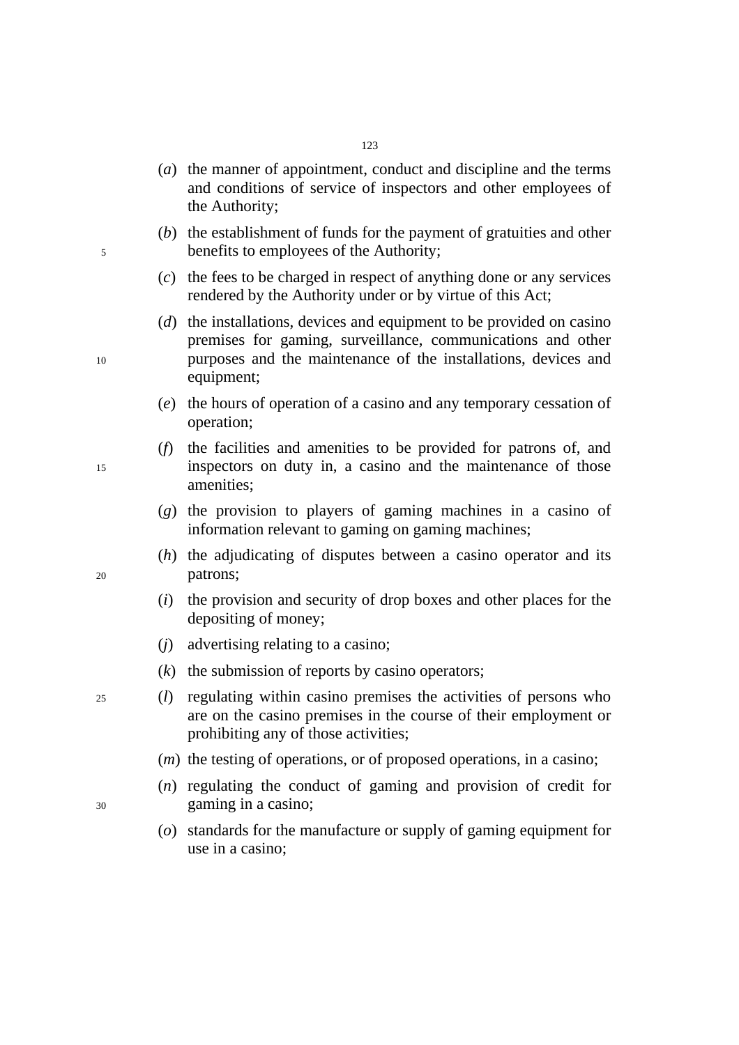(*a*) the manner of appointment, conduct and discipline and the terms and conditions of service of inspectors and other employees of the Authority;

(*b*) the establishment of funds for the payment of gratuities and other benefits to employees of the Authority;

(*c*) the fees to be charged in respect of anything done or any services rendered by the Authority under or by virtue of this Act;

(*d*) the installations, devices and equipment to be provided on casino premises for gaming, surveillance, communications and other purposes and the maintenance of the installations, devices and equipment;

(*e*) the hours of operation of a casino and any temporary cessation of operation;

(*f*) the facilities and amenities to be provided for patrons of, and inspectors on duty in, a casino and the maintenance of those amenities;

(*g*) the provision to players of gaming machines in a casino of information relevant to gaming on gaming machines;

(*h*) the adjudicating of disputes between a casino operator and its patrons;

(*i*) the provision and security of drop boxes and other places for the depositing of money;

(*j*) advertising relating to a casino;

(*k*) the submission of reports by casino operators;

(*l*) regulating within casino premises the activities of persons who are on the casino premises in the course of their employment or prohibiting any of those activities;

(*m*) the testing of operations, or of proposed operations, in a casino;

(*n*) regulating the conduct of gaming and provision of credit for gaming in a casino;

(*o*) standards for the manufacture or supply of gaming equipment for use in a casino;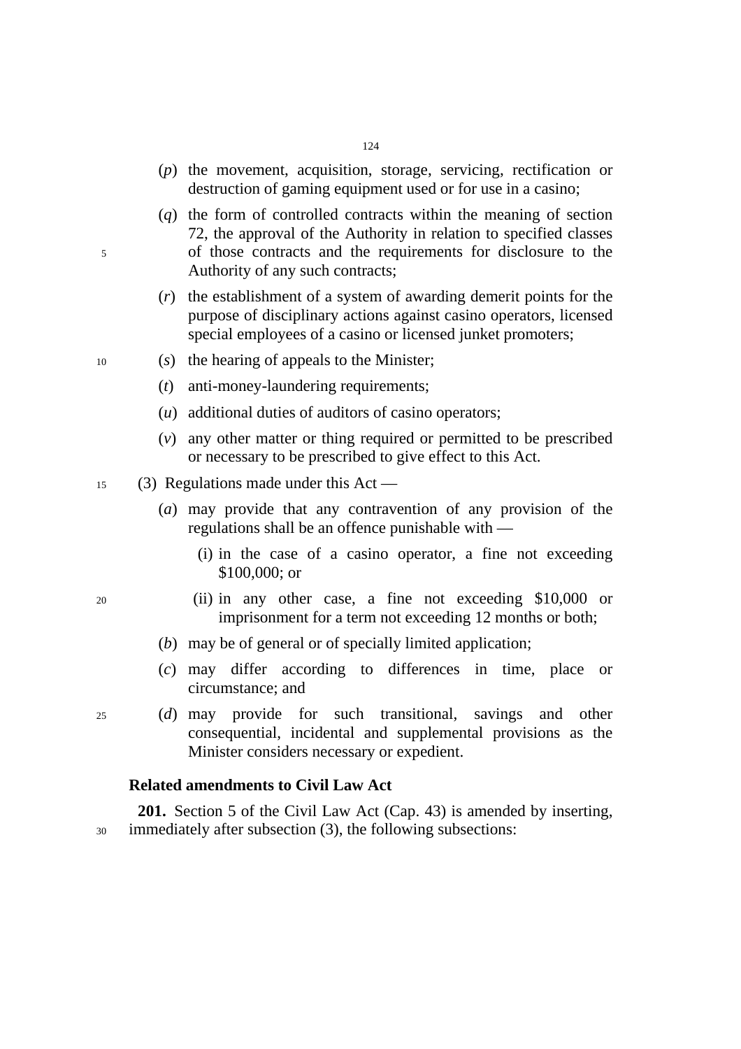(*p*) the movement, acquisition, storage, servicing, rectification or destruction of gaming equipment used or for use in a casino;

(*q*) the form of controlled contracts within the meaning of section 72, the approval of the Authority in relation to specified classes of those contracts and the requirements for disclosure to the Authority of any such contracts;

(*r*) the establishment of a system of awarding demerit points for the purpose of disciplinary actions against casino operators, licensed special employees of a casino or licensed junket promoters;

(*s*) the hearing of appeals to the Minister;

(*t*) anti-money-laundering requirements;

(*u*) additional duties of auditors of casino operators;

(*v*) any other matter or thing required or permitted to be prescribed or necessary to be prescribed to give effect to this Act.

(3) Regulations made under this Act —

(*a*) may provide that any contravention of any provision of the regulations shall be an offence punishable with —

(i) in the case of a casino operator, a fine not exceeding $100,000; or

(ii) in any other case, a fine not exceeding $10,000 or imprisonment for a term not exceeding 12 months or both;

(*b*) may be of general or of specially limited application;

(*c*) may differ according to differences in time, place or circumstance; and

(*d*) may provide for such transitional, savings and other consequential, incidental and supplemental provisions as the Minister considers necessary or expedient.

**Related amendments to Civil Law Act**

**201.** Section 5 of the Civil Law Act (Cap. 43) is amended by inserting, immediately after subsection (3), the following subsections: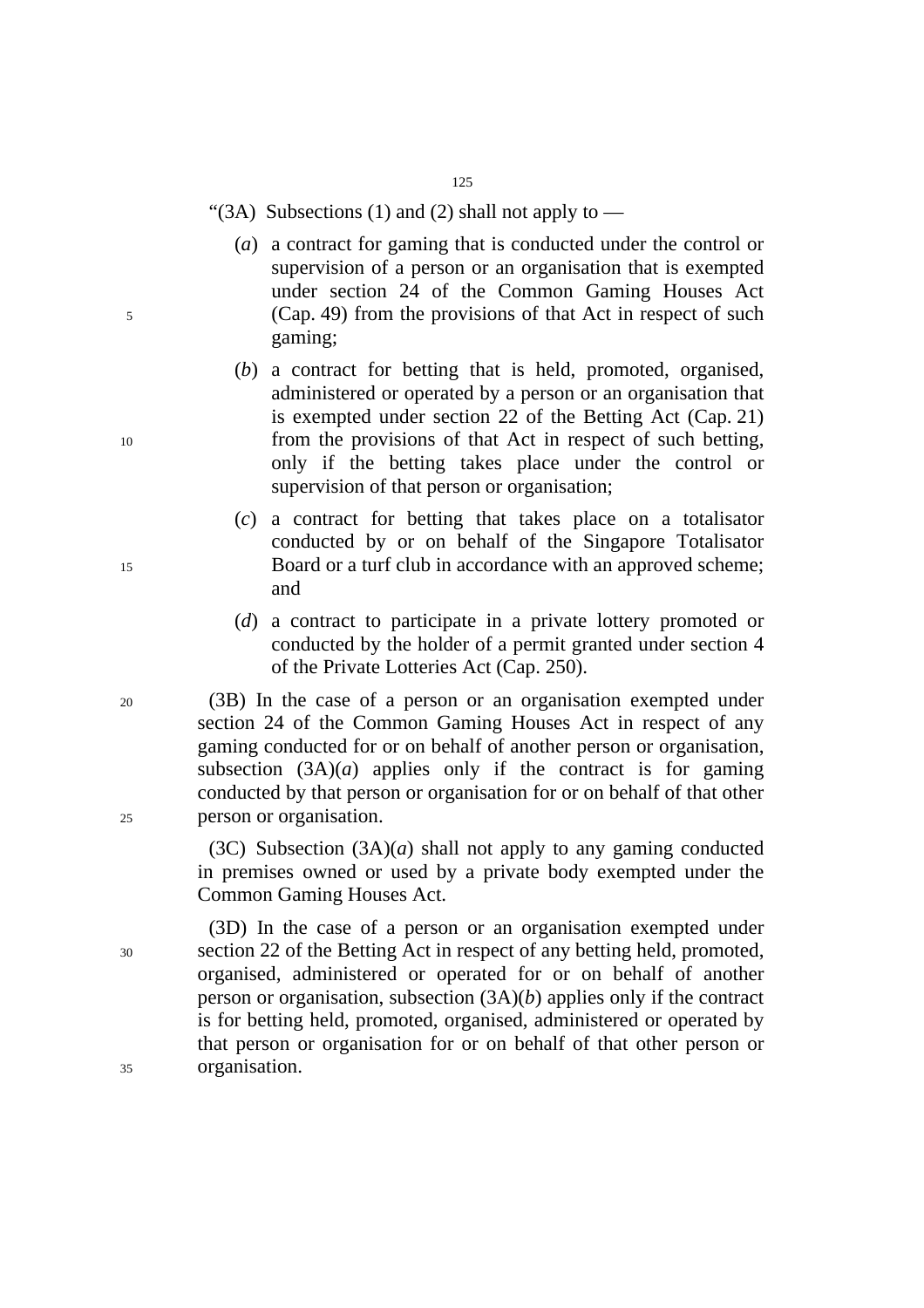"(3A) Subsections (1) and (2) shall not apply to —

(*a*) a contract for gaming that is conducted under the control or supervision of a person or an organisation that is exempted under section 24 of the Common Gaming Houses Act (Cap. 49) from the provisions of that Act in respect of such gaming;

(*b*) a contract for betting that is held, promoted, organised, administered or operated by a person or an organisation that is exempted under section 22 of the Betting Act (Cap. 21) from the provisions of that Act in respect of such betting, only if the betting takes place under the control or supervision of that person or organisation;

(*c*) a contract for betting that takes place on a totalisator conducted by or on behalf of the Singapore Totalisator Board or a turf club in accordance with an approved scheme; and

(*d*) a contract to participate in a private lottery promoted or conducted by the holder of a permit granted under section 4 of the Private Lotteries Act (Cap. 250).

(3B) In the case of a person or an organisation exempted under section 24 of the Common Gaming Houses Act in respect of any gaming conducted for or on behalf of another person or organisation, subsection (3A)(*a*) applies only if the contract is for gaming conducted by that person or organisation for or on behalf of that other person or organisation.

(3C) Subsection (3A)(*a*) shall not apply to any gaming conducted in premises owned or used by a private body exempted under the Common Gaming Houses Act.

(3D) In the case of a person or an organisation exempted under section 22 of the Betting Act in respect of any betting held, promoted, organised, administered or operated for or on behalf of another person or organisation, subsection (3A)(*b*) applies only if the contract is for betting held, promoted, organised, administered or operated by that person or organisation for or on behalf of that other person or organisation.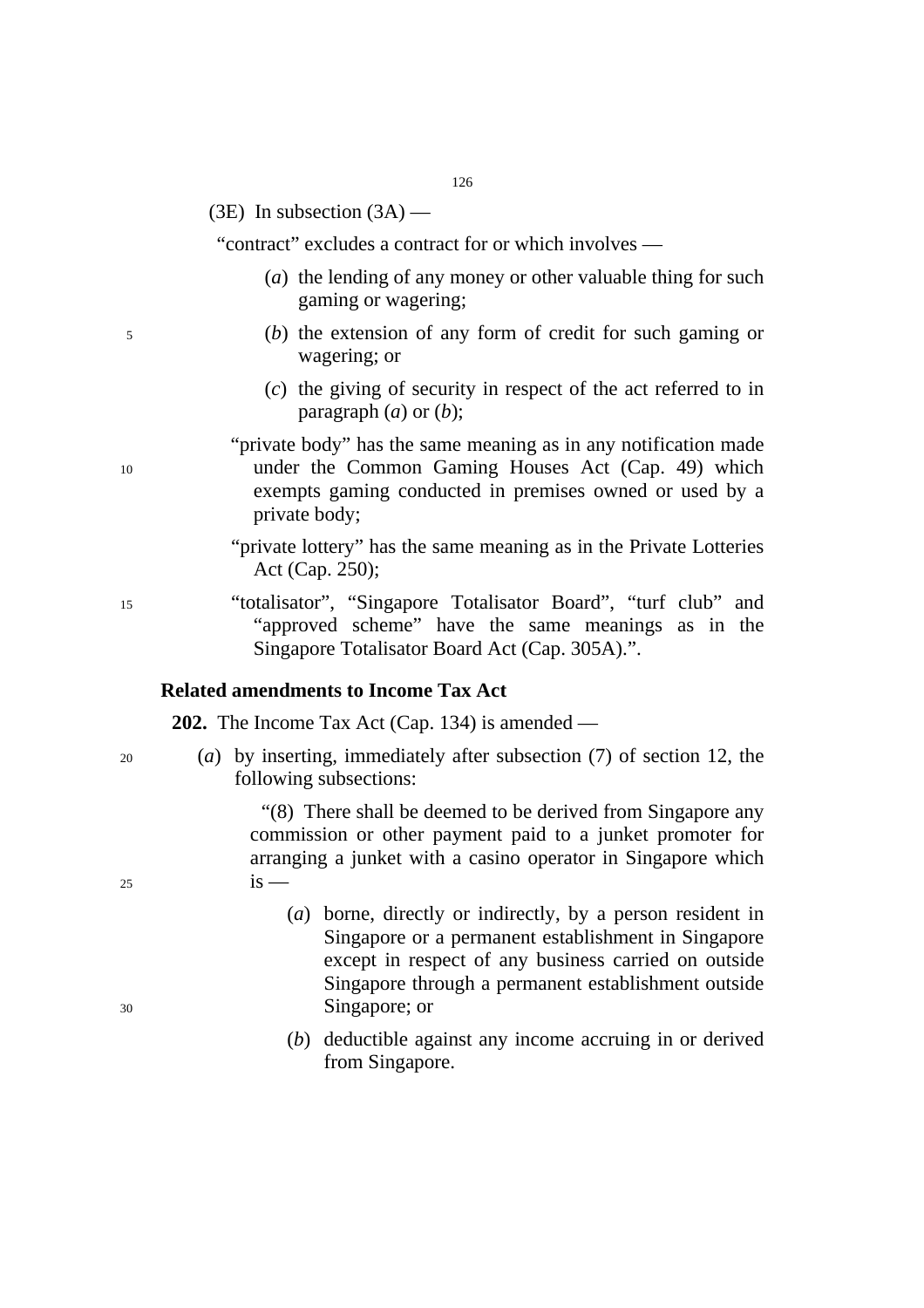(3E) In subsection (3A) —

"contract" excludes a contract for or which involves —

(*a*) the lending of any money or other valuable thing for such gaming or wagering;

(*b*) the extension of any form of credit for such gaming or wagering; or

(*c*) the giving of security in respect of the act referred to in paragraph (*a*) or (*b*);

"private body" has the same meaning as in any notification made under the Common Gaming Houses Act (Cap. 49) which exempts gaming conducted in premises owned or used by a private body;

"private lottery" has the same meaning as in the Private Lotteries Act (Cap. 250);

"totalisator", "Singapore Totalisator Board", "turf club" and "approved scheme" have the same meanings as in the Singapore Totalisator Board Act (Cap. 305A).".

**Related amendments to Income Tax Act**

**202.** The Income Tax Act (Cap. 134) is amended —

(*a*) by inserting, immediately after subsection (7) of section 12, the following subsections:

"(8) There shall be deemed to be derived from Singapore any commission or other payment paid to a junket promoter for arranging a junket with a casino operator in Singapore which is —

(*a*) borne, directly or indirectly, by a person resident in Singapore or a permanent establishment in Singapore except in respect of any business carried on outside Singapore through a permanent establishment outside Singapore; or

(*b*) deductible against any income accruing in or derived from Singapore.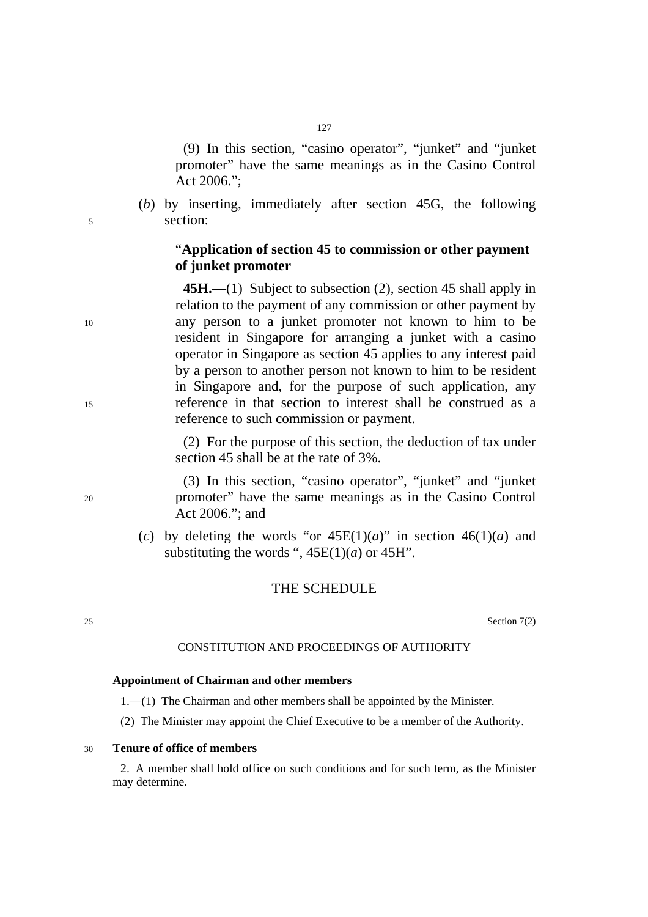(9) In this section, "casino operator", "junket" and "junket promoter" have the same meanings as in the Casino Control Act 2006.";

(*b*) by inserting, immediately after section 45G, the following section:

"**Application of section 45 to commission or other payment of junket promoter**

**45H.**—(1) Subject to subsection (2), section 45 shall apply in relation to the payment of any commission or other payment by any person to a junket promoter not known to him to be resident in Singapore for arranging a junket with a casino operator in Singapore as section 45 applies to any interest paid by a person to another person not known to him to be resident in Singapore and, for the purpose of such application, any reference in that section to interest shall be construed as a reference to such commission or payment.

(2) For the purpose of this section, the deduction of tax under section 45 shall be at the rate of 3%.

(3) In this section, "casino operator", "junket" and "junket promoter" have the same meanings as in the Casino Control Act 2006."; and

(*c*) by deleting the words "or 45E(1)(*a*)" in section 46(1)(*a*) and substituting the words ", 45E(1)(*a*) or 45H".

## THE SCHEDULE

Section 7(2)

CONSTITUTION AND PROCEEDINGS OF AUTHORITY

**Appointment of Chairman and other members**

1.—(1) The Chairman and other members shall be appointed by the Minister.

(2) The Minister may appoint the Chief Executive to be a member of the Authority.

**Tenure of office of members**

2. A member shall hold office on such conditions and for such term, as the Minister may determine.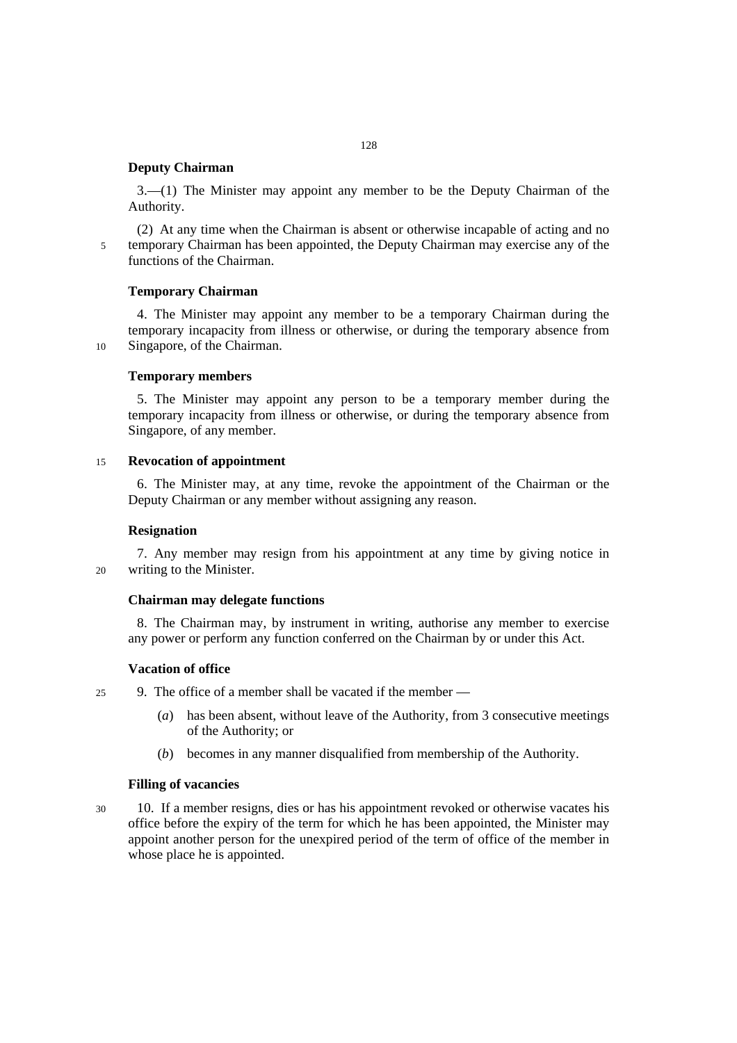**Deputy Chairman**

3.—(1) The Minister may appoint any member to be the Deputy Chairman of the Authority.

(2) At any time when the Chairman is absent or otherwise incapable of acting and no temporary Chairman has been appointed, the Deputy Chairman may exercise any of the functions of the Chairman.

**Temporary Chairman**

4. The Minister may appoint any member to be a temporary Chairman during the temporary incapacity from illness or otherwise, or during the temporary absence from Singapore, of the Chairman.

**Temporary members**

5. The Minister may appoint any person to be a temporary member during the temporary incapacity from illness or otherwise, or during the temporary absence from Singapore, of any member.

**Revocation of appointment**

6. The Minister may, at any time, revoke the appointment of the Chairman or the Deputy Chairman or any member without assigning any reason.

**Resignation**

7. Any member may resign from his appointment at any time by giving notice in writing to the Minister.

**Chairman may delegate functions**

8. The Chairman may, by instrument in writing, authorise any member to exercise any power or perform any function conferred on the Chairman by or under this Act.

**Vacation of office**

9. The office of a member shall be vacated if the member —

(*a*) has been absent, without leave of the Authority, from 3 consecutive meetings of the Authority; or

(*b*) becomes in any manner disqualified from membership of the Authority.

**Filling of vacancies**

10. If a member resigns, dies or has his appointment revoked or otherwise vacates his office before the expiry of the term for which he has been appointed, the Minister may appoint another person for the unexpired period of the term of office of the member in whose place he is appointed.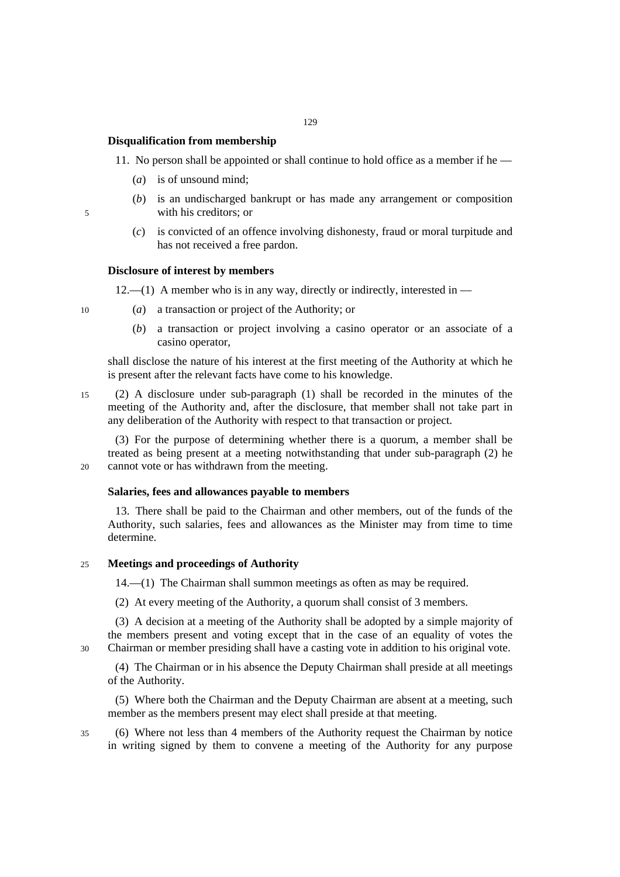**Disqualification from membership**

11. No person shall be appointed or shall continue to hold office as a member if he —

(*a*) is of unsound mind;

(*b*) is an undischarged bankrupt or has made any arrangement or composition with his creditors; or

(*c*) is convicted of an offence involving dishonesty, fraud or moral turpitude and has not received a free pardon.

**Disclosure of interest by members**

12.—(1) A member who is in any way, directly or indirectly, interested in —

(*a*) a transaction or project of the Authority; or

(*b*) a transaction or project involving a casino operator or an associate of a casino operator,

shall disclose the nature of his interest at the first meeting of the Authority at which he is present after the relevant facts have come to his knowledge.

(2) A disclosure under sub-paragraph (1) shall be recorded in the minutes of the meeting of the Authority and, after the disclosure, that member shall not take part in any deliberation of the Authority with respect to that transaction or project.

(3) For the purpose of determining whether there is a quorum, a member shall be treated as being present at a meeting notwithstanding that under sub-paragraph (2) he cannot vote or has withdrawn from the meeting.

**Salaries, fees and allowances payable to members**

13. There shall be paid to the Chairman and other members, out of the funds of the Authority, such salaries, fees and allowances as the Minister may from time to time determine.

**Meetings and proceedings of Authority**

14.—(1) The Chairman shall summon meetings as often as may be required.

(2) At every meeting of the Authority, a quorum shall consist of 3 members.

(3) A decision at a meeting of the Authority shall be adopted by a simple majority of the members present and voting except that in the case of an equality of votes the Chairman or member presiding shall have a casting vote in addition to his original vote.

(4) The Chairman or in his absence the Deputy Chairman shall preside at all meetings of the Authority.

(5) Where both the Chairman and the Deputy Chairman are absent at a meeting, such member as the members present may elect shall preside at that meeting.

(6) Where not less than 4 members of the Authority request the Chairman by notice in writing signed by them to convene a meeting of the Authority for any purpose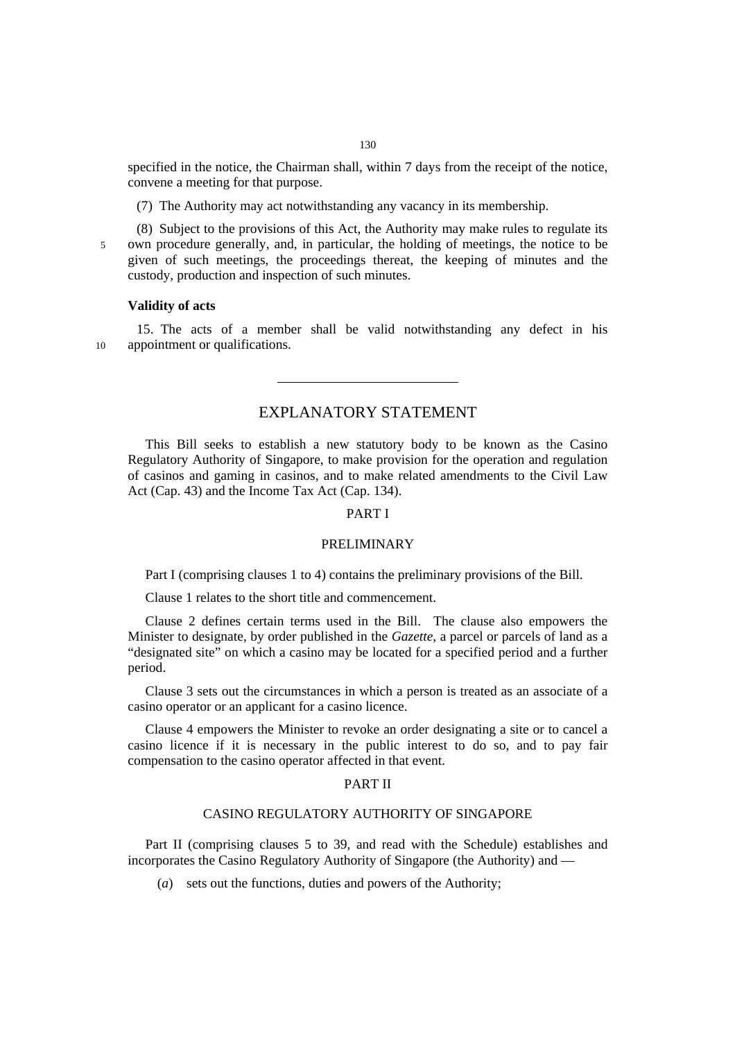specified in the notice, the Chairman shall, within 7 days from the receipt of the notice, convene a meeting for that purpose.

(7) The Authority may act notwithstanding any vacancy in its membership.

(8) Subject to the provisions of this Act, the Authority may make rules to regulate its own procedure generally, and, in particular, the holding of meetings, the notice to be given of such meetings, the proceedings thereat, the keeping of minutes and the custody, production and inspection of such minutes.

**Validity of acts**

15. The acts of a member shall be valid notwithstanding any defect in his appointment or qualifications.

---

## EXPLANATORY STATEMENT

This Bill seeks to establish a new statutory body to be known as the Casino Regulatory Authority of Singapore, to make provision for the operation and regulation of casinos and gaming in casinos, and to make related amendments to the Civil Law Act (Cap. 43) and the Income Tax Act (Cap. 134).

### PART I

### PRELIMINARY

Part I (comprising clauses 1 to 4) contains the preliminary provisions of the Bill.

Clause 1 relates to the short title and commencement.

Clause 2 defines certain terms used in the Bill. The clause also empowers the Minister to designate, by order published in the *Gazette*, a parcel or parcels of land as a "designated site" on which a casino may be located for a specified period and a further period.

Clause 3 sets out the circumstances in which a person is treated as an associate of a casino operator or an applicant for a casino licence.

Clause 4 empowers the Minister to revoke an order designating a site or to cancel a casino licence if it is necessary in the public interest to do so, and to pay fair compensation to the casino operator affected in that event.

### PART II

### CASINO REGULATORY AUTHORITY OF SINGAPORE

Part II (comprising clauses 5 to 39, and read with the Schedule) establishes and incorporates the Casino Regulatory Authority of Singapore (the Authority) and —

(*a*) sets out the functions, duties and powers of the Authority;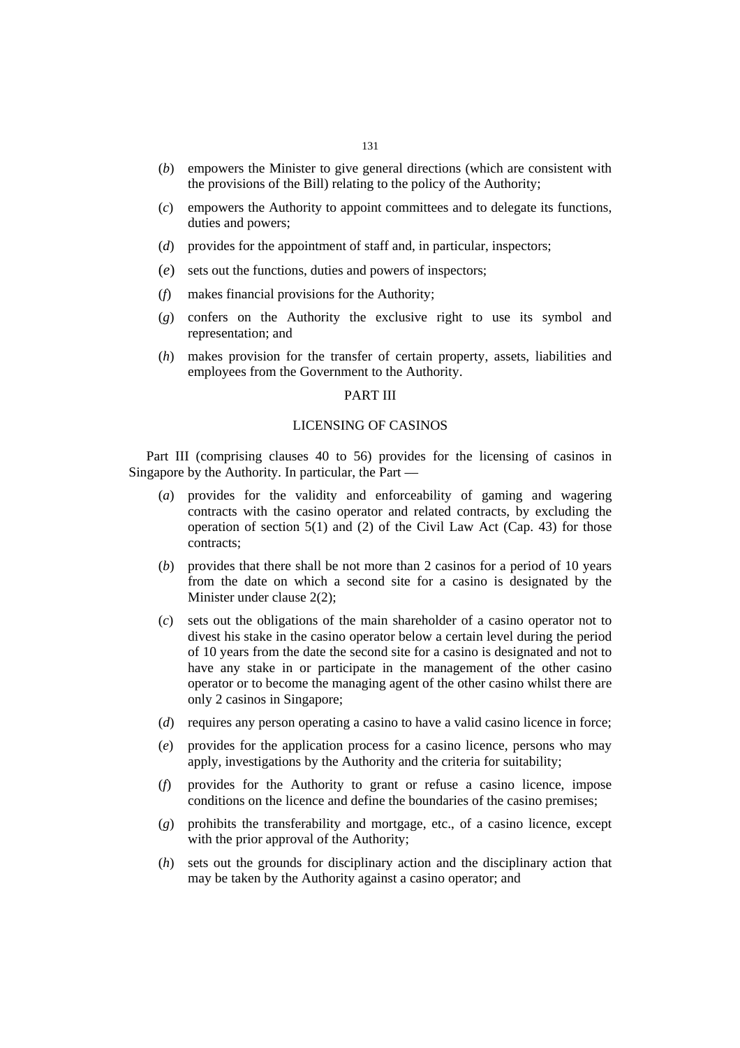(*b*) empowers the Minister to give general directions (which are consistent with the provisions of the Bill) relating to the policy of the Authority;

(*c*) empowers the Authority to appoint committees and to delegate its functions, duties and powers;

(*d*) provides for the appointment of staff and, in particular, inspectors;

(*e*) sets out the functions, duties and powers of inspectors;

(*f*) makes financial provisions for the Authority;

(*g*) confers on the Authority the exclusive right to use its symbol and representation; and

(*h*) makes provision for the transfer of certain property, assets, liabilities and employees from the Government to the Authority.

PART III

LICENSING OF CASINOS

Part III (comprising clauses 40 to 56) provides for the licensing of casinos in Singapore by the Authority. In particular, the Part —

(*a*) provides for the validity and enforceability of gaming and wagering contracts with the casino operator and related contracts, by excluding the operation of section 5(1) and (2) of the Civil Law Act (Cap. 43) for those contracts;

(*b*) provides that there shall be not more than 2 casinos for a period of 10 years from the date on which a second site for a casino is designated by the Minister under clause 2(2);

(*c*) sets out the obligations of the main shareholder of a casino operator not to divest his stake in the casino operator below a certain level during the period of 10 years from the date the second site for a casino is designated and not to have any stake in or participate in the management of the other casino operator or to become the managing agent of the other casino whilst there are only 2 casinos in Singapore;

(*d*) requires any person operating a casino to have a valid casino licence in force;

(*e*) provides for the application process for a casino licence, persons who may apply, investigations by the Authority and the criteria for suitability;

(*f*) provides for the Authority to grant or refuse a casino licence, impose conditions on the licence and define the boundaries of the casino premises;

(*g*) prohibits the transferability and mortgage, etc., of a casino licence, except with the prior approval of the Authority;

(*h*) sets out the grounds for disciplinary action and the disciplinary action that may be taken by the Authority against a casino operator; and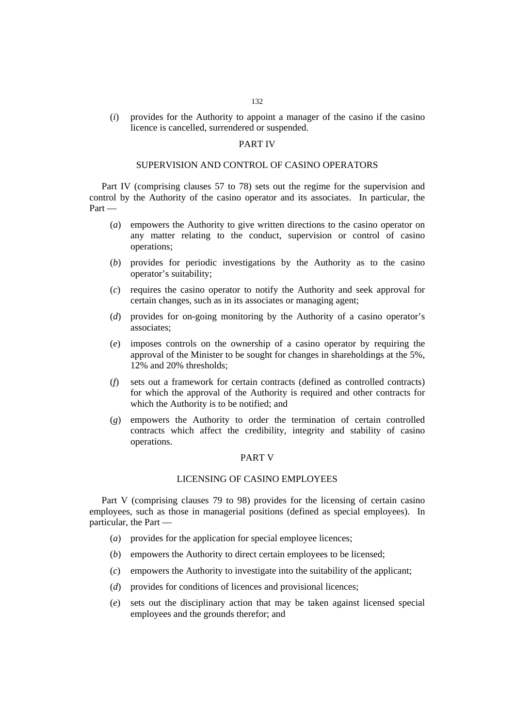(*i*) provides for the Authority to appoint a manager of the casino if the casino licence is cancelled, surrendered or suspended.

## PART IV

## SUPERVISION AND CONTROL OF CASINO OPERATORS

Part IV (comprising clauses 57 to 78) sets out the regime for the supervision and control by the Authority of the casino operator and its associates. In particular, the Part —

(*a*) empowers the Authority to give written directions to the casino operator on any matter relating to the conduct, supervision or control of casino operations;

(*b*) provides for periodic investigations by the Authority as to the casino operator's suitability;

(*c*) requires the casino operator to notify the Authority and seek approval for certain changes, such as in its associates or managing agent;

(*d*) provides for on-going monitoring by the Authority of a casino operator's associates;

(*e*) imposes controls on the ownership of a casino operator by requiring the approval of the Minister to be sought for changes in shareholdings at the 5%, 12% and 20% thresholds;

(*f*) sets out a framework for certain contracts (defined as controlled contracts) for which the approval of the Authority is required and other contracts for which the Authority is to be notified; and

(*g*) empowers the Authority to order the termination of certain controlled contracts which affect the credibility, integrity and stability of casino operations.

## PART V

## LICENSING OF CASINO EMPLOYEES

Part V (comprising clauses 79 to 98) provides for the licensing of certain casino employees, such as those in managerial positions (defined as special employees). In particular, the Part —

(*a*) provides for the application for special employee licences;

(*b*) empowers the Authority to direct certain employees to be licensed;

(*c*) empowers the Authority to investigate into the suitability of the applicant;

(*d*) provides for conditions of licences and provisional licences;

(*e*) sets out the disciplinary action that may be taken against licensed special employees and the grounds therefor; and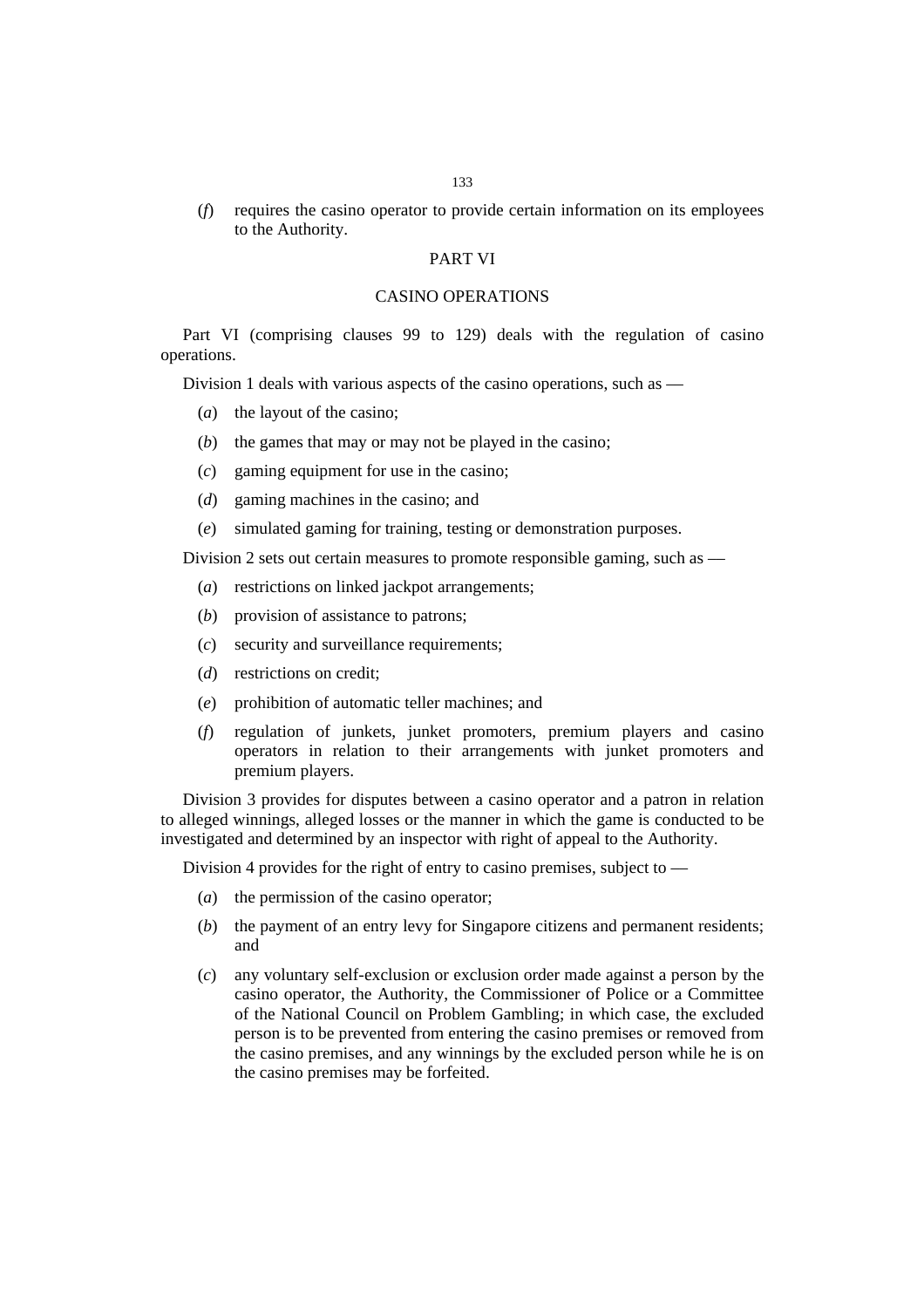(*f*) requires the casino operator to provide certain information on its employees to the Authority.

## PART VI

## CASINO OPERATIONS

Part VI (comprising clauses 99 to 129) deals with the regulation of casino operations.

Division 1 deals with various aspects of the casino operations, such as —

(*a*) the layout of the casino;

(*b*) the games that may or may not be played in the casino;

(*c*) gaming equipment for use in the casino;

(*d*) gaming machines in the casino; and

(*e*) simulated gaming for training, testing or demonstration purposes.

Division 2 sets out certain measures to promote responsible gaming, such as —

(*a*) restrictions on linked jackpot arrangements;

(*b*) provision of assistance to patrons;

(*c*) security and surveillance requirements;

(*d*) restrictions on credit;

(*e*) prohibition of automatic teller machines; and

(*f*) regulation of junkets, junket promoters, premium players and casino operators in relation to their arrangements with junket promoters and premium players.

Division 3 provides for disputes between a casino operator and a patron in relation to alleged winnings, alleged losses or the manner in which the game is conducted to be investigated and determined by an inspector with right of appeal to the Authority.

Division 4 provides for the right of entry to casino premises, subject to —

(*a*) the permission of the casino operator;

(*b*) the payment of an entry levy for Singapore citizens and permanent residents; and

(*c*) any voluntary self-exclusion or exclusion order made against a person by the casino operator, the Authority, the Commissioner of Police or a Committee of the National Council on Problem Gambling; in which case, the excluded person is to be prevented from entering the casino premises or removed from the casino premises, and any winnings by the excluded person while he is on the casino premises may be forfeited.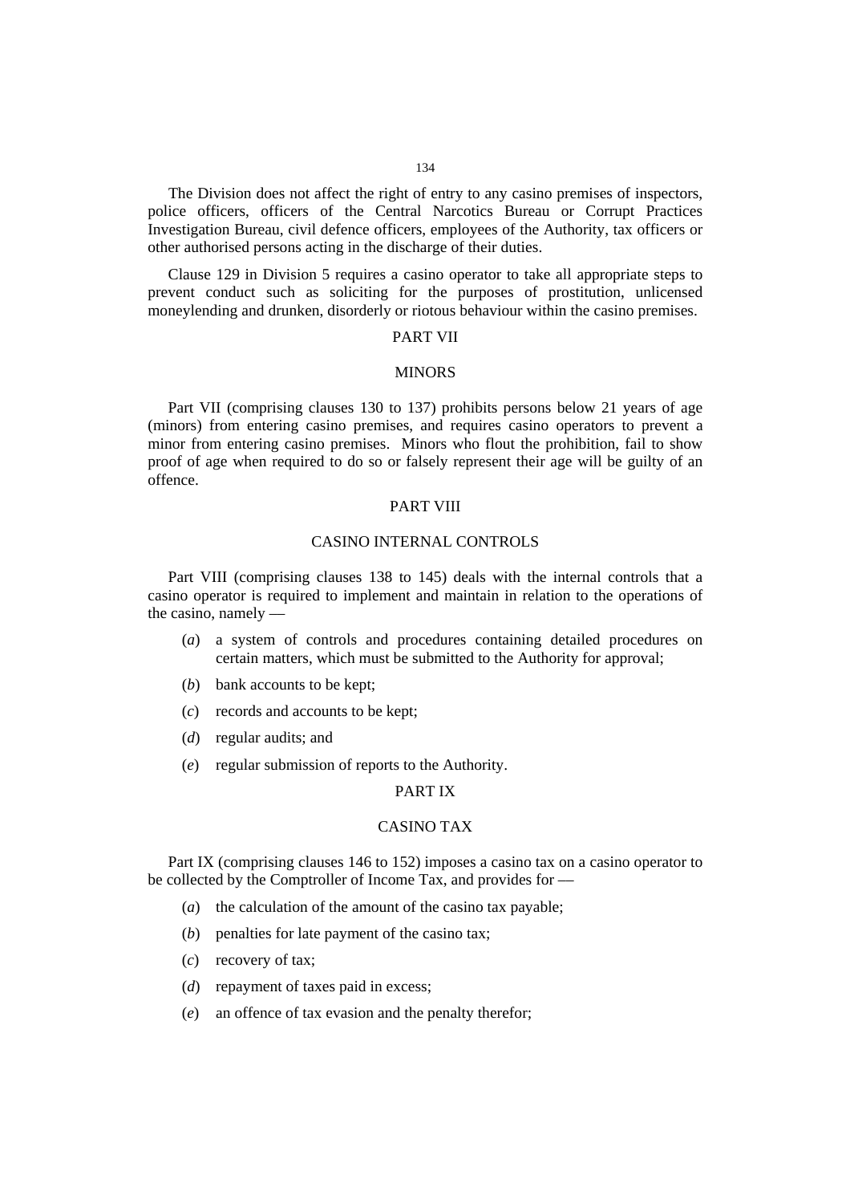The Division does not affect the right of entry to any casino premises of inspectors, police officers, officers of the Central Narcotics Bureau or Corrupt Practices Investigation Bureau, civil defence officers, employees of the Authority, tax officers or other authorised persons acting in the discharge of their duties.

Clause 129 in Division 5 requires a casino operator to take all appropriate steps to prevent conduct such as soliciting for the purposes of prostitution, unlicensed moneylending and drunken, disorderly or riotous behaviour within the casino premises.

## PART VII

## MINORS

Part VII (comprising clauses 130 to 137) prohibits persons below 21 years of age (minors) from entering casino premises, and requires casino operators to prevent a minor from entering casino premises. Minors who flout the prohibition, fail to show proof of age when required to do so or falsely represent their age will be guilty of an offence.

## PART VIII

## CASINO INTERNAL CONTROLS

Part VIII (comprising clauses 138 to 145) deals with the internal controls that a casino operator is required to implement and maintain in relation to the operations of the casino, namely —

(*a*) a system of controls and procedures containing detailed procedures on certain matters, which must be submitted to the Authority for approval;

(*b*) bank accounts to be kept;

(*c*) records and accounts to be kept;

(*d*) regular audits; and

(*e*) regular submission of reports to the Authority.

## PART IX

## CASINO TAX

Part IX (comprising clauses 146 to 152) imposes a casino tax on a casino operator to be collected by the Comptroller of Income Tax, and provides for —

(*a*) the calculation of the amount of the casino tax payable;

(*b*) penalties for late payment of the casino tax;

(*c*) recovery of tax;

(*d*) repayment of taxes paid in excess;

(*e*) an offence of tax evasion and the penalty therefor;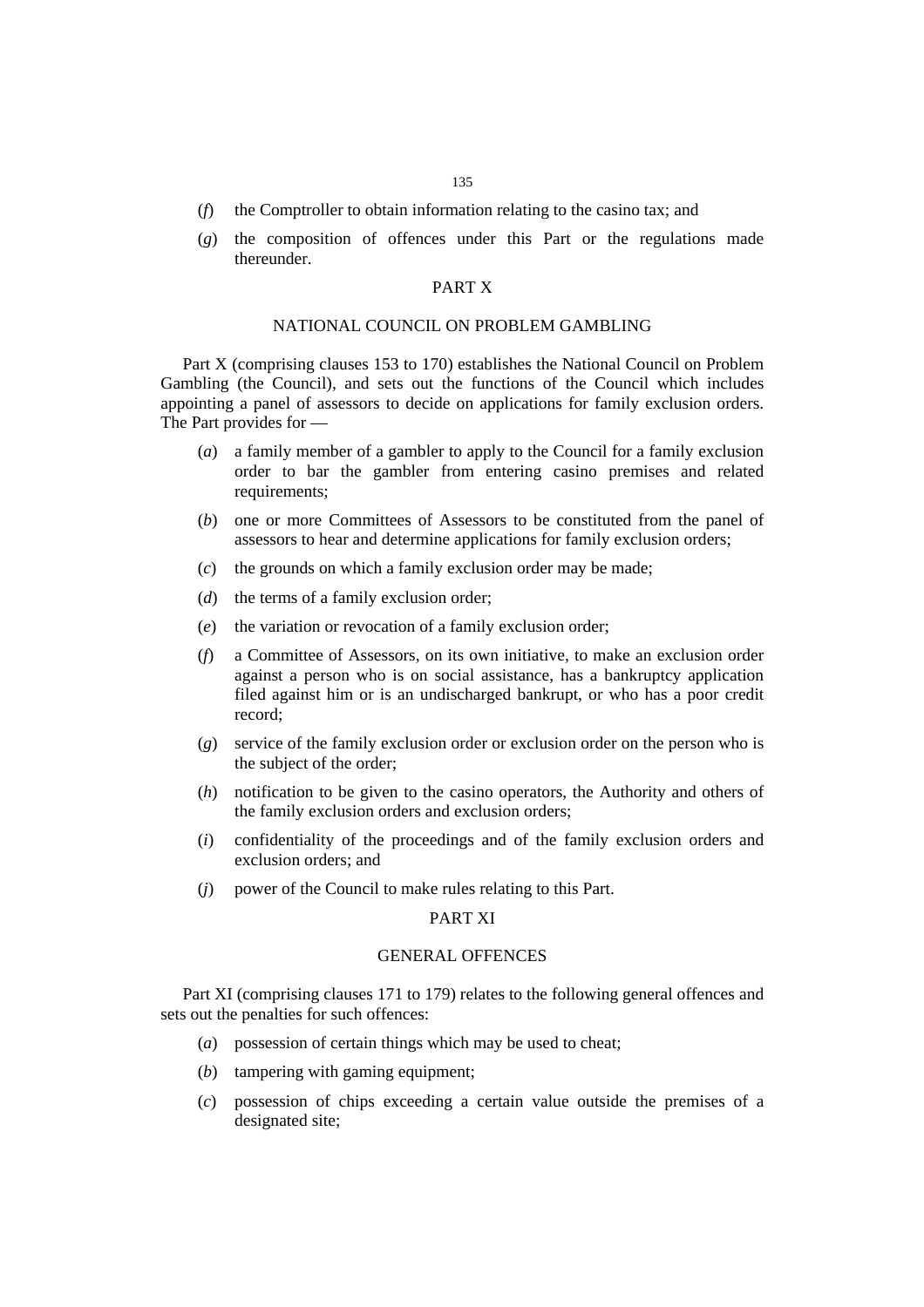(*f*) the Comptroller to obtain information relating to the casino tax; and

(*g*) the composition of offences under this Part or the regulations made thereunder.

## PART X

## NATIONAL COUNCIL ON PROBLEM GAMBLING

Part X (comprising clauses 153 to 170) establishes the National Council on Problem Gambling (the Council), and sets out the functions of the Council which includes appointing a panel of assessors to decide on applications for family exclusion orders. The Part provides for —

(*a*) a family member of a gambler to apply to the Council for a family exclusion order to bar the gambler from entering casino premises and related requirements;

(*b*) one or more Committees of Assessors to be constituted from the panel of assessors to hear and determine applications for family exclusion orders;

(*c*) the grounds on which a family exclusion order may be made;

(*d*) the terms of a family exclusion order;

(*e*) the variation or revocation of a family exclusion order;

(*f*) a Committee of Assessors, on its own initiative, to make an exclusion order against a person who is on social assistance, has a bankruptcy application filed against him or is an undischarged bankrupt, or who has a poor credit record;

(*g*) service of the family exclusion order or exclusion order on the person who is the subject of the order;

(*h*) notification to be given to the casino operators, the Authority and others of the family exclusion orders and exclusion orders;

(*i*) confidentiality of the proceedings and of the family exclusion orders and exclusion orders; and

(*j*) power of the Council to make rules relating to this Part.

## PART XI

## GENERAL OFFENCES

Part XI (comprising clauses 171 to 179) relates to the following general offences and sets out the penalties for such offences:

(*a*) possession of certain things which may be used to cheat;

(*b*) tampering with gaming equipment;

(*c*) possession of chips exceeding a certain value outside the premises of a designated site;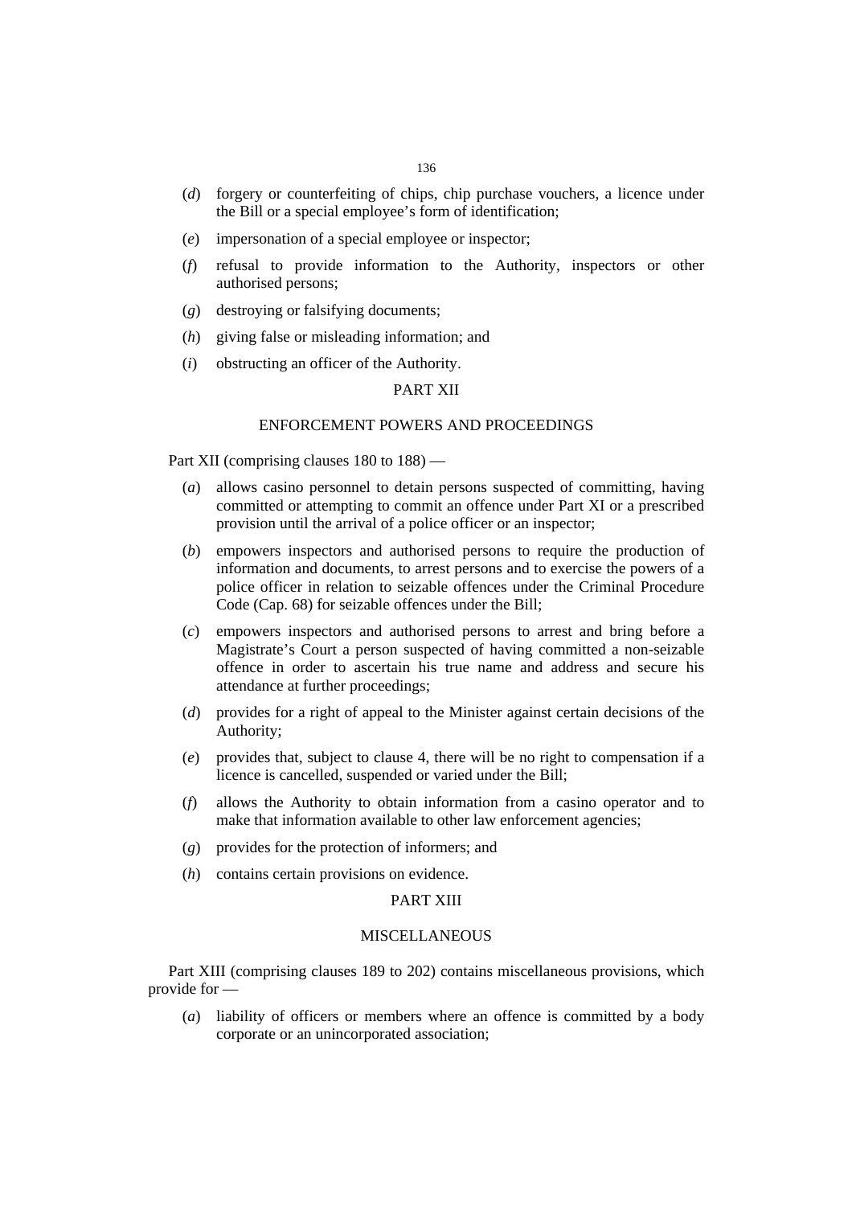(*d*) forgery or counterfeiting of chips, chip purchase vouchers, a licence under the Bill or a special employee's form of identification;

(*e*) impersonation of a special employee or inspector;

(*f*) refusal to provide information to the Authority, inspectors or other authorised persons;

(*g*) destroying or falsifying documents;

(*h*) giving false or misleading information; and

(*i*) obstructing an officer of the Authority.

## PART XII

## ENFORCEMENT POWERS AND PROCEEDINGS

Part XII (comprising clauses 180 to 188) —

(*a*) allows casino personnel to detain persons suspected of committing, having committed or attempting to commit an offence under Part XI or a prescribed provision until the arrival of a police officer or an inspector;

(*b*) empowers inspectors and authorised persons to require the production of information and documents, to arrest persons and to exercise the powers of a police officer in relation to seizable offences under the Criminal Procedure Code (Cap. 68) for seizable offences under the Bill;

(*c*) empowers inspectors and authorised persons to arrest and bring before a Magistrate's Court a person suspected of having committed a non-seizable offence in order to ascertain his true name and address and secure his attendance at further proceedings;

(*d*) provides for a right of appeal to the Minister against certain decisions of the Authority;

(*e*) provides that, subject to clause 4, there will be no right to compensation if a licence is cancelled, suspended or varied under the Bill;

(*f*) allows the Authority to obtain information from a casino operator and to make that information available to other law enforcement agencies;

(*g*) provides for the protection of informers; and

(*h*) contains certain provisions on evidence.

## PART XIII

## MISCELLANEOUS

Part XIII (comprising clauses 189 to 202) contains miscellaneous provisions, which provide for —

(*a*) liability of officers or members where an offence is committed by a body corporate or an unincorporated association;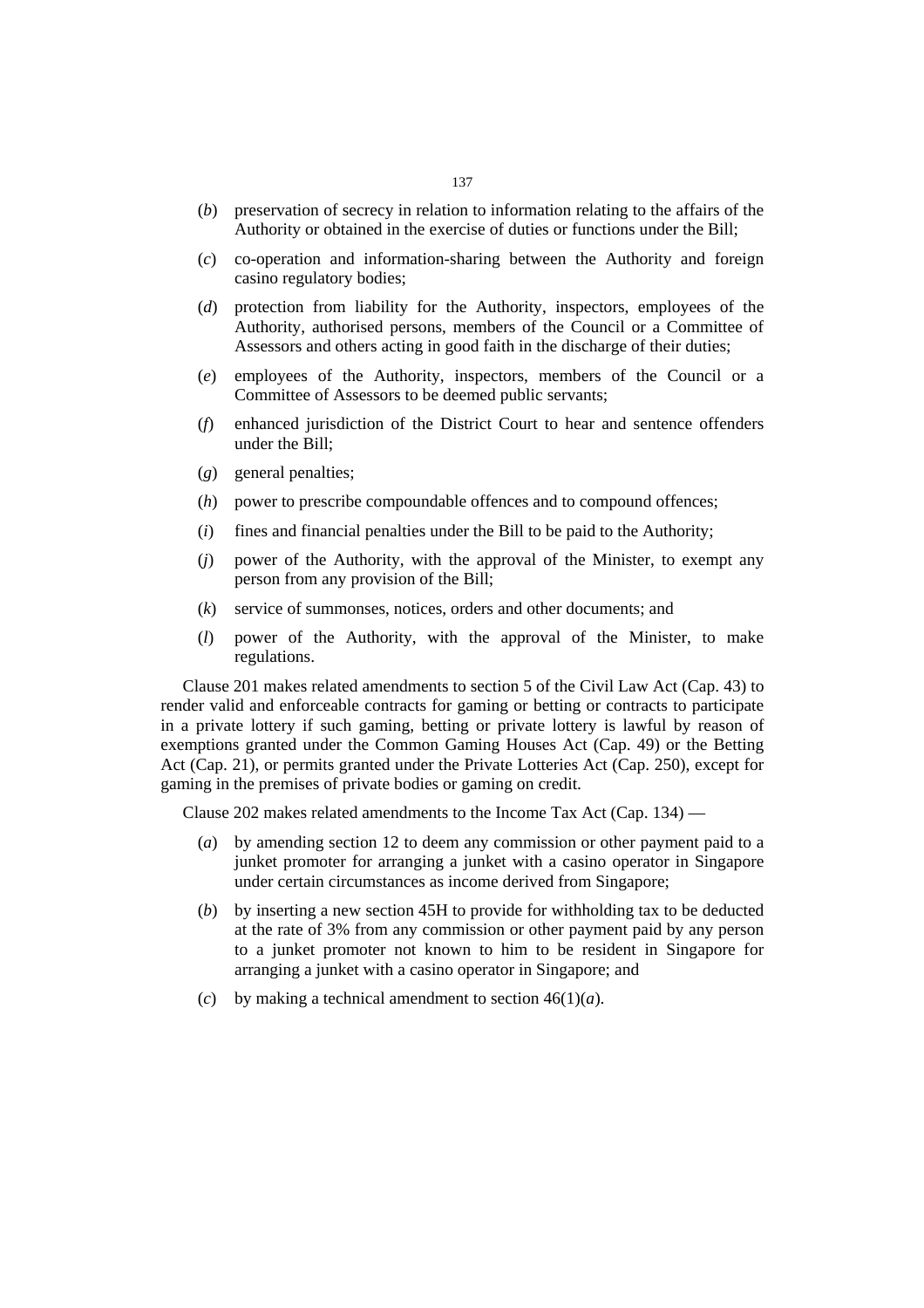(*b*) preservation of secrecy in relation to information relating to the affairs of the Authority or obtained in the exercise of duties or functions under the Bill;

(*c*) co-operation and information-sharing between the Authority and foreign casino regulatory bodies;

(*d*) protection from liability for the Authority, inspectors, employees of the Authority, authorised persons, members of the Council or a Committee of Assessors and others acting in good faith in the discharge of their duties;

(*e*) employees of the Authority, inspectors, members of the Council or a Committee of Assessors to be deemed public servants;

(*f*) enhanced jurisdiction of the District Court to hear and sentence offenders under the Bill;

(*g*) general penalties;

(*h*) power to prescribe compoundable offences and to compound offences;

(*i*) fines and financial penalties under the Bill to be paid to the Authority;

(*j*) power of the Authority, with the approval of the Minister, to exempt any person from any provision of the Bill;

(*k*) service of summonses, notices, orders and other documents; and

(*l*) power of the Authority, with the approval of the Minister, to make regulations.

Clause 201 makes related amendments to section 5 of the Civil Law Act (Cap. 43) to render valid and enforceable contracts for gaming or betting or contracts to participate in a private lottery if such gaming, betting or private lottery is lawful by reason of exemptions granted under the Common Gaming Houses Act (Cap. 49) or the Betting Act (Cap. 21), or permits granted under the Private Lotteries Act (Cap. 250), except for gaming in the premises of private bodies or gaming on credit.

Clause 202 makes related amendments to the Income Tax Act (Cap. 134) —

(*a*) by amending section 12 to deem any commission or other payment paid to a junket promoter for arranging a junket with a casino operator in Singapore under certain circumstances as income derived from Singapore;

(*b*) by inserting a new section 45H to provide for withholding tax to be deducted at the rate of 3% from any commission or other payment paid by any person to a junket promoter not known to him to be resident in Singapore for arranging a junket with a casino operator in Singapore; and

(*c*) by making a technical amendment to section 46(1)(*a*).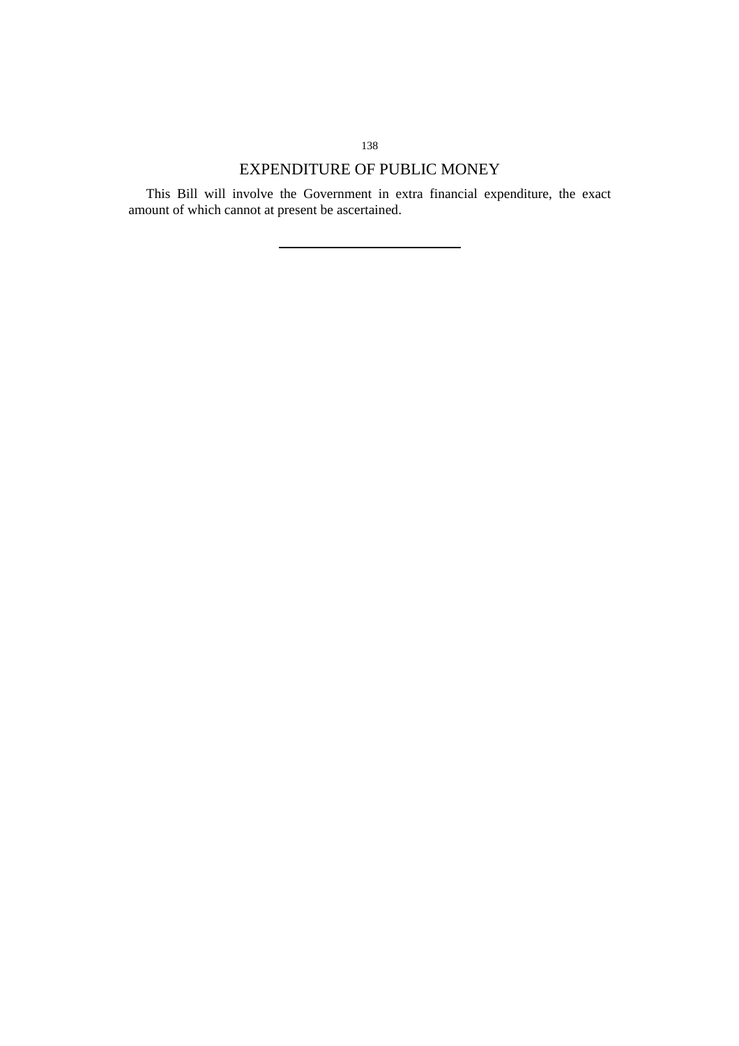## EXPENDITURE OF PUBLIC MONEY

This Bill will involve the Government in extra financial expenditure, the exact amount of which cannot at present be ascertained.

---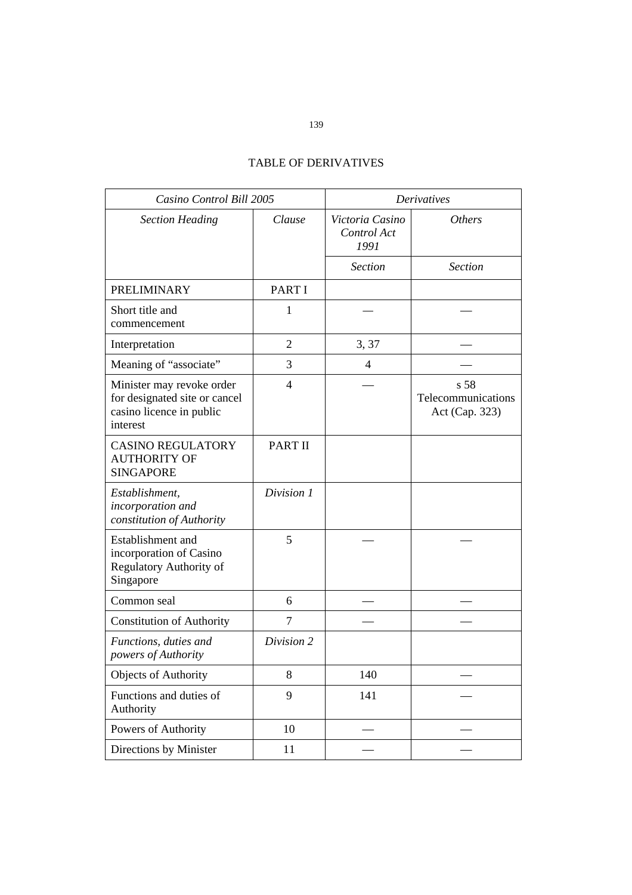TABLE OF DERIVATIVES

| *Casino Control Bill 2005* | | *Derivatives* | |
|---|---|---|---|
| *Section Heading* | *Clause* | *Victoria Casino Control Act 1991* | *Others* |
| | | *Section* | *Section* |
| PRELIMINARY | PART I | | |
| Short title and commencement | 1 | — | — |
| Interpretation | 2 | 3, 37 | — |
| Meaning of "associate" | 3 | 4 | — |
| Minister may revoke order for designated site or cancel casino licence in public interest | 4 | — | s 58 Telecommunications Act (Cap. 323) |
| CASINO REGULATORY AUTHORITY OF SINGAPORE | PART II | | |
| *Establishment, incorporation and constitution of Authority* | *Division 1* | | |
| Establishment and incorporation of Casino Regulatory Authority of Singapore | 5 | — | — |
| Common seal | 6 | — | — |
| Constitution of Authority | 7 | — | — |
| *Functions, duties and powers of Authority* | *Division 2* | | |
| Objects of Authority | 8 | 140 | — |
| Functions and duties of Authority | 9 | 141 | — |
| Powers of Authority | 10 | — | — |
| Directions by Minister | 11 | — | — |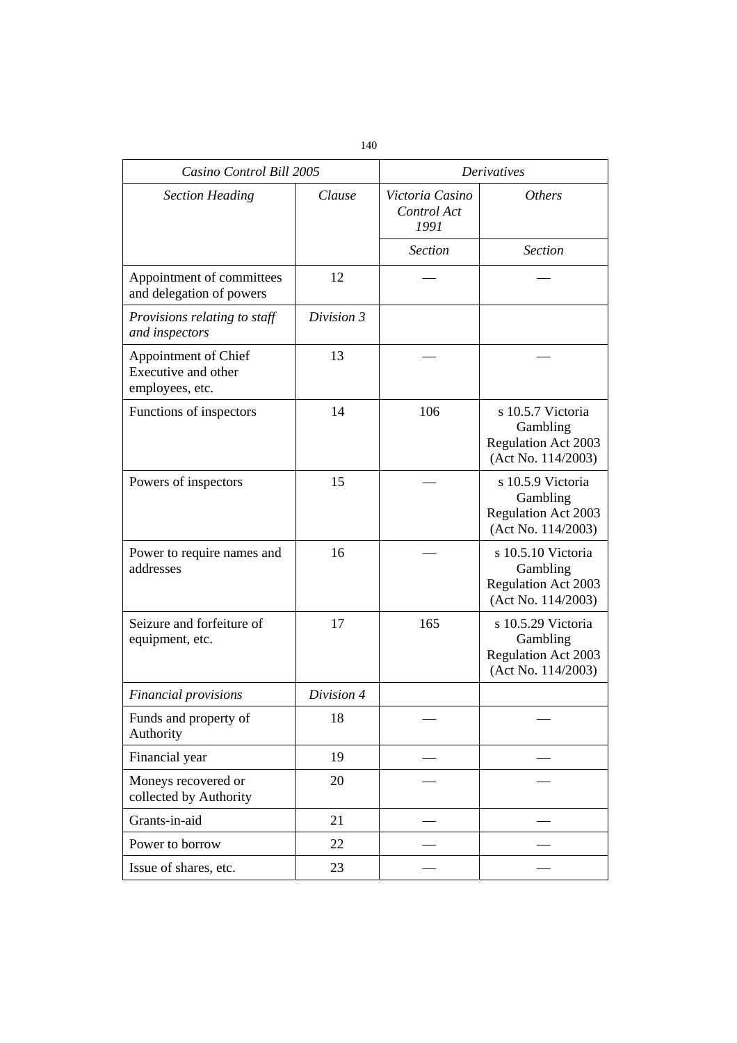| *Casino Control Bill 2005* | | *Derivatives* | |
|---|---|---|---|
| *Section Heading* | *Clause* | *Victoria Casino Control Act 1991* | *Others* |
| | | *Section* | *Section* |
| Appointment of committees and delegation of powers | 12 | — | — |
| *Provisions relating to staff and inspectors* | *Division 3* | | |
| Appointment of Chief Executive and other employees, etc. | 13 | — | — |
| Functions of inspectors | 14 | 106 | s 10.5.7 Victoria Gambling Regulation Act 2003 (Act No. 114/2003) |
| Powers of inspectors | 15 | — | s 10.5.9 Victoria Gambling Regulation Act 2003 (Act No. 114/2003) |
| Power to require names and addresses | 16 | — | s 10.5.10 Victoria Gambling Regulation Act 2003 (Act No. 114/2003) |
| Seizure and forfeiture of equipment, etc. | 17 | 165 | s 10.5.29 Victoria Gambling Regulation Act 2003 (Act No. 114/2003) |
| *Financial provisions* | *Division 4* | | |
| Funds and property of Authority | 18 | — | — |
| Financial year | 19 | — | — |
| Moneys recovered or collected by Authority | 20 | — | — |
| Grants-in-aid | 21 | — | — |
| Power to borrow | 22 | — | — |
| Issue of shares, etc. | 23 | — | — |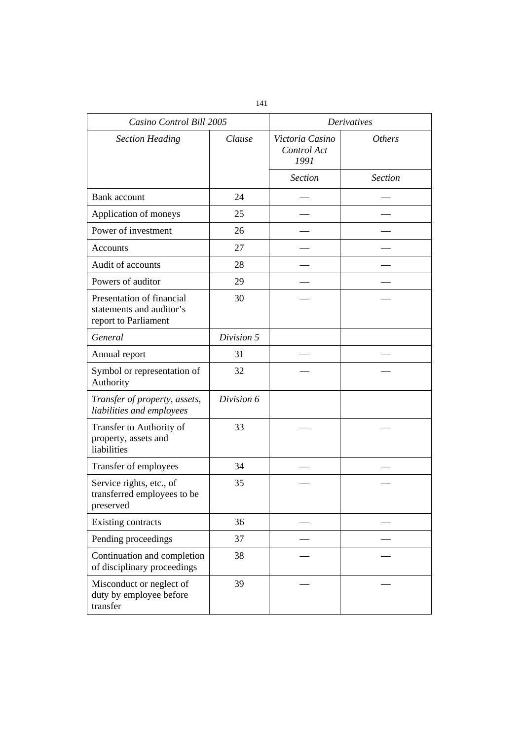| *Casino Control Bill 2005* | | *Derivatives* | |
|---|---|---|---|
| *Section Heading* | *Clause* | *Victoria Casino Control Act 1991* | *Others* |
| | | *Section* | *Section* |
| Bank account | 24 | — | — |
| Application of moneys | 25 | — | — |
| Power of investment | 26 | — | — |
| Accounts | 27 | — | — |
| Audit of accounts | 28 | — | — |
| Powers of auditor | 29 | — | — |
| Presentation of financial statements and auditor's report to Parliament | 30 | — | — |
| *General* | *Division 5* | | |
| Annual report | 31 | — | — |
| Symbol or representation of Authority | 32 | — | — |
| *Transfer of property, assets, liabilities and employees* | *Division 6* | | |
| Transfer to Authority of property, assets and liabilities | 33 | — | — |
| Transfer of employees | 34 | — | — |
| Service rights, etc., of transferred employees to be preserved | 35 | — | — |
| Existing contracts | 36 | — | — |
| Pending proceedings | 37 | — | — |
| Continuation and completion of disciplinary proceedings | 38 | — | — |
| Misconduct or neglect of duty by employee before transfer | 39 | — | — |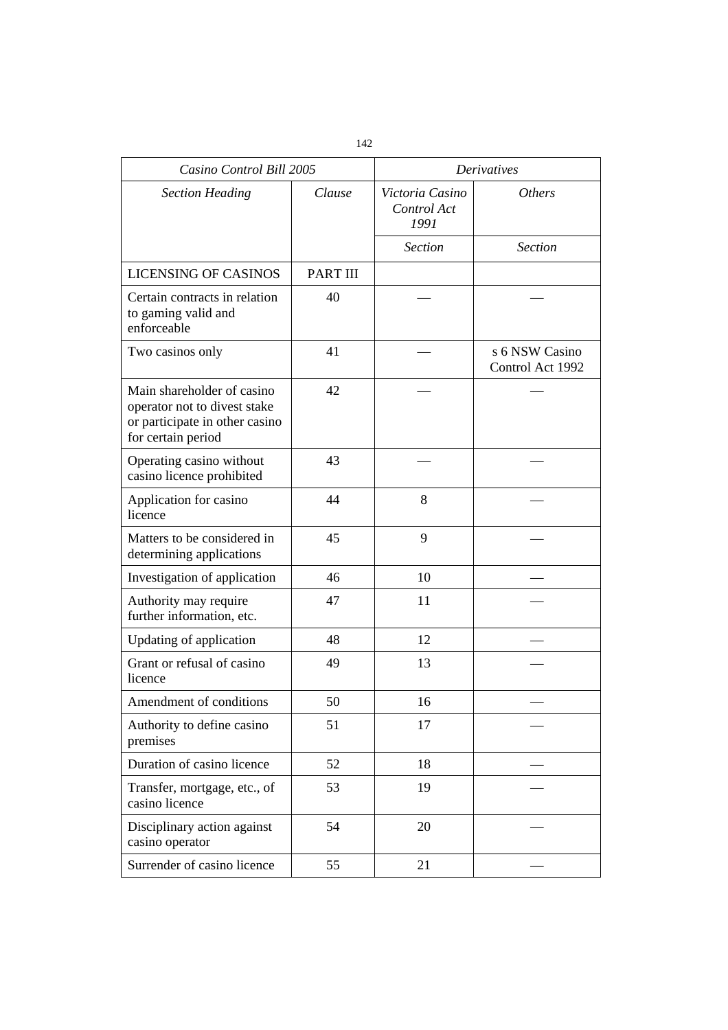| *Casino Control Bill 2005* | | *Derivatives* | |
|---|---|---|---|
| *Section Heading* | *Clause* | *Victoria Casino Control Act 1991* | *Others* |
| | | *Section* | *Section* |
| LICENSING OF CASINOS | PART III | | |
| Certain contracts in relation to gaming valid and enforceable | 40 | — | — |
| Two casinos only | 41 | — | s 6 NSW Casino Control Act 1992 |
| Main shareholder of casino operator not to divest stake or participate in other casino for certain period | 42 | — | — |
| Operating casino without casino licence prohibited | 43 | — | — |
| Application for casino licence | 44 | 8 | — |
| Matters to be considered in determining applications | 45 | 9 | — |
| Investigation of application | 46 | 10 | — |
| Authority may require further information, etc. | 47 | 11 | — |
| Updating of application | 48 | 12 | — |
| Grant or refusal of casino licence | 49 | 13 | — |
| Amendment of conditions | 50 | 16 | — |
| Authority to define casino premises | 51 | 17 | — |
| Duration of casino licence | 52 | 18 | — |
| Transfer, mortgage, etc., of casino licence | 53 | 19 | — |
| Disciplinary action against casino operator | 54 | 20 | — |
| Surrender of casino licence | 55 | 21 | — |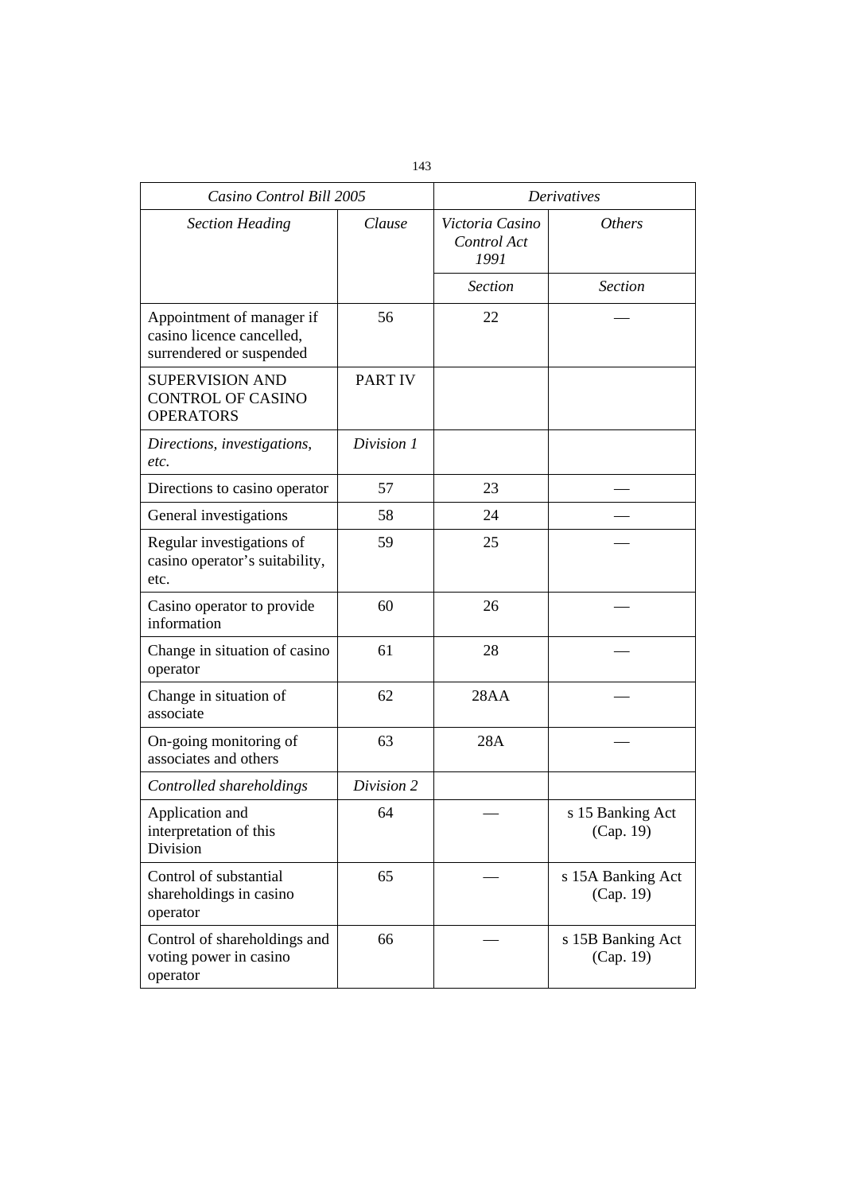| *Casino Control Bill 2005* | | *Derivatives* | |
|---|---|---|---|
| *Section Heading* | *Clause* | *Victoria Casino Control Act 1991* | *Others* |
| | | *Section* | *Section* |
| Appointment of manager if casino licence cancelled, surrendered or suspended | 56 | 22 | — |
| SUPERVISION AND CONTROL OF CASINO OPERATORS | PART IV | | |
| *Directions, investigations, etc.* | *Division 1* | | |
| Directions to casino operator | 57 | 23 | — |
| General investigations | 58 | 24 | — |
| Regular investigations of casino operator's suitability, etc. | 59 | 25 | — |
| Casino operator to provide information | 60 | 26 | — |
| Change in situation of casino operator | 61 | 28 | — |
| Change in situation of associate | 62 | 28AA | — |
| On-going monitoring of associates and others | 63 | 28A | — |
| *Controlled shareholdings* | *Division 2* | | |
| Application and interpretation of this Division | 64 | — | s 15 Banking Act (Cap. 19) |
| Control of substantial shareholdings in casino operator | 65 | — | s 15A Banking Act (Cap. 19) |
| Control of shareholdings and voting power in casino operator | 66 | — | s 15B Banking Act (Cap. 19) |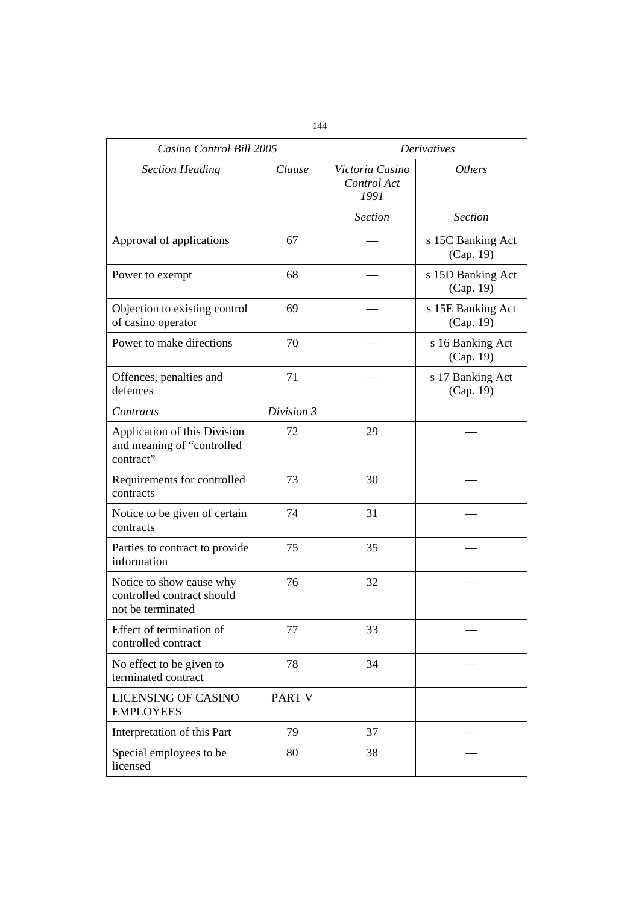| *Casino Control Bill 2005* | | *Derivatives* | |
|---|---|---|---|
| *Section Heading* | *Clause* | *Victoria Casino Control Act 1991* | *Others* |
| | | *Section* | *Section* |
| Approval of applications | 67 | — | s 15C Banking Act (Cap. 19) |
| Power to exempt | 68 | — | s 15D Banking Act (Cap. 19) |
| Objection to existing control of casino operator | 69 | — | s 15E Banking Act (Cap. 19) |
| Power to make directions | 70 | — | s 16 Banking Act (Cap. 19) |
| Offences, penalties and defences | 71 | — | s 17 Banking Act (Cap. 19) |
| *Contracts* | *Division 3* | | |
| Application of this Division and meaning of "controlled contract" | 72 | 29 | — |
| Requirements for controlled contracts | 73 | 30 | — |
| Notice to be given of certain contracts | 74 | 31 | — |
| Parties to contract to provide information | 75 | 35 | — |
| Notice to show cause why controlled contract should not be terminated | 76 | 32 | — |
| Effect of termination of controlled contract | 77 | 33 | — |
| No effect to be given to terminated contract | 78 | 34 | — |
| LICENSING OF CASINO EMPLOYEES | PART V | | |
| Interpretation of this Part | 79 | 37 | — |
| Special employees to be licensed | 80 | 38 | — |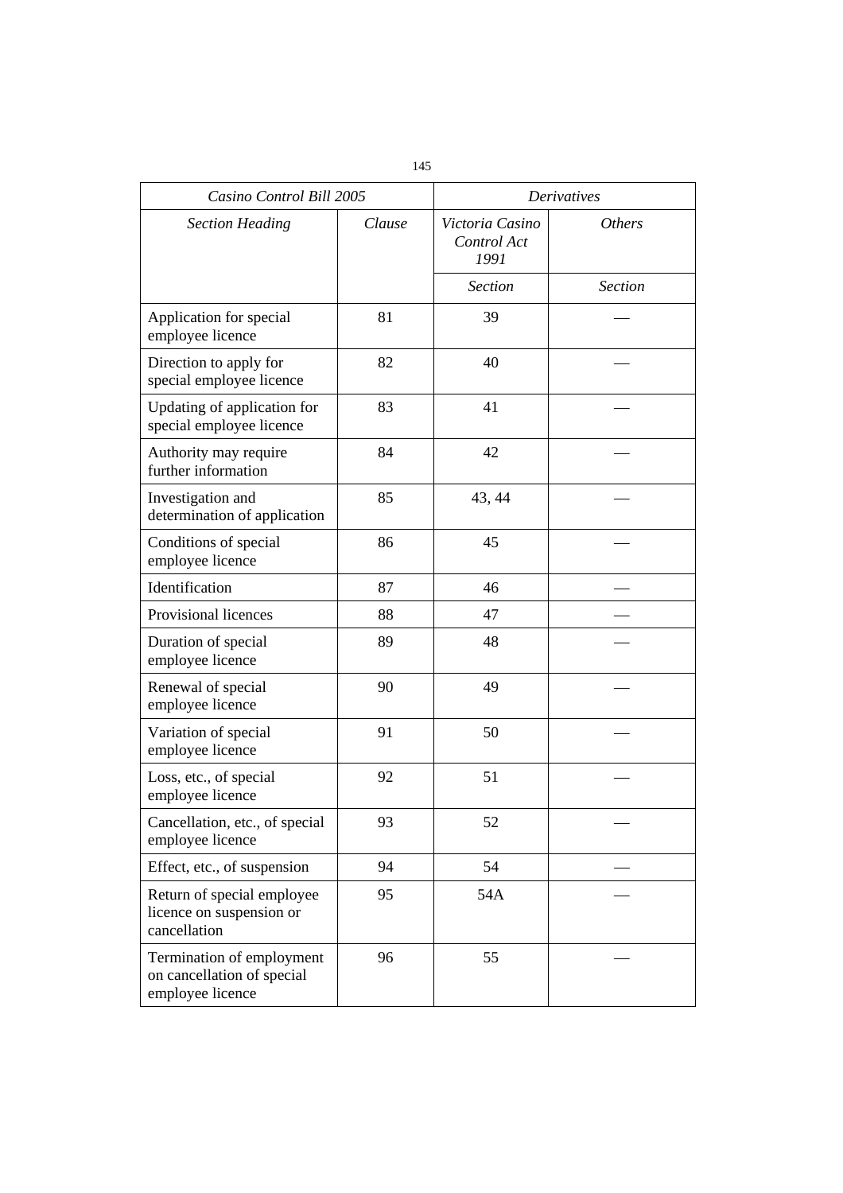| *Casino Control Bill 2005* | | *Derivatives* | |
|---|---|---|---|
| *Section Heading* | *Clause* | *Victoria Casino Control Act 1991* | *Others* |
| | | *Section* | *Section* |
| Application for special employee licence | 81 | 39 | — |
| Direction to apply for special employee licence | 82 | 40 | — |
| Updating of application for special employee licence | 83 | 41 | — |
| Authority may require further information | 84 | 42 | — |
| Investigation and determination of application | 85 | 43, 44 | — |
| Conditions of special employee licence | 86 | 45 | — |
| Identification | 87 | 46 | — |
| Provisional licences | 88 | 47 | — |
| Duration of special employee licence | 89 | 48 | — |
| Renewal of special employee licence | 90 | 49 | — |
| Variation of special employee licence | 91 | 50 | — |
| Loss, etc., of special employee licence | 92 | 51 | — |
| Cancellation, etc., of special employee licence | 93 | 52 | — |
| Effect, etc., of suspension | 94 | 54 | — |
| Return of special employee licence on suspension or cancellation | 95 | 54A | — |
| Termination of employment on cancellation of special employee licence | 96 | 55 | — |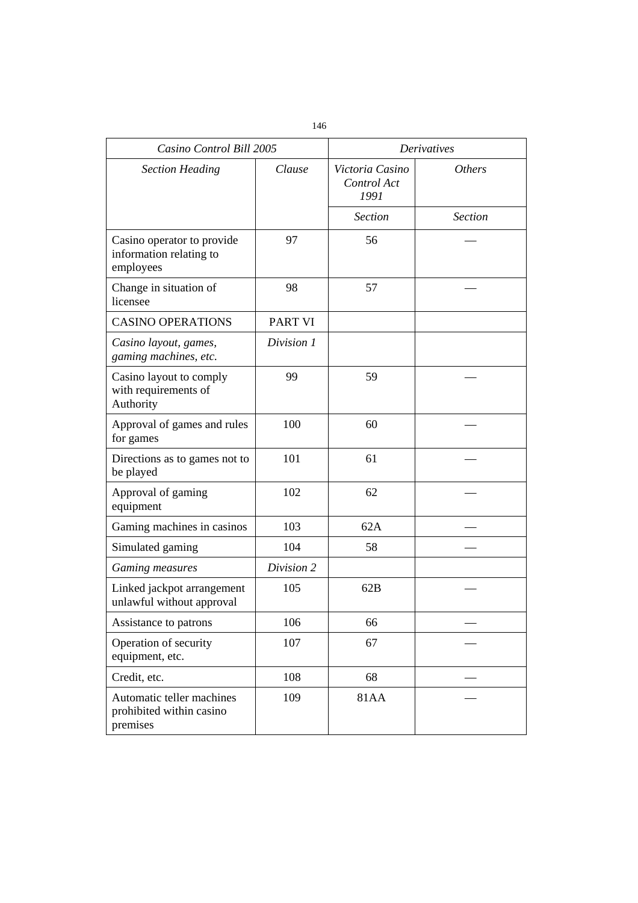| *Casino Control Bill 2005* | | *Derivatives* | |
|---|---|---|---|
| *Section Heading* | *Clause* | *Victoria Casino Control Act 1991* | *Others* |
| | | *Section* | *Section* |
| Casino operator to provide information relating to employees | 97 | 56 | — |
| Change in situation of licensee | 98 | 57 | — |
| CASINO OPERATIONS | PART VI | | |
| *Casino layout, games, gaming machines, etc.* | *Division 1* | | |
| Casino layout to comply with requirements of Authority | 99 | 59 | — |
| Approval of games and rules for games | 100 | 60 | — |
| Directions as to games not to be played | 101 | 61 | — |
| Approval of gaming equipment | 102 | 62 | — |
| Gaming machines in casinos | 103 | 62A | — |
| Simulated gaming | 104 | 58 | — |
| *Gaming measures* | *Division 2* | | |
| Linked jackpot arrangement unlawful without approval | 105 | 62B | — |
| Assistance to patrons | 106 | 66 | — |
| Operation of security equipment, etc. | 107 | 67 | — |
| Credit, etc. | 108 | 68 | — |
| Automatic teller machines prohibited within casino premises | 109 | 81AA | — |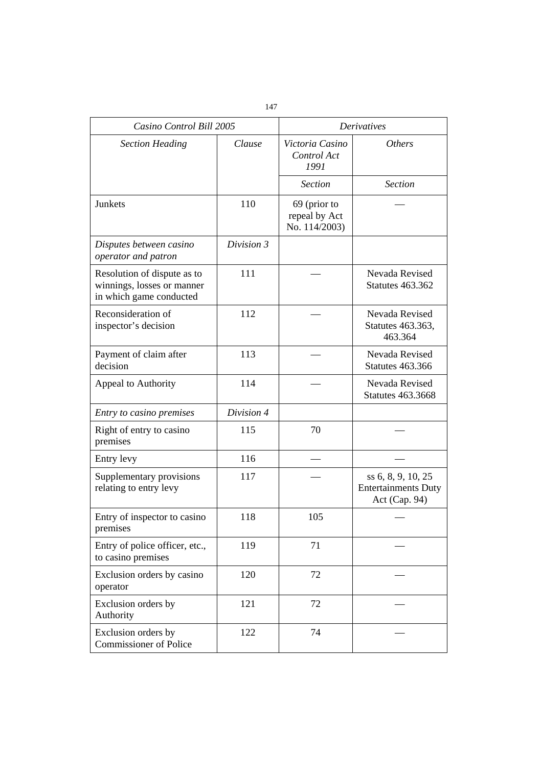| *Casino Control Bill 2005* | | *Derivatives* | |
|---|---|---|---|
| *Section Heading* | *Clause* | *Victoria Casino Control Act 1991* | *Others* |
| | | *Section* | *Section* |
| Junkets | 110 | 69 (prior to repeal by Act No. 114/2003) | — |
| *Disputes between casino operator and patron* | *Division 3* | | |
| Resolution of dispute as to winnings, losses or manner in which game conducted | 111 | — | Nevada Revised Statutes 463.362 |
| Reconsideration of inspector's decision | 112 | — | Nevada Revised Statutes 463.363, 463.364 |
| Payment of claim after decision | 113 | — | Nevada Revised Statutes 463.366 |
| Appeal to Authority | 114 | — | Nevada Revised Statutes 463.3668 |
| *Entry to casino premises* | *Division 4* | | |
| Right of entry to casino premises | 115 | 70 | — |
| Entry levy | 116 | — | — |
| Supplementary provisions relating to entry levy | 117 | — | ss 6, 8, 9, 10, 25 Entertainments Duty Act (Cap. 94) |
| Entry of inspector to casino premises | 118 | 105 | — |
| Entry of police officer, etc., to casino premises | 119 | 71 | — |
| Exclusion orders by casino operator | 120 | 72 | — |
| Exclusion orders by Authority | 121 | 72 | — |
| Exclusion orders by Commissioner of Police | 122 | 74 | — |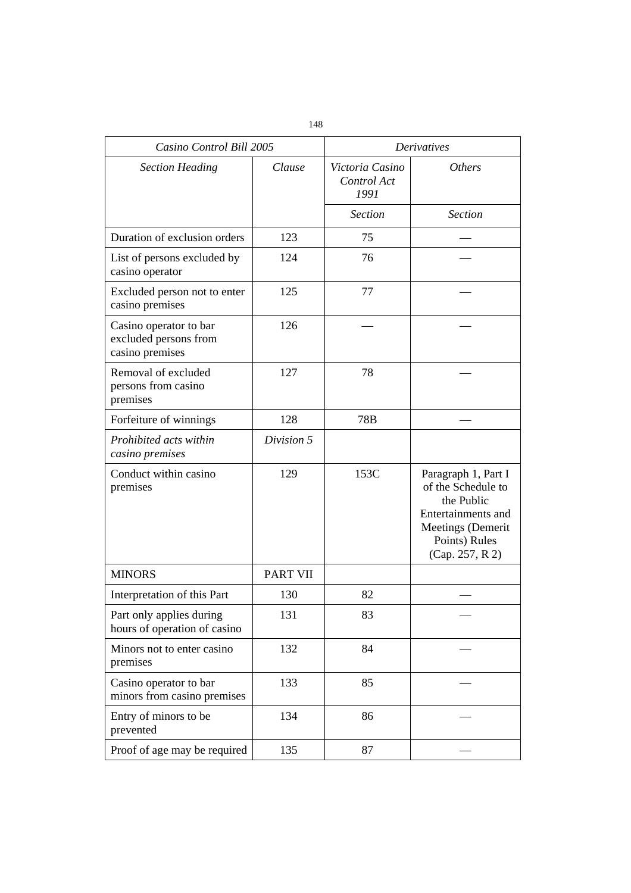| *Casino Control Bill 2005* | | *Derivatives* | |
|---|---|---|---|
| *Section Heading* | *Clause* | *Victoria Casino Control Act 1991* | *Others* |
| | | *Section* | *Section* |
| Duration of exclusion orders | 123 | 75 | — |
| List of persons excluded by casino operator | 124 | 76 | — |
| Excluded person not to enter casino premises | 125 | 77 | — |
| Casino operator to bar excluded persons from casino premises | 126 | — | — |
| Removal of excluded persons from casino premises | 127 | 78 | — |
| Forfeiture of winnings | 128 | 78B | — |
| *Prohibited acts within casino premises* | *Division 5* | | |
| Conduct within casino premises | 129 | 153C | Paragraph 1, Part I of the Schedule to the Public Entertainments and Meetings (Demerit Points) Rules (Cap. 257, R 2) |
| MINORS | PART VII | | |
| Interpretation of this Part | 130 | 82 | — |
| Part only applies during hours of operation of casino | 131 | 83 | — |
| Minors not to enter casino premises | 132 | 84 | — |
| Casino operator to bar minors from casino premises | 133 | 85 | — |
| Entry of minors to be prevented | 134 | 86 | — |
| Proof of age may be required | 135 | 87 | — |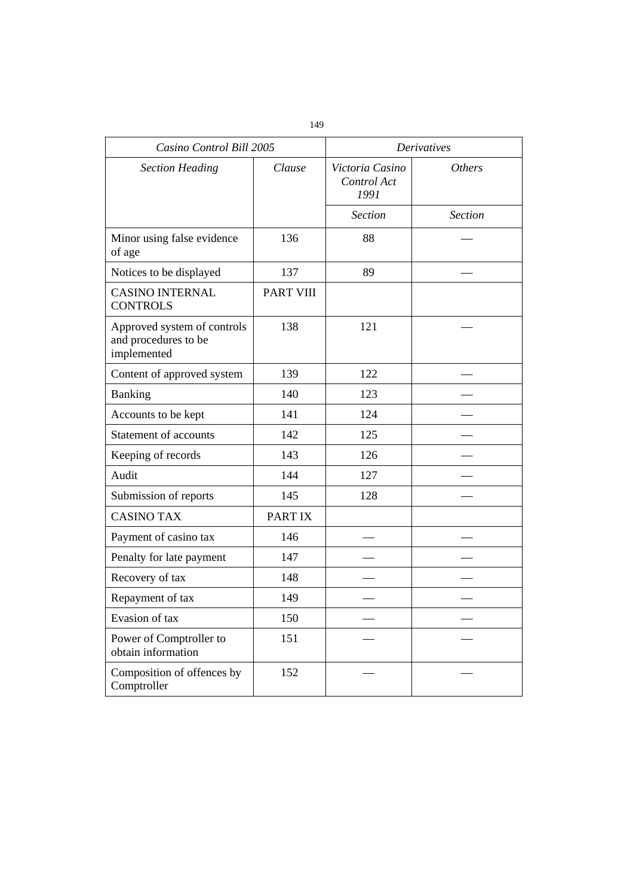| *Casino Control Bill 2005* | | *Derivatives* | |
|---|---|---|---|
| *Section Heading* | *Clause* | *Victoria Casino Control Act 1991* | *Others* |
| | | *Section* | *Section* |
| Minor using false evidence of age | 136 | 88 | — |
| Notices to be displayed | 137 | 89 | — |
| CASINO INTERNAL CONTROLS | PART VIII | | |
| Approved system of controls and procedures to be implemented | 138 | 121 | — |
| Content of approved system | 139 | 122 | — |
| Banking | 140 | 123 | — |
| Accounts to be kept | 141 | 124 | — |
| Statement of accounts | 142 | 125 | — |
| Keeping of records | 143 | 126 | — |
| Audit | 144 | 127 | — |
| Submission of reports | 145 | 128 | — |
| CASINO TAX | PART IX | | |
| Payment of casino tax | 146 | — | — |
| Penalty for late payment | 147 | — | — |
| Recovery of tax | 148 | — | — |
| Repayment of tax | 149 | — | — |
| Evasion of tax | 150 | — | — |
| Power of Comptroller to obtain information | 151 | — | — |
| Composition of offences by Comptroller | 152 | — | — |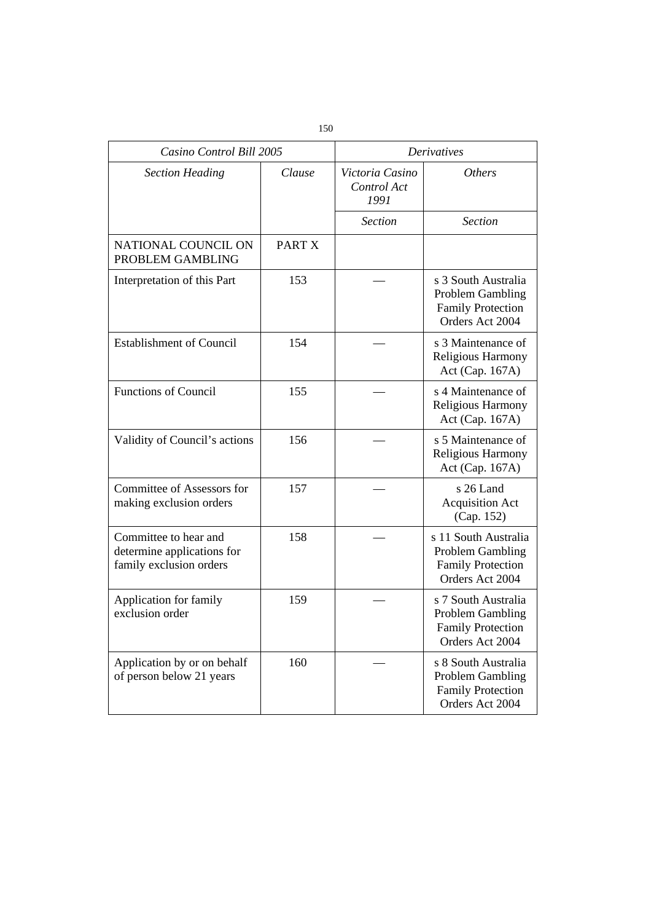| *Casino Control Bill 2005* | | *Derivatives* | |
|---|---|---|---|
| *Section Heading* | *Clause* | *Victoria Casino Control Act 1991* | *Others* |
| | | *Section* | *Section* |
| NATIONAL COUNCIL ON PROBLEM GAMBLING | PART X | | |
| Interpretation of this Part | 153 | — | s 3 South Australia Problem Gambling Family Protection Orders Act 2004 |
| Establishment of Council | 154 | — | s 3 Maintenance of Religious Harmony Act (Cap. 167A) |
| Functions of Council | 155 | — | s 4 Maintenance of Religious Harmony Act (Cap. 167A) |
| Validity of Council's actions | 156 | — | s 5 Maintenance of Religious Harmony Act (Cap. 167A) |
| Committee of Assessors for making exclusion orders | 157 | — | s 26 Land Acquisition Act (Cap. 152) |
| Committee to hear and determine applications for family exclusion orders | 158 | — | s 11 South Australia Problem Gambling Family Protection Orders Act 2004 |
| Application for family exclusion order | 159 | — | s 7 South Australia Problem Gambling Family Protection Orders Act 2004 |
| Application by or on behalf of person below 21 years | 160 | — | s 8 South Australia Problem Gambling Family Protection Orders Act 2004 |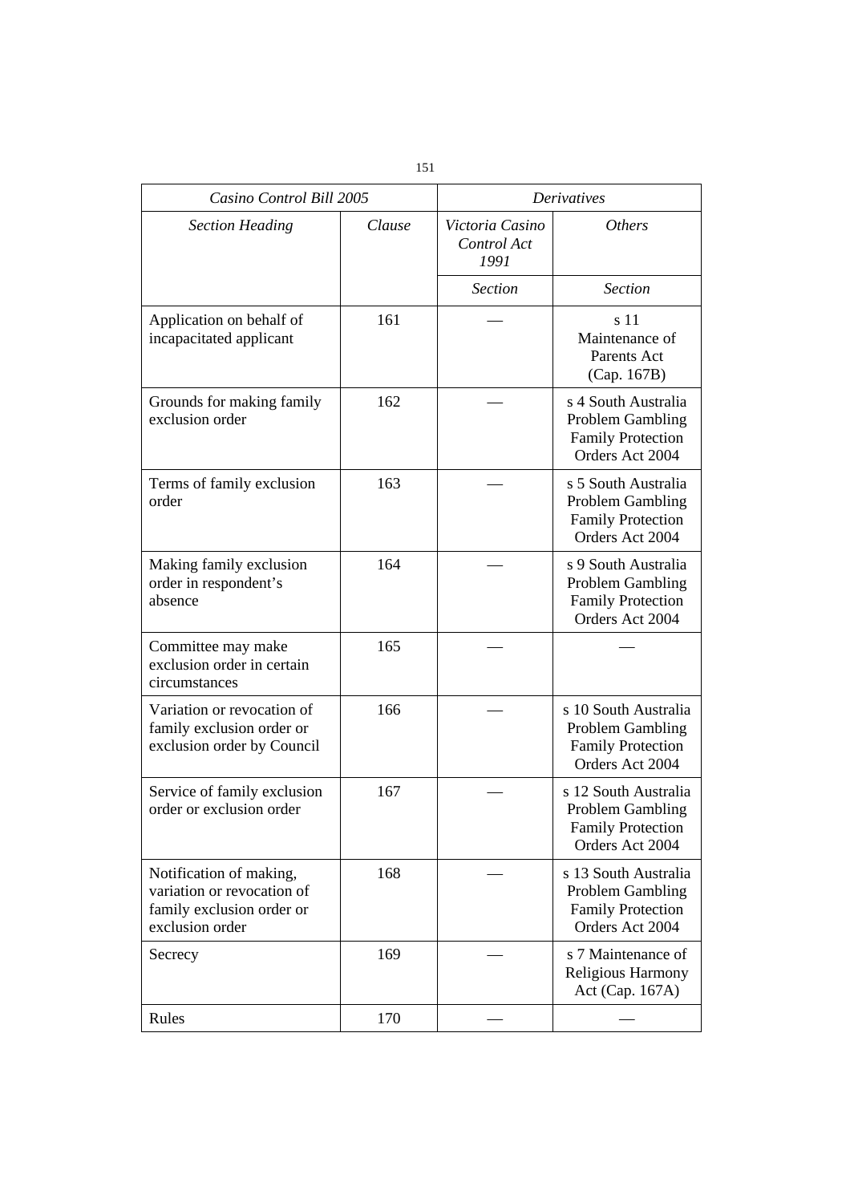| *Casino Control Bill 2005* | | *Derivatives* | |
|---|---|---|---|
| *Section Heading* | *Clause* | *Victoria Casino Control Act 1991* | *Others* |
| | | *Section* | *Section* |
| Application on behalf of incapacitated applicant | 161 | — | s 11 Maintenance of Parents Act (Cap. 167B) |
| Grounds for making family exclusion order | 162 | — | s 4 South Australia Problem Gambling Family Protection Orders Act 2004 |
| Terms of family exclusion order | 163 | — | s 5 South Australia Problem Gambling Family Protection Orders Act 2004 |
| Making family exclusion order in respondent's absence | 164 | — | s 9 South Australia Problem Gambling Family Protection Orders Act 2004 |
| Committee may make exclusion order in certain circumstances | 165 | — | — |
| Variation or revocation of family exclusion order or exclusion order by Council | 166 | — | s 10 South Australia Problem Gambling Family Protection Orders Act 2004 |
| Service of family exclusion order or exclusion order | 167 | — | s 12 South Australia Problem Gambling Family Protection Orders Act 2004 |
| Notification of making, variation or revocation of family exclusion order or exclusion order | 168 | — | s 13 South Australia Problem Gambling Family Protection Orders Act 2004 |
| Secrecy | 169 | — | s 7 Maintenance of Religious Harmony Act (Cap. 167A) |
| Rules | 170 | — | — |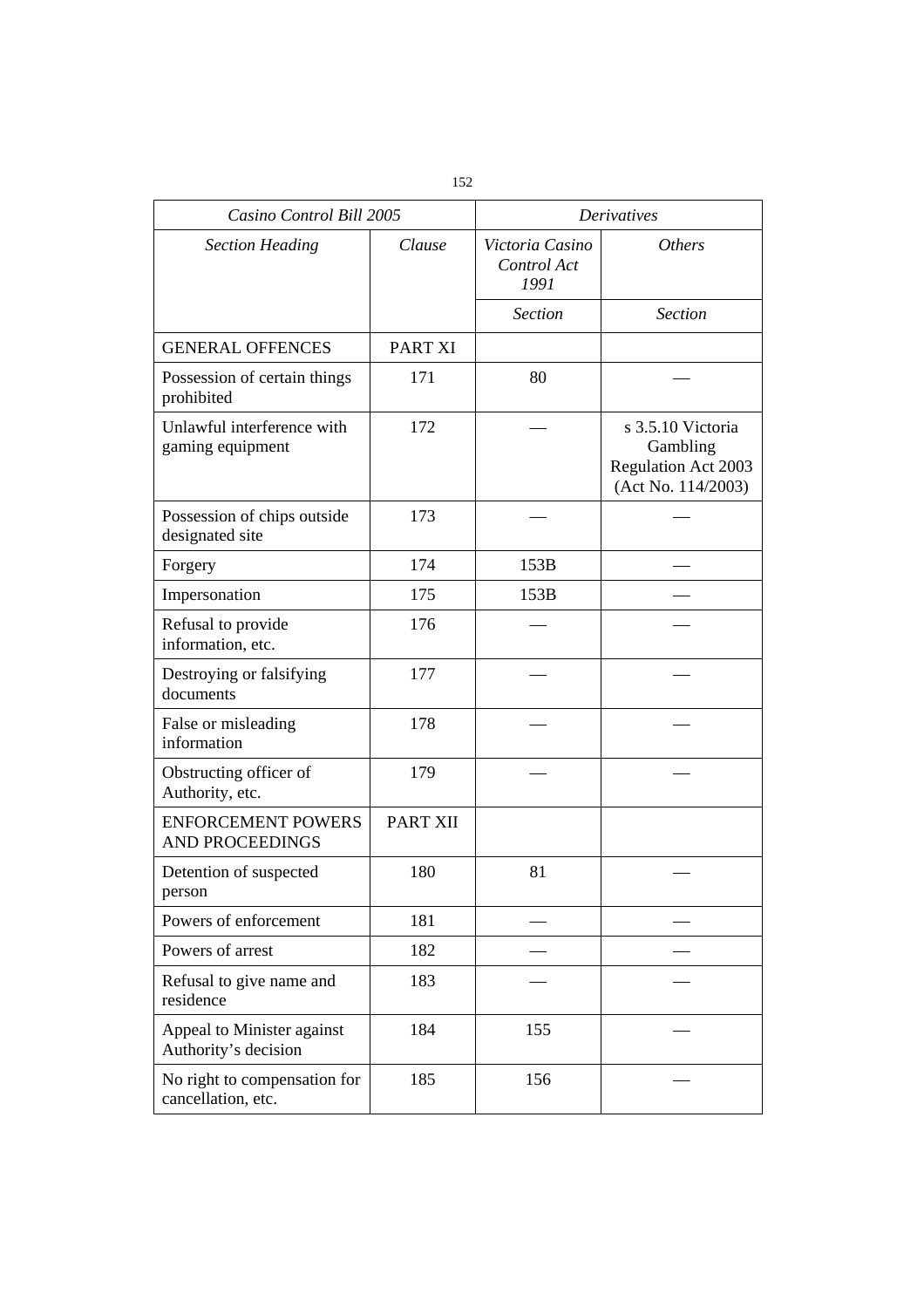| *Casino Control Bill 2005* | | *Derivatives* | |
|---|---|---|---|
| *Section Heading* | *Clause* | *Victoria Casino Control Act 1991* | *Others* |
| | | *Section* | *Section* |
| GENERAL OFFENCES | PART XI | | |
| Possession of certain things prohibited | 171 | 80 | — |
| Unlawful interference with gaming equipment | 172 | — | s 3.5.10 Victoria Gambling Regulation Act 2003 (Act No. 114/2003) |
| Possession of chips outside designated site | 173 | — | — |
| Forgery | 174 | 153B | — |
| Impersonation | 175 | 153B | — |
| Refusal to provide information, etc. | 176 | — | — |
| Destroying or falsifying documents | 177 | — | — |
| False or misleading information | 178 | — | — |
| Obstructing officer of Authority, etc. | 179 | — | — |
| ENFORCEMENT POWERS AND PROCEEDINGS | PART XII | | |
| Detention of suspected person | 180 | 81 | — |
| Powers of enforcement | 181 | — | — |
| Powers of arrest | 182 | — | — |
| Refusal to give name and residence | 183 | — | — |
| Appeal to Minister against Authority's decision | 184 | 155 | — |
| No right to compensation for cancellation, etc. | 185 | 156 | — |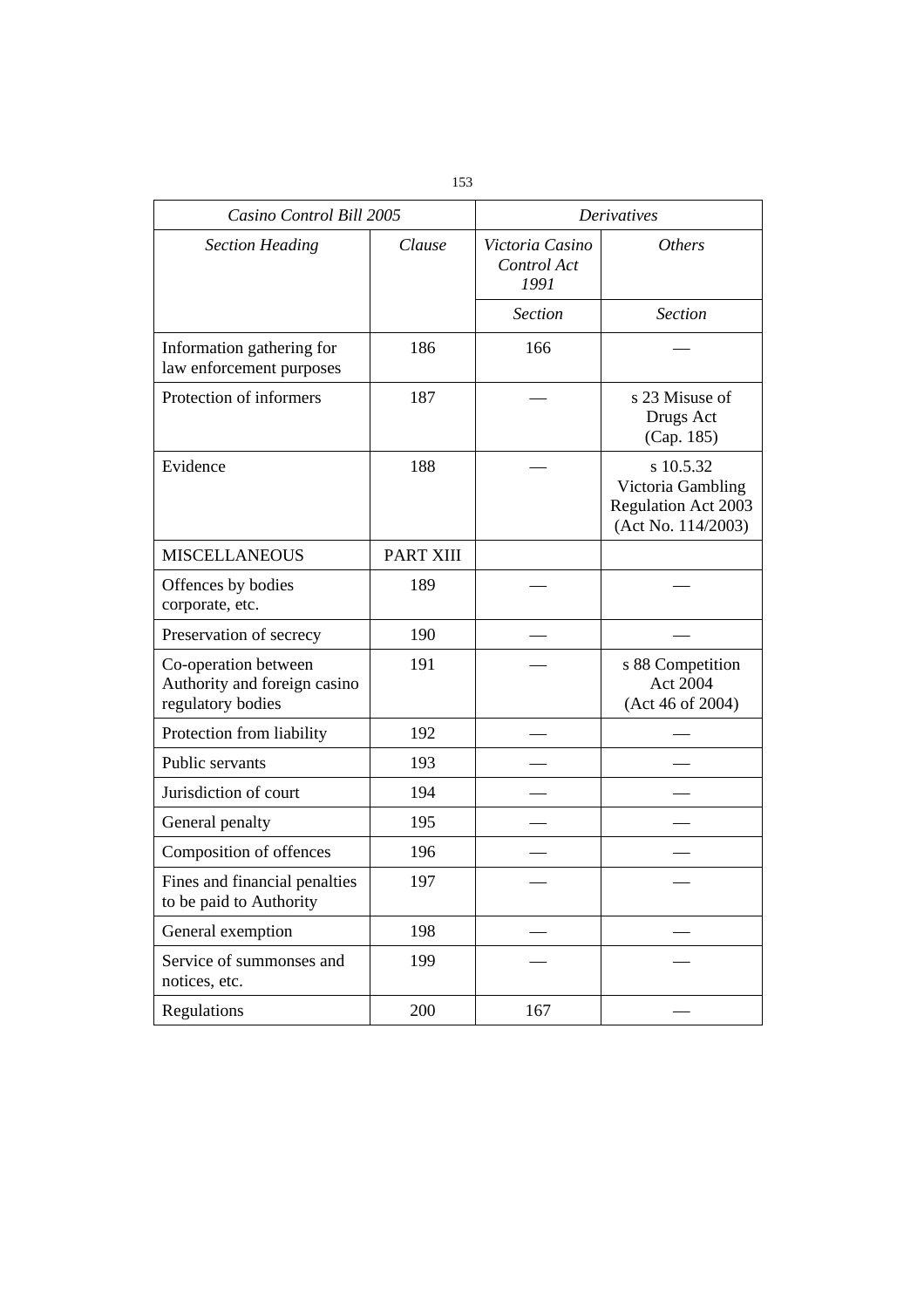| *Casino Control Bill 2005* | | *Derivatives* | |
|---|---|---|---|
| *Section Heading* | *Clause* | *Victoria Casino Control Act 1991* | *Others* |
| | | *Section* | *Section* |
| Information gathering for law enforcement purposes | 186 | 166 | — |
| Protection of informers | 187 | — | s 23 Misuse of Drugs Act (Cap. 185) |
| Evidence | 188 | — | s 10.5.32 Victoria Gambling Regulation Act 2003 (Act No. 114/2003) |
| MISCELLANEOUS | PART XIII | | |
| Offences by bodies corporate, etc. | 189 | — | — |
| Preservation of secrecy | 190 | — | — |
| Co-operation between Authority and foreign casino regulatory bodies | 191 | — | s 88 Competition Act 2004 (Act 46 of 2004) |
| Protection from liability | 192 | — | — |
| Public servants | 193 | — | — |
| Jurisdiction of court | 194 | — | — |
| General penalty | 195 | — | — |
| Composition of offences | 196 | — | — |
| Fines and financial penalties to be paid to Authority | 197 | — | — |
| General exemption | 198 | — | — |
| Service of summonses and notices, etc. | 199 | — | — |
| Regulations | 200 | 167 | — |